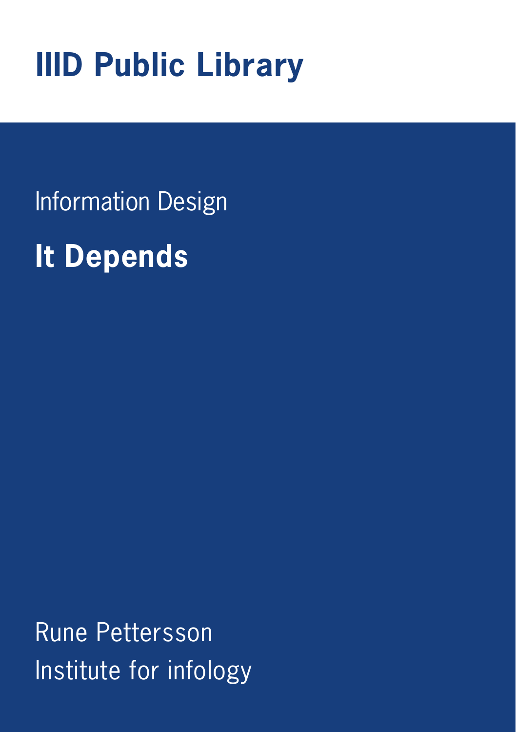# IIID Public Library

Information Design

## It Depends

Rune Pettersson

Institute for infology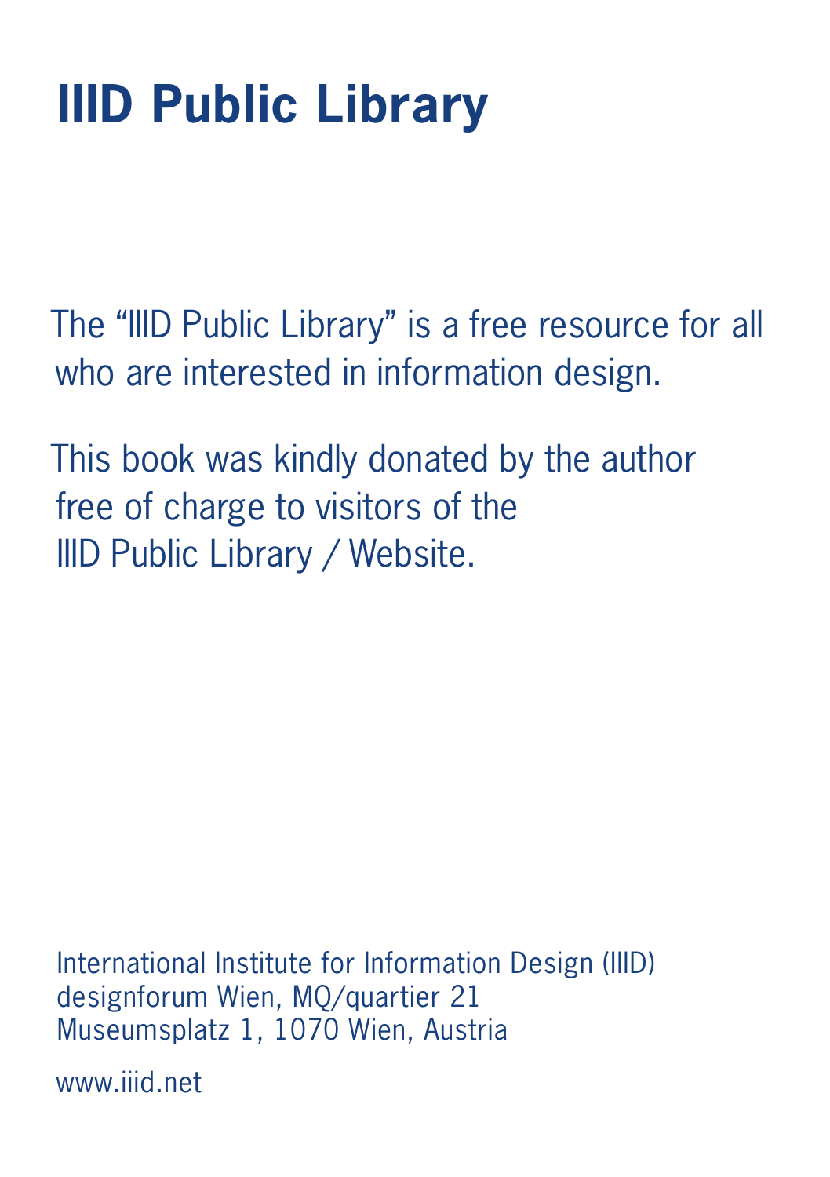# IIID Public Library

The "IIID Public Library" is a free resource for all who are interested in information design.

This book was kindly donated by the author free of charge to visitors of the IIID Public Library / Website.

International Institute for Information Design (IIID)
designforum Wien, MQ/quartier 21
Museumsplatz 1, 1070 Wien, Austria

www.iiid.net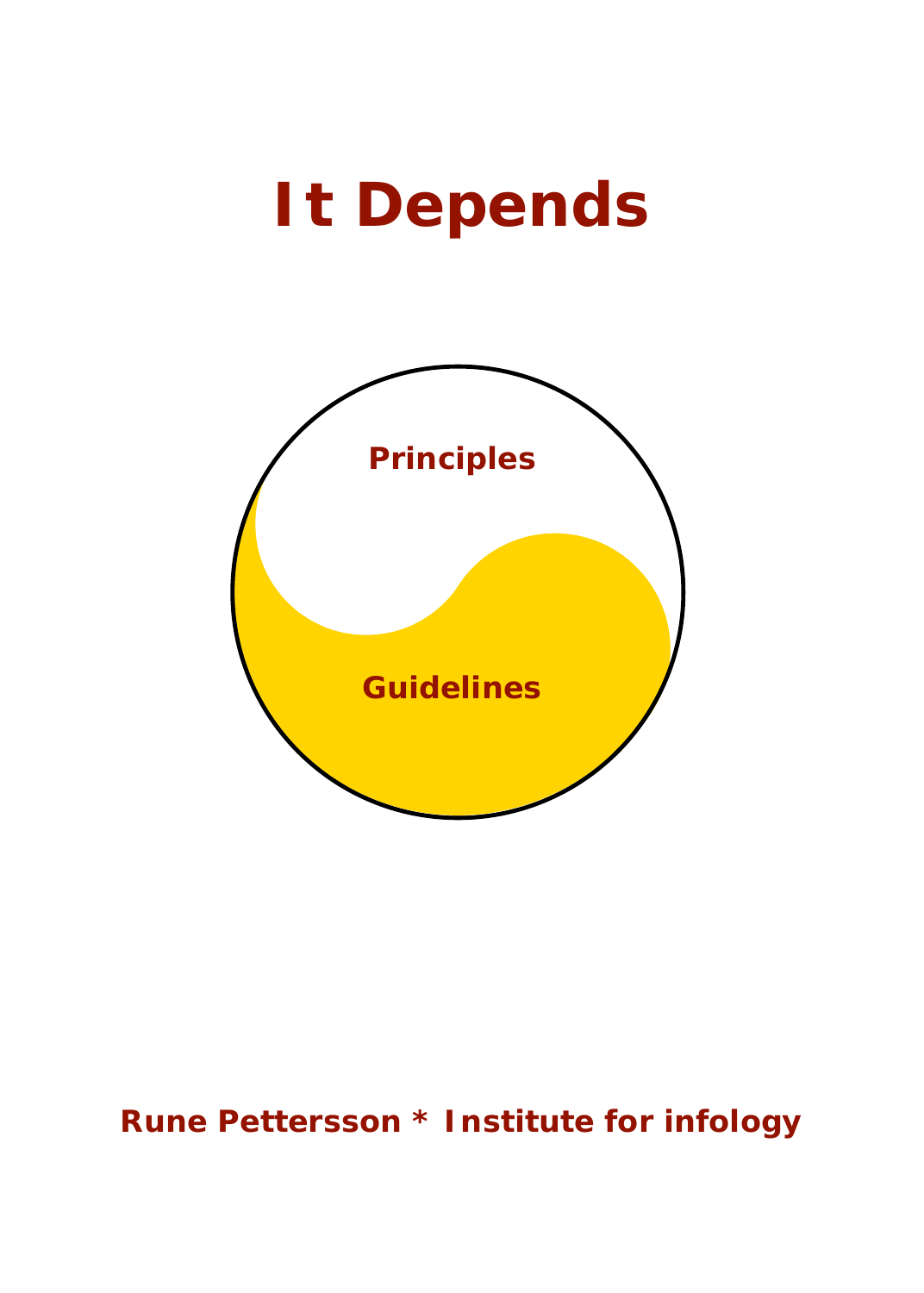# It Depends

Principles

Guidelines

**Rune Pettersson * Institute for infology**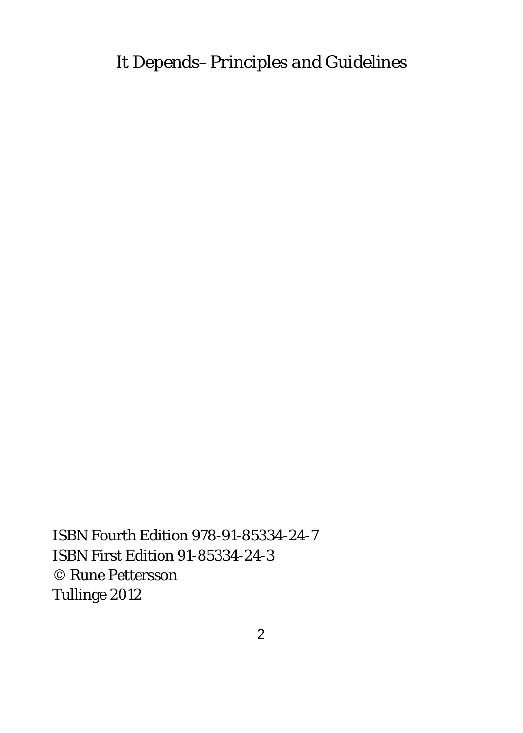*It Depends– Principles and Guidelines*

ISBN Fourth Edition 978-91-85334-24-7
ISBN First Edition 91-85334-24-3
© Rune Pettersson
Tullinge 2012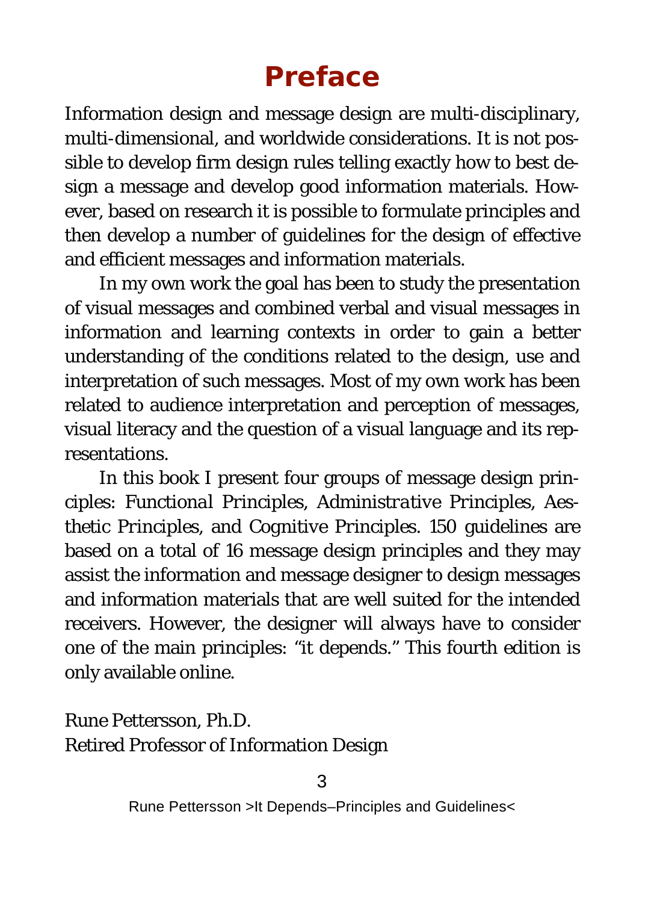# Preface

Information design and message design are multi-disciplinary, multi-dimensional, and worldwide considerations. It is not possible to develop firm design rules telling exactly how to best design a message and develop good information materials. However, based on research it is possible to formulate principles and then develop a number of guidelines for the design of effective and efficient messages and information materials.

In my own work the goal has been to study the presentation of visual messages and combined verbal and visual messages in information and learning contexts in order to gain a better understanding of the conditions related to the design, use and interpretation of such messages. Most of my own work has been related to audience interpretation and perception of messages, visual literacy and the question of a visual language and its representations.

In this book I present four groups of message design principles: Functional Principles, Administrative Principles, Aesthetic Principles, and Cognitive Principles. 150 guidelines are based on a total of 16 message design principles and they may assist the information and message designer to design messages and information materials that are well suited for the intended receivers. However, the designer will always have to consider one of the main principles: "it depends." This fourth edition is only available online.

Rune Pettersson, Ph.D.
Retired Professor of Information Design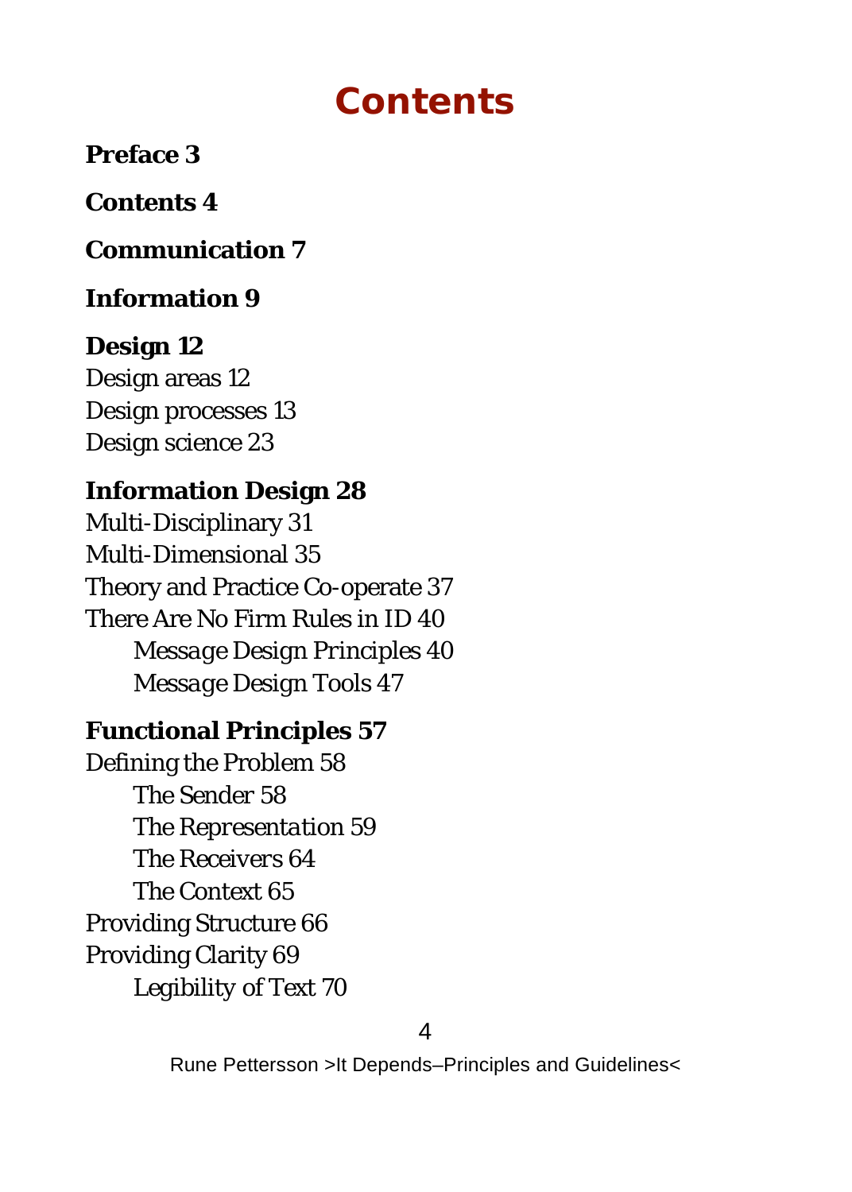# Contents

**Preface 3**

**Contents 4**

**Communication 7**

**Information 9**

**Design 12**
Design areas 12
Design processes 13
Design science 23

**Information Design 28**
Multi-Disciplinary 31
Multi-Dimensional 35
Theory and Practice Co-operate 37
There Are No Firm Rules in ID 40
    *Message Design Principles* 40
    *Message Design Tools* 47

**Functional Principles 57**
Defining the Problem 58
    The Sender 58
    The *Representation* 59
    The Receivers 64
    The Context 65
Providing Structure 66
Providing Clarity 69
    Legibility of Text 70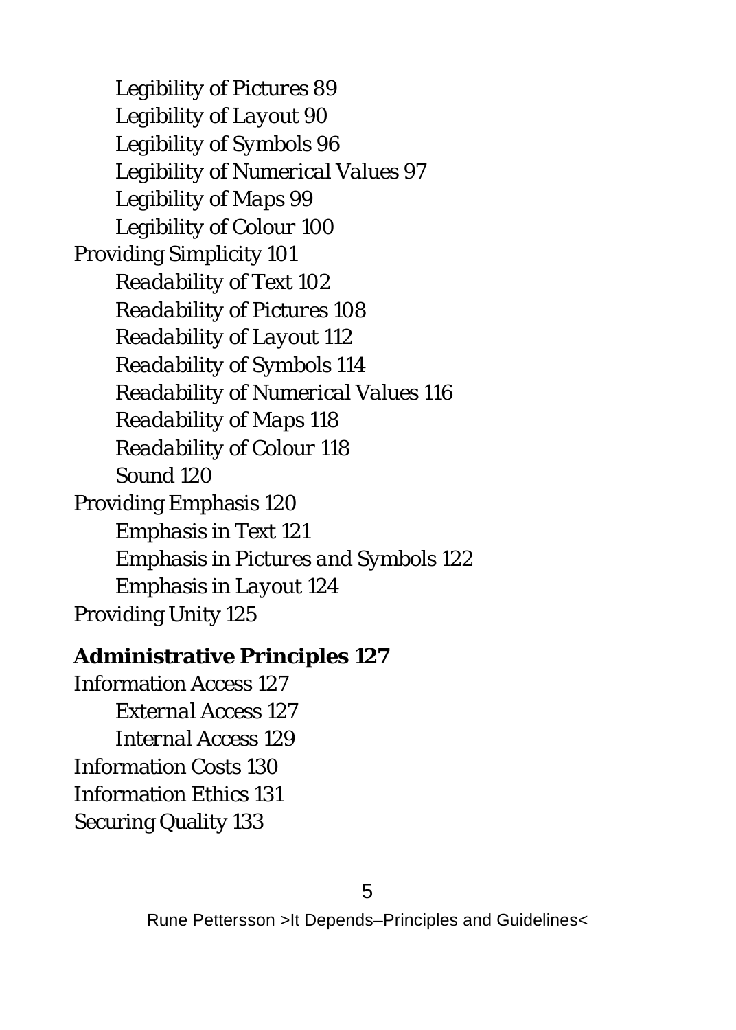*Legibility of Pictures 89*
*Legibility of Layout 90*
*Legibility of Symbols 96*
*Legibility of Numerical Values 97*
*Legibility of Maps 99*
*Legibility of Colour 100*
Providing Simplicity 101
*Readability of Text 102*
*Readability of Pictures 108*
*Readability of Layout 112*
*Readability of Symbols 114*
*Readability of Numerical Values 116*
*Readability of Maps 118*
*Readability of Colour 118*
*Sound 120*
Providing Emphasis 120
*Emphasis in Text 121*
*Emphasis in Pictures and Symbols 122*
*Emphasis in Layout 124*
Providing Unity 125

**Administrative Principles 127**
Information Access 127
*External Access 127*
*Internal Access 129*
Information Costs 130
Information Ethics 131
Securing Quality 133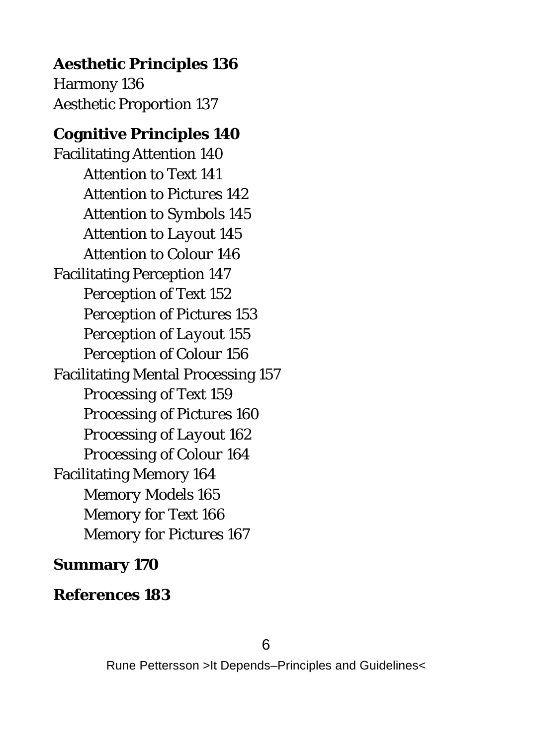**Aesthetic Principles 136**

Harmony 136

Aesthetic Proportion 137

**Cognitive Principles 140**

Facilitating Attention 140

- Attention to Text 141
- Attention to Pictures 142
- Attention to Symbols 145
- Attention to Layout 145
- Attention to Colour 146

Facilitating Perception 147

- Perception of Text 152
- Perception of Pictures 153
- Perception of Layout 155
- Perception of Colour 156

Facilitating Mental Processing 157

- Processing of Text 159
- Processing of Pictures 160
- Processing of Layout 162
- Processing of Colour 164

Facilitating Memory 164

- Memory Models 165
- Memory for Text 166
- Memory for Pictures 167

**Summary 170**

**References 183**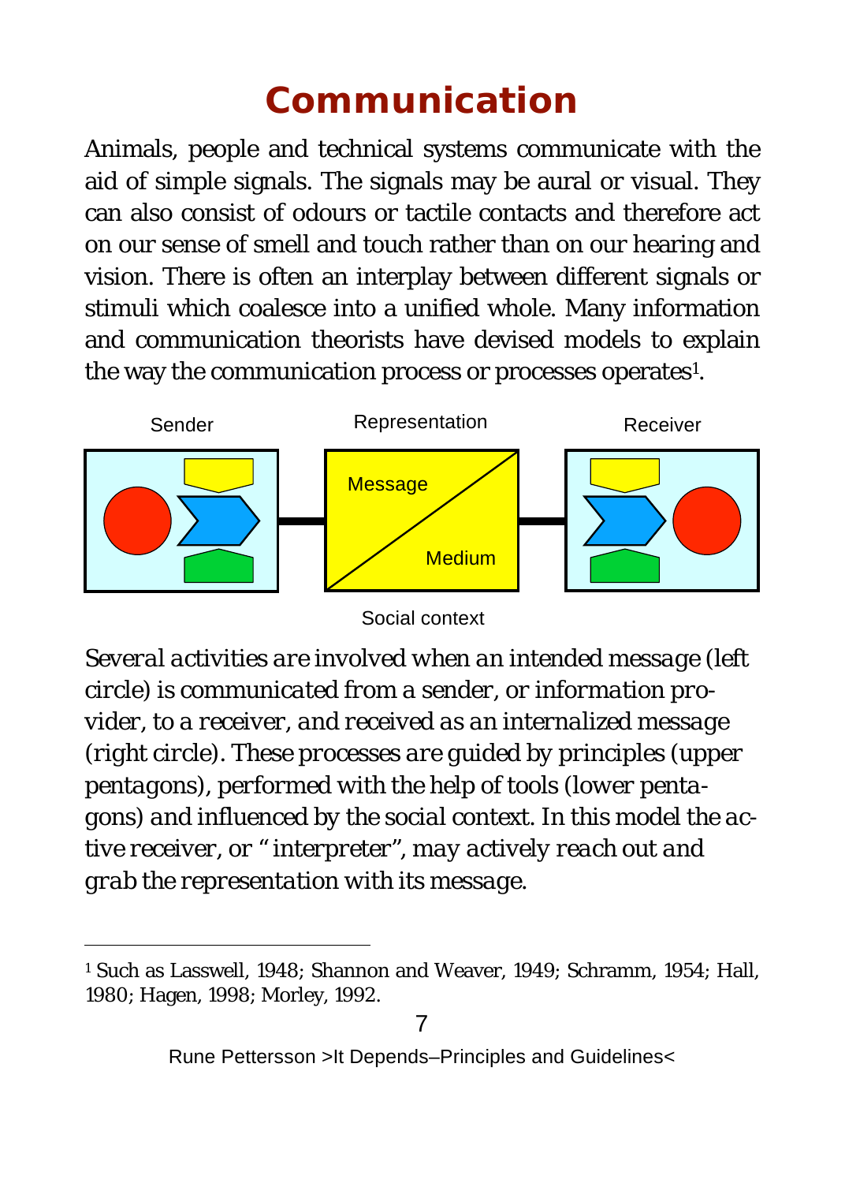# Communication

Animals, people and technical systems communicate with the aid of simple signals. The signals may be aural or visual. They can also consist of odours or tactile contacts and therefore act on our sense of smell and touch rather than on our hearing and vision. There is often an interplay between different signals or stimuli which coalesce into a unified whole. Many information and communication theorists have devised models to explain the way the communication process or processes operates[1].

Sender | Representation | Receiver

Message | Medium

Social context

*Several activities are involved when an intended message (left circle) is communicated from a sender, or information provider, to a receiver, and received as an internalized message (right circle). These processes are guided by principles (upper pentagons), performed with the help of tools (lower pentagons) and influenced by the social context. In this model the active receiver, or "interpreter", may actively reach out and grab the representation with its message.*

---

[1] Such as Lasswell, 1948; Shannon and Weaver, 1949; Schramm, 1954; Hall, 1980; Hagen, 1998; Morley, 1992.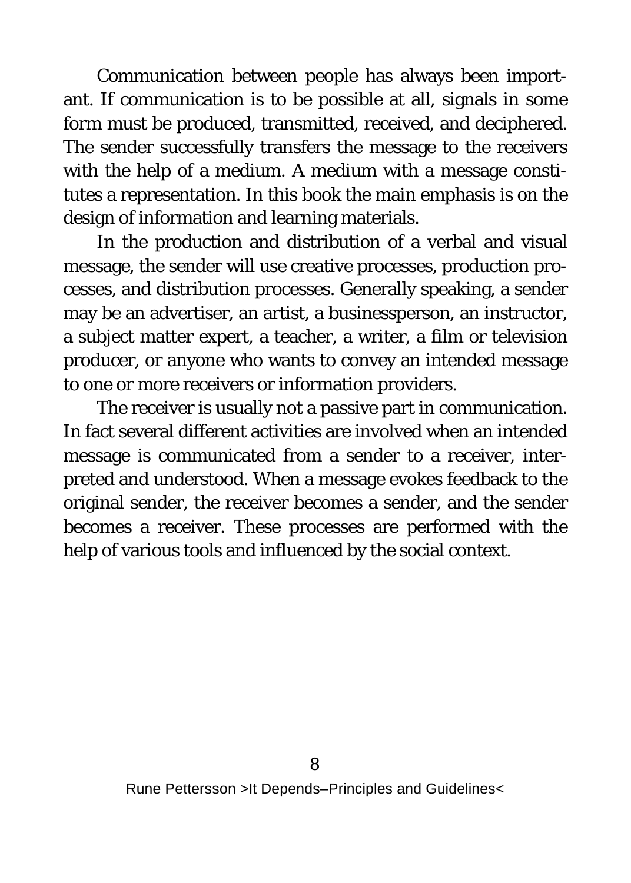Communication between people has always been important. If communication is to be possible at all, signals in some form must be produced, transmitted, received, and deciphered. The sender successfully transfers the message to the receivers with the help of a medium. A medium with a message constitutes a representation. In this book the main emphasis is on the design of information and learning materials.

In the production and distribution of a verbal and visual message, the sender will use creative processes, production processes, and distribution processes. Generally speaking, a sender may be an advertiser, an artist, a businessperson, an instructor, a subject matter expert, a teacher, a writer, a film or television producer, or anyone who wants to convey an intended message to one or more receivers or information providers.

The receiver is usually not a passive part in communication. In fact several different activities are involved when an intended message is communicated from a sender to a receiver, interpreted and understood. When a message evokes feedback to the original sender, the receiver becomes a sender, and the sender becomes a receiver. These processes are performed with the help of various tools and influenced by the social context.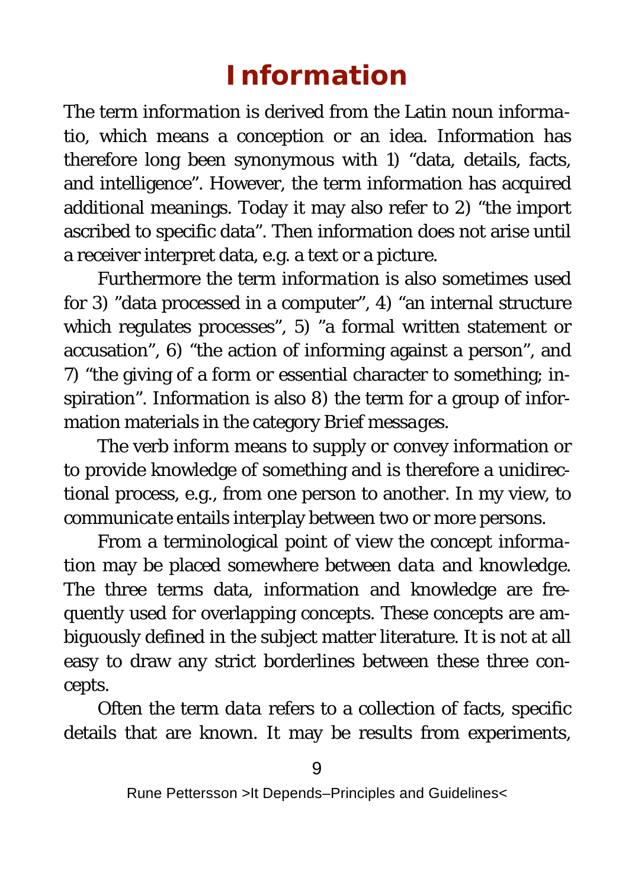# Information

The term *information* is derived from the Latin noun informatio, which means a conception or an idea. Information has therefore long been synonymous with 1) "data, details, facts, and intelligence". However, the term information has acquired additional meanings. Today it may also refer to 2) "the import ascribed to specific data". Then information does not arise until a receiver interpret data, e.g. a text or a picture.

Furthermore the term *information* is also sometimes used for 3) "data processed in a computer", 4) "an internal structure which regulates processes", 5) "a formal written statement or accusation", 6) "the action of informing against a person", and 7) "the giving of a form or essential character to something; inspiration". Information is also 8) the term for a group of information materials in the category *Brief messages*.

The verb inform means to supply or convey information or to provide knowledge of something and is therefore a unidirectional process, e.g., from one person to another. In my view, to *communicate* entails interplay between two or more persons.

From a terminological point of view the concept information may be placed somewhere between *data* and *knowledge*. The three terms data, information and knowledge are frequently used for overlapping concepts. These concepts are ambiguously defined in the subject matter literature. It is not at all easy to draw any strict borderlines between these three concepts.

Often the term *data* refers to a collection of facts, specific details that are known. It may be results from experiments,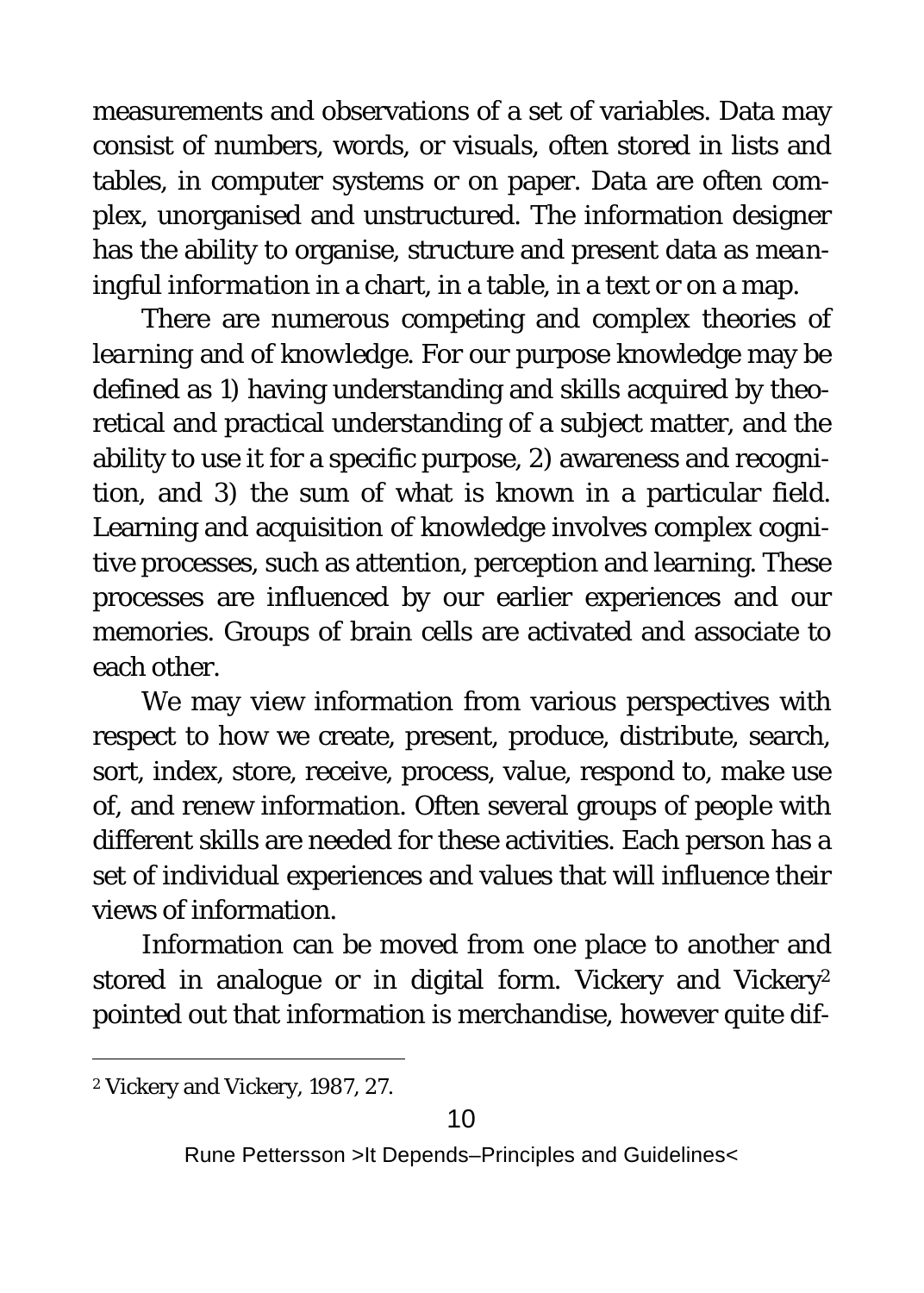measurements and observations of a set of variables. Data may consist of numbers, words, or visuals, often stored in lists and tables, in computer systems or on paper. Data are often complex, unorganised and unstructured. The information designer has the ability to organise, structure and present data as *meaningful information* in a chart, in a table, in a text or on a map.

There are numerous competing and complex theories of *learning* and of knowledge. For our purpose knowledge may be defined as 1) having understanding and skills acquired by theoretical and practical understanding of a subject matter, and the ability to use it for a specific purpose, 2) awareness and recognition, and 3) the sum of what is known in a particular field. Learning and acquisition of knowledge involves complex cognitive processes, such as attention, perception and learning. These processes are influenced by our earlier experiences and our memories. Groups of brain cells are activated and associate to each other.

We may view information from various perspectives with respect to how we create, present, produce, distribute, search, sort, index, store, receive, process, value, respond to, make use of, and renew information. Often several groups of people with different skills are needed for these activities. Each person has a set of individual experiences and values that will influence their views of information.

Information can be moved from one place to another and stored in analogue or in digital form. Vickery and Vickery[2] pointed out that information is merchandise, however quite dif-

---

[2] Vickery and Vickery, 1987, 27.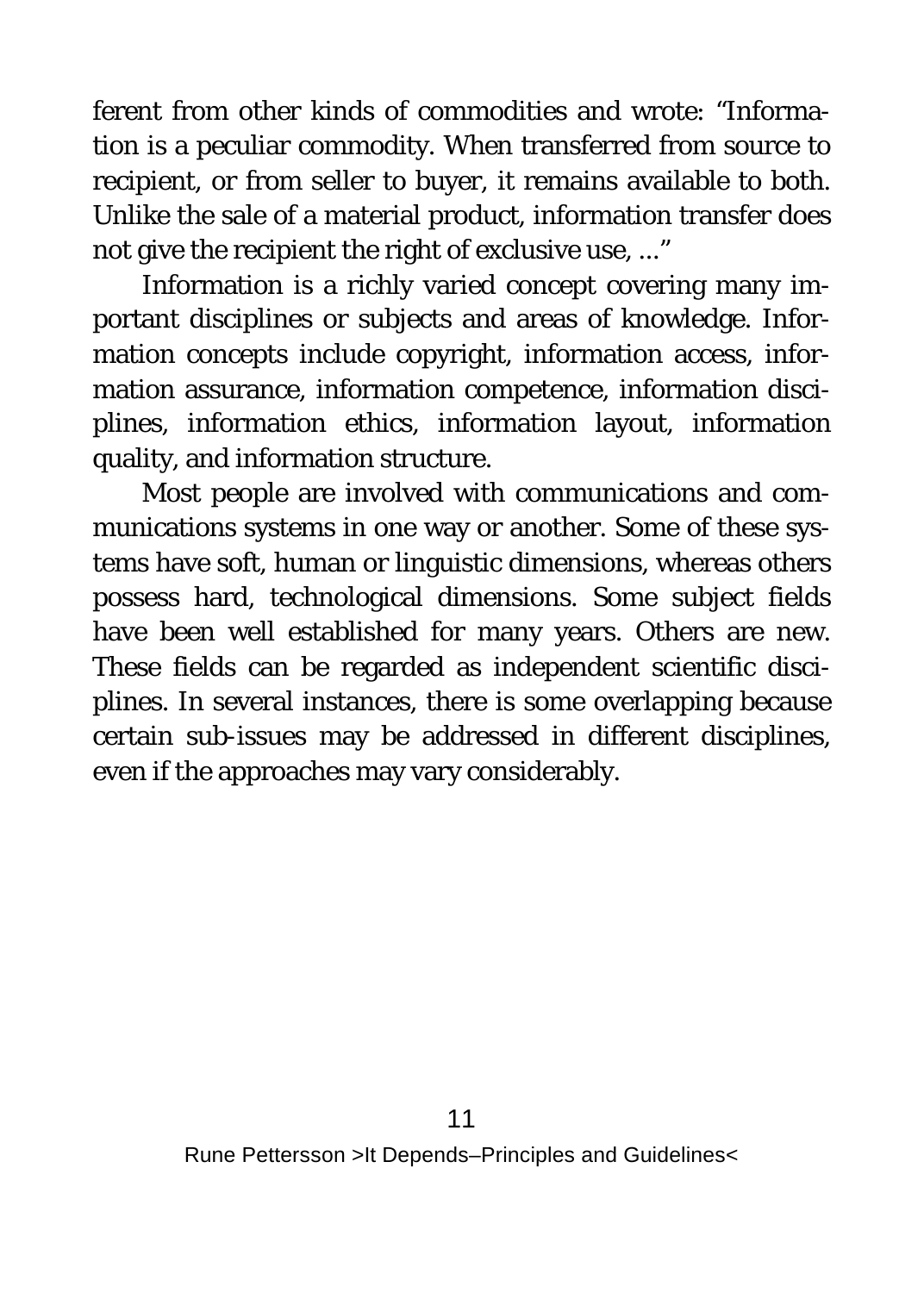ferent from other kinds of commodities and wrote: "Information is a peculiar commodity. When transferred from source to recipient, or from seller to buyer, it remains available to both. Unlike the sale of a material product, information transfer does not give the recipient the right of exclusive use, ..."

Information is a richly varied concept covering many important disciplines or subjects and areas of knowledge. Information concepts include copyright, information access, information assurance, information competence, information disciplines, information ethics, information layout, information quality, and information structure.

Most people are involved with communications and communications systems in one way or another. Some of these systems have soft, human or linguistic dimensions, whereas others possess hard, technological dimensions. Some subject fields have been well established for many years. Others are new. These fields can be regarded as independent scientific disciplines. In several instances, there is some overlapping because certain sub-issues may be addressed in different disciplines, even if the approaches may vary considerably.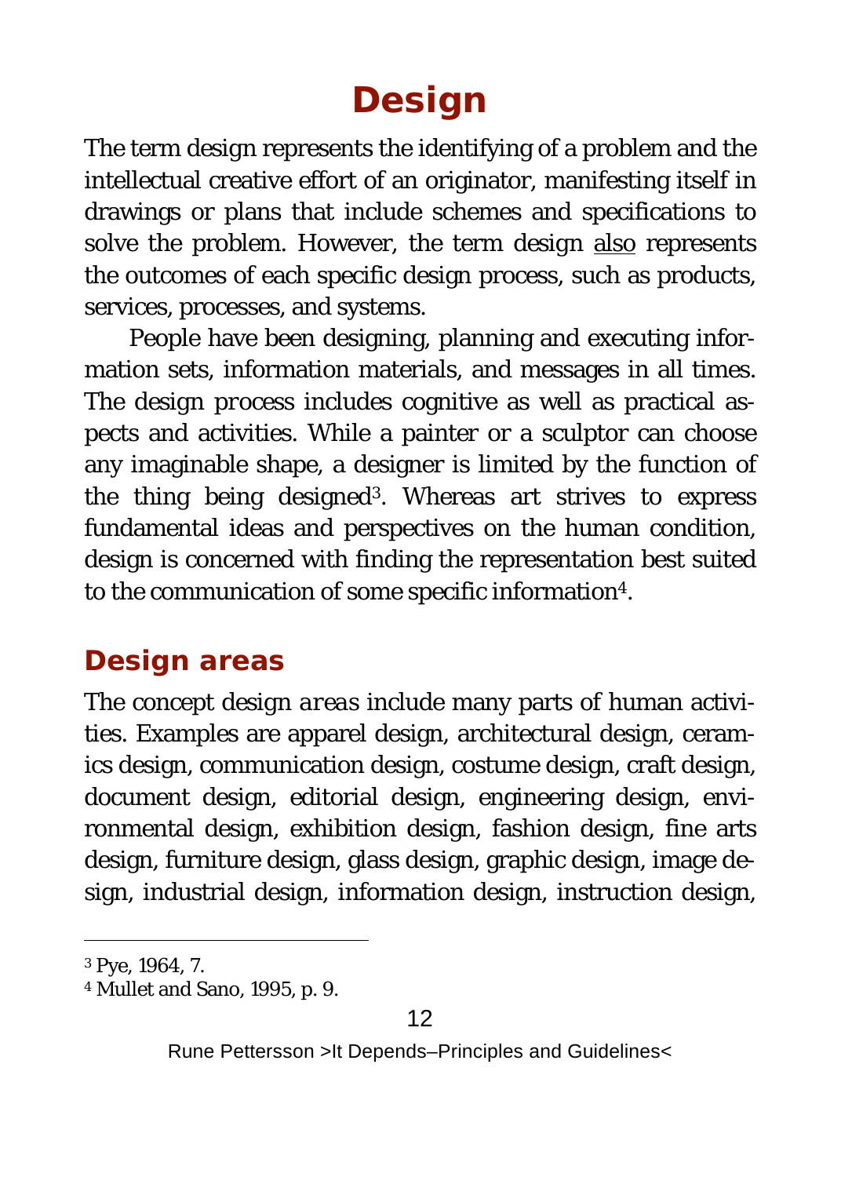# Design

The term design represents the identifying of a problem and the intellectual creative effort of an originator, manifesting itself in drawings or plans that include schemes and specifications to solve the problem. However, the term design also represents the outcomes of each specific design process, such as products, services, processes, and systems.

People have been designing, planning and executing information sets, information materials, and messages in all times. The design process includes cognitive as well as practical aspects and activities. While a painter or a sculptor can choose any imaginable shape, a designer is limited by the function of the thing being designed[3]. Whereas art strives to express fundamental ideas and perspectives on the human condition, design is concerned with finding the representation best suited to the communication of some specific information[4].

## Design areas

The concept *design areas* include many parts of human activities. Examples are apparel design, architectural design, ceramics design, communication design, costume design, craft design, document design, editorial design, engineering design, environmental design, exhibition design, fashion design, fine arts design, furniture design, glass design, graphic design, image design, industrial design, information design, instruction design,

---

[3] Pye, 1964, 7.

[4] Mullet and Sano, 1995, p. 9.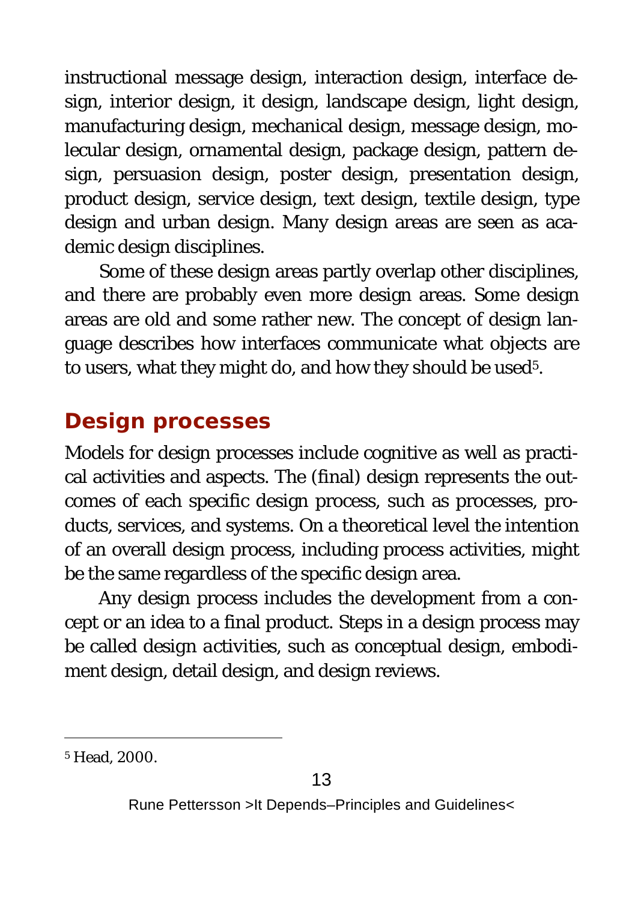instructional message design, interaction design, interface design, interior design, it design, landscape design, light design, manufacturing design, mechanical design, message design, molecular design, ornamental design, package design, pattern design, persuasion design, poster design, presentation design, product design, service design, text design, textile design, type design and urban design. Many design areas are seen as academic design disciplines.

Some of these design areas partly overlap other disciplines, and there are probably even more design areas. Some design areas are old and some rather new. The concept of design language describes how interfaces communicate what objects are to users, what they might do, and how they should be used[5].

## Design processes

Models for design processes include cognitive as well as practical activities and aspects. The (final) design represents the outcomes of each specific design process, such as processes, products, services, and systems. On a theoretical level the intention of an overall design process, including process activities, might be the same regardless of the specific design area.

Any design process includes the development from a concept or an idea to a final product. Steps in a design process may be called design activities, such as conceptual design, embodiment design, detail design, and design reviews.

---

[5] Head, 2000.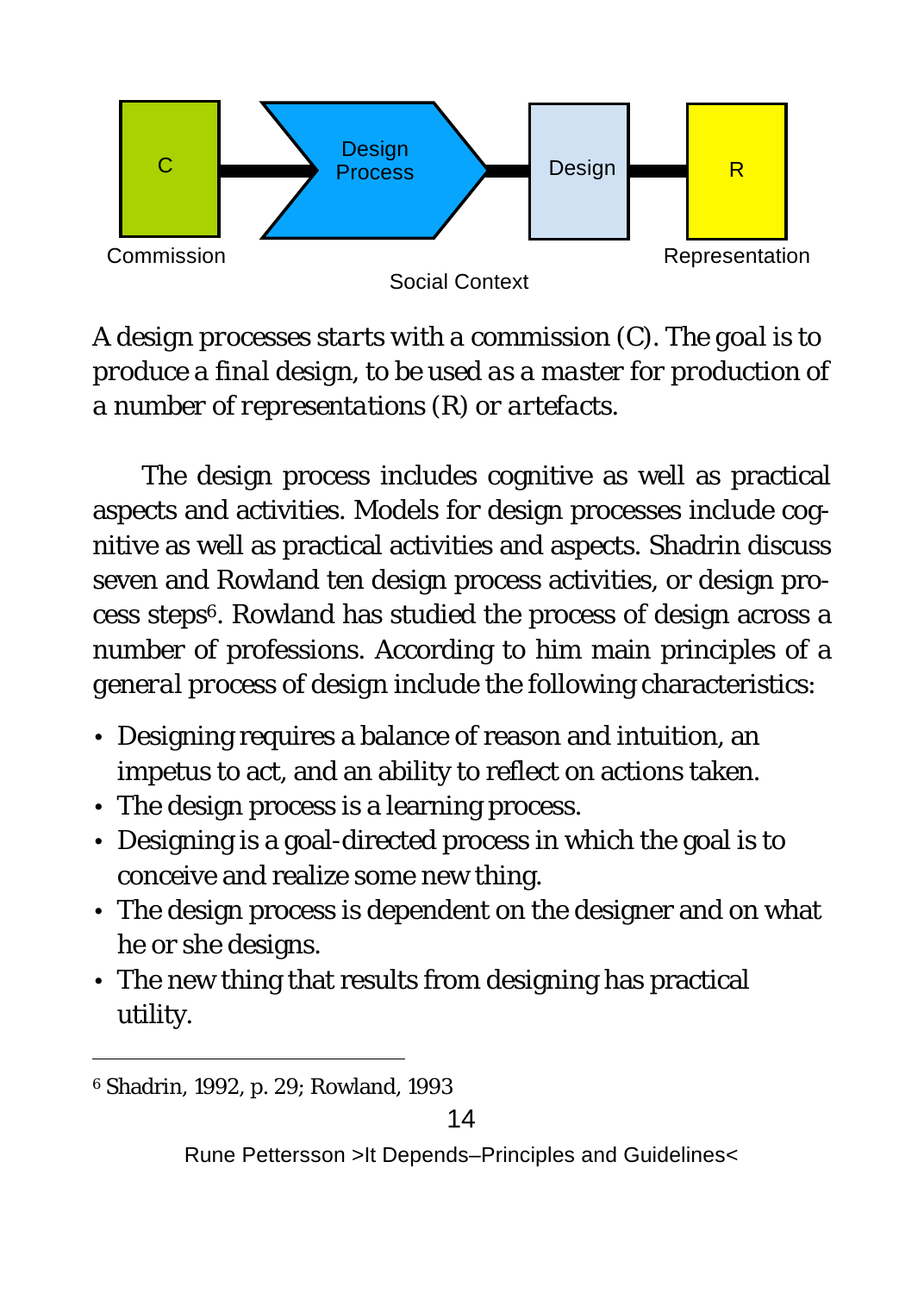C — Design Process — Design — R

Commission　　　　　　　　　　　　　　　　Representation

Social Context

*A design processes starts with a commission (C). The goal is to produce a final design, to be used as a master for production of a number of representations (R) or artefacts.*

The design process includes cognitive as well as practical aspects and activities. Models for design processes include cognitive as well as practical activities and aspects. Shadrin discuss seven and Rowland ten design process activities, or design process steps[6]. Rowland has studied the process of design across a number of professions. According to him main principles of a general process of design include the following characteristics:

- Designing requires a balance of reason and intuition, an impetus to act, and an ability to reflect on actions taken.
- The design process is a learning process.
- Designing is a goal-directed process in which the goal is to conceive and realize some new thing.
- The design process is dependent on the designer and on what he or she designs.
- The new thing that results from designing has practical utility.

---

[6] Shadrin, 1992, p. 29; Rowland, 1993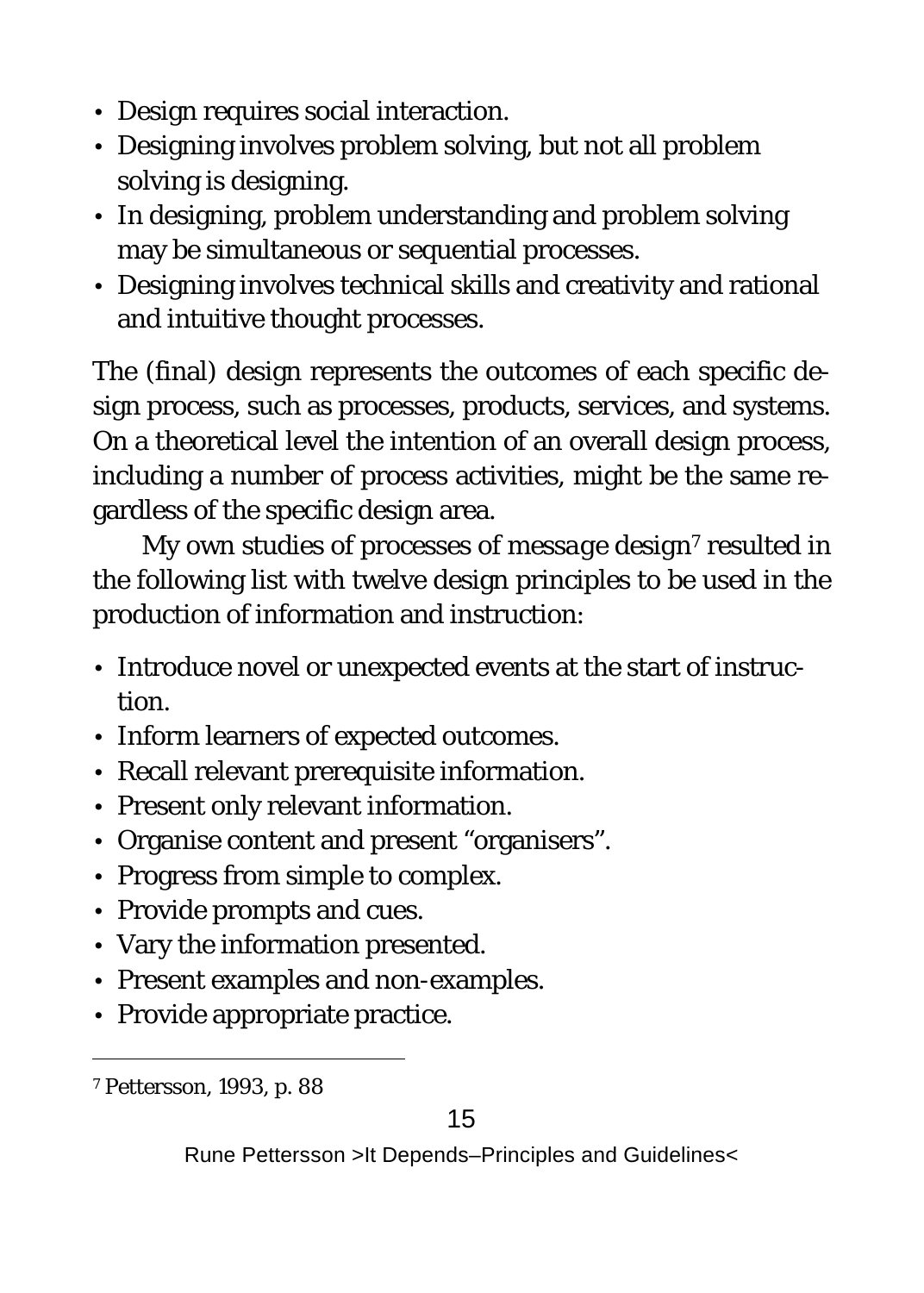- Design requires social interaction.
- Designing involves problem solving, but not all problem solving is designing.
- In designing, problem understanding and problem solving may be simultaneous or sequential processes.
- Designing involves technical skills and creativity and rational and intuitive thought processes.

The (final) design represents the outcomes of each specific design process, such as processes, products, services, and systems. On a theoretical level the intention of an overall design process, including a number of process activities, might be the same regardless of the specific design area.

My own studies of processes of message design[7] resulted in the following list with twelve design principles to be used in the production of information and instruction:

- Introduce novel or unexpected events at the start of instruction.
- Inform learners of expected outcomes.
- Recall relevant prerequisite information.
- Present only relevant information.
- Organise content and present "organisers".
- Progress from simple to complex.
- Provide prompts and cues.
- Vary the information presented.
- Present examples and non-examples.
- Provide appropriate practice.

[7] Pettersson, 1993, p. 88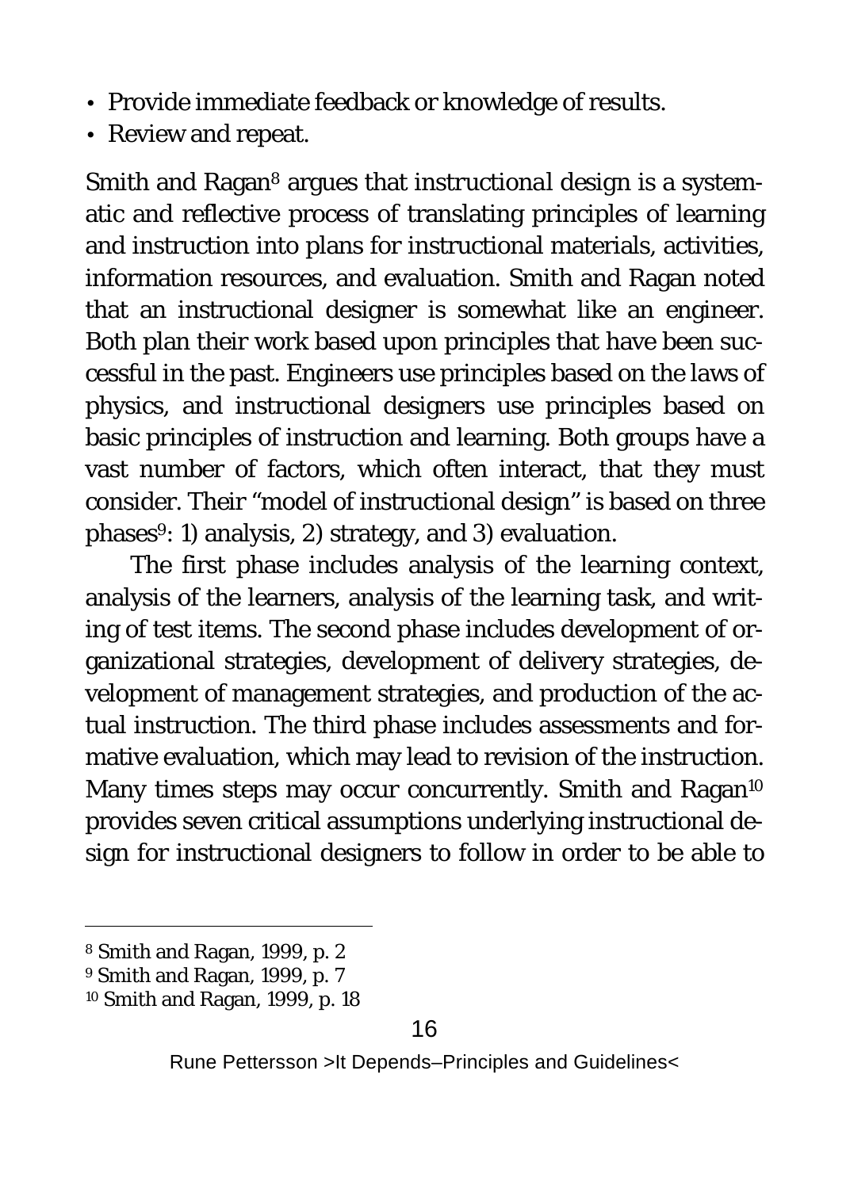- Provide immediate feedback or knowledge of results.
- Review and repeat.

Smith and Ragan[8] argues that *instructional design* is a systematic and reflective process of translating principles of learning and instruction into plans for instructional materials, activities, information resources, and evaluation. Smith and Ragan noted that an instructional designer is somewhat like an engineer. Both plan their work based upon principles that have been successful in the past. Engineers use principles based on the laws of physics, and instructional designers use principles based on basic principles of instruction and learning. Both groups have a vast number of factors, which often interact, that they must consider. Their "model of instructional design" is based on three phases[9]: 1) analysis, 2) strategy, and 3) evaluation.

The first phase includes analysis of the learning context, analysis of the learners, analysis of the learning task, and writing of test items. The second phase includes development of organizational strategies, development of delivery strategies, development of management strategies, and production of the actual instruction. The third phase includes assessments and formative evaluation, which may lead to revision of the instruction. Many times steps may occur concurrently. Smith and Ragan[10] provides seven critical assumptions underlying instructional design for instructional designers to follow in order to be able to

---

[8] Smith and Ragan, 1999, p. 2

[9] Smith and Ragan, 1999, p. 7

[10] Smith and Ragan, 1999, p. 18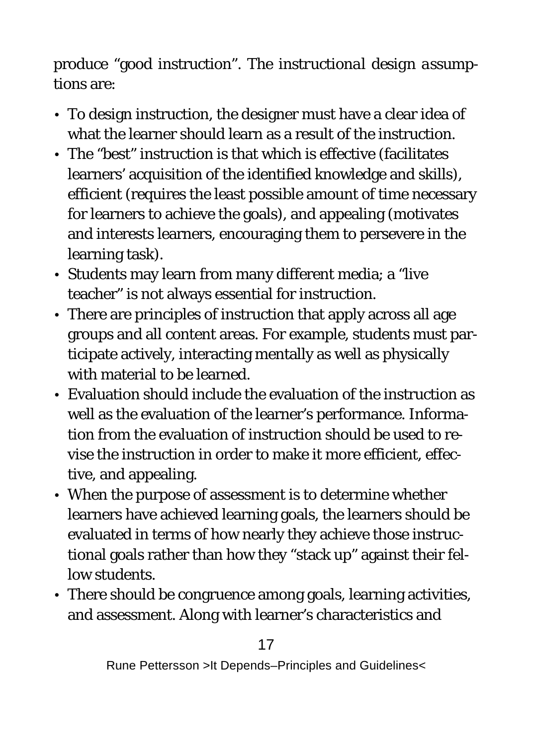produce "good instruction". The *instructional design assumptions* are:

- To design instruction, the designer must have a clear idea of what the learner should learn as a result of the instruction.
- The "best" instruction is that which is effective (facilitates learners' acquisition of the identified knowledge and skills), efficient (requires the least possible amount of time necessary for learners to achieve the goals), and appealing (motivates and interests learners, encouraging them to persevere in the learning task).
- Students may learn from many different media; a "live teacher" is not always essential for instruction.
- There are principles of instruction that apply across all age groups and all content areas. For example, students must participate actively, interacting mentally as well as physically with material to be learned.
- Evaluation should include the evaluation of the instruction as well as the evaluation of the learner's performance. Information from the evaluation of instruction should be used to revise the instruction in order to make it more efficient, effective, and appealing.
- When the purpose of assessment is to determine whether learners have achieved learning goals, the learners should be evaluated in terms of how nearly they achieve those instructional goals rather than how they "stack up" against their fellow students.
- There should be congruence among goals, learning activities, and assessment. Along with learner's characteristics and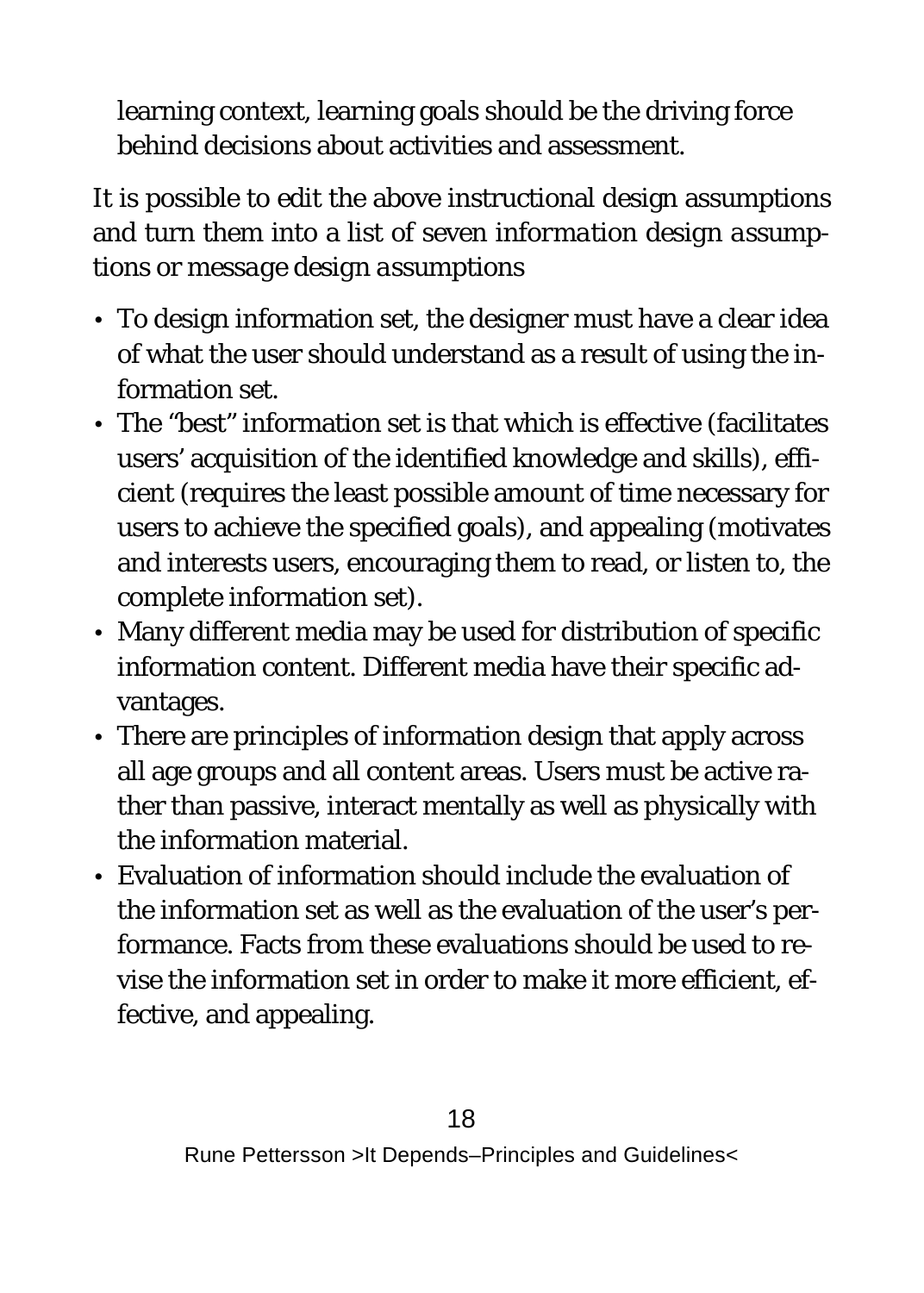learning context, learning goals should be the driving force behind decisions about activities and assessment.

It is possible to edit the above instructional design assumptions and turn them into a list of seven *information design assumptions* or *message design assumptions*

- To design information set, the designer must have a clear idea of what the user should understand as a result of using the information set.
- The "best" information set is that which is effective (facilitates users' acquisition of the identified knowledge and skills), efficient (requires the least possible amount of time necessary for users to achieve the specified goals), and appealing (motivates and interests users, encouraging them to read, or listen to, the complete information set).
- Many different media may be used for distribution of specific information content. Different media have their specific advantages.
- There are principles of information design that apply across all age groups and all content areas. Users must be active rather than passive, interact mentally as well as physically with the information material.
- Evaluation of information should include the evaluation of the information set as well as the evaluation of the user's performance. Facts from these evaluations should be used to revise the information set in order to make it more efficient, effective, and appealing.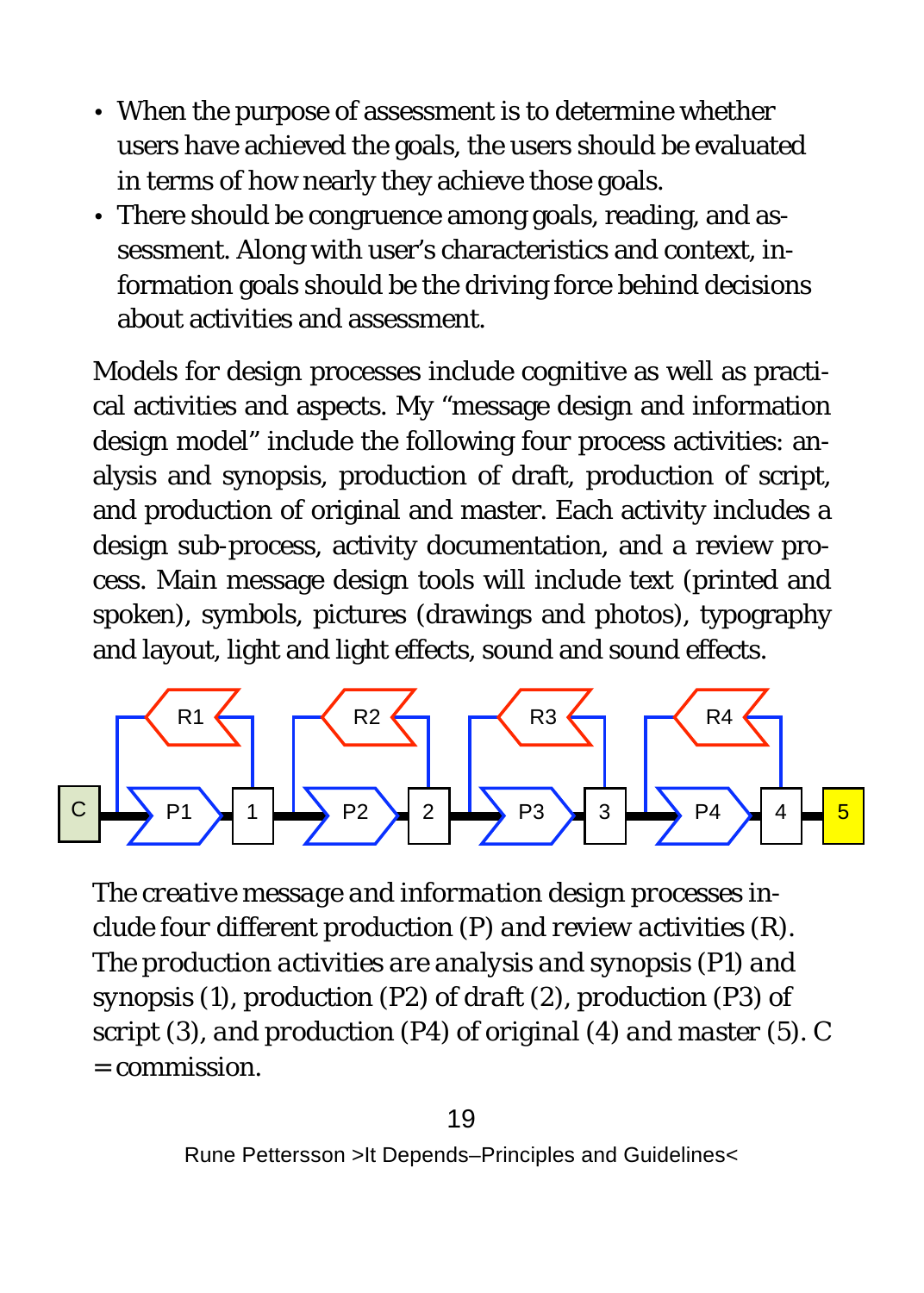- When the purpose of assessment is to determine whether users have achieved the goals, the users should be evaluated in terms of how nearly they achieve those goals.
- There should be congruence among goals, reading, and assessment. Along with user's characteristics and context, information goals should be the driving force behind decisions about activities and assessment.

Models for design processes include cognitive as well as practical activities and aspects. My "message design and information design model" include the following four process activities: analysis and synopsis, production of draft, production of script, and production of original and master. Each activity includes a design sub-process, activity documentation, and a review process. Main message design tools will include text (printed and spoken), symbols, pictures (drawings and photos), typography and layout, light and light effects, sound and sound effects.

*The creative message and information design processes include four different production (P) and review activities (R). The production activities are analysis and synopsis (P1) and synopsis (1), production (P2) of draft (2), production (P3) of script (3), and production (P4) of original (4) and master (5). C = commission.*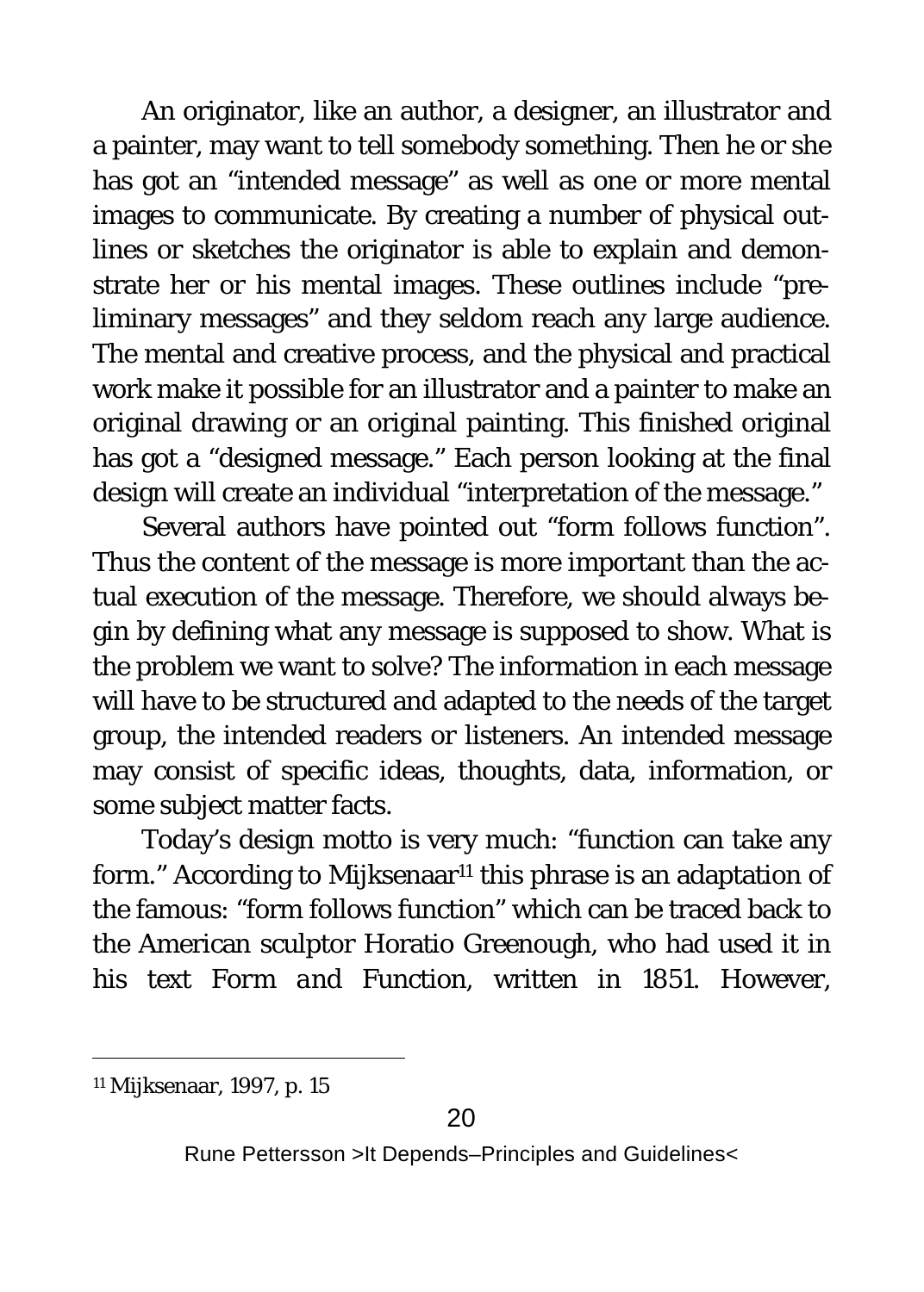An originator, like an author, a designer, an illustrator and a painter, may want to tell somebody something. Then he or she has got an "intended message" as well as one or more mental images to communicate. By creating a number of physical outlines or sketches the originator is able to explain and demonstrate her or his mental images. These outlines include "preliminary messages" and they seldom reach any large audience. The mental and creative process, and the physical and practical work make it possible for an illustrator and a painter to make an original drawing or an original painting. This finished original has got a "designed message." Each person looking at the final design will create an individual "interpretation of the message."

Several authors have pointed out "form follows function". Thus the content of the message is more important than the actual execution of the message. Therefore, we should always begin by defining what any message is supposed to show. What is the problem we want to solve? The information in each message will have to be structured and adapted to the needs of the target group, the intended readers or listeners. An intended message may consist of specific ideas, thoughts, data, information, or some subject matter facts.

Today's design motto is very much: "function can take any form." According to Mijksenaar[11] this phrase is an adaptation of the famous: "form follows function" which can be traced back to the American sculptor Horatio Greenough, who had used it in his text *Form and Function*, written in 1851. However,

[11] Mijksenaar, 1997, p. 15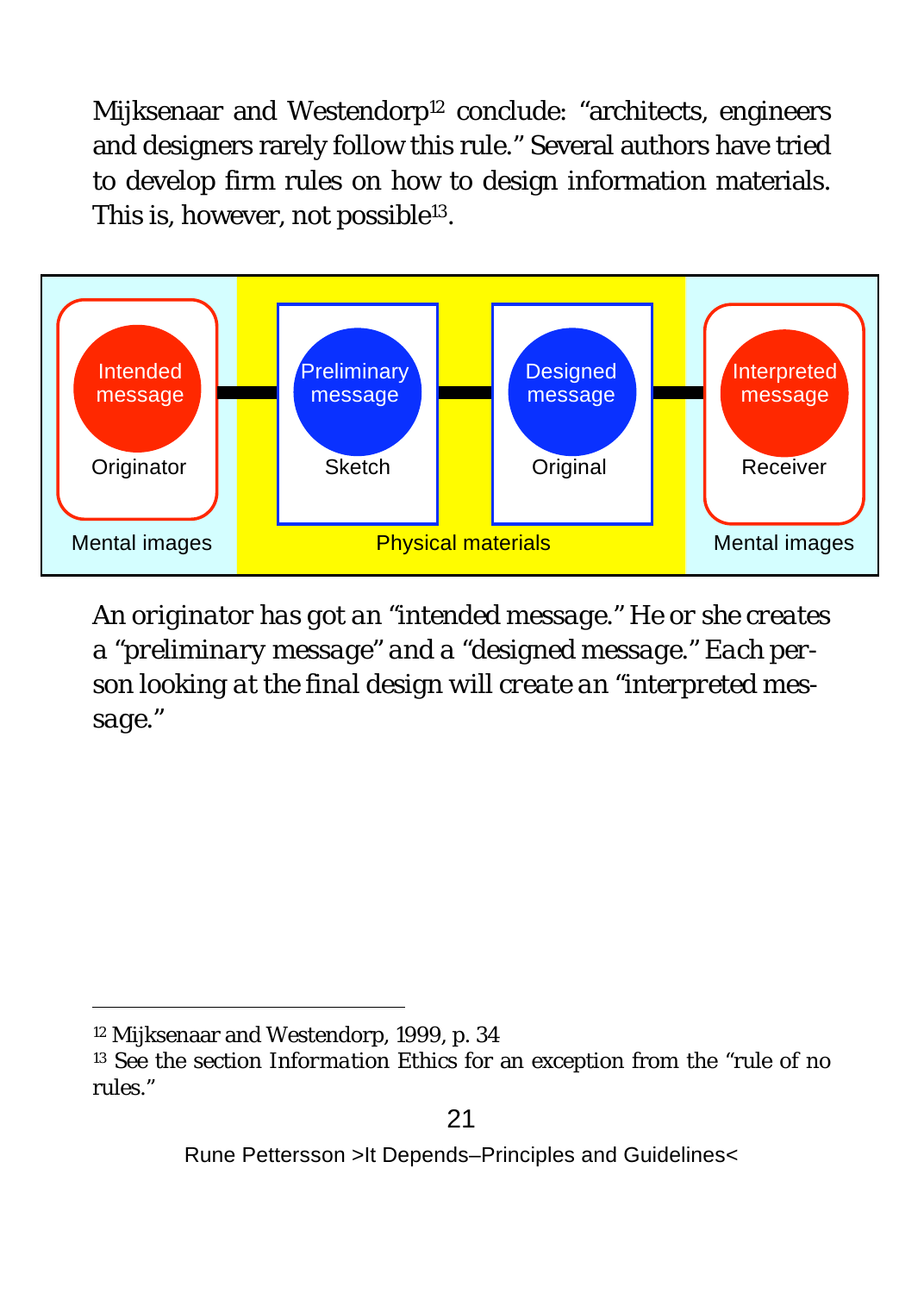Mijksenaar and Westendorp[12] conclude: "architects, engineers and designers rarely follow this rule." Several authors have tried to develop firm rules on how to design information materials. This is, however, not possible[13].

| Mental images | Physical materials | | Mental images |
| --- | --- | --- | --- |
| Intended message | Preliminary message | Designed message | Interpreted message |
| Originator | Sketch | Original | Receiver |

*An originator has got an "intended message." He or she creates a "preliminary message" and a "designed message." Each person looking at the final design will create an "interpreted message."*

---

[12] Mijksenaar and Westendorp, 1999, p. 34

[13] See the section *Information Ethics* for an exception from the "rule of no rules."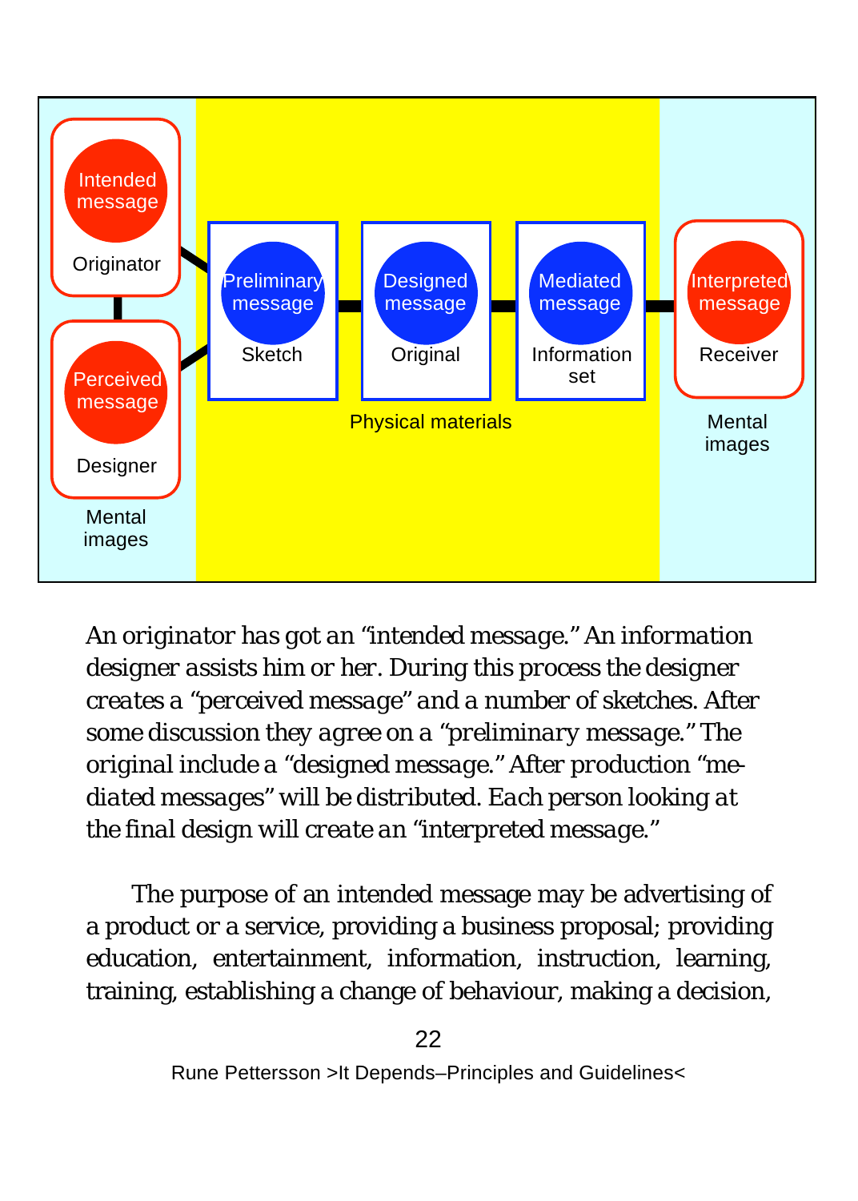An originator has got an "intended message." An information designer assists him or her. During this process the designer creates a "perceived message" and a number of sketches. After some discussion they agree on a "preliminary message." The original include a "designed message." After production "mediated messages" will be distributed. Each person looking at the final design will create an "interpreted message."

The purpose of an intended message may be advertising of a product or a service, providing a business proposal; providing education, entertainment, information, instruction, learning, training, establishing a change of behaviour, making a decision,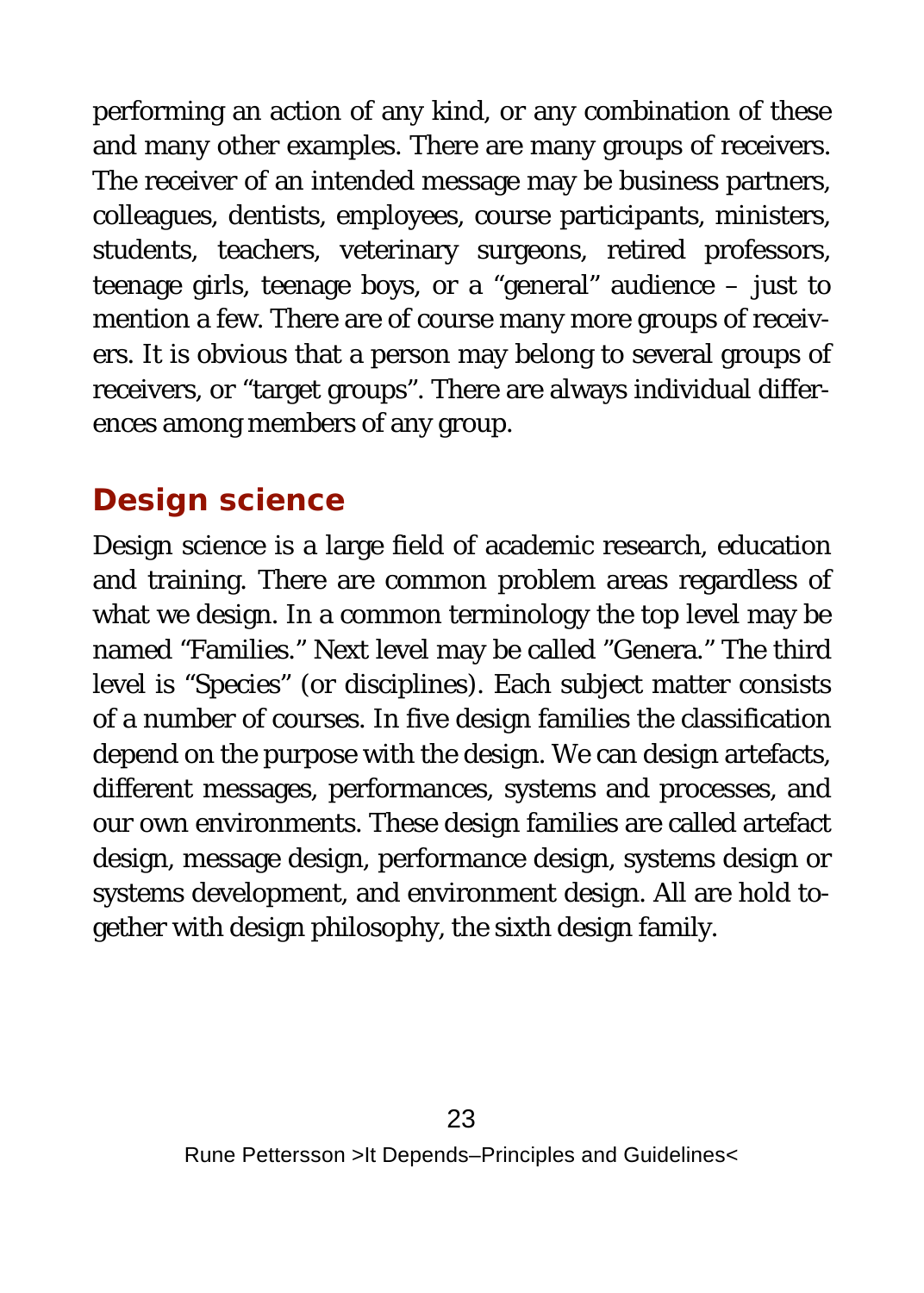performing an action of any kind, or any combination of these and many other examples. There are many groups of receivers. The receiver of an intended message may be business partners, colleagues, dentists, employees, course participants, ministers, students, teachers, veterinary surgeons, retired professors, teenage girls, teenage boys, or a "general" audience – just to mention a few. There are of course many more groups of receivers. It is obvious that a person may belong to several groups of receivers, or "target groups". There are always individual differences among members of any group.

## Design science

Design science is a large field of academic research, education and training. There are common problem areas regardless of what we design. In a common terminology the top level may be named "Families." Next level may be called "Genera." The third level is "Species" (or disciplines). Each subject matter consists of a number of courses. In five design families the classification depend on the purpose with the design. We can design artefacts, different messages, performances, systems and processes, and our own environments. These design families are called artefact design, message design, performance design, systems design or systems development, and environment design. All are hold together with design philosophy, the sixth design family.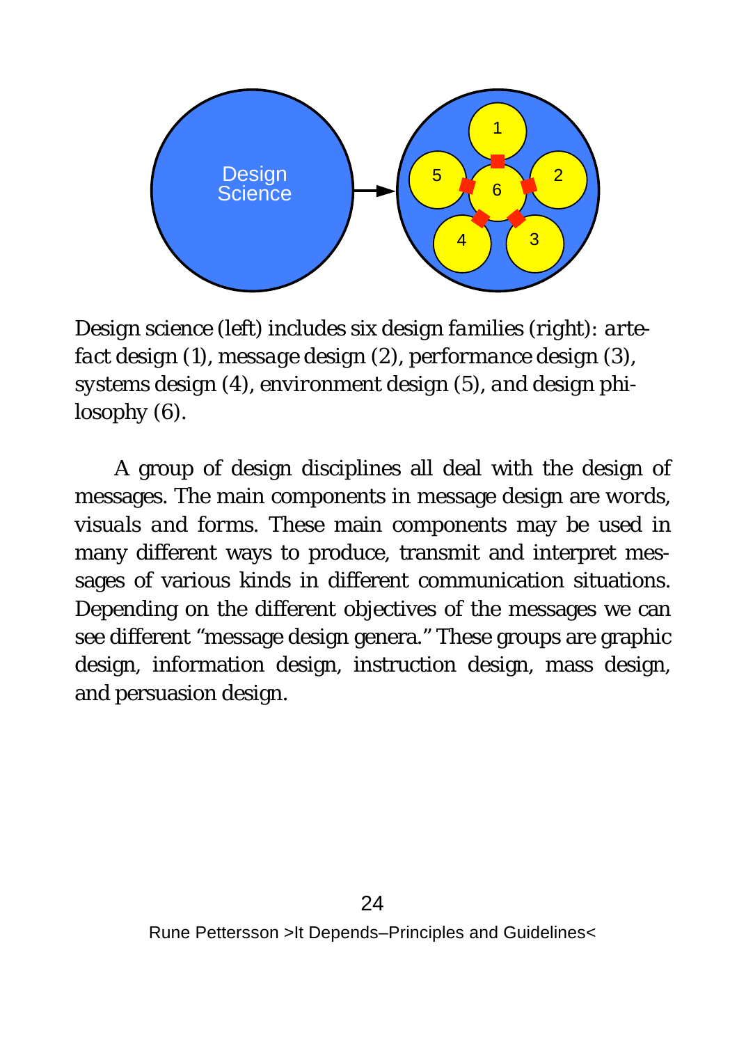*Design science (left) includes six design families (right): artefact design (1), message design (2), performance design (3), systems design (4), environment design (5), and design philosophy (6).*

A group of design disciplines all deal with the design of messages. The main components in message design are words, visuals and forms. These main components may be used in many different ways to produce, transmit and interpret messages of various kinds in different communication situations. Depending on the different objectives of the messages we can see different “message design genera.” These groups are graphic design, information design, instruction design, mass design, and persuasion design.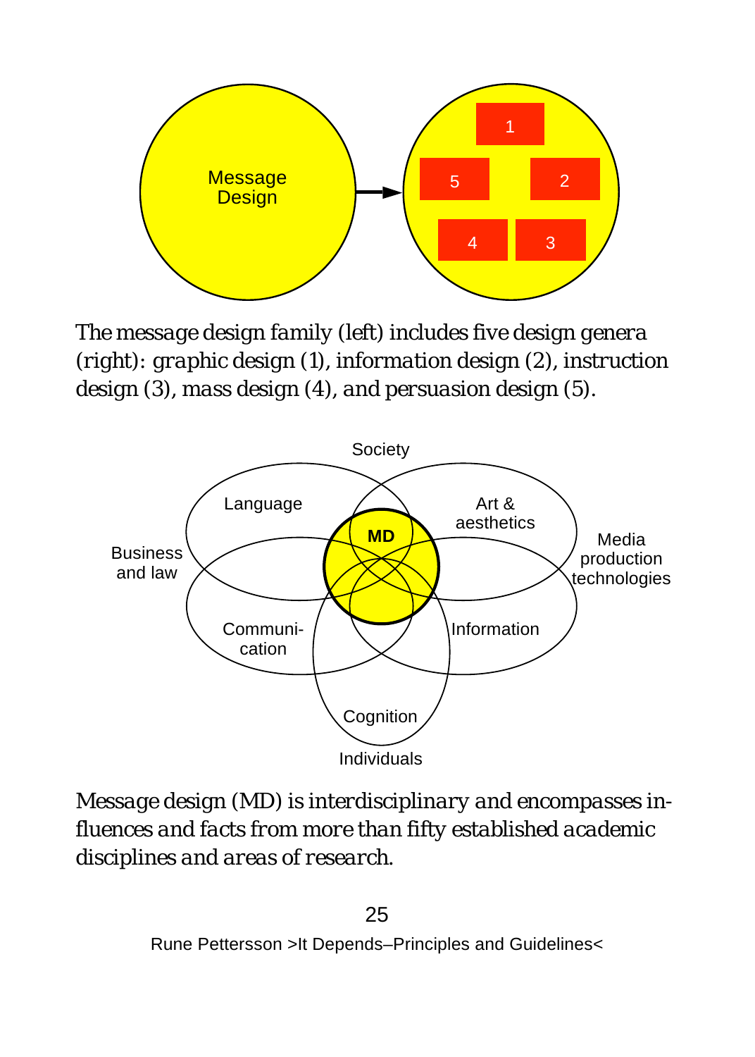*The message design family (left) includes five design genera (right): graphic design (1), information design (2), instruction design (3), mass design (4), and persuasion design (5).*

*Message design (MD) is interdisciplinary and encompasses influences and facts from more than fifty established academic disciplines and areas of research.*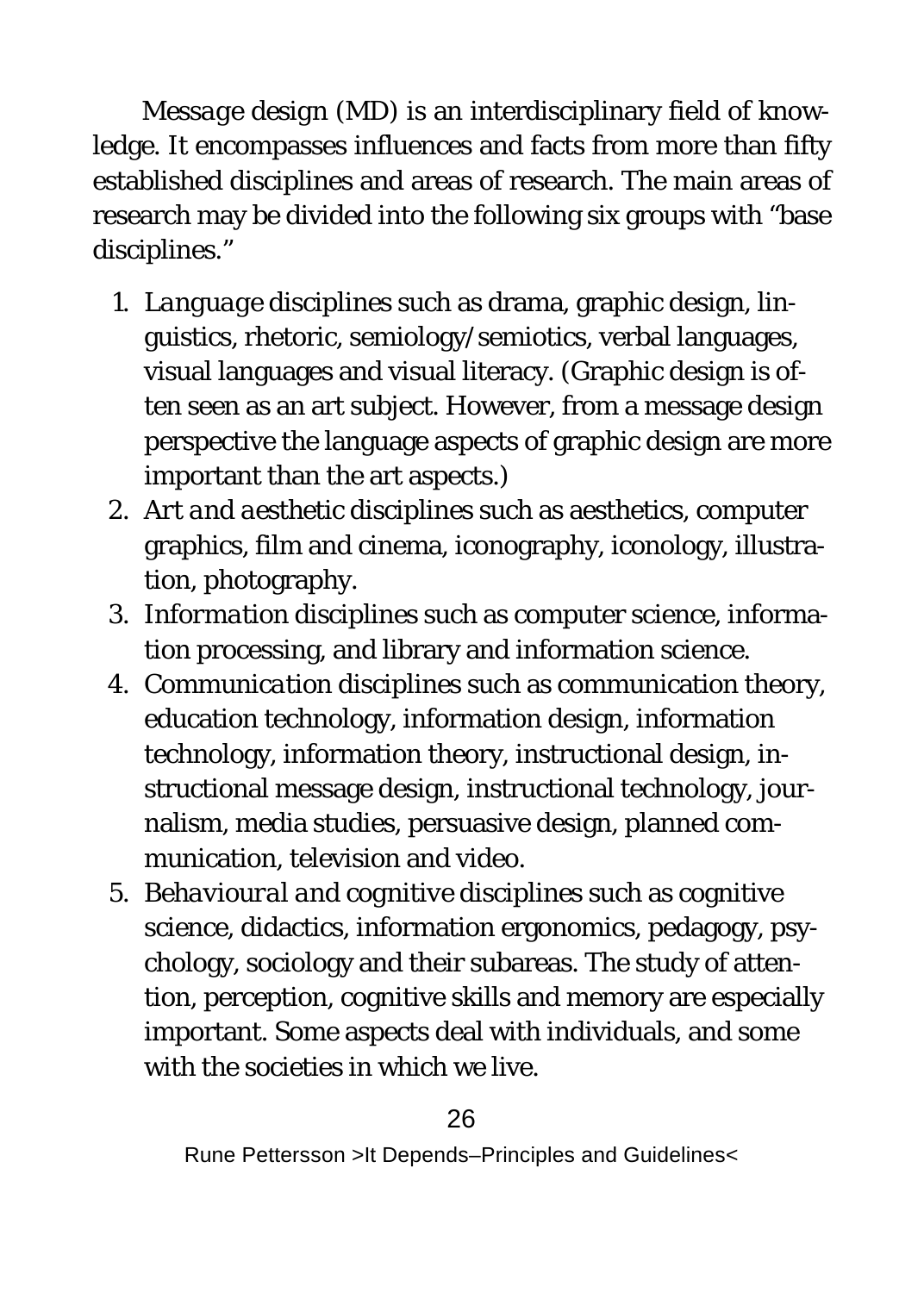*Message design* (MD) is an interdisciplinary field of knowledge. It encompasses influences and facts from more than fifty established disciplines and areas of research. The main areas of research may be divided into the following six groups with "base disciplines."

1. *Language* disciplines such as drama, graphic design, linguistics, rhetoric, semiology/semiotics, verbal languages, visual languages and visual literacy. (Graphic design is often seen as an art subject. However, from a message design perspective the language aspects of graphic design are more important than the art aspects.)
2. *Art and aesthetic* disciplines such as aesthetics, computer graphics, film and cinema, iconography, iconology, illustration, photography.
3. *Information* disciplines such as computer science, information processing, and library and information science.
4. *Communication* disciplines such as communication theory, education technology, information design, information technology, information theory, instructional design, instructional message design, instructional technology, journalism, media studies, persuasive design, planned communication, television and video.
5. *Behavioural and cognitive* disciplines such as cognitive science, didactics, information ergonomics, pedagogy, psychology, sociology and their subareas. The study of attention, perception, cognitive skills and memory are especially important. Some aspects deal with individuals, and some with the societies in which we live.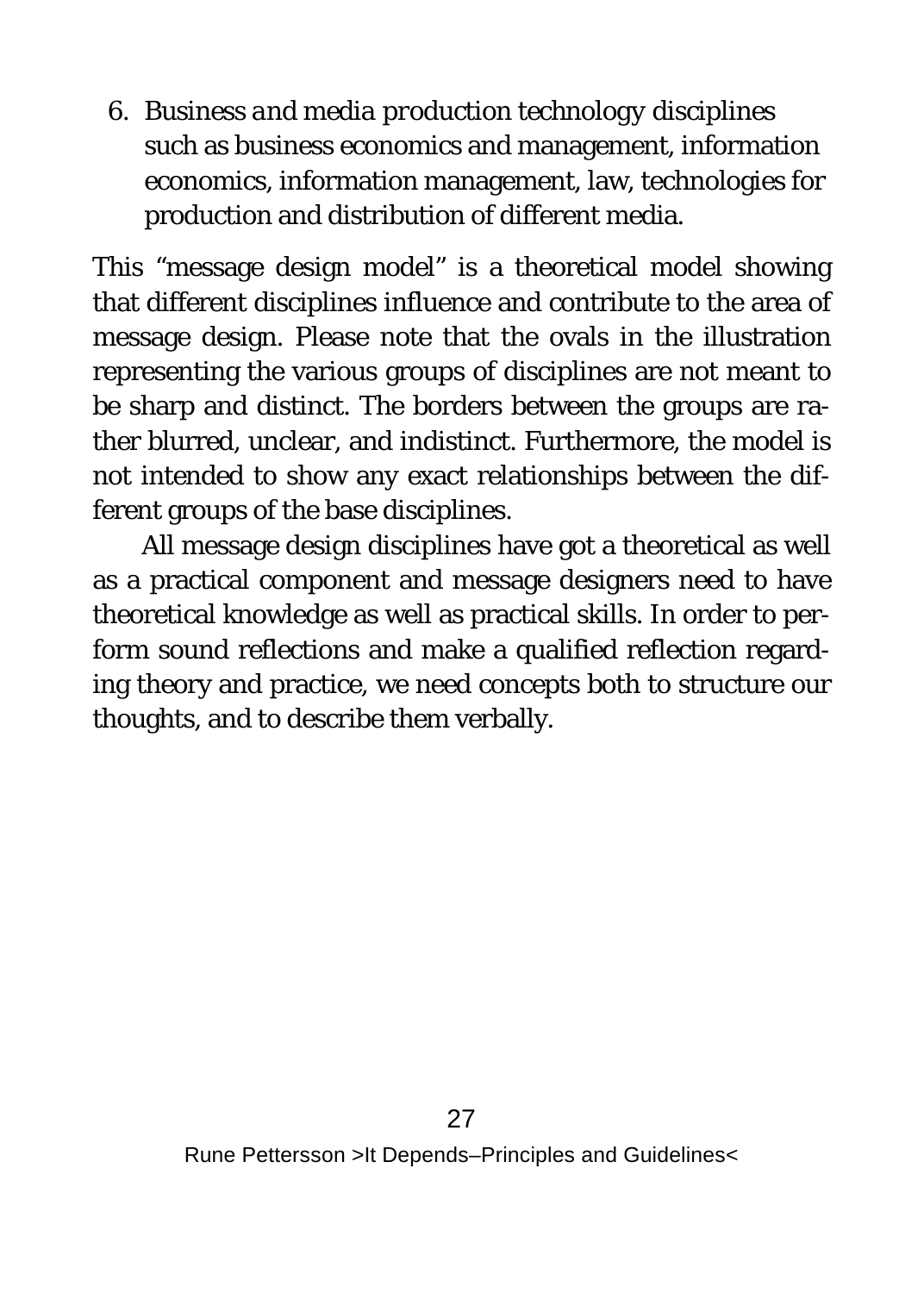6. *Business and media production technology disciplines* such as business economics and management, information economics, information management, law, technologies for production and distribution of different media.

This "message design model" is a theoretical model showing that different disciplines influence and contribute to the area of message design. Please note that the ovals in the illustration representing the various groups of disciplines are not meant to be sharp and distinct. The borders between the groups are rather blurred, unclear, and indistinct. Furthermore, the model is not intended to show any exact relationships between the different groups of the base disciplines.

All message design disciplines have got a theoretical as well as a practical component and message designers need to have theoretical knowledge as well as practical skills. In order to perform sound reflections and make a qualified reflection regarding theory and practice, we need concepts both to structure our thoughts, and to describe them verbally.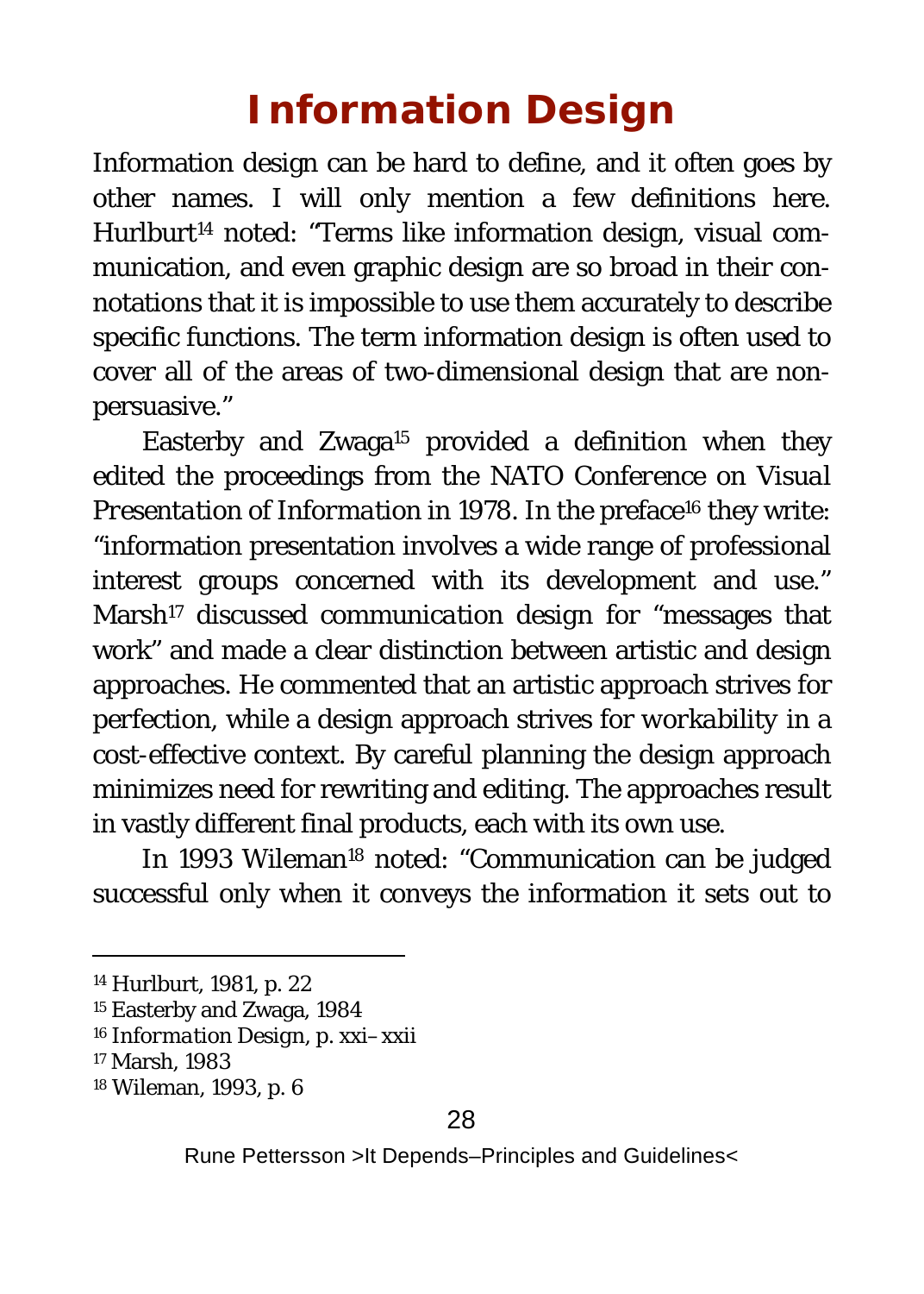# Information Design

Information design can be hard to define, and it often goes by other names. I will only mention a few definitions here. Hurlburt[14] noted: "Terms like information design, visual communication, and even graphic design are so broad in their connotations that it is impossible to use them accurately to describe specific functions. The term information design is often used to cover all of the areas of two-dimensional design that are non-persuasive."

Easterby and Zwaga[15] provided a definition when they edited the proceedings from the NATO Conference on *Visual Presentation of Information* in 1978. In the preface[16] they write: "information presentation involves a wide range of professional interest groups concerned with its development and use." Marsh[17] discussed *communication design* for "messages that work" and made a clear distinction between artistic and design approaches. He commented that an artistic approach strives for perfection, while a design approach strives for *workability* in a cost-effective context. By careful planning the design approach minimizes need for rewriting and editing. The approaches result in vastly different final products, each with its own use.

In 1993 Wileman[18] noted: "Communication can be judged successful only when it conveys the information it sets out to

---

[14] Hurlburt, 1981, p. 22

[15] Easterby and Zwaga, 1984

[16] *Information Design*, p. xxi–xxii

[17] Marsh, 1983

[18] Wileman, 1993, p. 6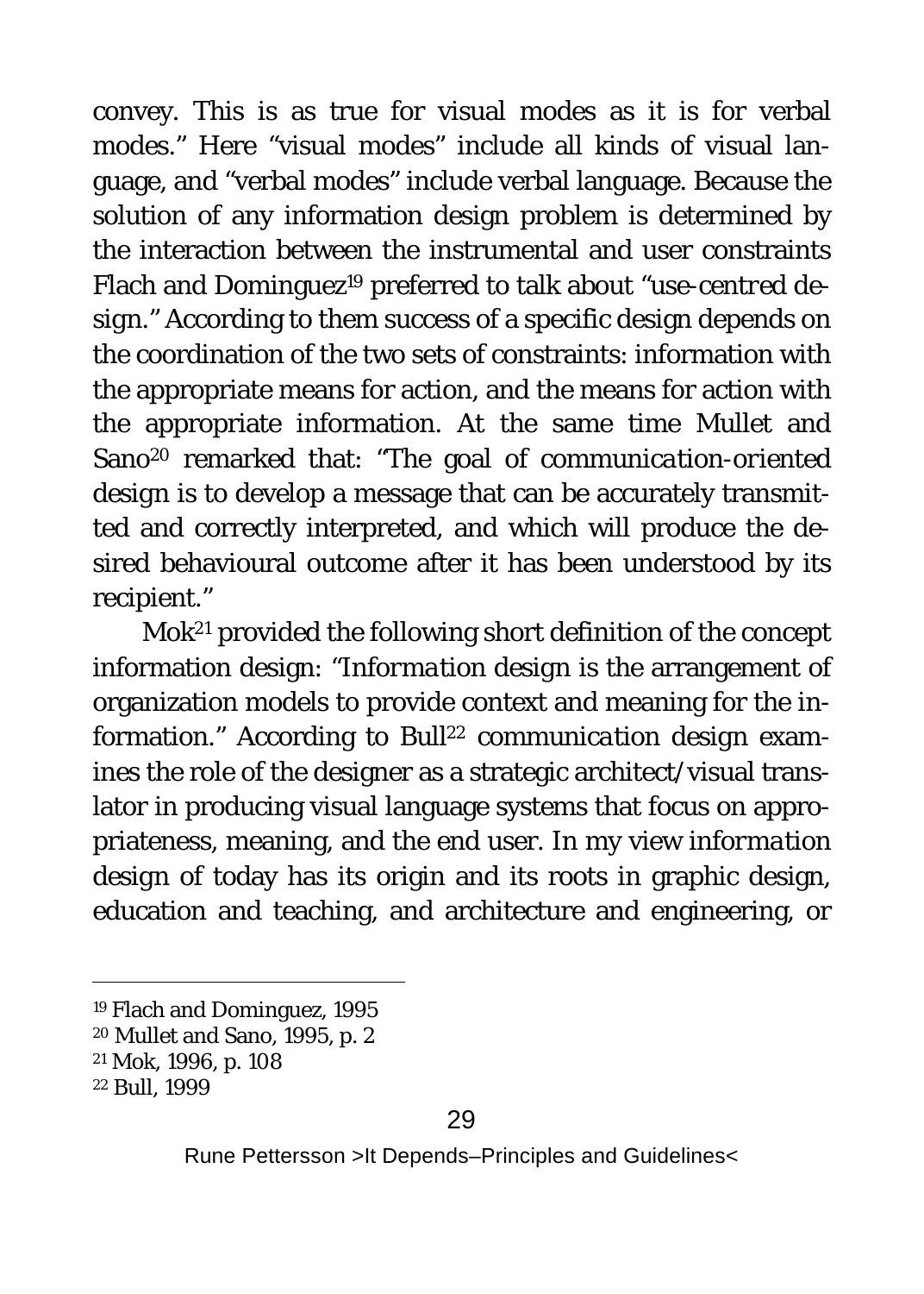convey. This is as true for visual modes as it is for verbal modes." Here "visual modes" include all kinds of visual language, and "verbal modes" include verbal language. Because the solution of any information design problem is determined by the interaction between the instrumental and user constraints Flach and Dominguez[19] preferred to talk about "*use-centred design*." According to them success of a specific design depends on the coordination of the two sets of constraints: information with the appropriate means for action, and the means for action with the appropriate information. At the same time Mullet and Sano[20] remarked that: "The goal of *communication-oriented design* is to develop a message that can be accurately transmitted and correctly interpreted, and which will produce the desired behavioural outcome after it has been understood by its recipient."

Mok[21] provided the following short definition of the concept information design: "*Information design* is the arrangement of organization models to provide context and meaning for the information." According to Bull[22] *communication design* examines the role of the designer as a strategic architect/visual translator in producing visual language systems that focus on appropriateness, meaning, and the end user. In my view *information design* of today has its origin and its roots in graphic design, education and teaching, and architecture and engineering, or

---

[19] Flach and Dominguez, 1995

[20] Mullet and Sano, 1995, p. 2

[21] Mok, 1996, p. 108

[22] Bull, 1999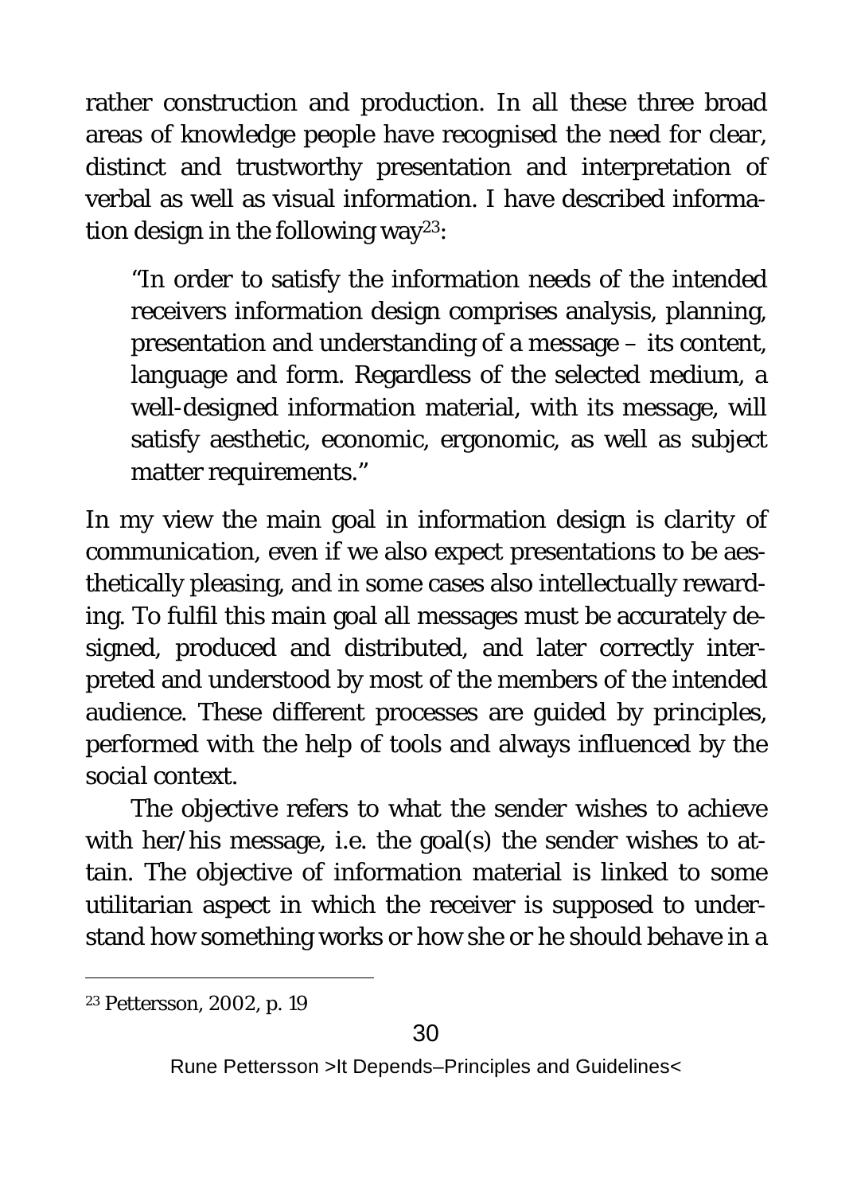rather construction and production. In all these three broad areas of knowledge people have recognised the need for clear, distinct and trustworthy presentation and interpretation of verbal as well as visual information. I have described information design in the following way[23]:

> "In order to satisfy the information needs of the intended receivers information design comprises analysis, planning, presentation and understanding of a message – its content, language and form. Regardless of the selected medium, a well-designed information material, with its message, will satisfy aesthetic, economic, ergonomic, as well as subject matter requirements."

In my view the main goal in information design is *clarity of communication*, even if we also expect presentations to be aesthetically pleasing, and in some cases also intellectually rewarding. To fulfil this main goal all messages must be accurately designed, produced and distributed, and later correctly interpreted and understood by most of the members of the intended audience. These different processes are guided by principles, performed with the help of tools and always influenced by the *social context*.

The objective refers to what the sender wishes to achieve with her/his message, i.e. the goal(s) the sender wishes to attain. The objective of information material is linked to some utilitarian aspect in which the receiver is supposed to understand how something works or how she or he should behave in a

[23] Pettersson, 2002, p. 19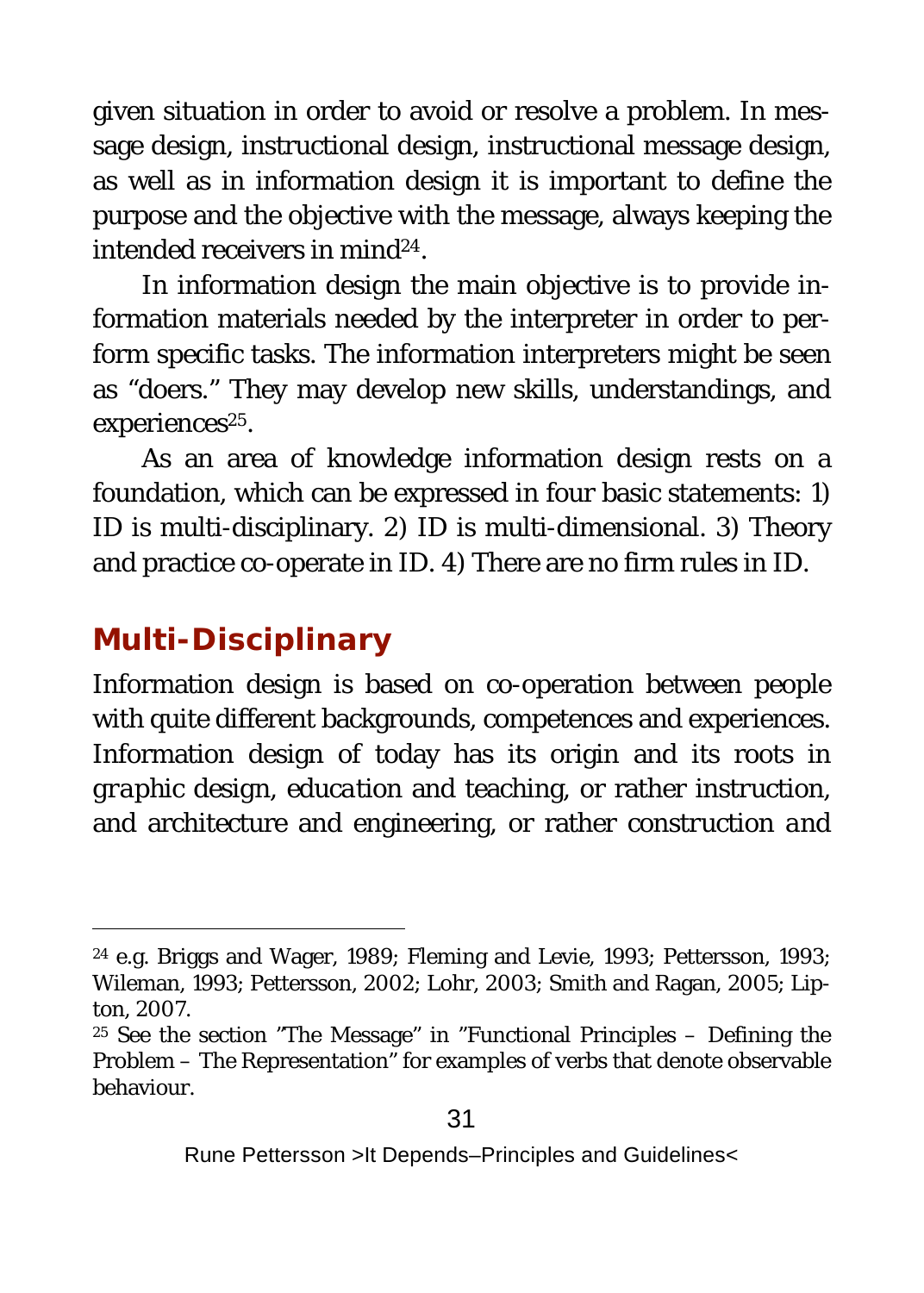given situation in order to avoid or resolve a problem. In message design, instructional design, instructional message design, as well as in information design it is important to define the purpose and the objective with the message, always keeping the intended receivers in mind[24].

In information design the main objective is to provide information materials needed by the interpreter in order to perform specific tasks. The information interpreters might be seen as “doers.” They may develop new skills, understandings, and experiences[25].

As an area of knowledge information design rests on a foundation, which can be expressed in four basic statements: 1) ID is multi-disciplinary. 2) ID is multi-dimensional. 3) Theory and practice co-operate in ID. 4) There are no firm rules in ID.

## Multi-Disciplinary

Information design is based on co-operation between people with quite different backgrounds, competences and experiences. Information design of today has its origin and its roots in *graphic design*, *education and teaching*, or rather *instruction*, and *architecture and engineering*, or rather *construction and*

---

[24] e.g. Briggs and Wager, 1989; Fleming and Levie, 1993; Pettersson, 1993; Wileman, 1993; Pettersson, 2002; Lohr, 2003; Smith and Ragan, 2005; Lipton, 2007.

[25] See the section ”The Message” in ”Functional Principles – Defining the Problem – The Representation” for examples of verbs that denote observable behaviour.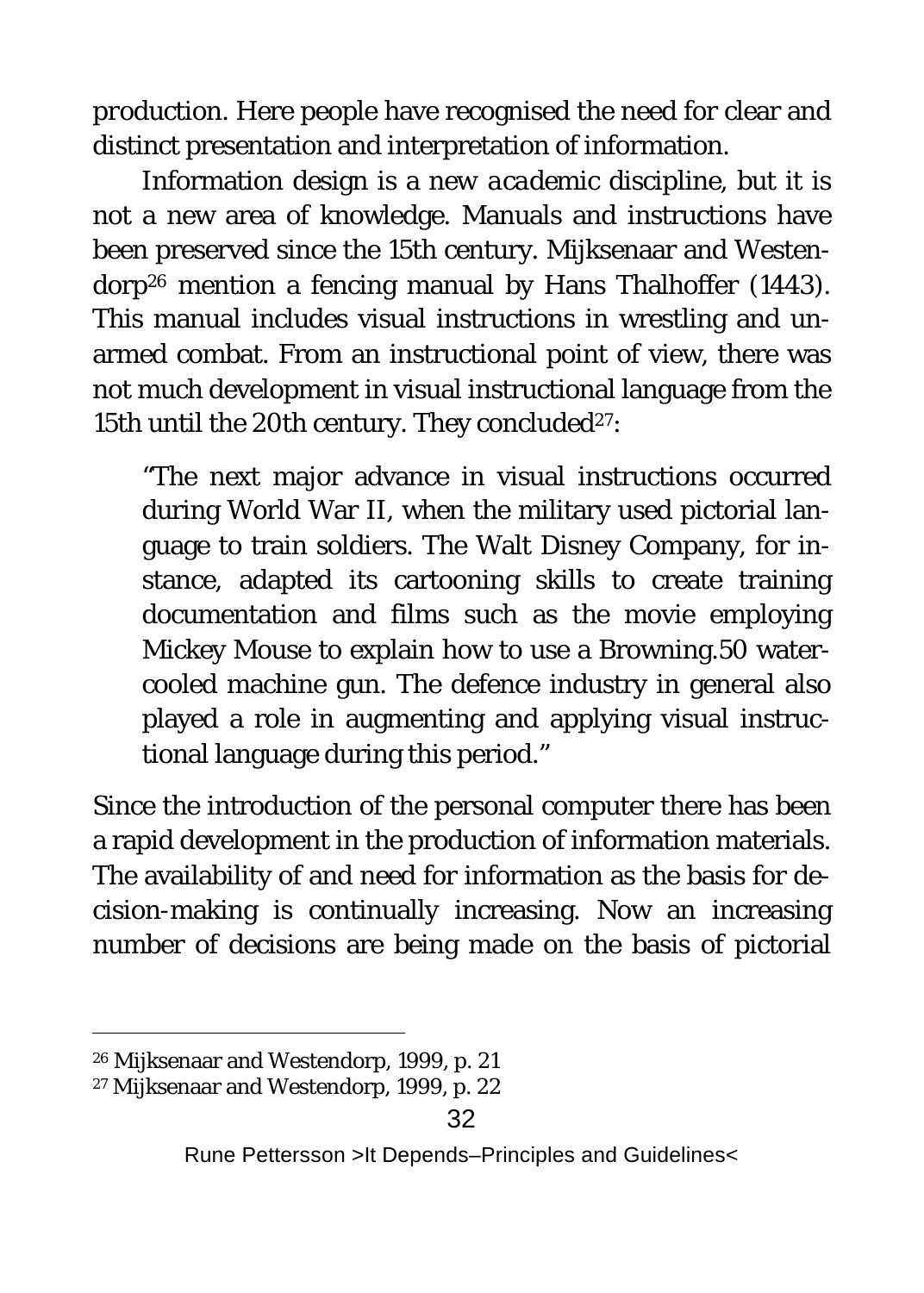production. Here people have recognised the need for clear and distinct presentation and interpretation of information.

Information design is a new *academic* discipline, but it is not a new area of knowledge. Manuals and instructions have been preserved since the 15th century. Mijksenaar and Westendorp[26] mention a fencing manual by Hans Thalhoffer (1443). This manual includes visual instructions in wrestling and unarmed combat. From an instructional point of view, there was not much development in visual instructional language from the 15th until the 20th century. They concluded[27]:

> "The next major advance in visual instructions occurred during World War II, when the military used pictorial language to train soldiers. The Walt Disney Company, for instance, adapted its cartooning skills to create training documentation and films such as the movie employing Mickey Mouse to explain how to use a Browning.50 water-cooled machine gun. The defence industry in general also played a role in augmenting and applying visual instructional language during this period."

Since the introduction of the personal computer there has been a rapid development in the production of information materials. The availability of and need for information as the basis for decision-making is continually increasing. Now an increasing number of decisions are being made on the basis of pictorial

---

[26] Mijksenaar and Westendorp, 1999, p. 21

[27] Mijksenaar and Westendorp, 1999, p. 22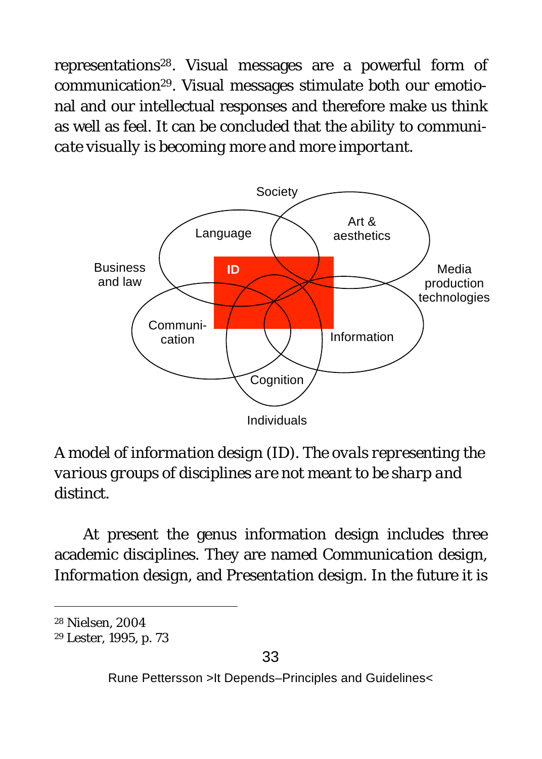representations[28]. Visual messages are a powerful form of communication[29]. Visual messages stimulate both our emotional and our intellectual responses and therefore make us think as well as feel. It can be concluded that *the ability to communicate visually is becoming more and more important*.

*A model of information design (ID). The ovals representing the various groups of disciplines are not meant to be sharp and distinct.*

At present the genus information design includes three academic disciplines. They are named *Communication* design, *Information* design, and *Presentation* design. In the future it is

---

[28] Nielsen, 2004

[29] Lester, 1995, p. 73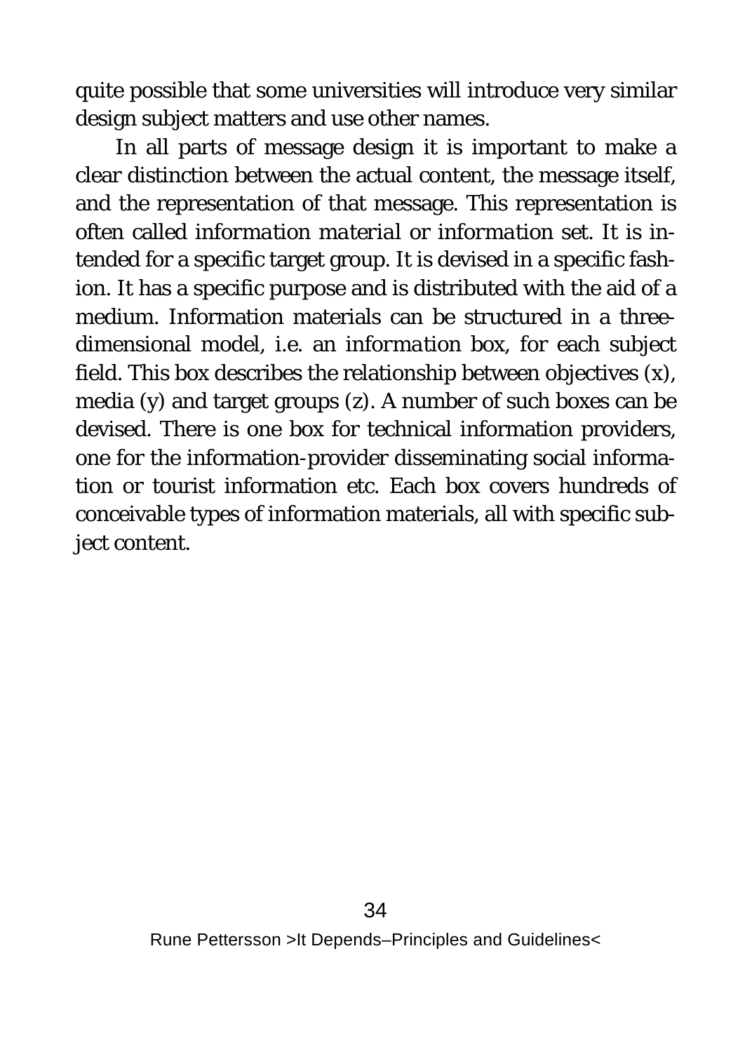quite possible that some universities will introduce very similar design subject matters and use other names.

In all parts of message design it is important to make a clear distinction between the actual content, the message itself, and the representation of that message. This representation is often called *information material* or *information set*. It is intended for a specific target group. It is devised in a specific fashion. It has a specific purpose and is distributed with the aid of a medium. Information materials can be structured in a three-dimensional model, i.e. an *information box*, for each subject field. This box describes the relationship between objectives (x), media (y) and target groups (z). A number of such boxes can be devised. There is one box for technical information providers, one for the information-provider disseminating social information or tourist information etc. Each box covers hundreds of conceivable types of information materials, all with specific subject content.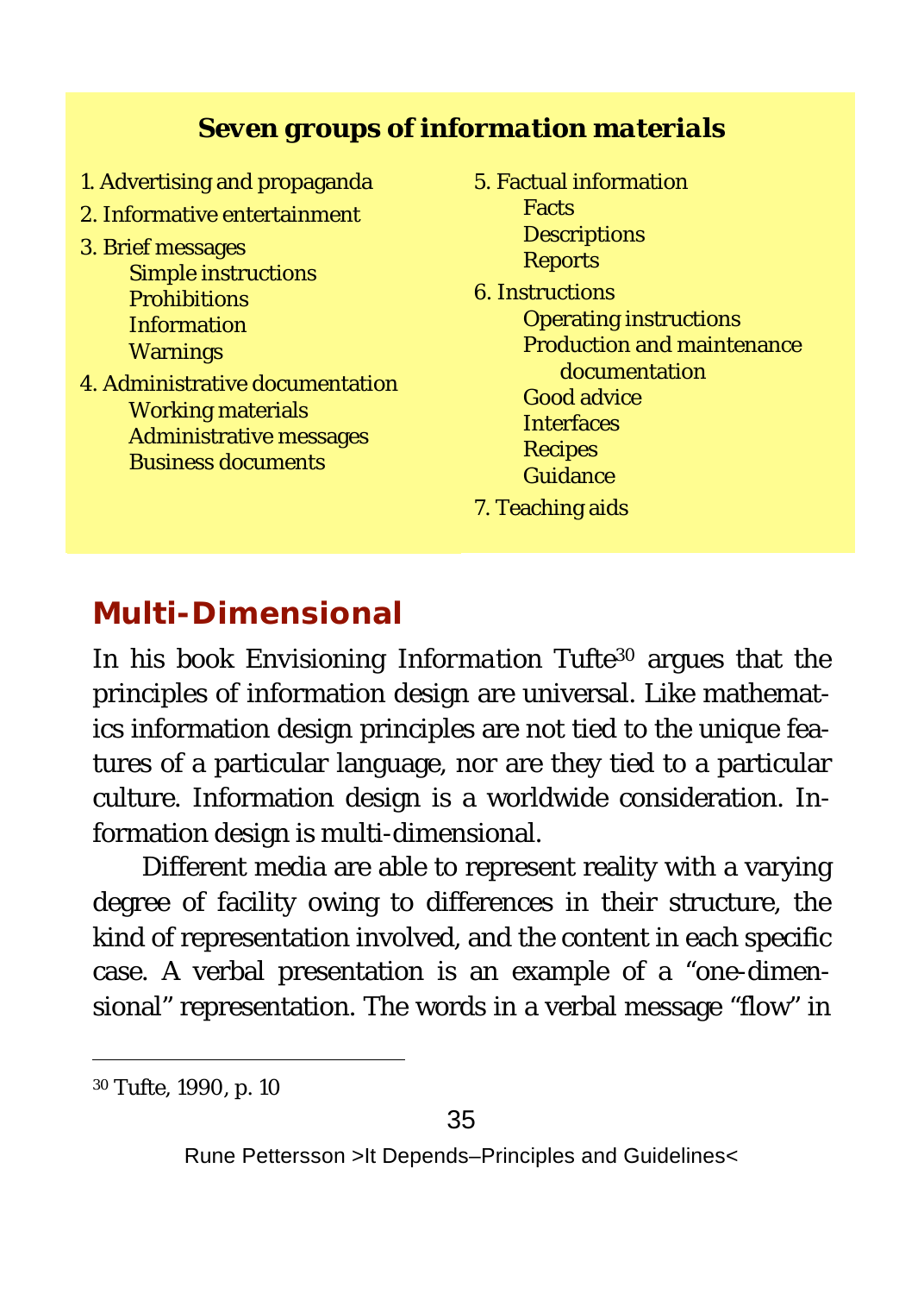**Seven groups of information materials**

1. Advertising and propaganda
2. Informative entertainment
3. Brief messages
   - Simple instructions
   - Prohibitions
   - Information
   - Warnings
4. Administrative documentation
   - Working materials
   - Administrative messages
   - Business documents
5. Factual information
   - Facts
   - Descriptions
   - Reports
6. Instructions
   - Operating instructions
   - Production and maintenance documentation
   - Good advice
   - Interfaces
   - Recipes
   - Guidance
7. Teaching aids

## Multi-Dimensional

In his book Envisioning *Information* Tufte[30] argues that the principles of information design are universal. Like mathematics information design principles are not tied to the unique features of a particular language, nor are they tied to a particular culture. Information design is a worldwide consideration. Information design is multi-dimensional.

Different media are able to represent reality with a varying degree of facility owing to differences in their structure, the kind of representation involved, and the content in each specific case. A verbal presentation is an example of a "one-dimensional" representation. The words in a verbal message "flow" in

[30] Tufte, 1990, p. 10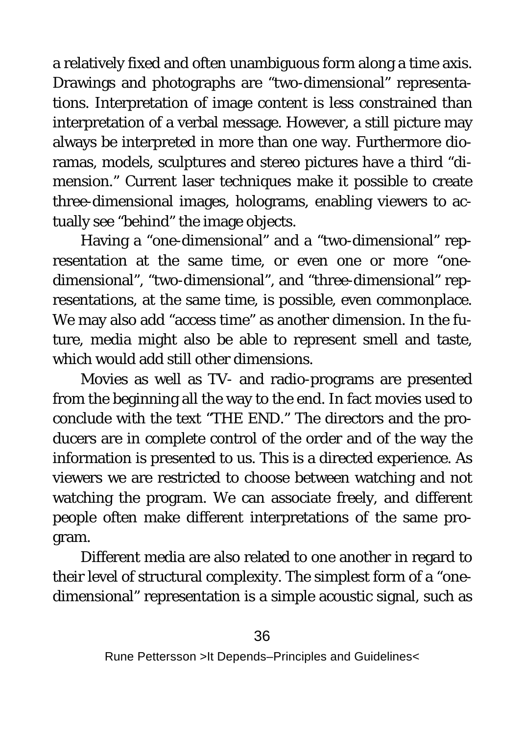a relatively fixed and often unambiguous form along a time axis. Drawings and photographs are "two-dimensional" representations. Interpretation of image content is less constrained than interpretation of a verbal message. However, a still picture may always be interpreted in more than one way. Furthermore dioramas, models, sculptures and stereo pictures have a third "dimension." Current laser techniques make it possible to create three-dimensional images, holograms, enabling viewers to actually see "behind" the image objects.

Having a "one-dimensional" and a "two-dimensional" representation at the same time, or even one or more "one-dimensional", "two-dimensional", and "three-dimensional" representations, at the same time, is possible, even commonplace. We may also add "access time" as another dimension. In the future, media might also be able to represent smell and taste, which would add still other dimensions.

Movies as well as TV- and radio-programs are presented from the beginning all the way to the end. In fact movies used to conclude with the text "THE END." The directors and the producers are in complete control of the order and of the way the information is presented to us. This is a directed experience. As viewers we are restricted to choose between watching and not watching the program. We can associate freely, and different people often make different interpretations of the same program.

Different media are also related to one another in regard to their level of structural complexity. The simplest form of a "one-dimensional" representation is a simple acoustic signal, such as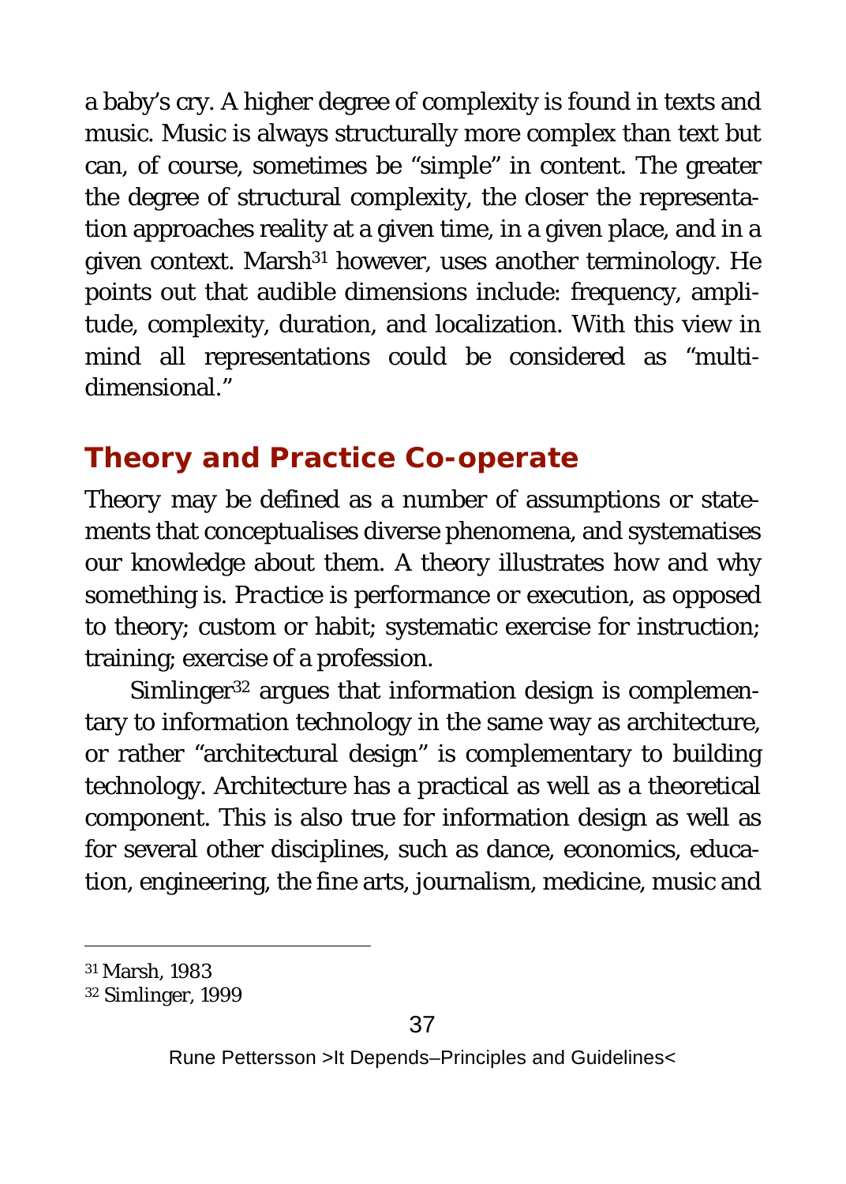a baby's cry. A higher degree of complexity is found in texts and music. Music is always structurally more complex than text but can, of course, sometimes be "simple" in content. The greater the degree of structural complexity, the closer the representation approaches reality at a given time, in a given place, and in a given context. Marsh[31] however, uses another terminology. He points out that audible dimensions include: frequency, amplitude, complexity, duration, and localization. With this view in mind all representations could be considered as "multidimensional."

## Theory and Practice Co-operate

Theory may be defined as a number of assumptions or statements that conceptualises diverse phenomena, and systematises our knowledge about them. A theory illustrates how and why something is. *Practice* is performance or execution, as opposed to theory; custom or habit; systematic exercise for instruction; training; exercise of a profession.

Simlinger[32] argues that information design is complementary to information technology in the same way as architecture, or rather "architectural design" is complementary to building technology. Architecture has a practical as well as a theoretical component. This is also true for information design as well as for several other disciplines, such as dance, economics, education, engineering, the fine arts, journalism, medicine, music and

[31] Marsh, 1983

[32] Simlinger, 1999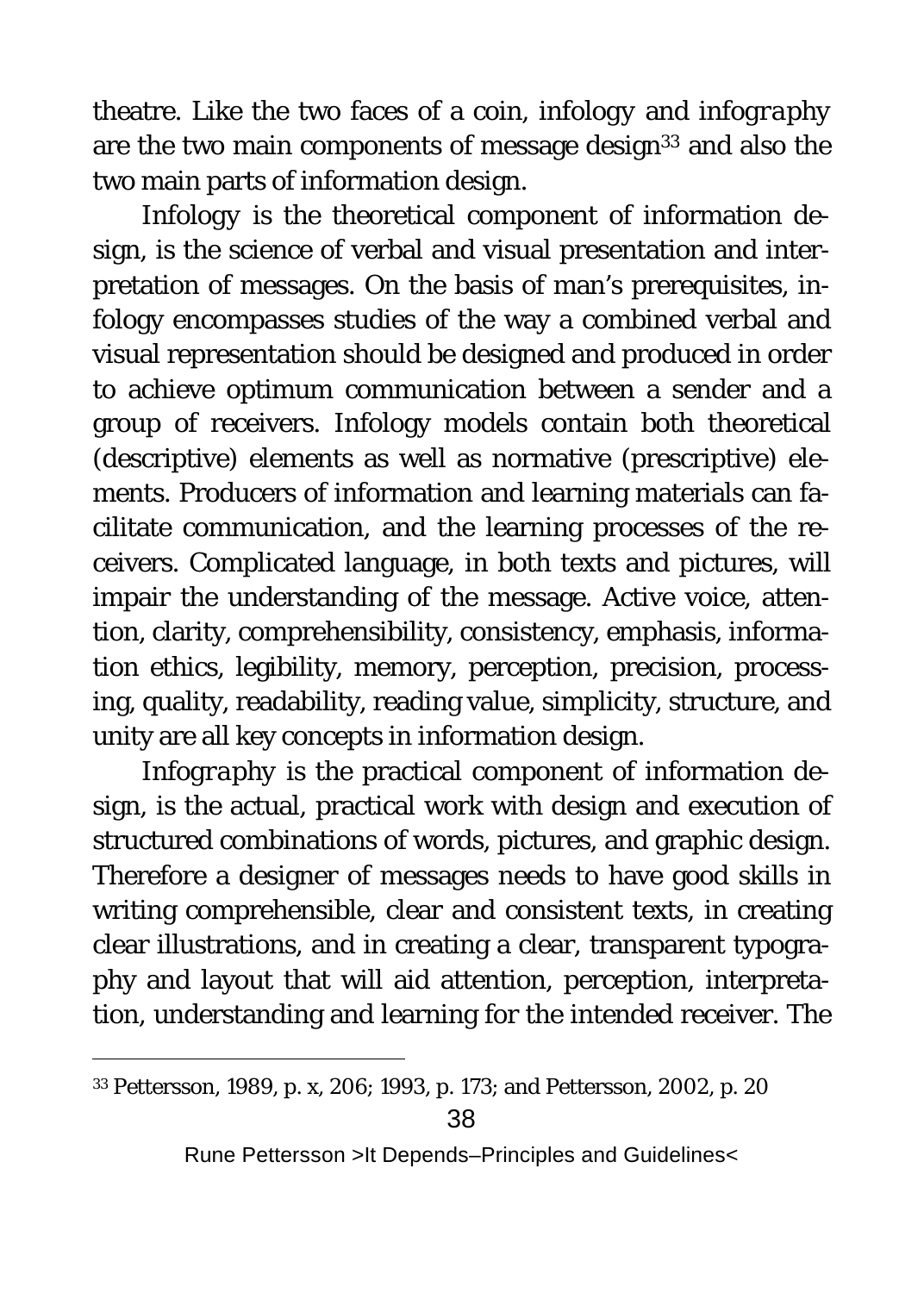theatre. Like the two faces of a coin, infology and infography are the two main components of message design[33] and also the two main parts of information design.

*Infology* is the theoretical component of information design, is the science of verbal and visual presentation and interpretation of messages. On the basis of man's prerequisites, infology encompasses studies of the way a combined verbal and visual representation should be designed and produced in order to achieve optimum communication between a sender and a group of receivers. Infology models contain both theoretical (descriptive) elements as well as normative (prescriptive) elements. Producers of information and learning materials can facilitate communication, and the learning processes of the receivers. Complicated language, in both texts and pictures, will impair the understanding of the message. Active voice, attention, clarity, comprehensibility, consistency, emphasis, information ethics, legibility, memory, perception, precision, processing, quality, readability, reading value, simplicity, structure, and unity are all key concepts in information design.

*Infography* is the practical component of information design, is the actual, practical work with design and execution of structured combinations of words, pictures, and graphic design. Therefore a designer of messages needs to have good skills in writing comprehensible, clear and consistent texts, in creating clear illustrations, and in creating a clear, transparent typography and layout that will aid attention, perception, interpretation, understanding and learning for the intended receiver. The

[33] Pettersson, 1989, p. x, 206; 1993, p. 173; and Pettersson, 2002, p. 20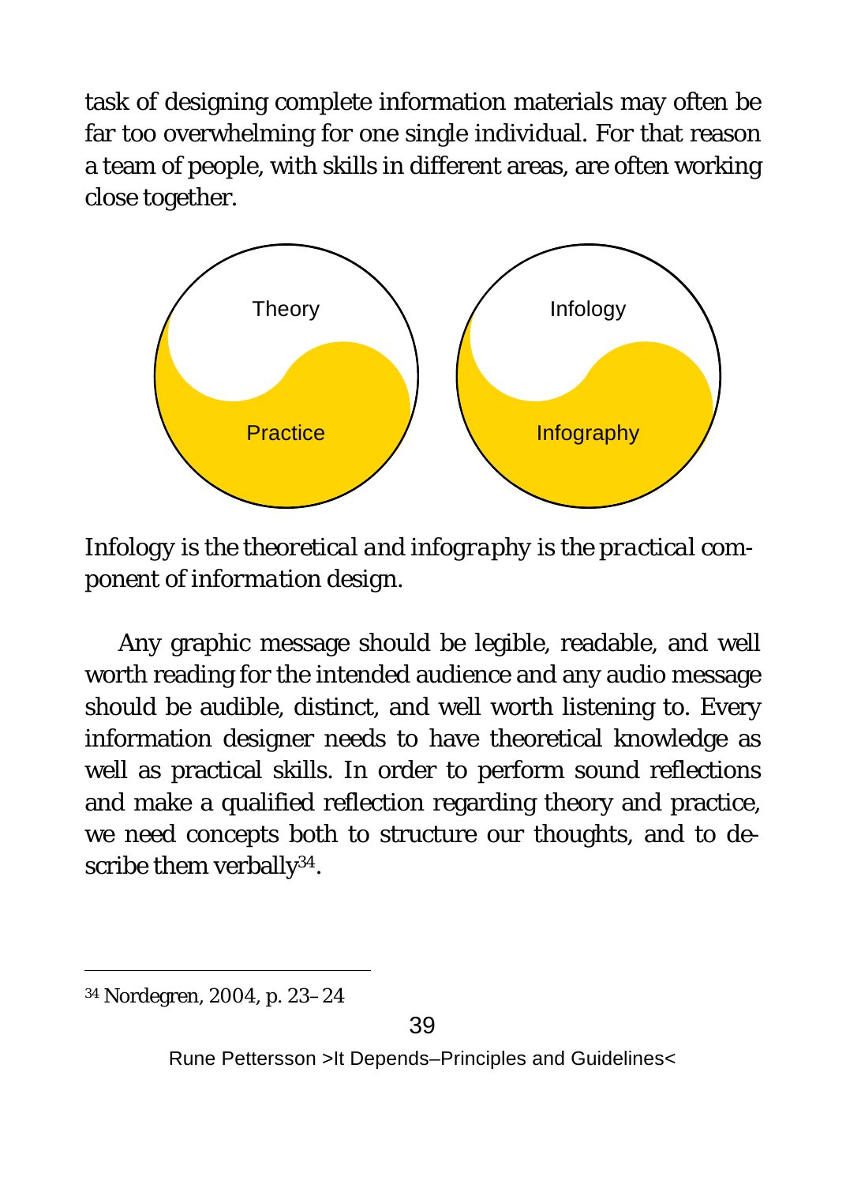task of designing complete information materials may often be far too overwhelming for one single individual. For that reason a team of people, with skills in different areas, are often working close together.

*Infology is the theoretical and infography is the practical component of information design.*

Any graphic message should be legible, readable, and well worth reading for the intended audience and any audio message should be audible, distinct, and well worth listening to. Every information designer needs to have theoretical knowledge as well as practical skills. In order to perform sound reflections and make a qualified reflection regarding theory and practice, we need concepts both to structure our thoughts, and to describe them verbally[34].

---

[34] Nordegren, 2004, p. 23–24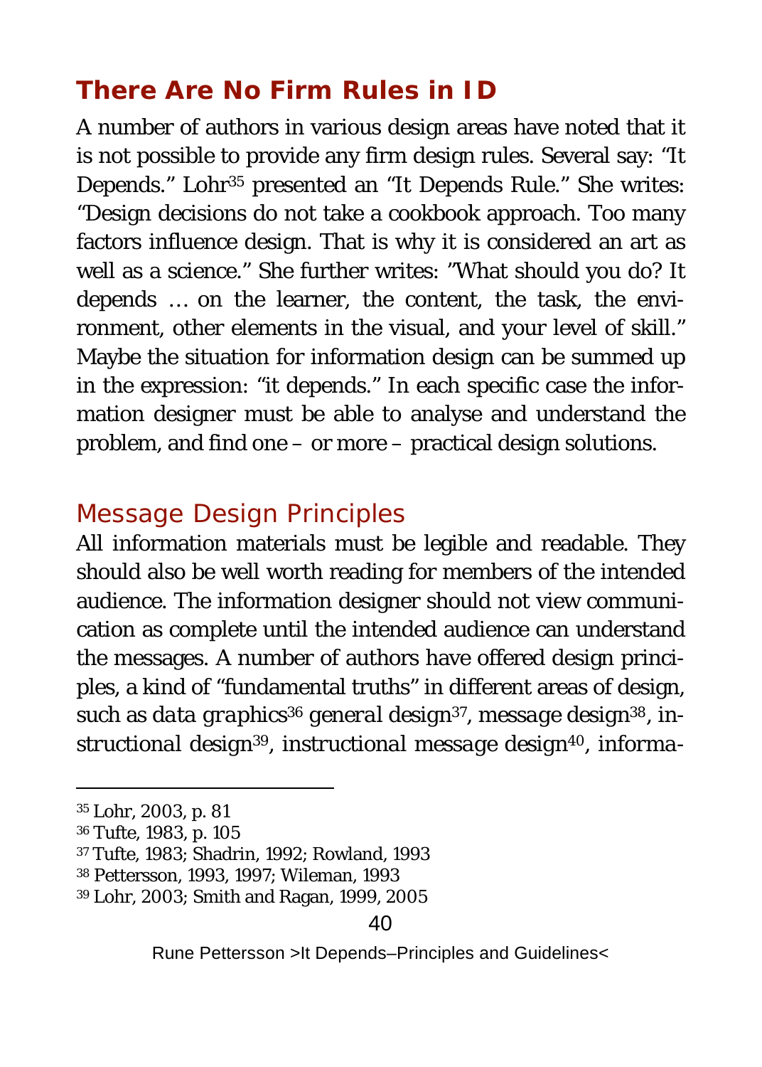## There Are No Firm Rules in ID

A number of authors in various design areas have noted that it is not possible to provide any firm design rules. Several say: "It Depends." Lohr[35] presented an "It Depends Rule." She writes: "Design decisions do not take a cookbook approach. Too many factors influence design. That is why it is considered an art as well as a science." She further writes: "What should you do? It depends … on the learner, the content, the task, the environment, other elements in the visual, and your level of skill." Maybe the situation for information design can be summed up in the expression: "it depends." In each specific case the information designer must be able to analyse and understand the problem, and find one – or more – practical design solutions.

### Message Design Principles

All information materials must be legible and readable. They should also be well worth reading for members of the intended audience. The information designer should not view communication as complete until the intended audience can understand the messages. A number of authors have offered design principles, a kind of "fundamental truths" in different areas of design, such as *data graphics*[36] *general design*[37], *message design*[38], *instructional design*[39], *instructional message design*[40], informa-

---

[35] Lohr, 2003, p. 81
[36] Tufte, 1983, p. 105
[37] Tufte, 1983; Shadrin, 1992; Rowland, 1993
[38] Pettersson, 1993, 1997; Wileman, 1993
[39] Lohr, 2003; Smith and Ragan, 1999, 2005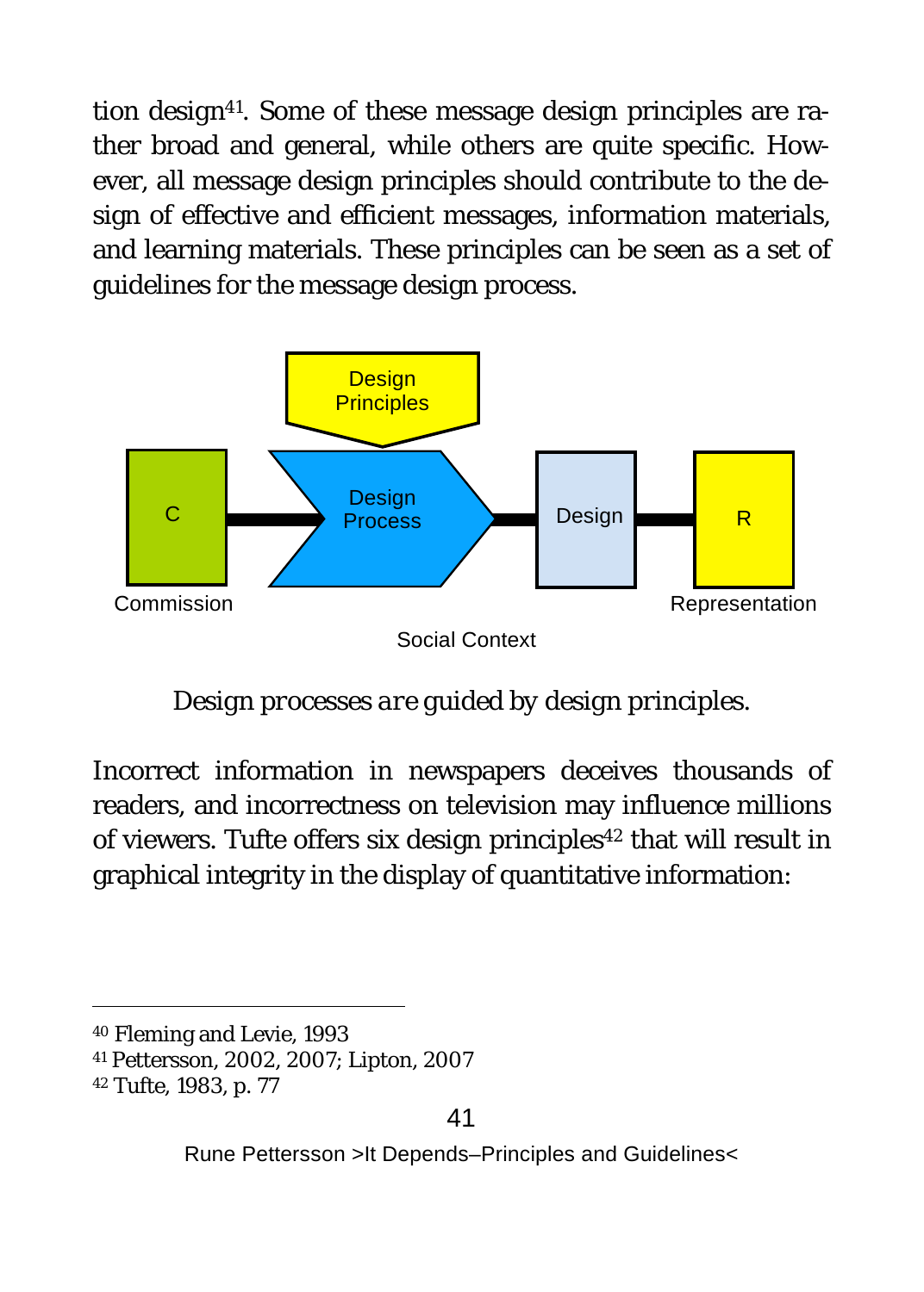tion design[41]. Some of these message design principles are rather broad and general, while others are quite specific. However, all message design principles should contribute to the design of effective and efficient messages, information materials, and learning materials. These principles can be seen as a set of guidelines for the message design process.

Design Principles

C — Design Process — Design — R

Commission — Representation

Social Context

*Design processes are guided by design principles.*

Incorrect information in newspapers deceives thousands of readers, and incorrectness on television may influence millions of viewers. Tufte offers six design principles[42] that will result in graphical integrity in the display of quantitative information:

---

[40] Fleming and Levie, 1993

[41] Pettersson, 2002, 2007; Lipton, 2007

[42] Tufte, 1983, p. 77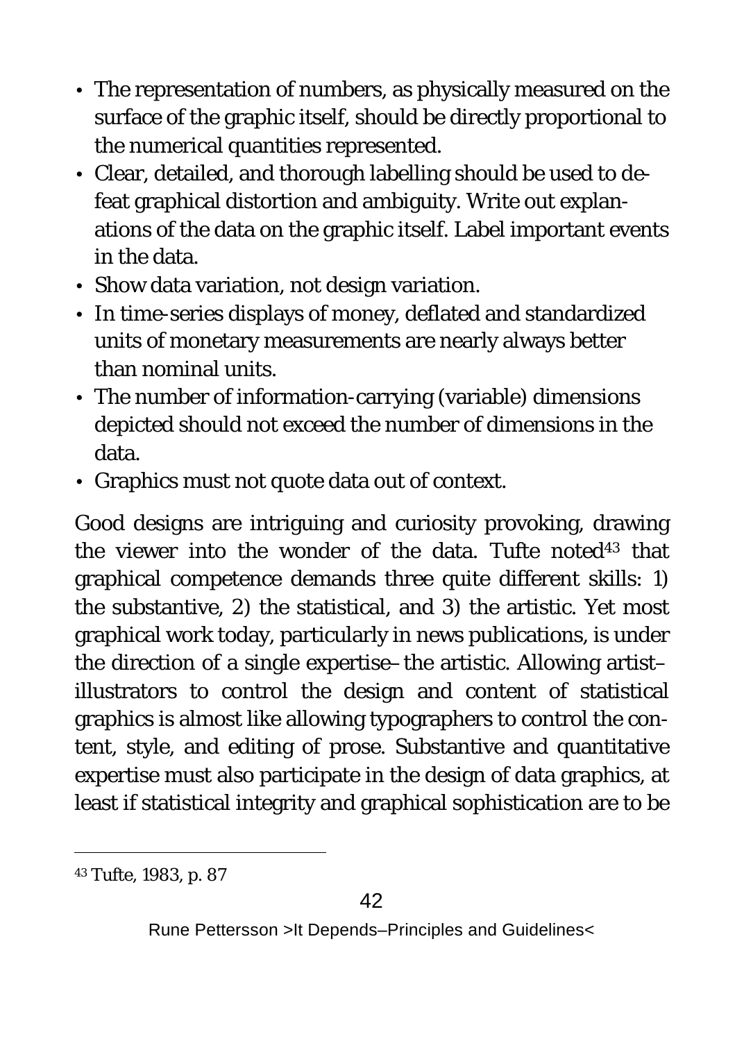- The representation of numbers, as physically measured on the surface of the graphic itself, should be directly proportional to the numerical quantities represented.
- Clear, detailed, and thorough labelling should be used to defeat graphical distortion and ambiguity. Write out explanations of the data on the graphic itself. Label important events in the data.
- Show data variation, not design variation.
- In time-series displays of money, deflated and standardized units of monetary measurements are nearly always better than nominal units.
- The number of information-carrying (variable) dimensions depicted should not exceed the number of dimensions in the data.
- Graphics must not quote data out of context.

Good designs are intriguing and curiosity provoking, drawing the viewer into the wonder of the data. Tufte noted[43] that graphical competence demands three quite different skills: 1) the substantive, 2) the statistical, and 3) the artistic. Yet most graphical work today, particularly in news publications, is under the direction of a single expertise–the artistic. Allowing artist–illustrators to control the design and content of statistical graphics is almost like allowing typographers to control the content, style, and editing of prose. Substantive and quantitative expertise must also participate in the design of data graphics, at least if statistical integrity and graphical sophistication are to be

---

[43] Tufte, 1983, p. 87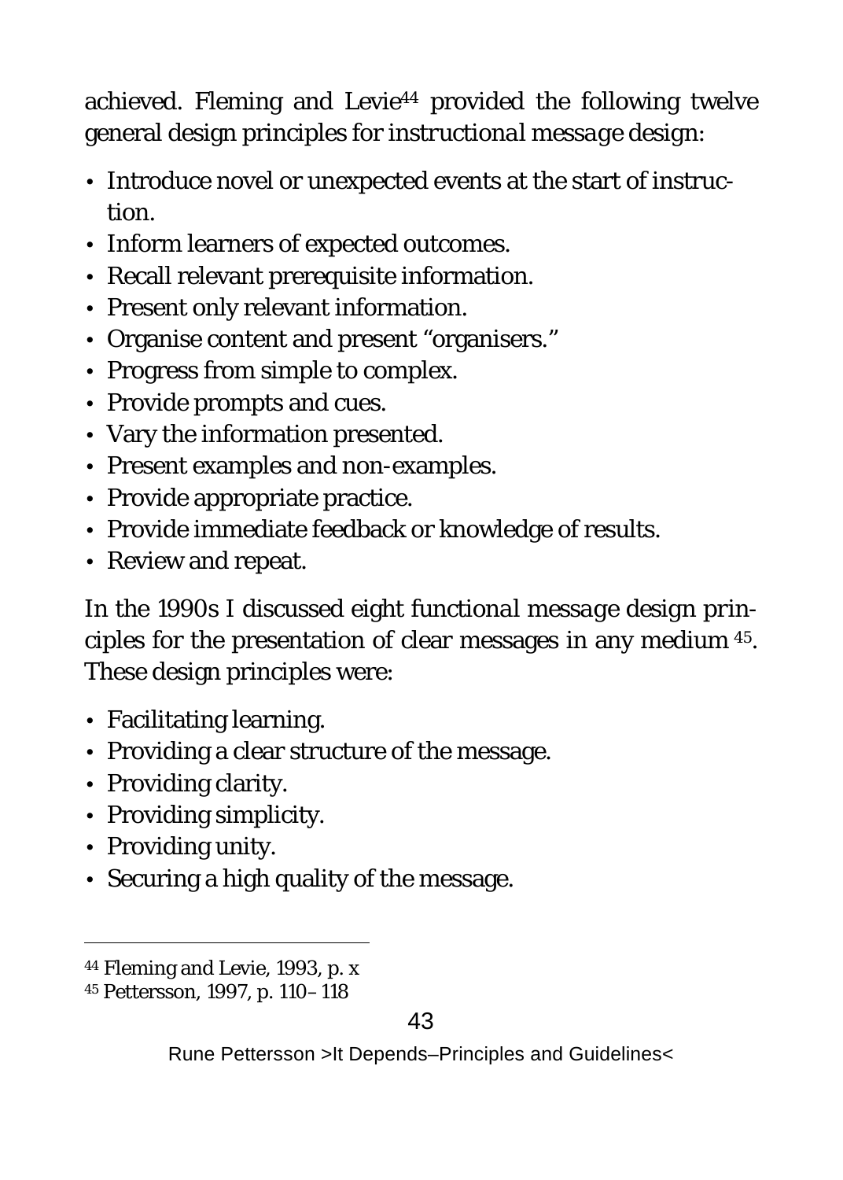achieved. Fleming and Levie[44] provided the following twelve general design principles for *instructional message design*:

- Introduce novel or unexpected events at the start of instruction.
- Inform learners of expected outcomes.
- Recall relevant prerequisite information.
- Present only relevant information.
- Organise content and present "organisers."
- Progress from simple to complex.
- Provide prompts and cues.
- Vary the information presented.
- Present examples and non-examples.
- Provide appropriate practice.
- Provide immediate feedback or knowledge of results.
- Review and repeat.

In the 1990s I discussed eight *functional message design principles* for the presentation of clear messages in any medium [45]. These design principles were:

- Facilitating learning.
- Providing a clear structure of the message.
- Providing clarity.
- Providing simplicity.
- Providing unity.
- Securing a high quality of the message.

---

[44] Fleming and Levie, 1993, p. x

[45] Pettersson, 1997, p. 110–118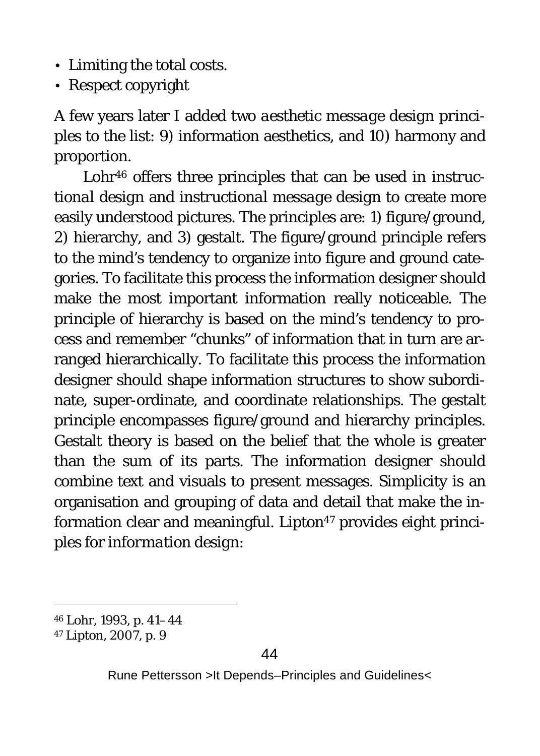- Limiting the total costs.
- Respect copyright

A few years later I added two *aesthetic message design principles* to the list: 9) information aesthetics, and 10) harmony and proportion.

Lohr[46] offers three principles that can be used in *instructional design* and *instructional message design* to create more easily understood pictures. The principles are: 1) figure/ground, 2) hierarchy, and 3) gestalt. The figure/ground principle refers to the mind's tendency to organize into figure and ground categories. To facilitate this process the information designer should make the most important information really noticeable. The principle of hierarchy is based on the mind's tendency to process and remember "chunks" of information that in turn are arranged hierarchically. To facilitate this process the information designer should shape information structures to show subordinate, super-ordinate, and coordinate relationships. The gestalt principle encompasses figure/ground and hierarchy principles. Gestalt theory is based on the belief that the whole is greater than the sum of its parts. The information designer should combine text and visuals to present messages. Simplicity is an organisation and grouping of data and detail that make the information clear and meaningful. Lipton[47] provides eight principles for *information design*:

---

[46] Lohr, 1993, p. 41–44

[47] Lipton, 2007, p. 9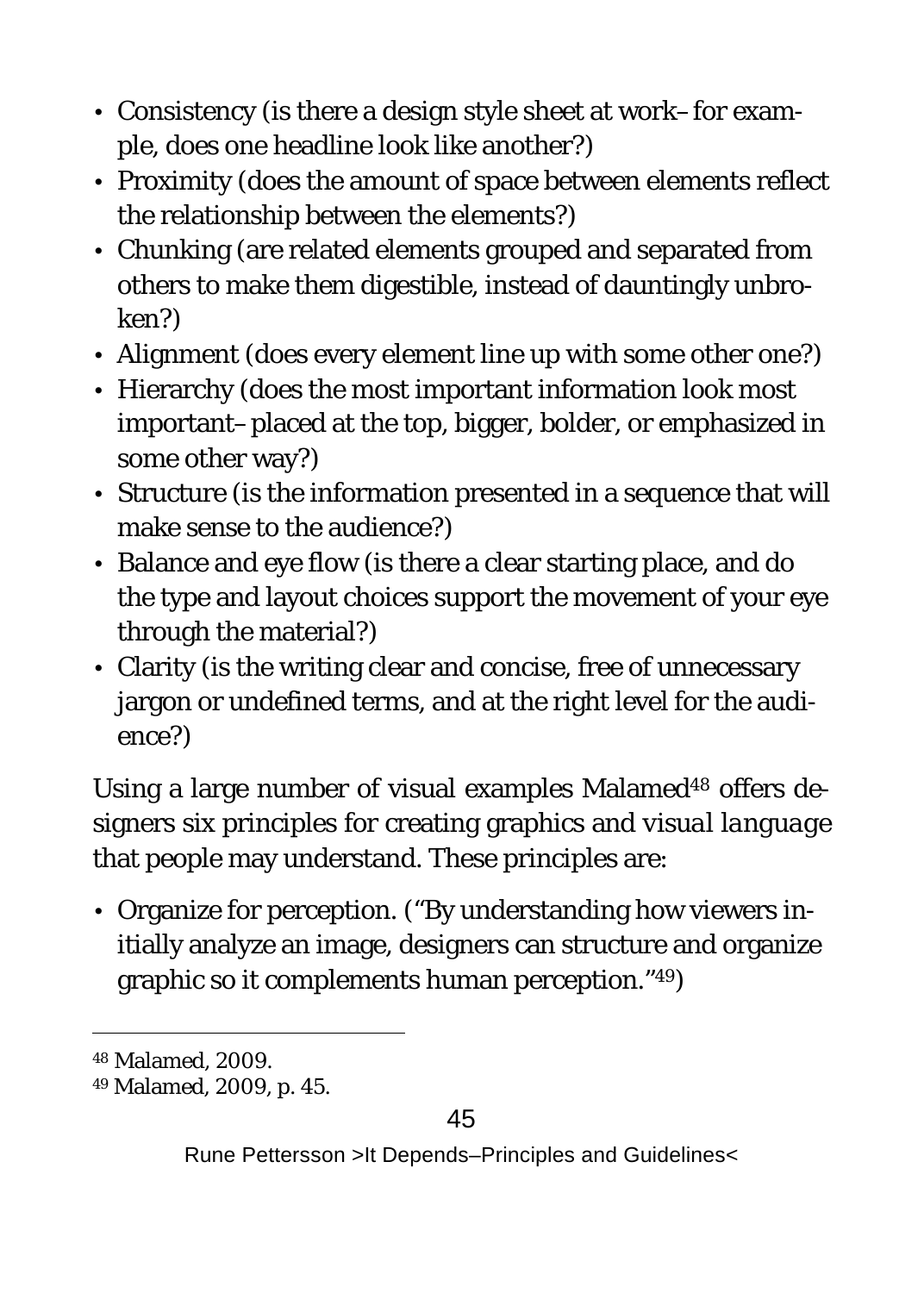- Consistency (is there a design style sheet at work–for example, does one headline look like another?)
- Proximity (does the amount of space between elements reflect the relationship between the elements?)
- Chunking (are related elements grouped and separated from others to make them digestible, instead of dauntingly unbroken?)
- Alignment (does every element line up with some other one?)
- Hierarchy (does the most important information look most important–placed at the top, bigger, bolder, or emphasized in some other way?)
- Structure (is the information presented in a sequence that will make sense to the audience?)
- Balance and eye flow (is there a clear starting place, and do the type and layout choices support the movement of your eye through the material?)
- Clarity (is the writing clear and concise, free of unnecessary jargon or undefined terms, and at the right level for the audience?)

Using a large number of visual examples Malamed[48] offers designers six principles for creating graphics and *visual language* that people may understand. These principles are:

- Organize for perception. ("By understanding how viewers initially analyze an image, designers can structure and organize graphic so it complements human perception."[49])

[48] Malamed, 2009.

[49] Malamed, 2009, p. 45.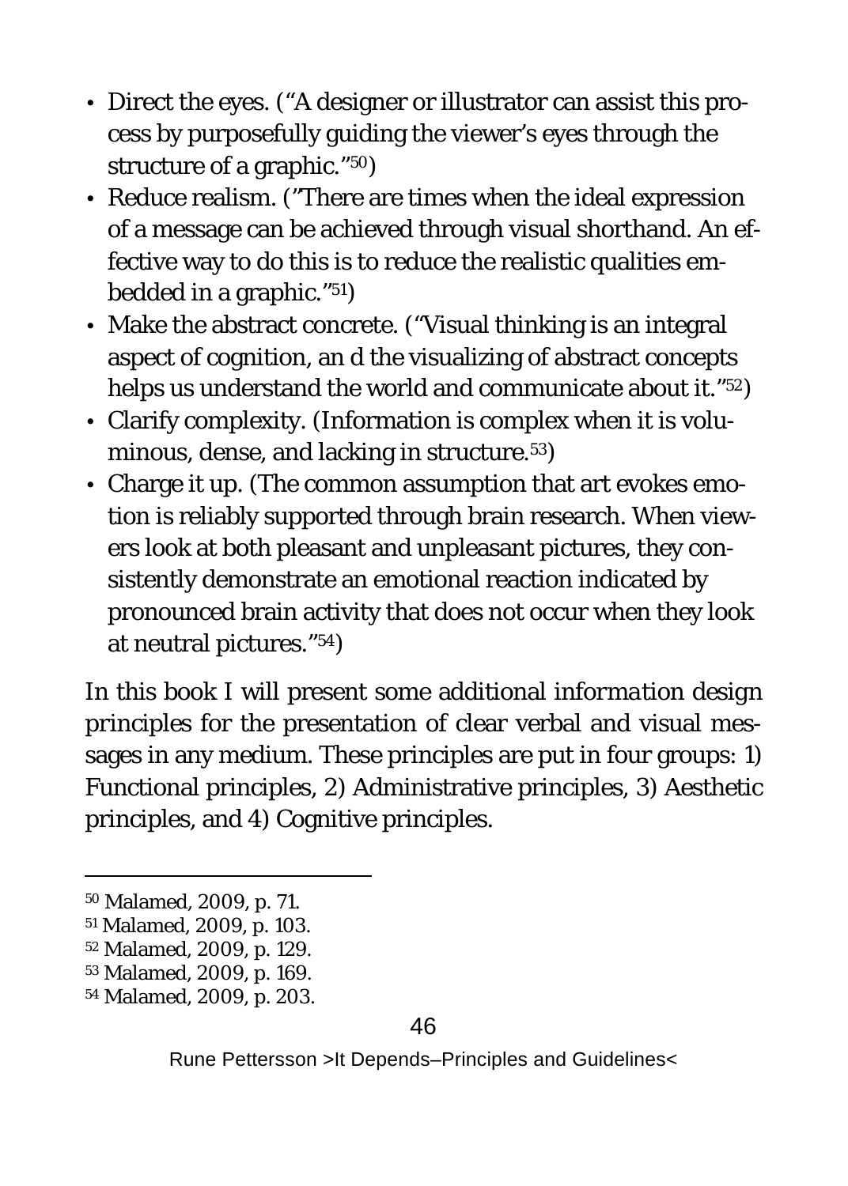- Direct the eyes. ("A designer or illustrator can assist this process by purposefully guiding the viewer's eyes through the structure of a graphic."[50])
- Reduce realism. ("There are times when the ideal expression of a message can be achieved through visual shorthand. An effective way to do this is to reduce the realistic qualities embedded in a graphic."[51])
- Make the abstract concrete. ("Visual thinking is an integral aspect of cognition, an d the visualizing of abstract concepts helps us understand the world and communicate about it."[52])
- Clarify complexity. (Information is complex when it is voluminous, dense, and lacking in structure.[53])
- Charge it up. (The common assumption that art evokes emotion is reliably supported through brain research. When viewers look at both pleasant and unpleasant pictures, they consistently demonstrate an emotional reaction indicated by pronounced brain activity that does not occur when they look at neutral pictures."[54])

In this book I will present some additional *information design principles* for the presentation of clear verbal and visual messages in any medium. These principles are put in four groups: 1) Functional principles, 2) Administrative principles, 3) Aesthetic principles, and 4) Cognitive principles.

---

[50] Malamed, 2009, p. 71.
[51] Malamed, 2009, p. 103.
[52] Malamed, 2009, p. 129.
[53] Malamed, 2009, p. 169.
[54] Malamed, 2009, p. 203.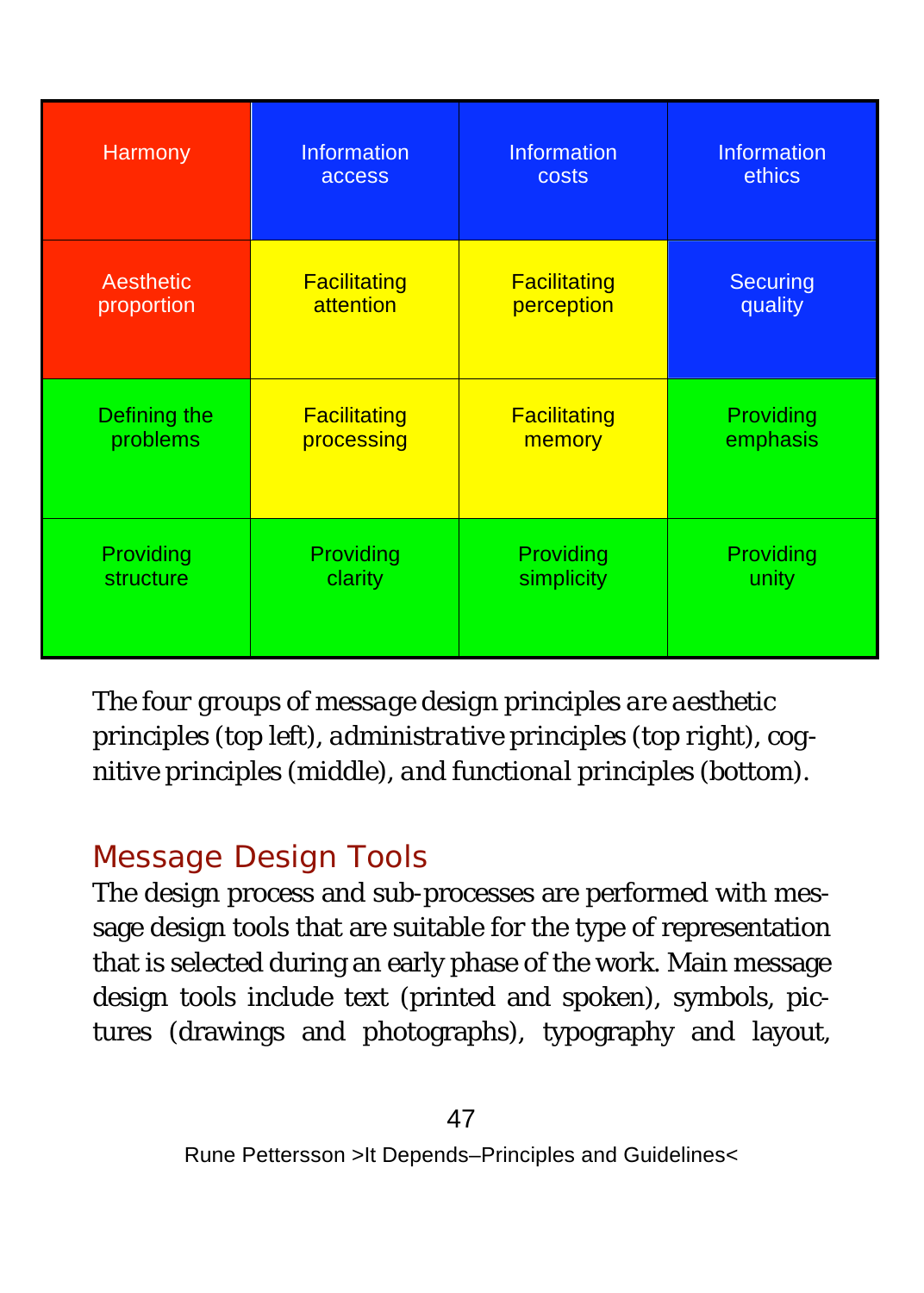| Harmony | Information access | Information costs | Information ethics |
|---|---|---|---|
| Aesthetic proportion | Facilitating attention | Facilitating perception | Securing quality |
| Defining the problems | Facilitating processing | Facilitating memory | Providing emphasis |
| Providing structure | Providing clarity | Providing simplicity | Providing unity |

*The four groups of message design principles are aesthetic principles (top left), administrative principles (top right), cognitive principles (middle), and functional principles (bottom).*

## Message Design Tools

The design process and sub-processes are performed with message design tools that are suitable for the type of representation that is selected during an early phase of the work. Main message design tools include text (printed and spoken), symbols, pictures (drawings and photographs), typography and layout,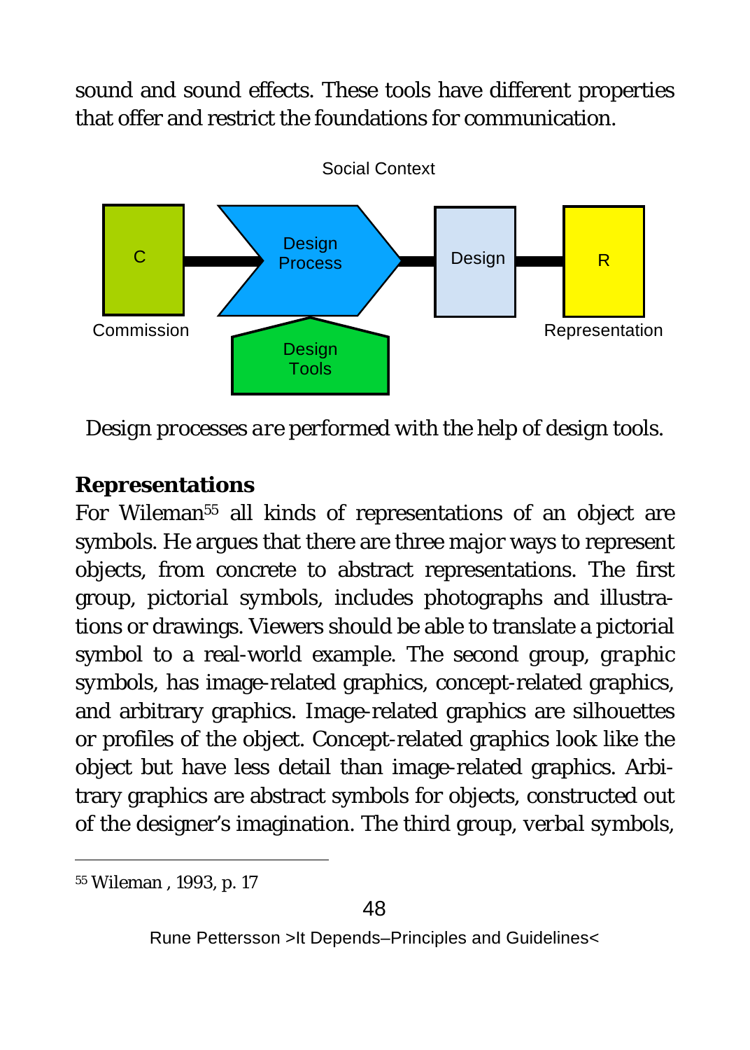sound and sound effects. These tools have different properties that offer and restrict the foundations for communication.

Social Context

C — Design Process — Design — R

Commission | Design Tools | Representation

*Design processes are performed with the help of design tools.*

**Representations**

For Wileman[55] all kinds of representations of an object are symbols. He argues that there are three major ways to represent objects, from concrete to abstract representations. The first group, *pictorial symbols*, includes photographs and illustrations or drawings. Viewers should be able to translate a pictorial symbol to a real-world example. The second group, *graphic symbols*, has image-related graphics, concept-related graphics, and arbitrary graphics. Image-related graphics are silhouettes or profiles of the object. Concept-related graphics look like the object but have less detail than image-related graphics. Arbitrary graphics are abstract symbols for objects, constructed out of the designer's imagination. The third group, *verbal symbols*,

---

[55] Wileman , 1993, p. 17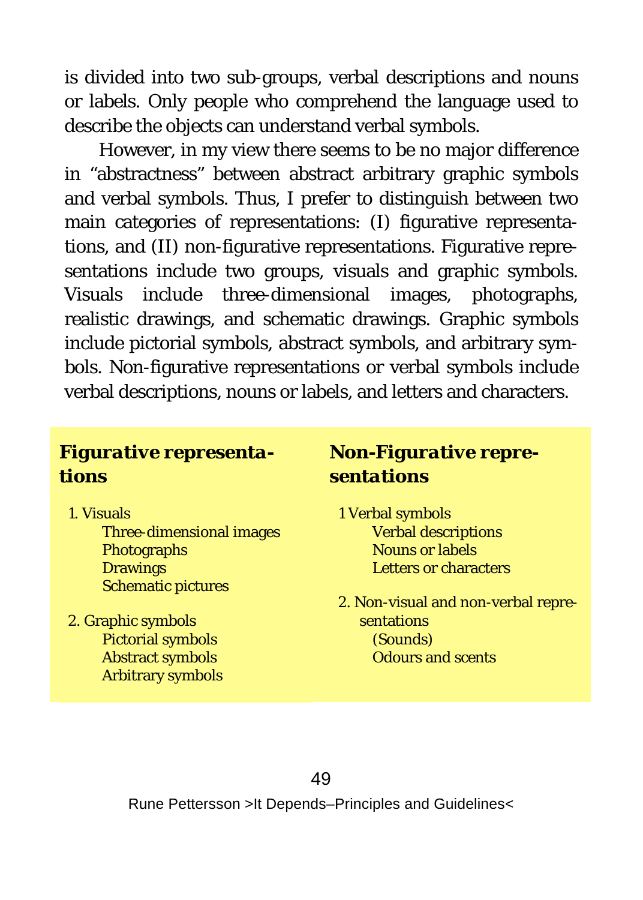is divided into two sub-groups, verbal descriptions and nouns or labels. Only people who comprehend the language used to describe the objects can understand verbal symbols.

However, in my view there seems to be no major difference in "abstractness" between abstract arbitrary graphic symbols and verbal symbols. Thus, I prefer to distinguish between two main categories of representations: (I) figurative representations, and (II) non-figurative representations. Figurative representations include two groups, visuals and graphic symbols. Visuals include three-dimensional images, photographs, realistic drawings, and schematic drawings. Graphic symbols include pictorial symbols, abstract symbols, and arbitrary symbols. Non-figurative representations or verbal symbols include verbal descriptions, nouns or labels, and letters and characters.

***Figurative representations***

1. Visuals
   - Three-dimensional images
   - Photographs
   - Drawings
   - Schematic pictures
2. Graphic symbols
   - Pictorial symbols
   - Abstract symbols
   - Arbitrary symbols

***Non-Figurative representations***

1 Verbal symbols
   - Verbal descriptions
   - Nouns or labels
   - Letters or characters

2. Non-visual and non-verbal representations
   - (Sounds)
   - Odours and scents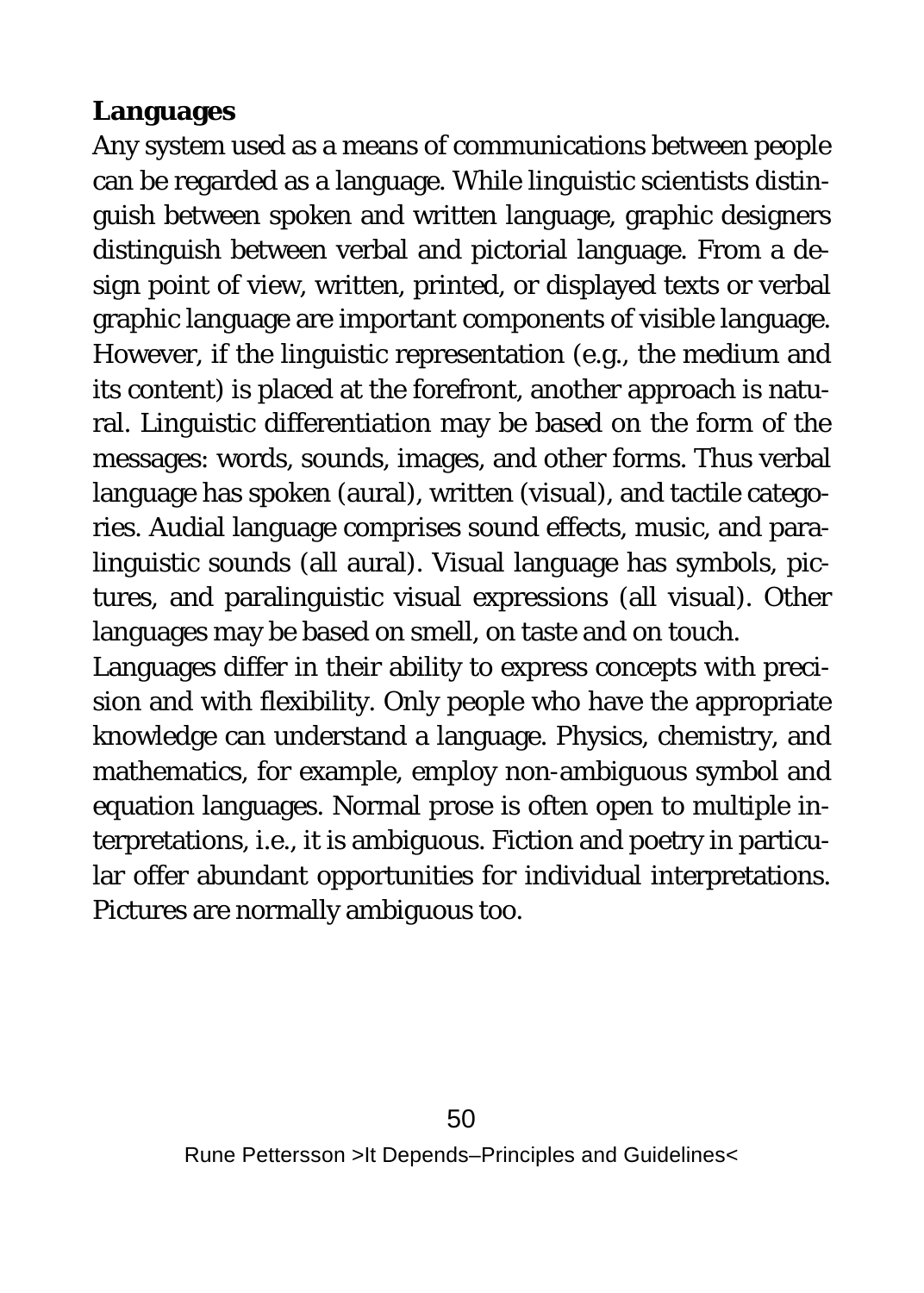**Languages**

Any system used as a means of communications between people can be regarded as a language. While linguistic scientists distinguish between spoken and written language, graphic designers distinguish between verbal and pictorial language. From a design point of view, written, printed, or displayed texts or verbal graphic language are important components of visible language. However, if the linguistic representation (e.g., the medium and its content) is placed at the forefront, another approach is natural. Linguistic differentiation may be based on the form of the messages: words, sounds, images, and other forms. Thus verbal language has spoken (aural), written (visual), and tactile categories. Audial language comprises sound effects, music, and paralinguistic sounds (all aural). Visual language has symbols, pictures, and paralinguistic visual expressions (all visual). Other languages may be based on smell, on taste and on touch.

Languages differ in their ability to express concepts with precision and with flexibility. Only people who have the appropriate knowledge can understand a language. Physics, chemistry, and mathematics, for example, employ non-ambiguous symbol and equation languages. Normal prose is often open to multiple interpretations, i.e., it is ambiguous. Fiction and poetry in particular offer abundant opportunities for individual interpretations. Pictures are normally ambiguous too.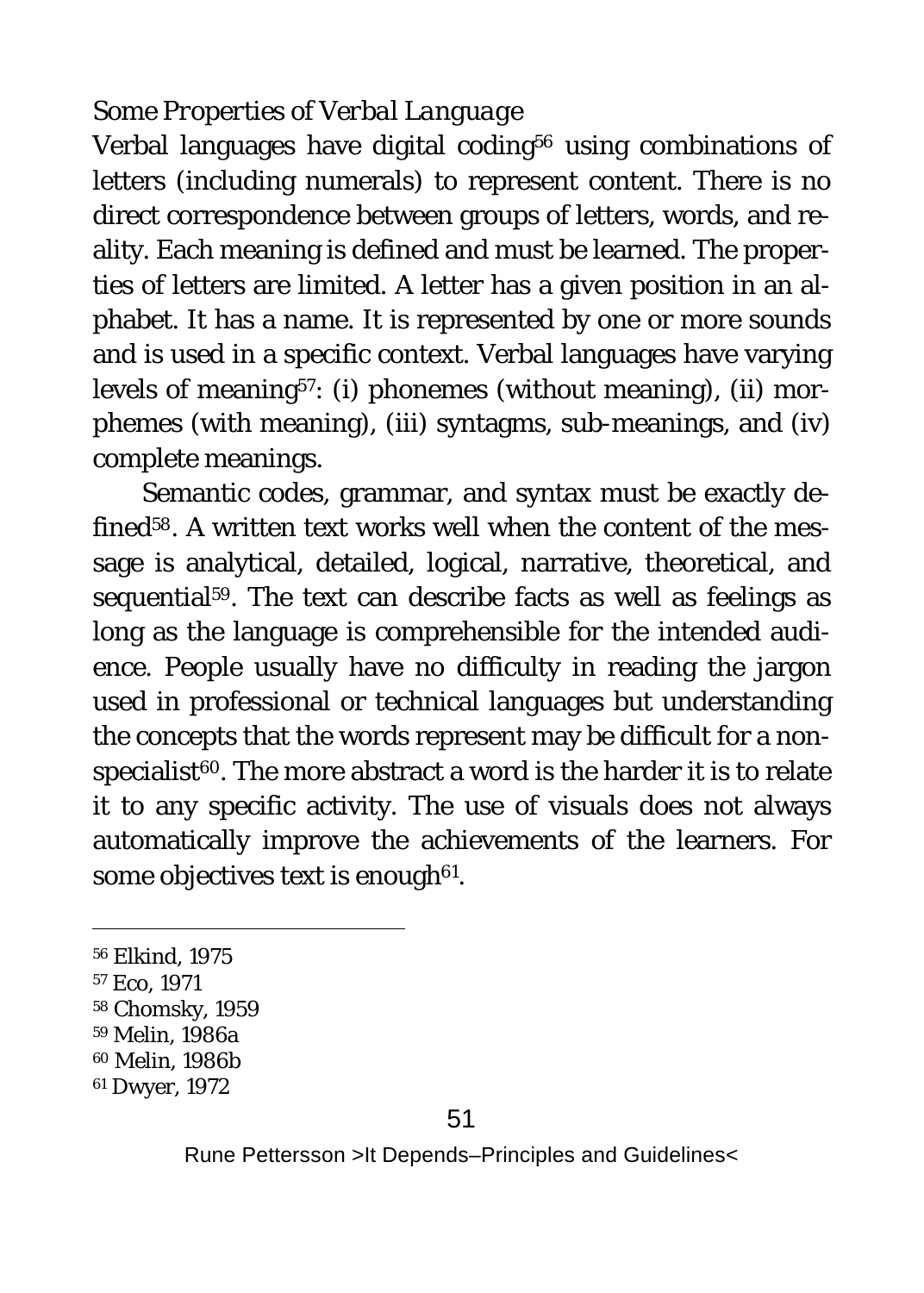*Some Properties of Verbal Language*

Verbal languages have digital coding[56] using combinations of letters (including numerals) to represent content. There is no direct correspondence between groups of letters, words, and reality. Each meaning is defined and must be learned. The properties of letters are limited. A letter has a given position in an alphabet. It has a name. It is represented by one or more sounds and is used in a specific context. Verbal languages have varying levels of meaning[57]: (i) phonemes (without meaning), (ii) morphemes (with meaning), (iii) syntagms, sub-meanings, and (iv) complete meanings.

Semantic codes, grammar, and syntax must be exactly defined[58]. A written text works well when the content of the message is analytical, detailed, logical, narrative, theoretical, and sequential[59]. The text can describe facts as well as feelings as long as the language is comprehensible for the intended audience. People usually have no difficulty in reading the jargon used in professional or technical languages but understanding the concepts that the words represent may be difficult for a non-specialist[60]. The more abstract a word is the harder it is to relate it to any specific activity. The use of visuals does not always automatically improve the achievements of the learners. For some objectives text is enough[61].

---

[56] Elkind, 1975

[57] Eco, 1971

[58] Chomsky, 1959

[59] Melin, 1986a

[60] Melin, 1986b

[61] Dwyer, 1972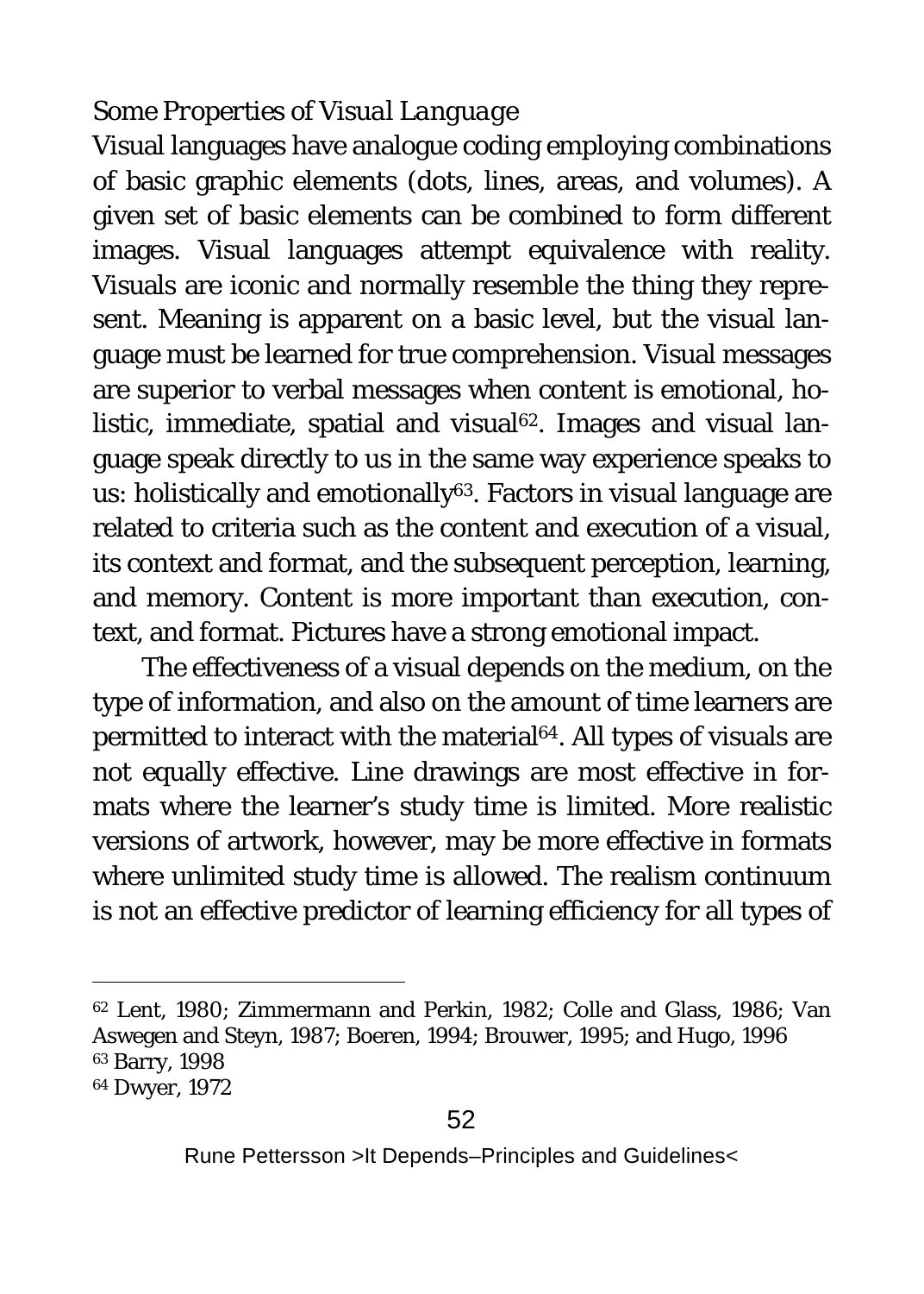*Some Properties of Visual Language*

Visual languages have analogue coding employing combinations of basic graphic elements (dots, lines, areas, and volumes). A given set of basic elements can be combined to form different images. Visual languages attempt equivalence with reality. Visuals are iconic and normally resemble the thing they represent. Meaning is apparent on a basic level, but the visual language must be learned for true comprehension. Visual messages are superior to verbal messages when content is emotional, holistic, immediate, spatial and visual[62]. Images and visual language speak directly to us in the same way experience speaks to us: holistically and emotionally[63]. Factors in visual language are related to criteria such as the content and execution of a visual, its context and format, and the subsequent perception, learning, and memory. Content is more important than execution, context, and format. Pictures have a strong emotional impact.

The effectiveness of a visual depends on the medium, on the type of information, and also on the amount of time learners are permitted to interact with the material[64]. All types of visuals are not equally effective. Line drawings are most effective in formats where the learner's study time is limited. More realistic versions of artwork, however, may be more effective in formats where unlimited study time is allowed. The realism continuum is not an effective predictor of learning efficiency for all types of

---

[62] Lent, 1980; Zimmermann and Perkin, 1982; Colle and Glass, 1986; Van Aswegen and Steyn, 1987; Boeren, 1994; Brouwer, 1995; and Hugo, 1996

[63] Barry, 1998

[64] Dwyer, 1972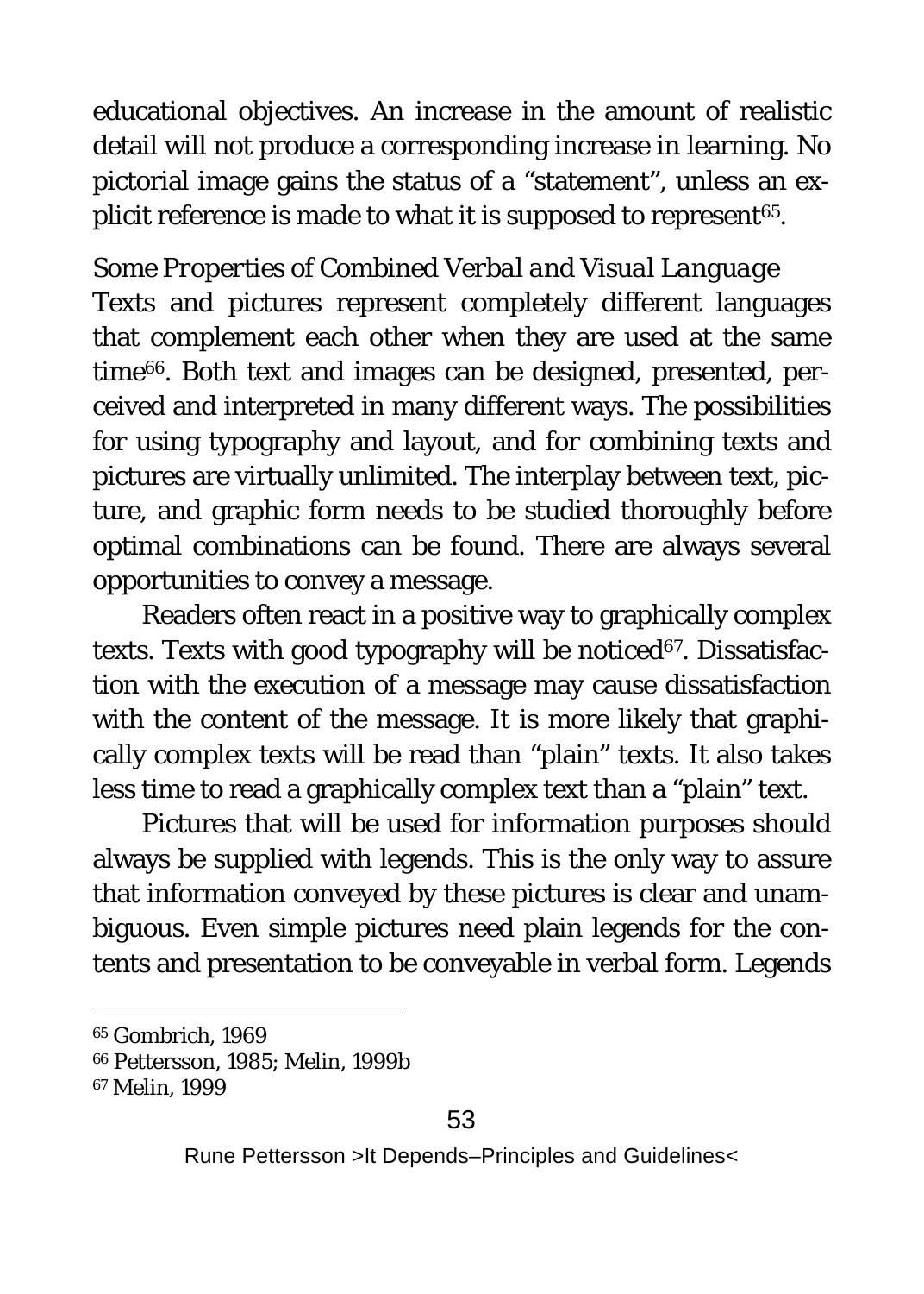educational objectives. An increase in the amount of realistic detail will not produce a corresponding increase in learning. No pictorial image gains the status of a “statement”, unless an explicit reference is made to what it is supposed to represent[65].

*Some Properties of Combined Verbal and Visual Language*

Texts and pictures represent completely different languages that complement each other when they are used at the same time[66]. Both text and images can be designed, presented, perceived and interpreted in many different ways. The possibilities for using typography and layout, and for combining texts and pictures are virtually unlimited. The interplay between text, picture, and graphic form needs to be studied thoroughly before optimal combinations can be found. There are always several opportunities to convey a message.

Readers often react in a positive way to graphically complex texts. Texts with good typography will be noticed[67]. Dissatisfaction with the execution of a message may cause dissatisfaction with the content of the message. It is more likely that graphically complex texts will be read than “plain” texts. It also takes less time to read a graphically complex text than a “plain” text.

Pictures that will be used for information purposes should always be supplied with legends. This is the only way to assure that information conveyed by these pictures is clear and unambiguous. Even simple pictures need plain legends for the contents and presentation to be conveyable in verbal form. Legends

[65] Gombrich, 1969

[66] Pettersson, 1985; Melin, 1999b

[67] Melin, 1999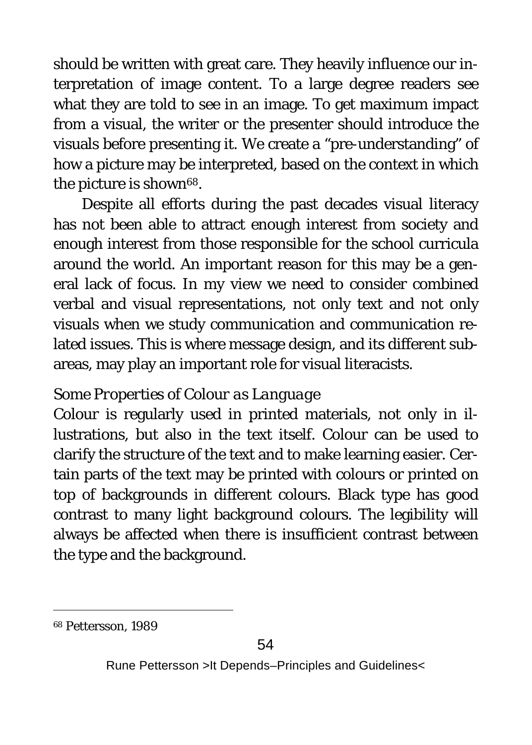should be written with great care. They heavily influence our interpretation of image content. To a large degree readers see what they are told to see in an image. To get maximum impact from a visual, the writer or the presenter should introduce the visuals before presenting it. We create a "pre-understanding" of how a picture may be interpreted, based on the context in which the picture is shown[68].

Despite all efforts during the past decades visual literacy has not been able to attract enough interest from society and enough interest from those responsible for the school curricula around the world. An important reason for this may be a general lack of focus. In my view we need to consider combined verbal and visual representations, not only text and not only visuals when we study communication and communication related issues. This is where message design, and its different subareas, may play an important role for visual literacists.

### *Some Properties of Colour as Language*

Colour is regularly used in printed materials, not only in illustrations, but also in the text itself. Colour can be used to clarify the structure of the text and to make learning easier. Certain parts of the text may be printed with colours or printed on top of backgrounds in different colours. Black type has good contrast to many light background colours. The legibility will always be affected when there is insufficient contrast between the type and the background.

---

[68] Pettersson, 1989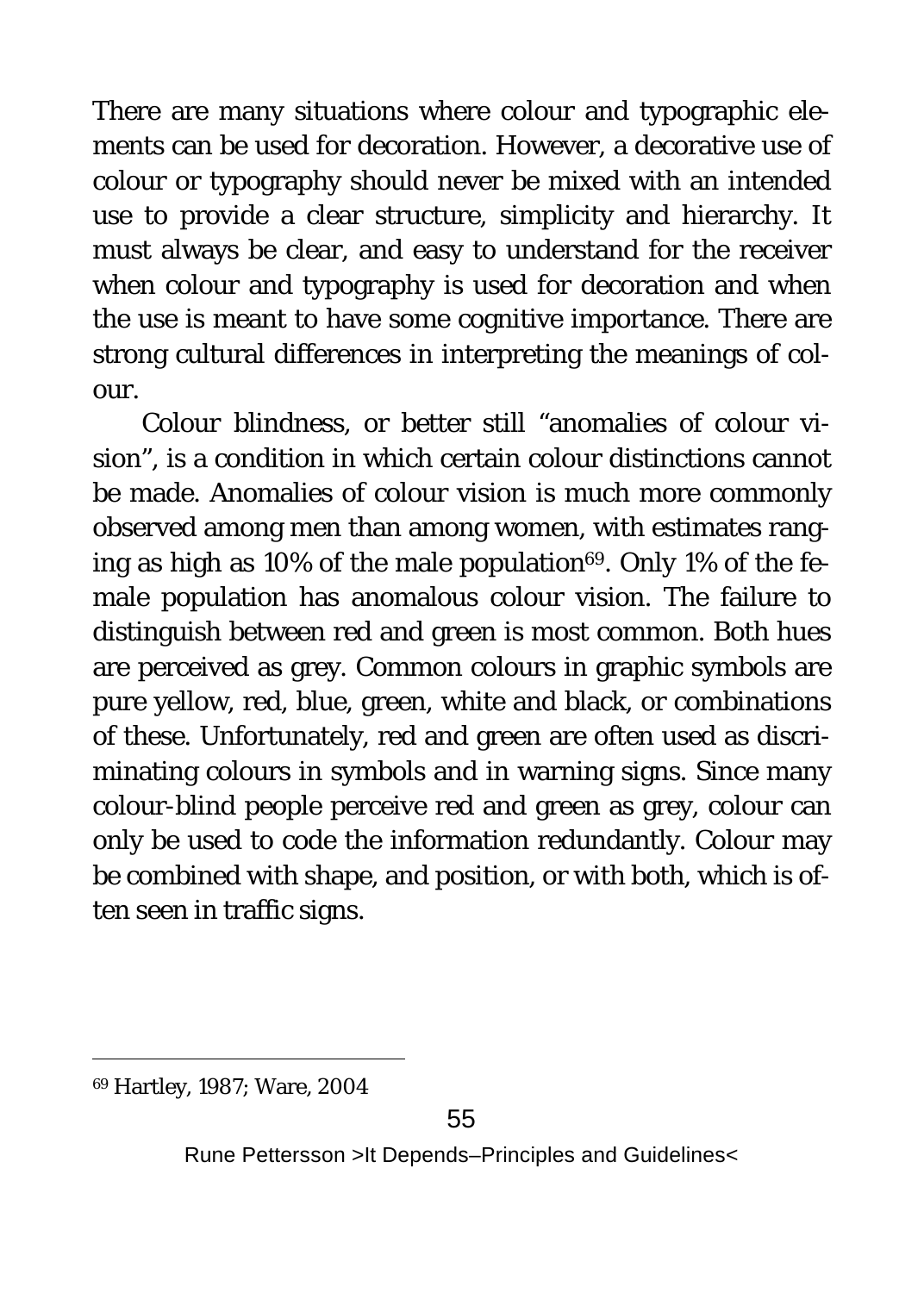There are many situations where colour and typographic elements can be used for decoration. However, a decorative use of colour or typography should never be mixed with an intended use to provide a clear structure, simplicity and hierarchy. It must always be clear, and easy to understand for the receiver when colour and typography is used for decoration and when the use is meant to have some cognitive importance. There are strong cultural differences in interpreting the meanings of colour.

Colour blindness, or better still "anomalies of colour vision", is a condition in which certain colour distinctions cannot be made. Anomalies of colour vision is much more commonly observed among men than among women, with estimates ranging as high as 10% of the male population[69]. Only 1% of the female population has anomalous colour vision. The failure to distinguish between red and green is most common. Both hues are perceived as grey. Common colours in graphic symbols are pure yellow, red, blue, green, white and black, or combinations of these. Unfortunately, red and green are often used as discriminating colours in symbols and in warning signs. Since many colour-blind people perceive red and green as grey, colour can only be used to code the information redundantly. Colour may be combined with shape, and position, or with both, which is often seen in traffic signs.

---

[69] Hartley, 1987; Ware, 2004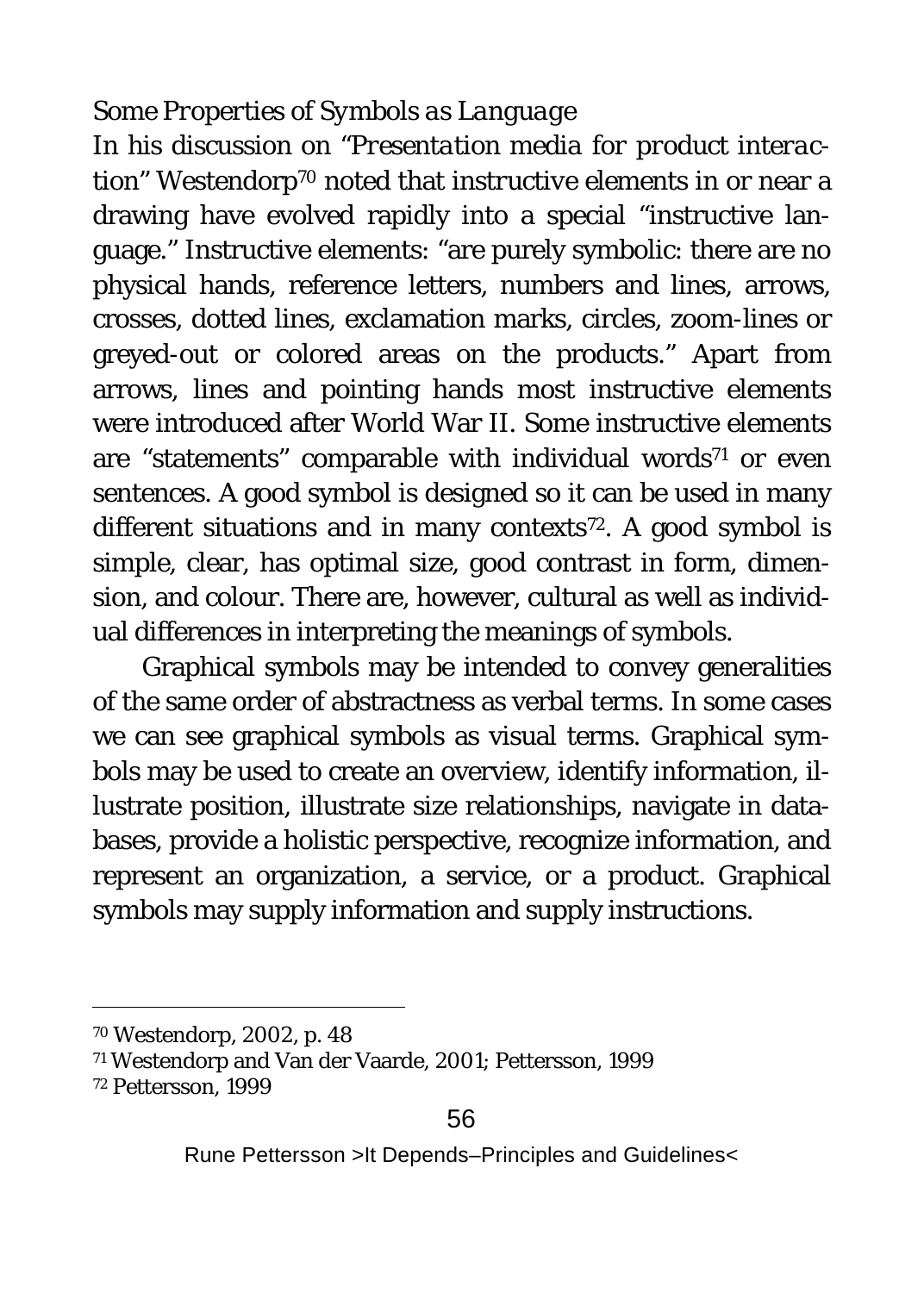*Some Properties of Symbols as Language*

In his discussion on "*Presentation media for product interaction*" Westendorp[70] noted that instructive elements in or near a drawing have evolved rapidly into a special "instructive language." Instructive elements: "are purely symbolic: there are no physical hands, reference letters, numbers and lines, arrows, crosses, dotted lines, exclamation marks, circles, zoom-lines or greyed-out or colored areas on the products." Apart from arrows, lines and pointing hands most instructive elements were introduced after World War II. Some instructive elements are "statements" comparable with individual words[71] or even sentences. A good symbol is designed so it can be used in many different situations and in many contexts[72]. A good symbol is simple, clear, has optimal size, good contrast in form, dimension, and colour. There are, however, cultural as well as individual differences in interpreting the meanings of symbols.

Graphical symbols may be intended to convey generalities of the same order of abstractness as verbal terms. In some cases we can see graphical symbols as visual terms. Graphical symbols may be used to create an overview, identify information, illustrate position, illustrate size relationships, navigate in databases, provide a holistic perspective, recognize information, and represent an organization, a service, or a product. Graphical symbols may supply information and supply instructions.

---

[70] Westendorp, 2002, p. 48

[71] Westendorp and Van der Vaarde, 2001; Pettersson, 1999

[72] Pettersson, 1999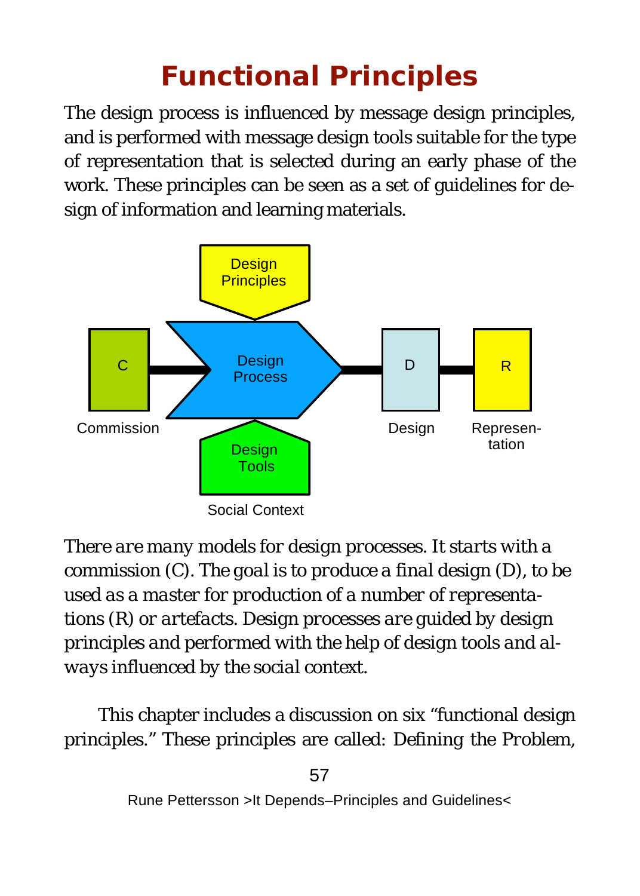# Functional Principles

The design process is influenced by message design principles, and is performed with message design tools suitable for the type of representation that is selected during an early phase of the work. These principles can be seen as a set of guidelines for design of information and learning materials.

Design Principles

C — Design Process — D — R

Commission — Design — Representation

Design Tools

Social Context

*There are many models for design processes. It starts with a commission (C). The goal is to produce a final design (D), to be used as a master for production of a number of representations (R) or artefacts. Design processes are guided by design principles and performed with the help of design tools and always influenced by the social context.*

This chapter includes a discussion on six "functional design principles." These principles are called: Defining the Problem,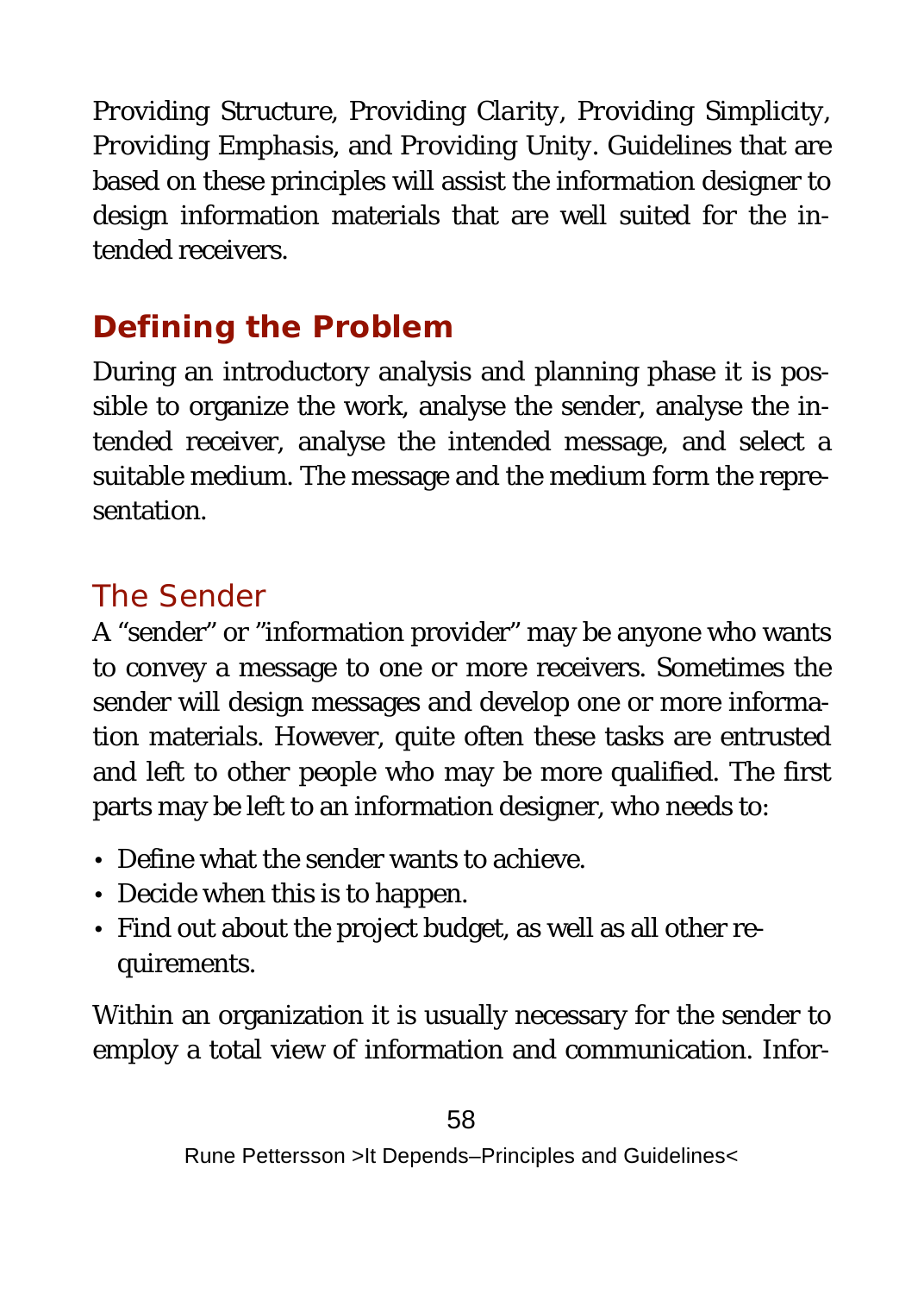*Providing Structure*, *Providing Clarity*, *Providing Simplicity*, *Providing Emphasis*, and *Providing Unity*. Guidelines that are based on these principles will assist the information designer to design information materials that are well suited for the intended receivers.

## Defining the Problem

During an introductory analysis and planning phase it is possible to organize the work, analyse the sender, analyse the intended receiver, analyse the intended message, and select a suitable medium. The message and the medium form the representation.

### The Sender

A "sender" or "information provider" may be anyone who wants to convey a message to one or more receivers. Sometimes the sender will design messages and develop one or more information materials. However, quite often these tasks are entrusted and left to other people who may be more qualified. The first parts may be left to an information designer, who needs to:

- Define what the sender wants to achieve.
- Decide when this is to happen.
- Find out about the project budget, as well as all other requirements.

Within an organization it is usually necessary for the sender to employ a total view of information and communication. Infor-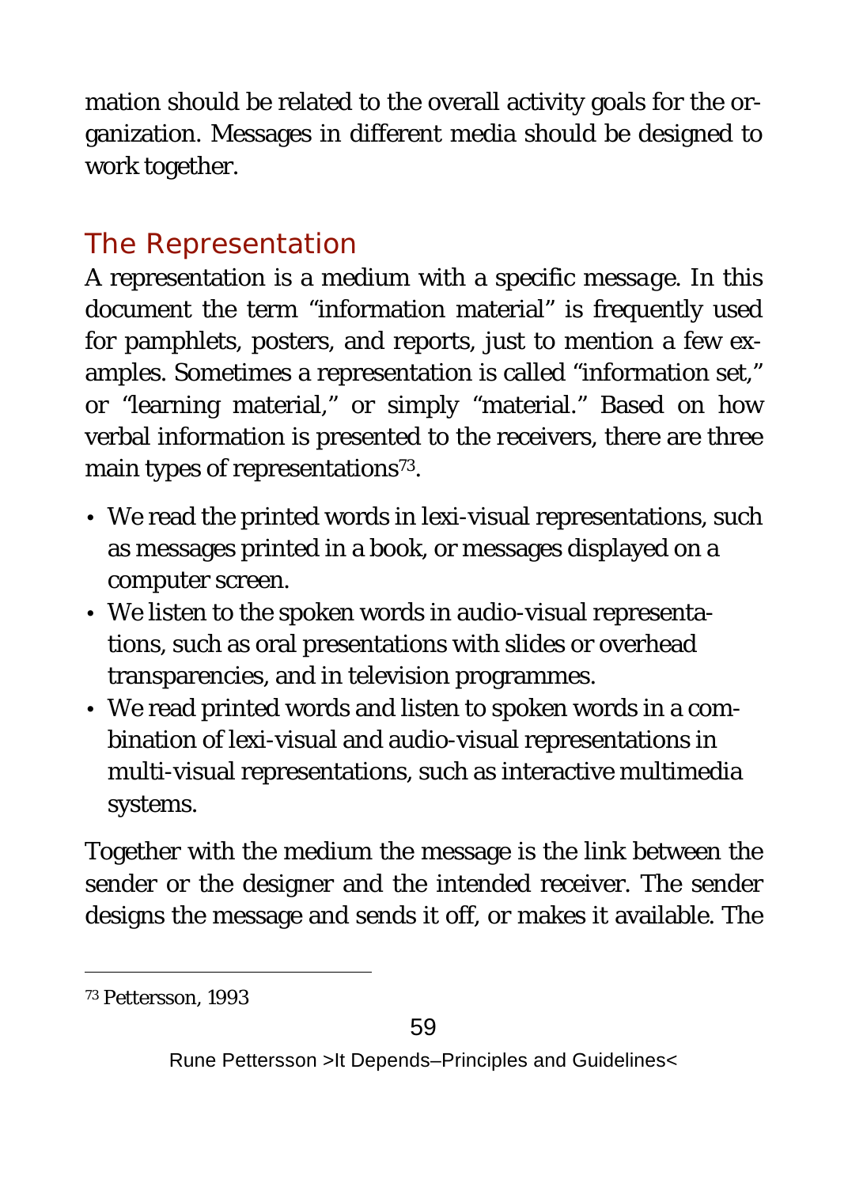mation should be related to the overall activity goals for the organization. Messages in different media should be designed to work together.

## The Representation

A representation is a medium with a specific message. In this document the term "information material" is frequently used for pamphlets, posters, and reports, just to mention a few examples. Sometimes a representation is called "information set," or "learning material," or simply "material." Based on how verbal information is presented to the receivers, there are three main types of representations[73].

- We read the printed words in lexi-visual representations, such as messages printed in a book, or messages displayed on a computer screen.
- We listen to the spoken words in audio-visual representations, such as oral presentations with slides or overhead transparencies, and in television programmes.
- We read printed words and listen to spoken words in a combination of lexi-visual and audio-visual representations in multi-visual representations, such as interactive multimedia systems.

Together with the medium the message is the link between the sender or the designer and the intended receiver. The sender designs the message and sends it off, or makes it available. The

---

[73] Pettersson, 1993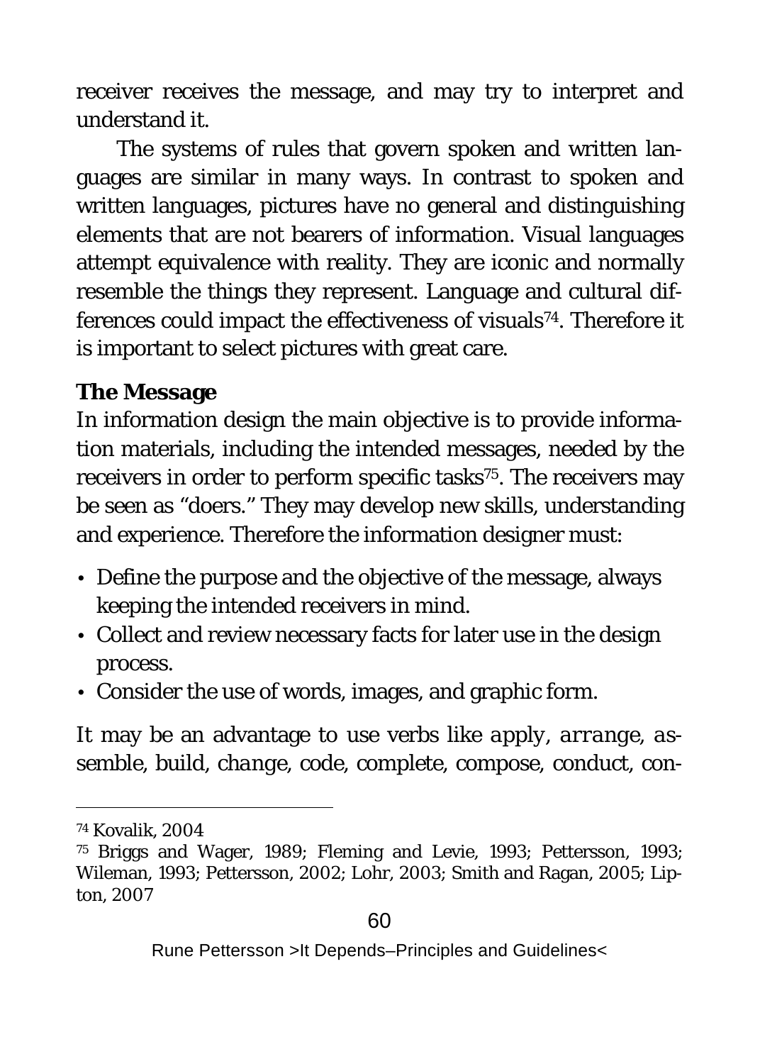receiver receives the message, and may try to interpret and understand it.

The systems of rules that govern spoken and written languages are similar in many ways. In contrast to spoken and written languages, pictures have no general and distinguishing elements that are not bearers of information. Visual languages attempt equivalence with reality. They are iconic and normally resemble the things they represent. Language and cultural differences could impact the effectiveness of visuals[74]. Therefore it is important to select pictures with great care.

### The Message

In information design the main objective is to provide information materials, including the intended messages, needed by the receivers in order to perform specific tasks[75]. The receivers may be seen as "doers." They may develop new skills, understanding and experience. Therefore the information designer must:

- Define the purpose and the objective of the message, always keeping the intended receivers in mind.
- Collect and review necessary facts for later use in the design process.
- Consider the use of words, images, and graphic form.

It may be an advantage to use verbs like *apply*, *arrange*, *assemble*, *build*, *change*, *code*, *complete*, *compose*, *conduct*, *con-*

---

[74] Kovalik, 2004

[75] Briggs and Wager, 1989; Fleming and Levie, 1993; Pettersson, 1993; Wileman, 1993; Pettersson, 2002; Lohr, 2003; Smith and Ragan, 2005; Lipton, 2007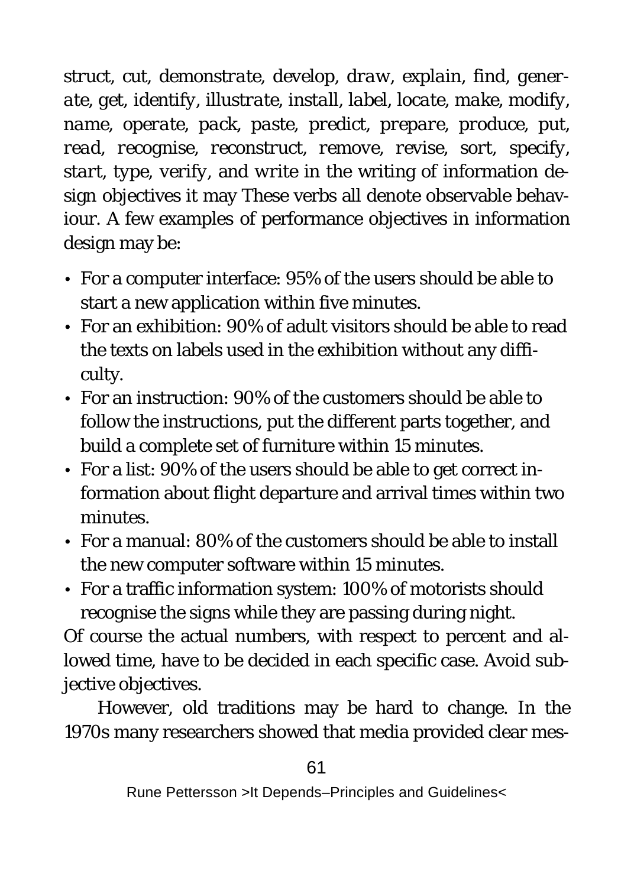*struct*, *cut*, *demonstrate*, *develop*, *draw*, *explain*, *find*, *generate*, *get*, *identify*, *illustrate*, *install*, *label*, *locate*, *make*, *modify*, *name*, *operate*, *pack*, *paste*, *predict*, *prepare*, *produce*, *put*, *read*, *recognise*, *reconstruct*, *remove*, *revise*, *sort*, *specify*, *start*, *type*, *verify*, and *write* in the writing of information design objectives it may These verbs all denote observable behaviour. A few examples of performance objectives in information design may be:

- For a computer interface: 95% of the users should be able to start a new application within five minutes.
- For an exhibition: 90% of adult visitors should be able to read the texts on labels used in the exhibition without any difficulty.
- For an instruction: 90% of the customers should be able to follow the instructions, put the different parts together, and build a complete set of furniture within 15 minutes.
- For a list: 90% of the users should be able to get correct information about flight departure and arrival times within two minutes.
- For a manual: 80% of the customers should be able to install the new computer software within 15 minutes.
- For a traffic information system: 100% of motorists should recognise the signs while they are passing during night.

Of course the actual numbers, with respect to percent and allowed time, have to be decided in each specific case. Avoid subjective objectives.

However, old traditions may be hard to change. In the 1970s many researchers showed that media provided clear mes-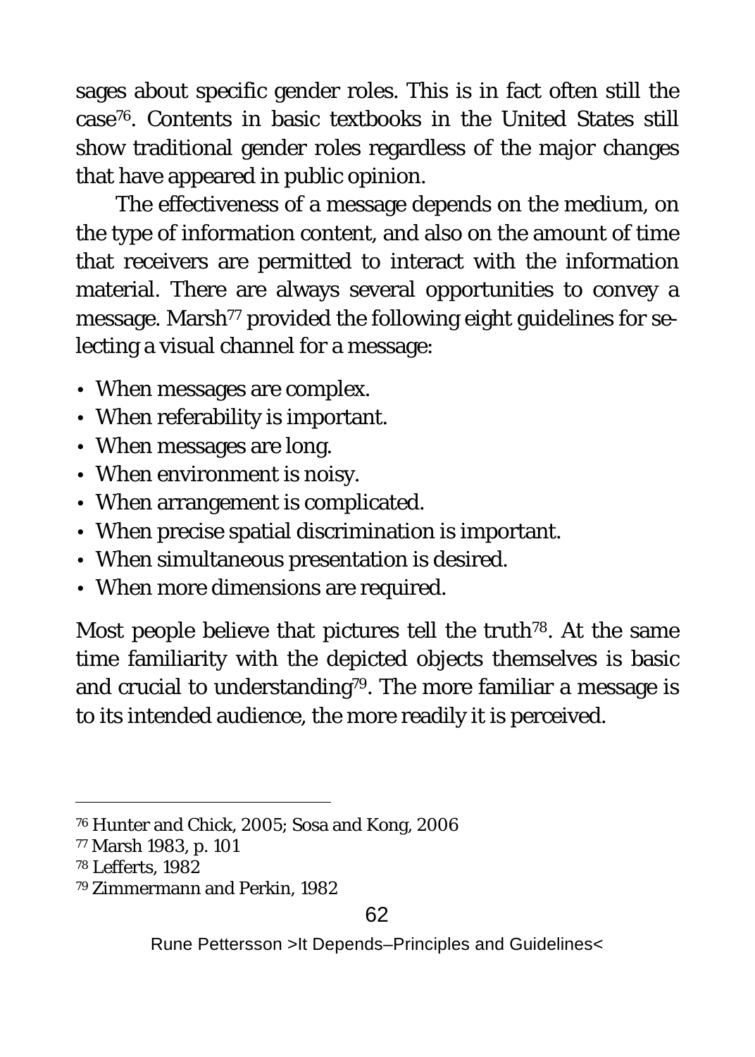sages about specific gender roles. This is in fact often still the case[76]. Contents in basic textbooks in the United States still show traditional gender roles regardless of the major changes that have appeared in public opinion.

The effectiveness of a message depends on the medium, on the type of information content, and also on the amount of time that receivers are permitted to interact with the information material. There are always several opportunities to convey a message. Marsh[77] provided the following eight guidelines for selecting a visual channel for a message:

- When messages are complex.
- When referability is important.
- When messages are long.
- When environment is noisy.
- When arrangement is complicated.
- When precise spatial discrimination is important.
- When simultaneous presentation is desired.
- When more dimensions are required.

Most people believe that pictures tell the truth[78]. At the same time familiarity with the depicted objects themselves is basic and crucial to understanding[79]. The more familiar a message is to its intended audience, the more readily it is perceived.

---

[76] Hunter and Chick, 2005; Sosa and Kong, 2006

[77] Marsh 1983, p. 101

[78] Lefferts, 1982

[79] Zimmermann and Perkin, 1982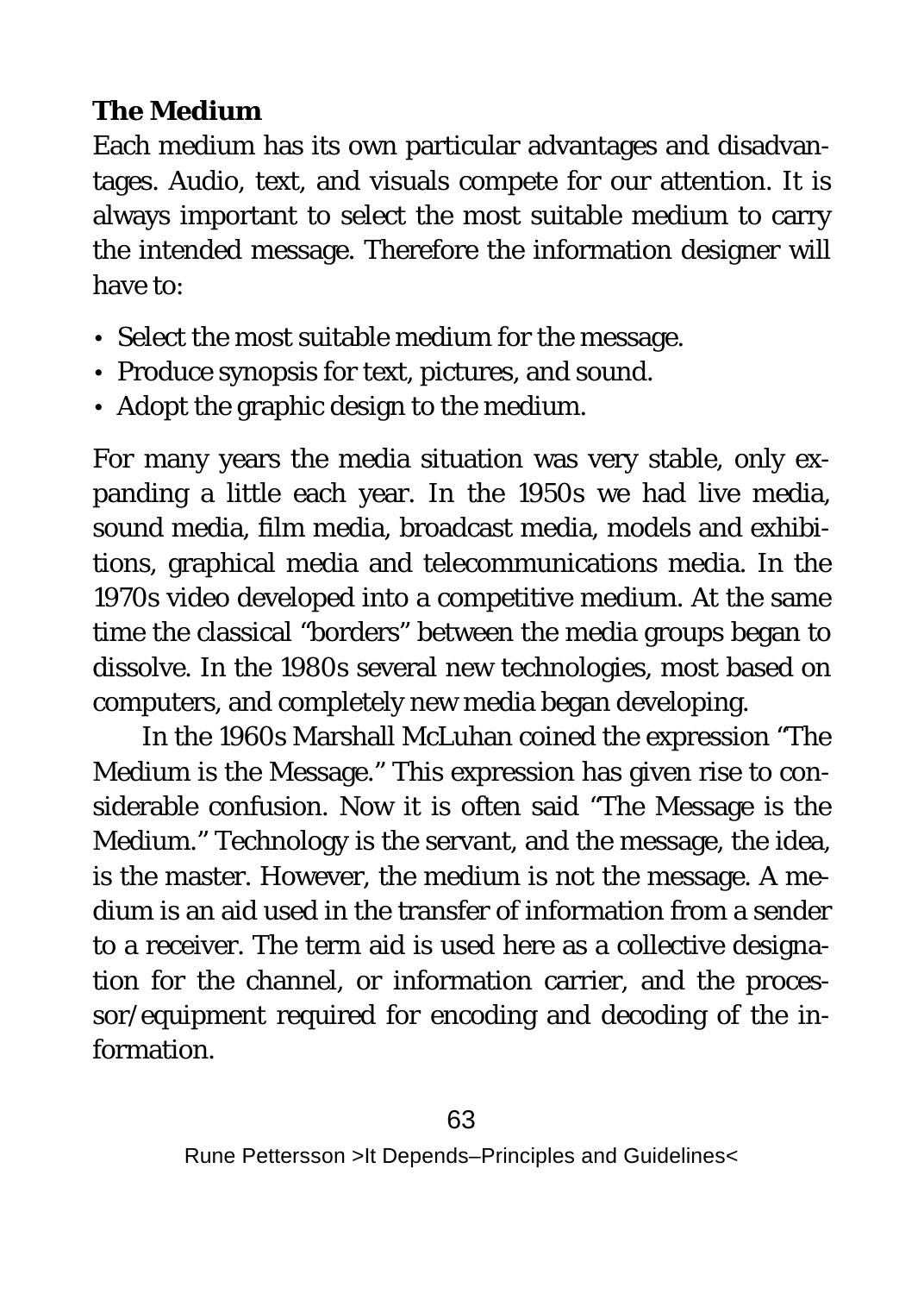### The Medium

Each medium has its own particular advantages and disadvantages. Audio, text, and visuals compete for our attention. It is always important to select the most suitable medium to carry the intended message. Therefore the information designer will have to:

- Select the most suitable medium for the message.
- Produce synopsis for text, pictures, and sound.
- Adopt the graphic design to the medium.

For many years the media situation was very stable, only expanding a little each year. In the 1950s we had live media, sound media, film media, broadcast media, models and exhibitions, graphical media and telecommunications media. In the 1970s video developed into a competitive medium. At the same time the classical "borders" between the media groups began to dissolve. In the 1980s several new technologies, most based on computers, and completely new media began developing.

In the 1960s Marshall McLuhan coined the expression "The Medium is the Message." This expression has given rise to considerable confusion. Now it is often said "The Message is the Medium." Technology is the servant, and the message, the idea, is the master. However, the medium is not the message. A medium is an aid used in the transfer of information from a sender to a receiver. The term aid is used here as a collective designation for the channel, or information carrier, and the processor/equipment required for encoding and decoding of the information.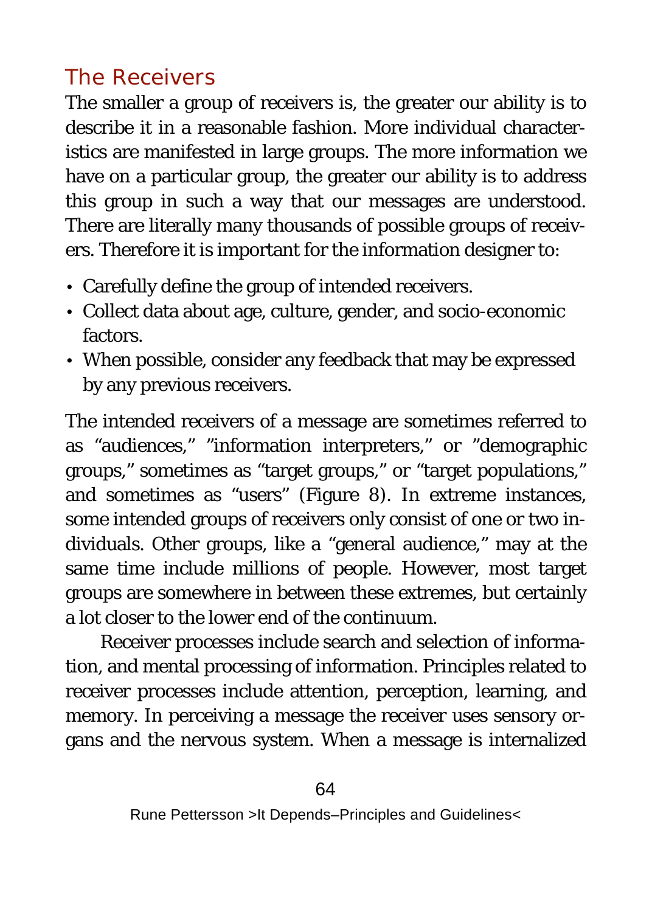## The Receivers

The smaller a group of receivers is, the greater our ability is to describe it in a reasonable fashion. More individual characteristics are manifested in large groups. The more information we have on a particular group, the greater our ability is to address this group in such a way that our messages are understood. There are literally many thousands of possible groups of receivers. Therefore it is important for the information designer to:

- Carefully define the group of intended receivers.
- Collect data about age, culture, gender, and socio-economic factors.
- When possible, consider any feedback that may be expressed by any previous receivers.

The intended receivers of a message are sometimes referred to as "audiences," "information interpreters," or "demographic groups," sometimes as "target groups," or "target populations," and sometimes as "users" (Figure 8). In extreme instances, some intended groups of receivers only consist of one or two individuals. Other groups, like a "general audience," may at the same time include millions of people. However, most target groups are somewhere in between these extremes, but certainly a lot closer to the lower end of the continuum.

Receiver processes include search and selection of information, and mental processing of information. Principles related to receiver processes include attention, perception, learning, and memory. In perceiving a message the receiver uses sensory organs and the nervous system. When a message is internalized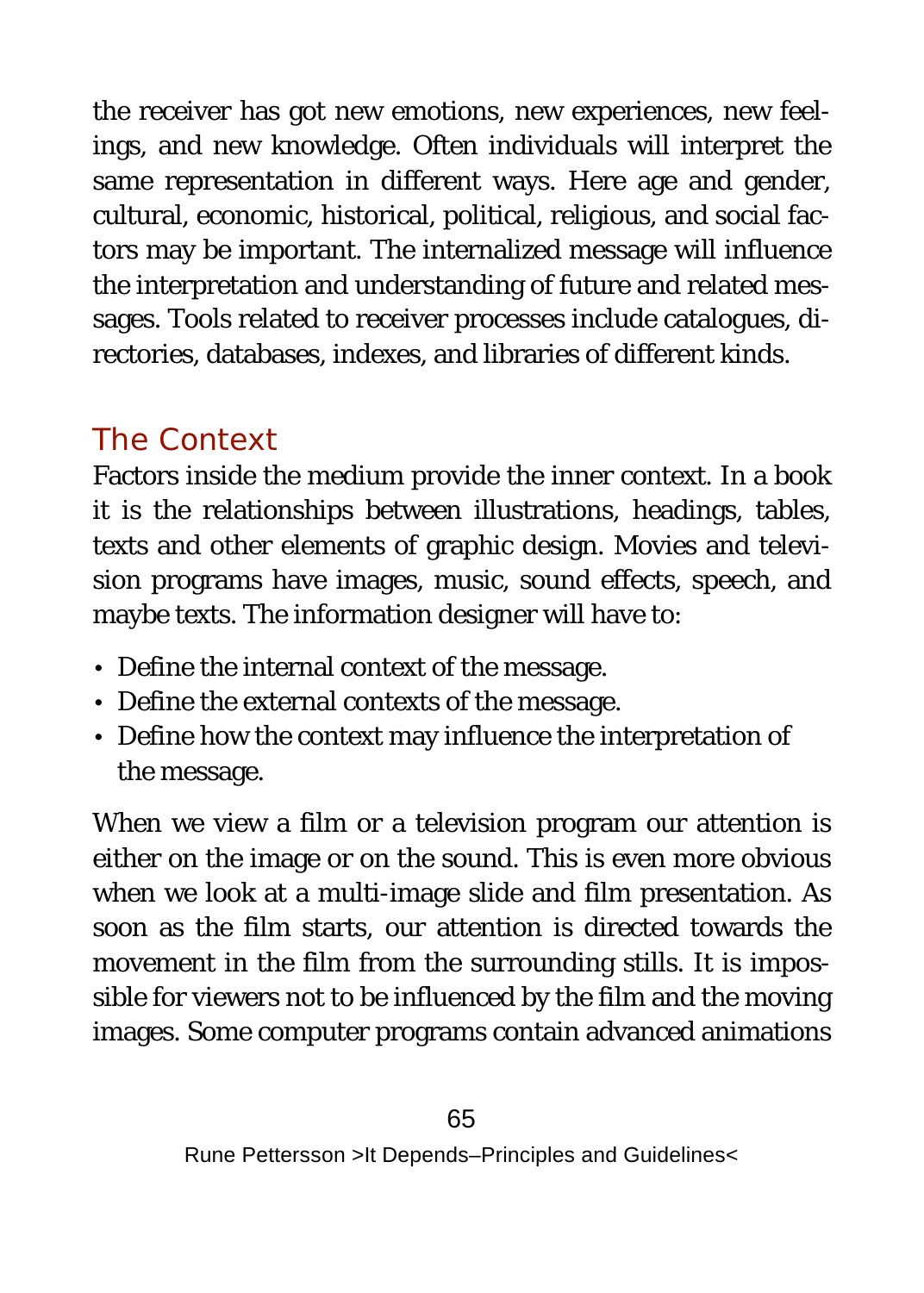the receiver has got new emotions, new experiences, new feelings, and new knowledge. Often individuals will interpret the same representation in different ways. Here age and gender, cultural, economic, historical, political, religious, and social factors may be important. The internalized message will influence the interpretation and understanding of future and related messages. Tools related to receiver processes include catalogues, directories, databases, indexes, and libraries of different kinds.

## The Context

Factors inside the medium provide the inner context. In a book it is the relationships between illustrations, headings, tables, texts and other elements of graphic design. Movies and television programs have images, music, sound effects, speech, and maybe texts. The information designer will have to:

- Define the internal context of the message.
- Define the external contexts of the message.
- Define how the context may influence the interpretation of the message.

When we view a film or a television program our attention is either on the image or on the sound. This is even more obvious when we look at a multi-image slide and film presentation. As soon as the film starts, our attention is directed towards the movement in the film from the surrounding stills. It is impossible for viewers not to be influenced by the film and the moving images. Some computer programs contain advanced animations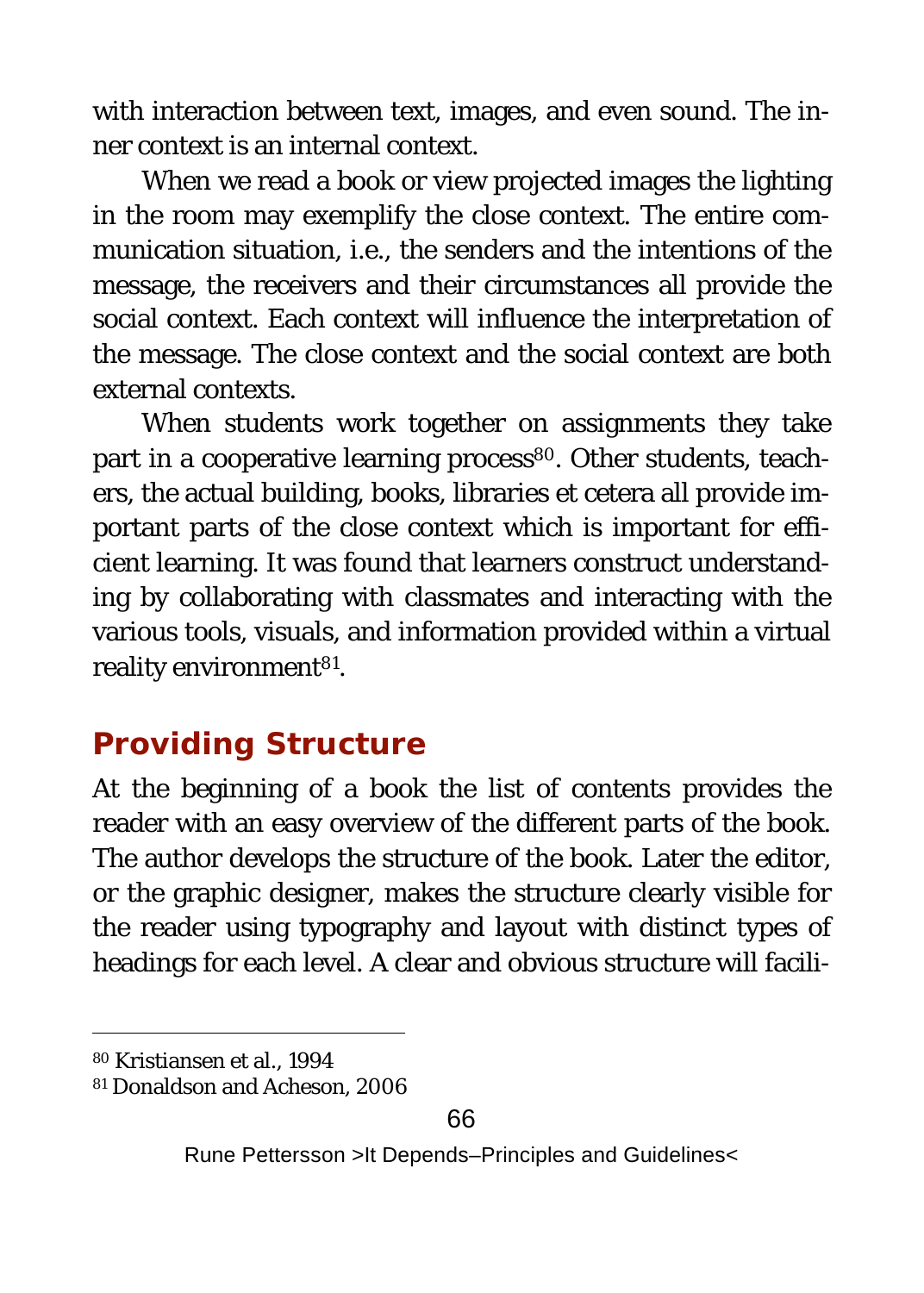with interaction between text, images, and even sound. The inner context is an internal context.

When we read a book or view projected images the lighting in the room may exemplify the close context. The entire communication situation, i.e., the senders and the intentions of the message, the receivers and their circumstances all provide the social context. Each context will influence the interpretation of the message. The close context and the social context are both external contexts.

When students work together on assignments they take part in a cooperative learning process[80]. Other students, teachers, the actual building, books, libraries et cetera all provide important parts of the close context which is important for efficient learning. It was found that learners construct understanding by collaborating with classmates and interacting with the various tools, visuals, and information provided within a virtual reality environment[81].

## Providing Structure

At the beginning of a book the list of contents provides the reader with an easy overview of the different parts of the book. The author develops the structure of the book. Later the editor, or the graphic designer, makes the structure clearly visible for the reader using typography and layout with distinct types of headings for each level. A clear and obvious structure will facili-

---

[80] Kristiansen et al., 1994

[81] Donaldson and Acheson, 2006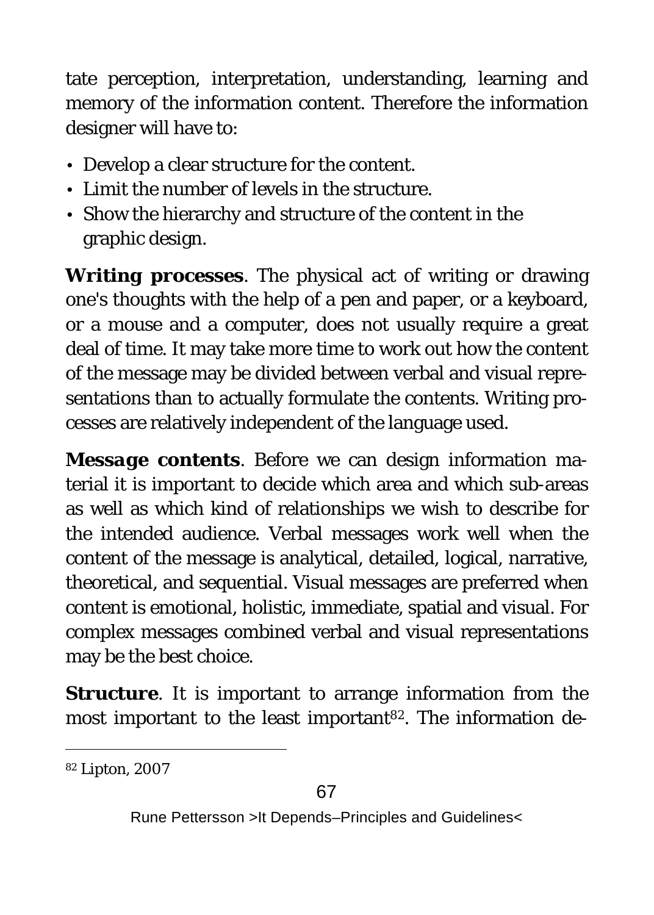tate perception, interpretation, understanding, learning and memory of the information content. Therefore the information designer will have to:

- Develop a clear structure for the content.
- Limit the number of levels in the structure.
- Show the hierarchy and structure of the content in the graphic design.

**Writing processes**. The physical act of writing or drawing one's thoughts with the help of a pen and paper, or a keyboard, or a mouse and a computer, does not usually require a great deal of time. It may take more time to work out how the content of the message may be divided between verbal and visual representations than to actually formulate the contents. Writing processes are relatively independent of the language used.

**Message contents**. Before we can design information material it is important to decide which area and which sub-areas as well as which kind of relationships we wish to describe for the intended audience. Verbal messages work well when the content of the message is analytical, detailed, logical, narrative, theoretical, and sequential. Visual messages are preferred when content is emotional, holistic, immediate, spatial and visual. For complex messages combined verbal and visual representations may be the best choice.

**Structure**. It is important to arrange information from the most important to the least important[82]. The information de-

[82] Lipton, 2007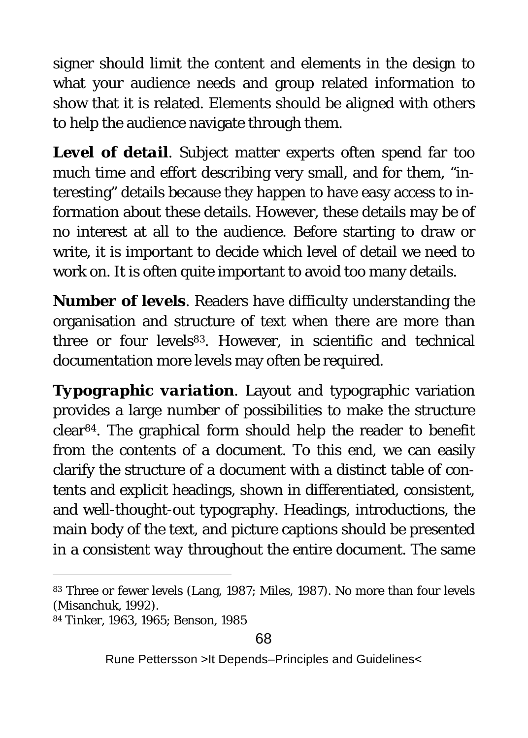signer should limit the content and elements in the design to what your audience needs and group related information to show that it is related. Elements should be aligned with others to help the audience navigate through them.

***Level of detail***. Subject matter experts often spend far too much time and effort describing very small, and for them, "interesting" details because they happen to have easy access to information about these details. However, these details may be of no interest at all to the audience. Before starting to draw or write, it is important to decide which level of detail we need to work on. It is often quite important to avoid too many details.

**Number of levels**. Readers have difficulty understanding the organisation and structure of text when there are more than three or four levels[83]. However, in scientific and technical documentation more levels may often be required.

***Typographic variation***. Layout and typographic variation provides a large number of possibilities to make the structure clear[84]. The graphical form should help the reader to benefit from the contents of a document. To this end, we can easily clarify the structure of a document with a distinct table of contents and explicit headings, shown in differentiated, consistent, and well-thought-out typography. Headings, introductions, the main body of the text, and picture captions should be presented in a consistent way throughout the entire document. The same

---

[83] Three or fewer levels (Lang, 1987; Miles, 1987). No more than four levels (Misanchuk, 1992).

[84] Tinker, 1963, 1965; Benson, 1985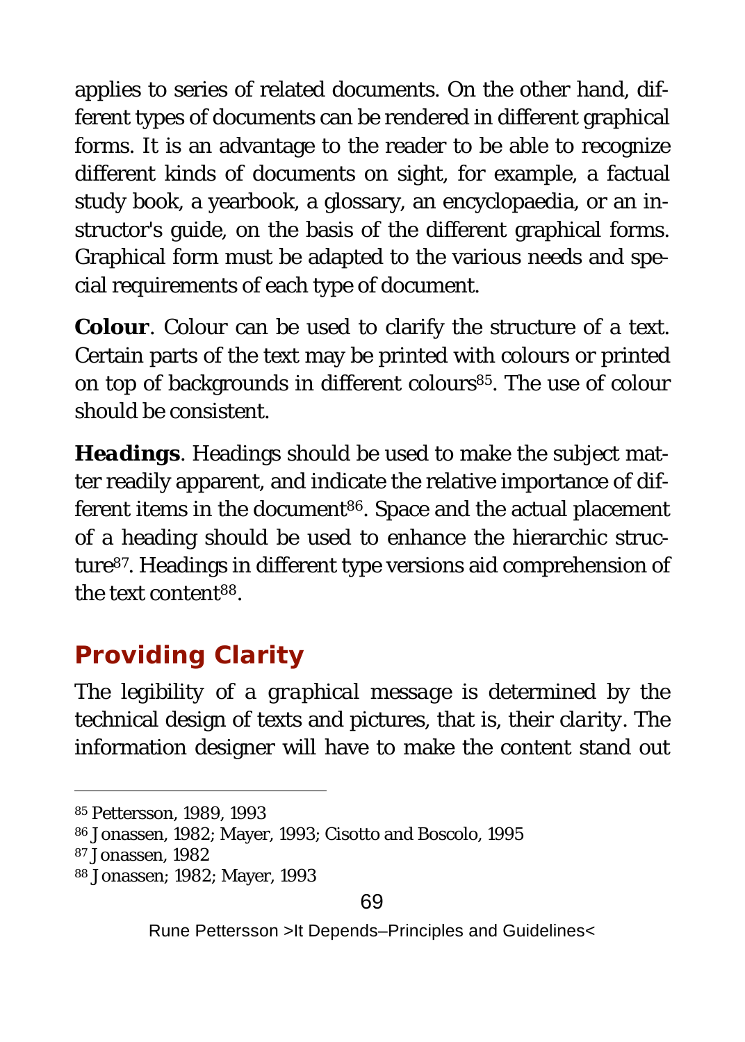applies to series of related documents. On the other hand, different types of documents can be rendered in different graphical forms. It is an advantage to the reader to be able to recognize different kinds of documents on sight, for example, a factual study book, a yearbook, a glossary, an encyclopaedia, or an instructor's guide, on the basis of the different graphical forms. Graphical form must be adapted to the various needs and special requirements of each type of document.

**Colour**. Colour can be used to clarify the structure of a text. Certain parts of the text may be printed with colours or printed on top of backgrounds in different colours[85]. The use of colour should be consistent.

***Headings***. Headings should be used to make the subject matter readily apparent, and indicate the relative importance of different items in the document[86]. Space and the actual placement of a heading should be used to enhance the hierarchic structure[87]. Headings in different type versions aid comprehension of the text content[88].

## Providing Clarity

The legibility of a *graphical message* is determined by the technical design of texts and pictures, that is, their *clarity*. The information designer will have to make the content stand out

---

[85] Pettersson, 1989, 1993

[86] Jonassen, 1982; Mayer, 1993; Cisotto and Boscolo, 1995

[87] Jonassen, 1982

[88] Jonassen; 1982; Mayer, 1993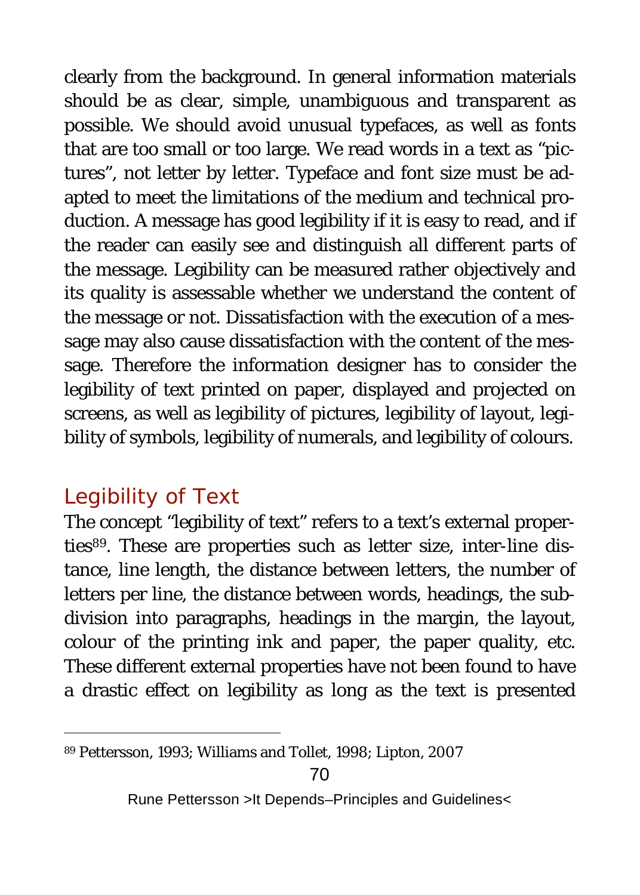clearly from the background. In general information materials should be as clear, simple, unambiguous and transparent as possible. We should avoid unusual typefaces, as well as fonts that are too small or too large. We read words in a text as "pictures", not letter by letter. Typeface and font size must be adapted to meet the limitations of the medium and technical production. A message has good legibility if it is easy to read, and if the reader can easily see and distinguish all different parts of the message. Legibility can be measured rather objectively and its quality is assessable whether we understand the content of the message or not. Dissatisfaction with the execution of a message may also cause dissatisfaction with the content of the message. Therefore the information designer has to consider the legibility of text printed on paper, displayed and projected on screens, as well as legibility of pictures, legibility of layout, legibility of symbols, legibility of numerals, and legibility of colours.

## Legibility of Text

The concept "legibility of text" refers to a text's external properties[89]. These are properties such as letter size, inter-line distance, line length, the distance between letters, the number of letters per line, the distance between words, headings, the subdivision into paragraphs, headings in the margin, the layout, colour of the printing ink and paper, the paper quality, etc. These different external properties have not been found to have a drastic effect on legibility as long as the text is presented

[89] Pettersson, 1993; Williams and Tollet, 1998; Lipton, 2007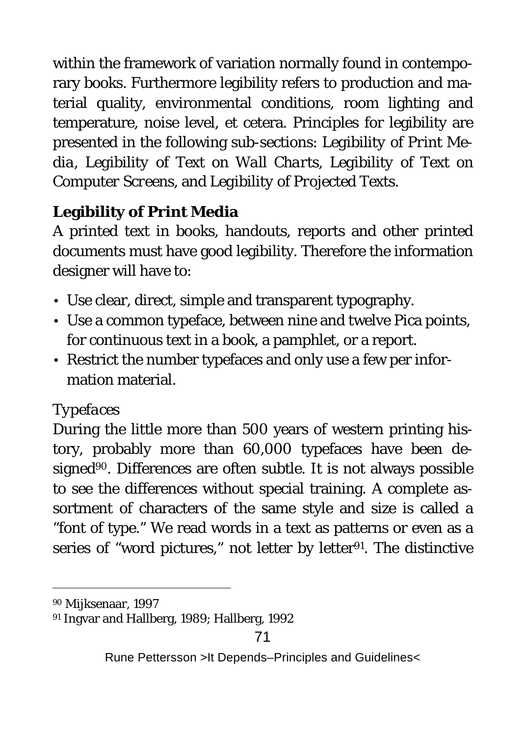within the framework of variation normally found in contemporary books. Furthermore legibility refers to production and material quality, environmental conditions, room lighting and temperature, noise level, et cetera. Principles for legibility are presented in the following sub-sections: *Legibility of Print Media*, *Legibility of Text on Wall Charts*, *Legibility of Text on Computer Screens*, and *Legibility of Projected Texts*.

## Legibility of Print Media

A printed text in books, handouts, reports and other printed documents must have good legibility. Therefore the information designer will have to:

- Use clear, direct, simple and transparent typography.
- Use a common typeface, between nine and twelve Pica points, for continuous text in a book, a pamphlet, or a report.
- Restrict the number typefaces and only use a few per information material.

### *Typefaces*

During the little more than 500 years of western printing history, probably more than 60,000 typefaces have been designed[90]. Differences are often subtle. It is not always possible to see the differences without special training. A complete assortment of characters of the same style and size is called a "font of type." We read words in a text as patterns or even as a series of "word pictures," not letter by letter[91]. The distinctive

---

[90] Mijksenaar, 1997

[91] Ingvar and Hallberg, 1989; Hallberg, 1992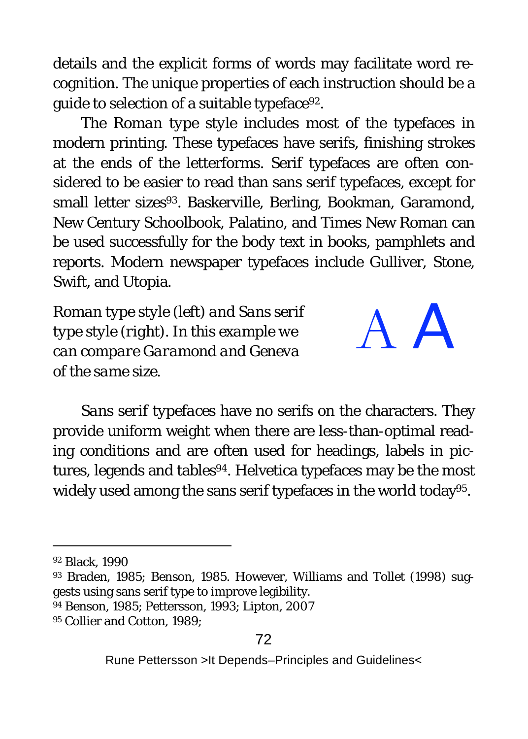details and the explicit forms of words may facilitate word recognition. The unique properties of each instruction should be a guide to selection of a suitable typeface[92].

The *Roman type style* includes most of the typefaces in modern printing. These typefaces have serifs, finishing strokes at the ends of the letterforms. Serif typefaces are often considered to be easier to read than sans serif typefaces, except for small letter sizes[93]. Baskerville, Berling, Bookman, Garamond, New Century Schoolbook, Palatino, and Times New Roman can be used successfully for the body text in books, pamphlets and reports. Modern newspaper typefaces include Gulliver, Stone, Swift, and Utopia.

*Roman type style (left) and Sans serif type style (right). In this example we can compare Garamond and Geneva of the same size.*

A A

*Sans serif typefaces* have no serifs on the characters. They provide uniform weight when there are less-than-optimal reading conditions and are often used for headings, labels in pictures, legends and tables[94]. Helvetica typefaces may be the most widely used among the sans serif typefaces in the world today[95].

---

[92] Black, 1990

[93] Braden, 1985; Benson, 1985. However, Williams and Tollet (1998) suggests using sans serif type to improve legibility.

[94] Benson, 1985; Pettersson, 1993; Lipton, 2007

[95] Collier and Cotton, 1989;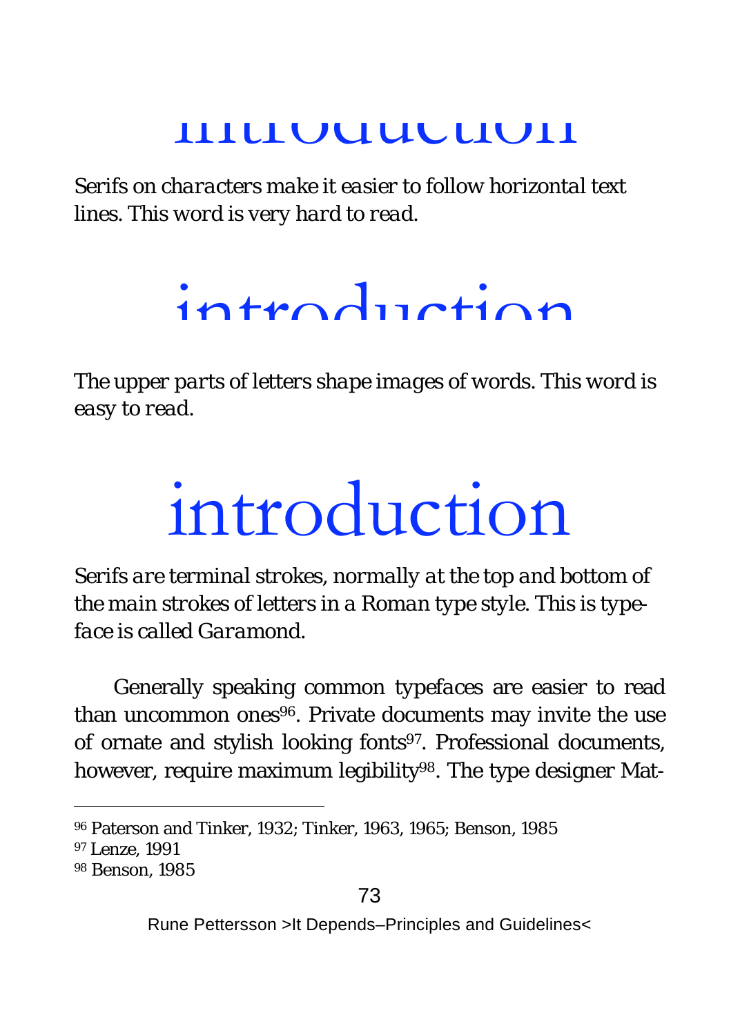introduction

*Serifs on characters make it easier to follow horizontal text lines. This word is very hard to read.*

introduction

*The upper parts of letters shape images of words. This word is easy to read.*

introduction

*Serifs are terminal strokes, normally at the top and bottom of the main strokes of letters in a Roman type style. This is typeface is called Garamond.*

Generally speaking common typefaces are easier to read than uncommon ones[96]. Private documents may invite the use of ornate and stylish looking fonts[97]. Professional documents, however, require maximum legibility[98]. The type designer Mat-

---

[96] Paterson and Tinker, 1932; Tinker, 1963, 1965; Benson, 1985

[97] Lenze, 1991

[98] Benson, 1985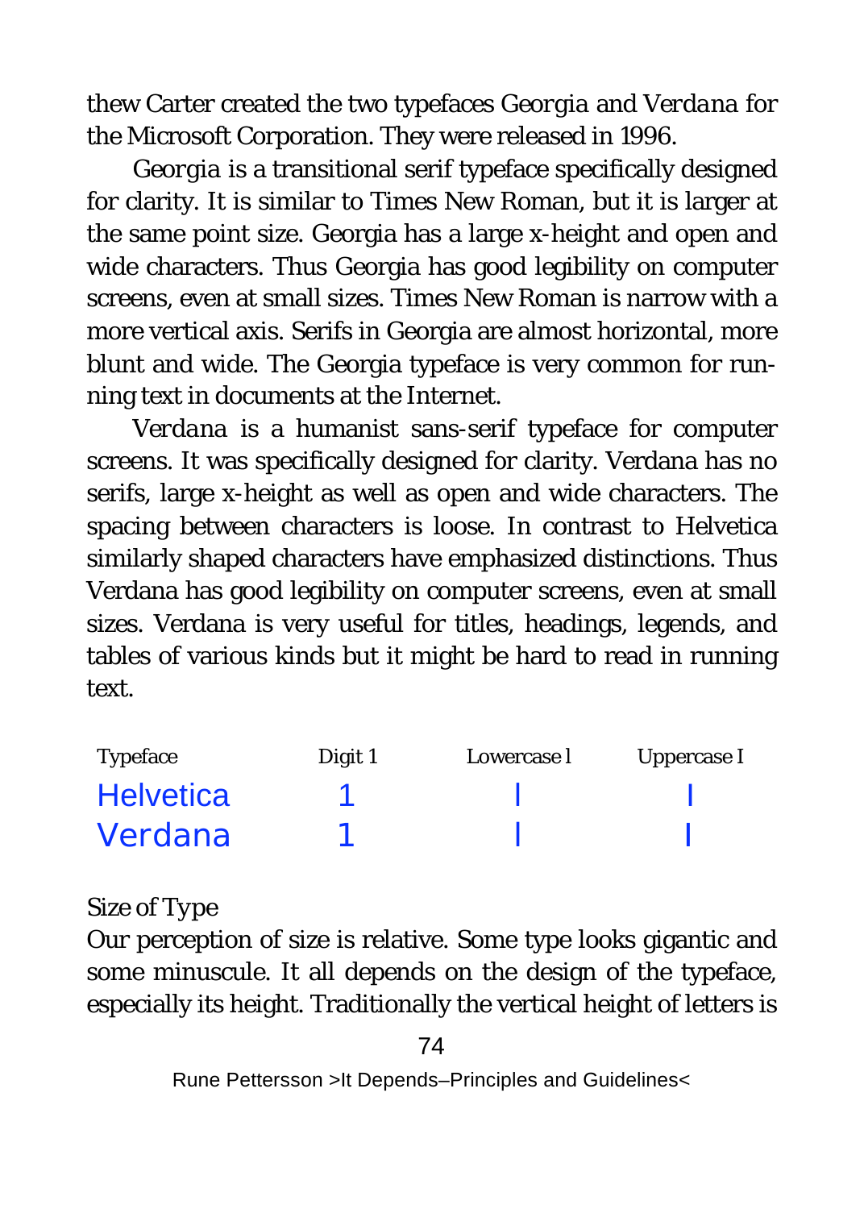thew Carter created the two typefaces Georgia and Verdana for the Microsoft Corporation. They were released in 1996.

Georgia is a transitional serif typeface specifically designed for clarity. It is similar to Times New Roman, but it is larger at the same point size. Georgia has a large x-height and open and wide characters. Thus Georgia has good legibility on computer screens, even at small sizes. Times New Roman is narrow with a more vertical axis. Serifs in Georgia are almost horizontal, more blunt and wide. The Georgia typeface is very common for running text in documents at the Internet.

Verdana is a humanist sans-serif typeface for computer screens. It was specifically designed for clarity. Verdana has no serifs, large x-height as well as open and wide characters. The spacing between characters is loose. In contrast to Helvetica similarly shaped characters have emphasized distinctions. Thus Verdana has good legibility on computer screens, even at small sizes. Verdana is very useful for titles, headings, legends, and tables of various kinds but it might be hard to read in running text.

| Typeface | Digit 1 | Lowercase l | Uppercase I |
|---|---|---|---|
| Helvetica | 1 | l | I |
| Verdana | 1 | l | I |

Size of Type

Our perception of size is relative. Some type looks gigantic and some minuscule. It all depends on the design of the typeface, especially its height. Traditionally the vertical height of letters is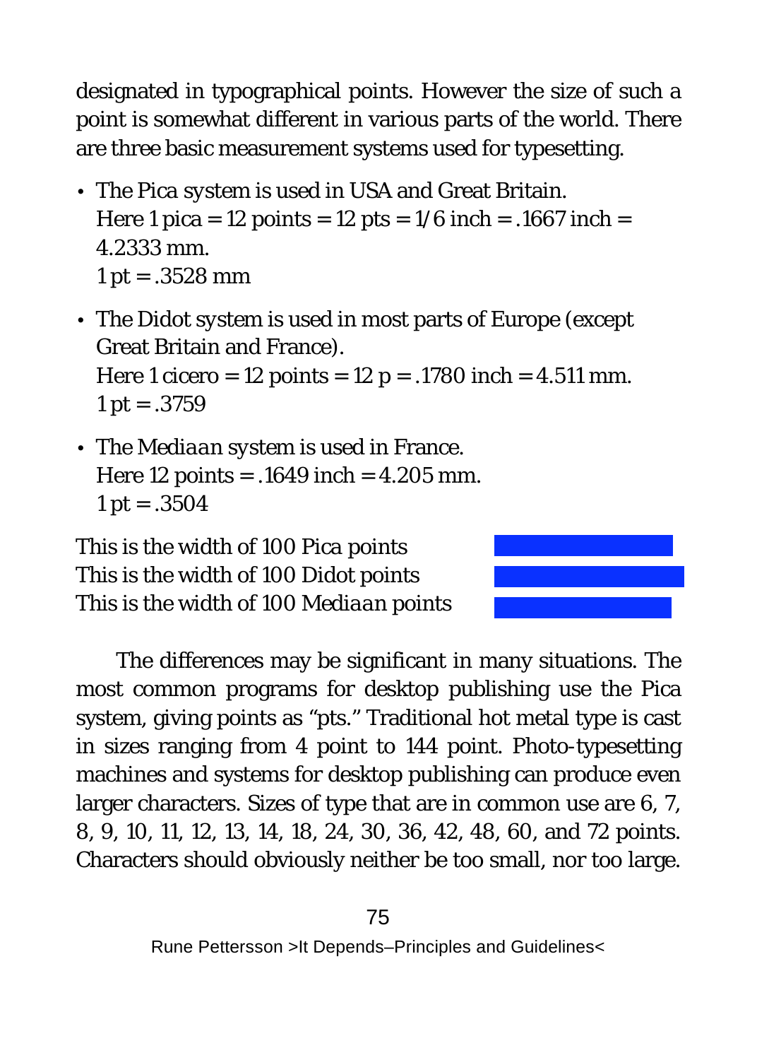designated in typographical points. However the size of such a point is somewhat different in various parts of the world. There are three basic measurement systems used for typesetting.

- The Pica system is used in USA and Great Britain.
  Here 1 pica = 12 points = 12 pts = 1/6 inch = .1667 inch = 4.2333 mm.
  1 pt = .3528 mm
- The Didot system is used in most parts of Europe (except Great Britain and France).
  Here 1 cicero = 12 points = 12 p = .1780 inch = 4.511 mm.
  1 pt = .3759
- The Mediaan system is used in France.
  Here 12 points = .1649 inch = 4.205 mm.
  1 pt = .3504

This is the width of 100 Pica points
This is the width of 100 Didot points
This is the width of 100 Mediaan points

The differences may be significant in many situations. The most common programs for desktop publishing use the Pica system, giving points as "pts." Traditional hot metal type is cast in sizes ranging from 4 point to 144 point. Photo-typesetting machines and systems for desktop publishing can produce even larger characters. Sizes of type that are in common use are 6, 7, 8, 9, 10, 11, 12, 13, 14, 18, 24, 30, 36, 42, 48, 60, and 72 points. Characters should obviously neither be too small, nor too large.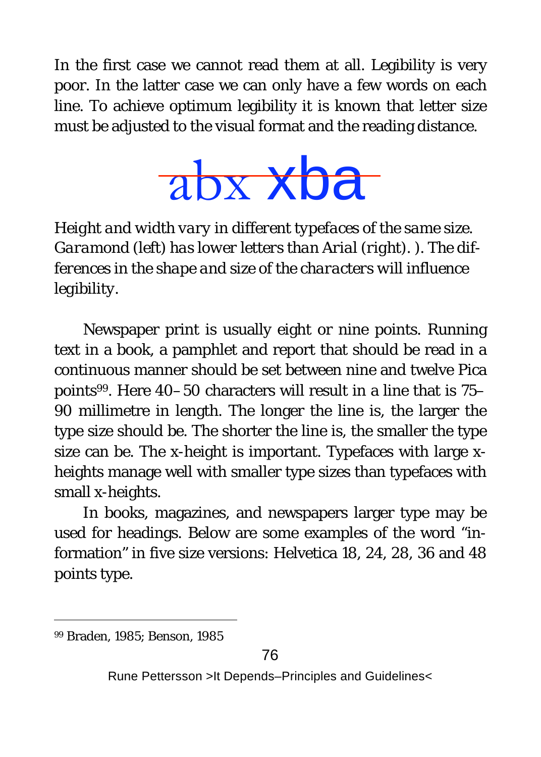In the first case we cannot read them at all. Legibility is very poor. In the latter case we can only have a few words on each line. To achieve optimum legibility it is known that letter size must be adjusted to the visual format and the reading distance.

abx xba

*Height and width vary in different typefaces of the same size. Garamond (left) has lower letters than Arial (right). ). The differences in the shape and size of the characters will influence legibility.*

Newspaper print is usually eight or nine points. Running text in a book, a pamphlet and report that should be read in a continuous manner should be set between nine and twelve Pica points[99]. Here 40–50 characters will result in a line that is 75–90 millimetre in length. The longer the line is, the larger the type size should be. The shorter the line is, the smaller the type size can be. The x-height is important. Typefaces with large x-heights manage well with smaller type sizes than typefaces with small x-heights.

In books, magazines, and newspapers larger type may be used for headings. Below are some examples of the word "information" in five size versions: Helvetica 18, 24, 28, 36 and 48 points type.

---

[99] Braden, 1985; Benson, 1985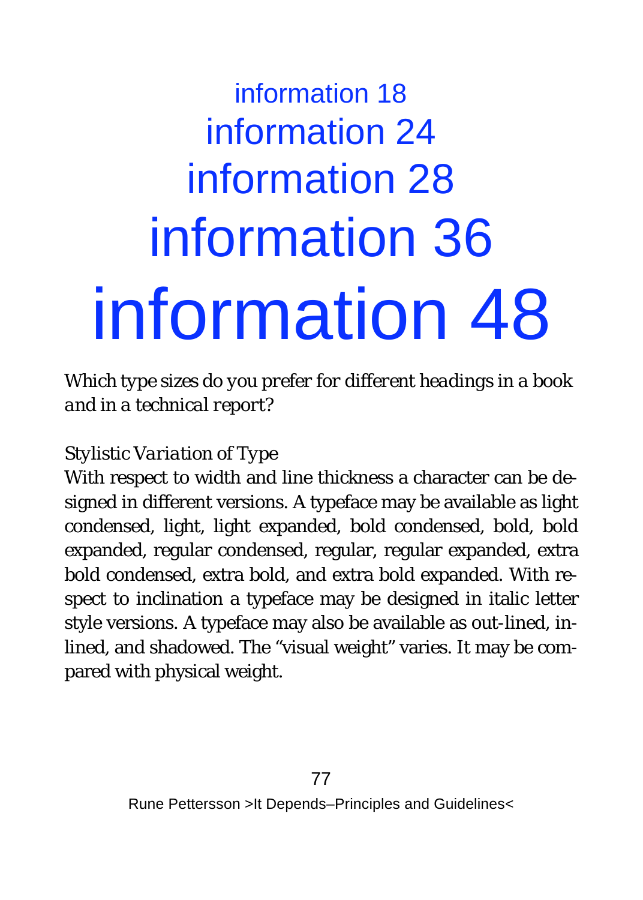information 18

information 24

information 28

information 36

information 48

*Which type sizes do you prefer for different headings in a book and in a technical report?*

*Stylistic Variation of Type*

With respect to width and line thickness a character can be designed in different versions. A typeface may be available as light condensed, light, light expanded, bold condensed, bold, bold expanded, regular condensed, regular, regular expanded, extra bold condensed, extra bold, and extra bold expanded. With respect to inclination a typeface may be designed in italic letter style versions. A typeface may also be available as out-lined, inlined, and shadowed. The "visual weight" varies. It may be compared with physical weight.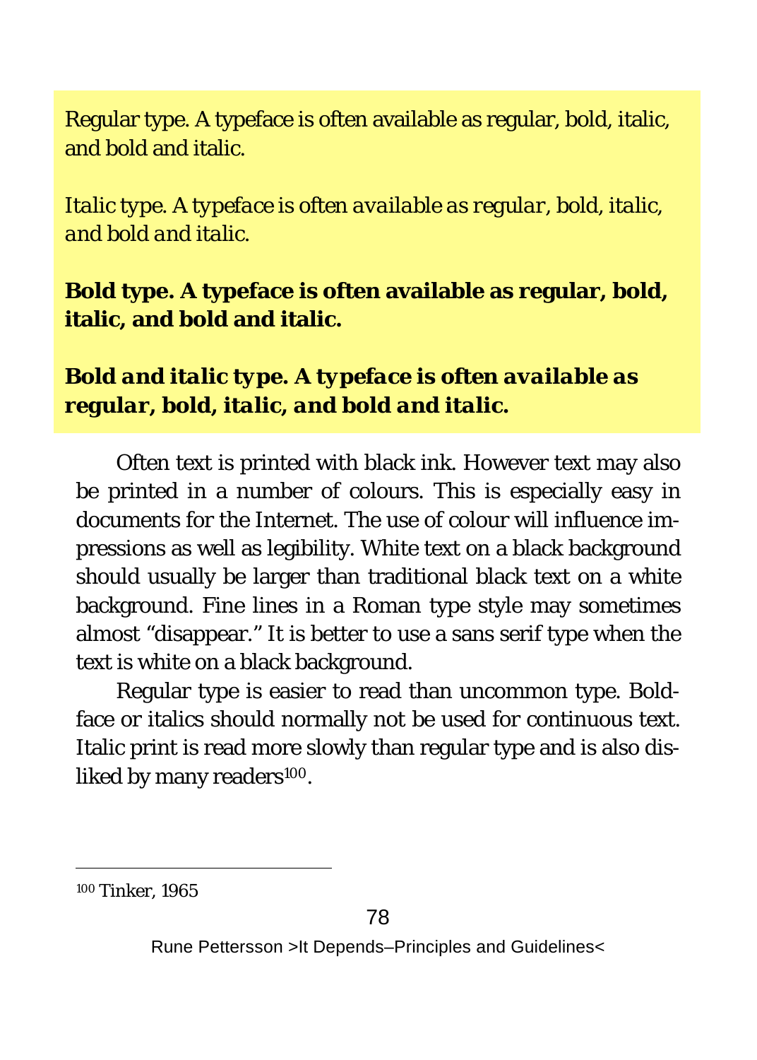Regular type. A typeface is often available as regular, bold, italic, and bold and italic.

*Italic type. A typeface is often available as regular, bold, italic, and bold and italic.*

**Bold type. A typeface is often available as regular, bold, italic, and bold and italic.**

***Bold and italic type. A typeface is often available as regular, bold, italic, and bold and italic.***

Often text is printed with black ink. However text may also be printed in a number of colours. This is especially easy in documents for the Internet. The use of colour will influence impressions as well as legibility. White text on a black background should usually be larger than traditional black text on a white background. Fine lines in a Roman type style may sometimes almost "disappear." It is better to use a sans serif type when the text is white on a black background.

Regular type is easier to read than uncommon type. Boldface or italics should normally not be used for continuous text. Italic print is read more slowly than regular type and is also disliked by many readers[100].

[100] Tinker, 1965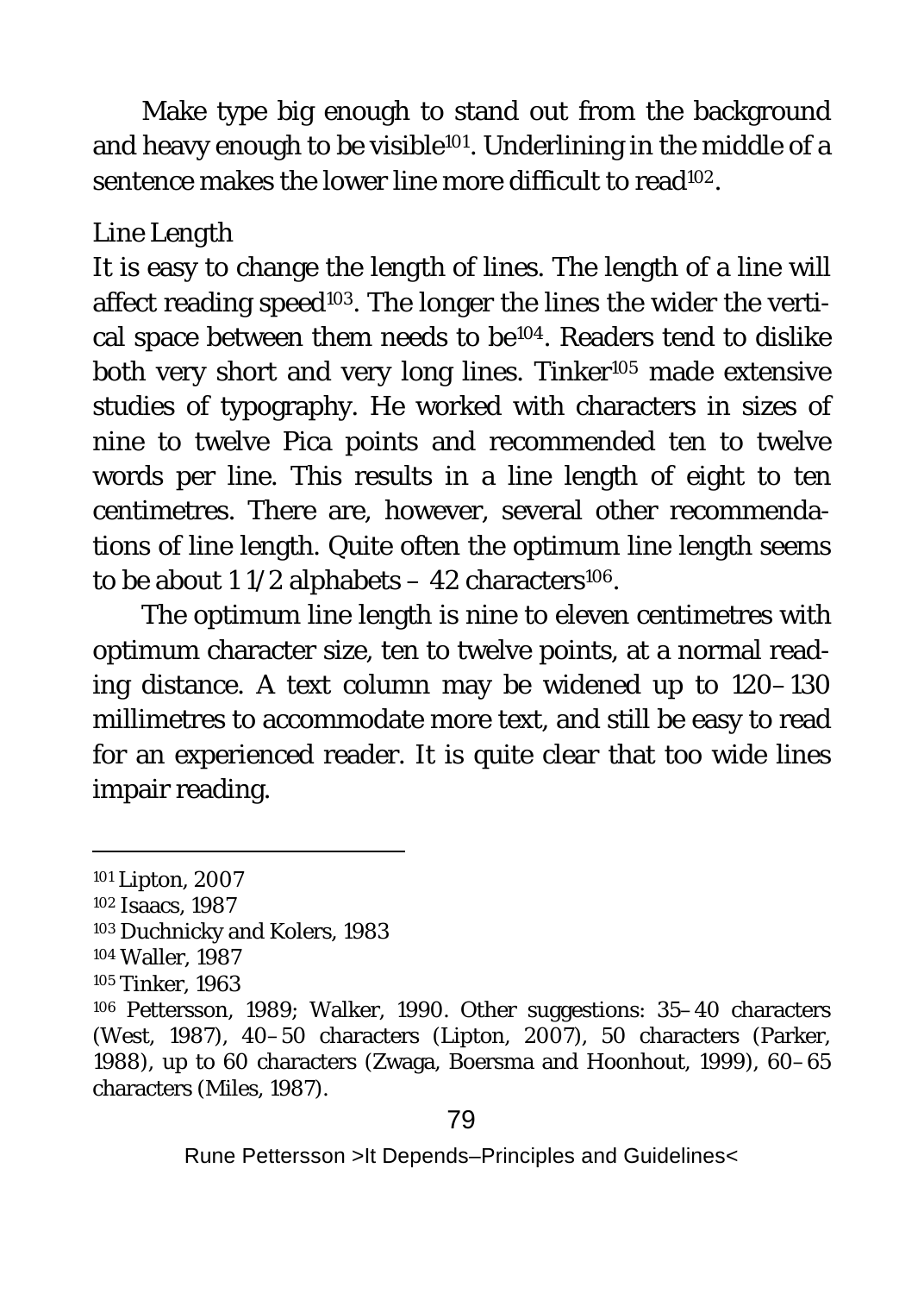Make type big enough to stand out from the background and heavy enough to be visible[101]. Underlining in the middle of a sentence makes the lower line more difficult to read[102].

### Line Length

It is easy to change the length of lines. The length of a line will affect reading speed[103]. The longer the lines the wider the vertical space between them needs to be[104]. Readers tend to dislike both very short and very long lines. Tinker[105] made extensive studies of typography. He worked with characters in sizes of nine to twelve Pica points and recommended ten to twelve words per line. This results in a line length of eight to ten centimetres. There are, however, several other recommendations of line length. Quite often the optimum line length seems to be about 1 1/2 alphabets – 42 characters[106].

The optimum line length is nine to eleven centimetres with optimum character size, ten to twelve points, at a normal reading distance. A text column may be widened up to 120–130 millimetres to accommodate more text, and still be easy to read for an experienced reader. It is quite clear that too wide lines impair reading.

---

[101] Lipton, 2007

[102] Isaacs, 1987

[103] Duchnicky and Kolers, 1983

[104] Waller, 1987

[105] Tinker, 1963

[106] Pettersson, 1989; Walker, 1990. Other suggestions: 35–40 characters (West, 1987), 40–50 characters (Lipton, 2007), 50 characters (Parker, 1988), up to 60 characters (Zwaga, Boersma and Hoonhout, 1999), 60–65 characters (Miles, 1987).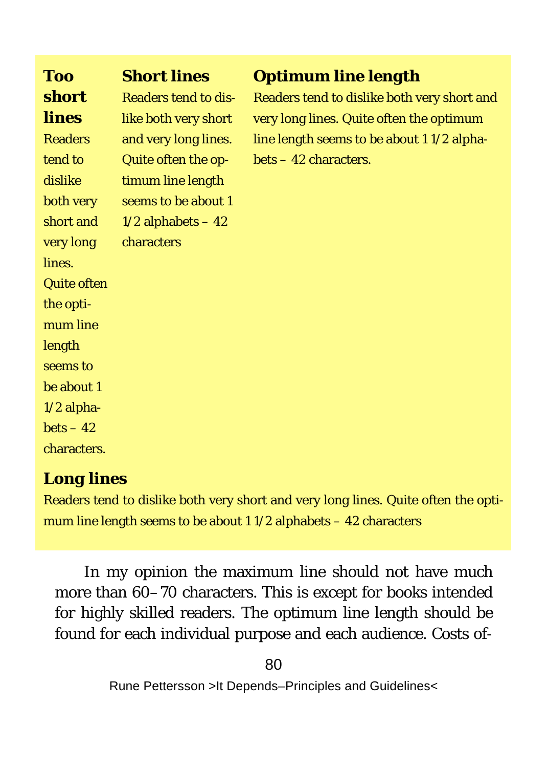### Too short lines

Readers tend to dislike both very short and very long lines. Quite often the optimum line length seems to be about 1 1/2 alphabets – 42 characters.

### Short lines

Readers tend to dislike both very short and very long lines. Quite often the optimum line length seems to be about 1 1/2 alphabets – 42 characters

### Optimum line length

Readers tend to dislike both very short and very long lines. Quite often the optimum line length seems to be about 1 1/2 alphabets – 42 characters.

### Long lines

Readers tend to dislike both very short and very long lines. Quite often the optimum line length seems to be about 1 1/2 alphabets – 42 characters

In my opinion the maximum line should not have much more than 60–70 characters. This is except for books intended for highly skilled readers. The optimum line length should be found for each individual purpose and each audience. Costs of-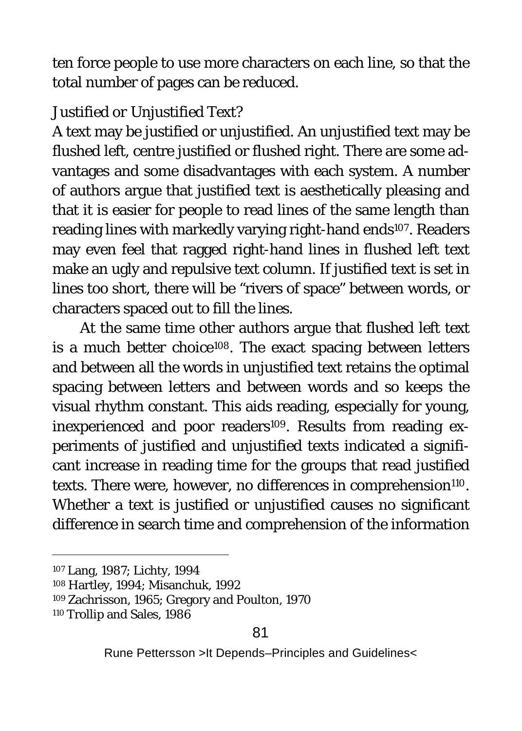ten force people to use more characters on each line, so that the total number of pages can be reduced.

### Justified or Unjustified Text?

A text may be justified or unjustified. An unjustified text may be flushed left, centre justified or flushed right. There are some advantages and some disadvantages with each system. A number of authors argue that justified text is aesthetically pleasing and that it is easier for people to read lines of the same length than reading lines with markedly varying right-hand ends[107]. Readers may even feel that ragged right-hand lines in flushed left text make an ugly and repulsive text column. If justified text is set in lines too short, there will be "rivers of space" between words, or characters spaced out to fill the lines.

At the same time other authors argue that flushed left text is a much better choice[108]. The exact spacing between letters and between all the words in unjustified text retains the optimal spacing between letters and between words and so keeps the visual rhythm constant. This aids reading, especially for young, inexperienced and poor readers[109]. Results from reading experiments of justified and unjustified texts indicated a significant increase in reading time for the groups that read justified texts. There were, however, no differences in comprehension[110]. Whether a text is justified or unjustified causes no significant difference in search time and comprehension of the information

---

[107] Lang, 1987; Lichty, 1994

[108] Hartley, 1994; Misanchuk, 1992

[109] Zachrisson, 1965; Gregory and Poulton, 1970

[110] Trollip and Sales, 1986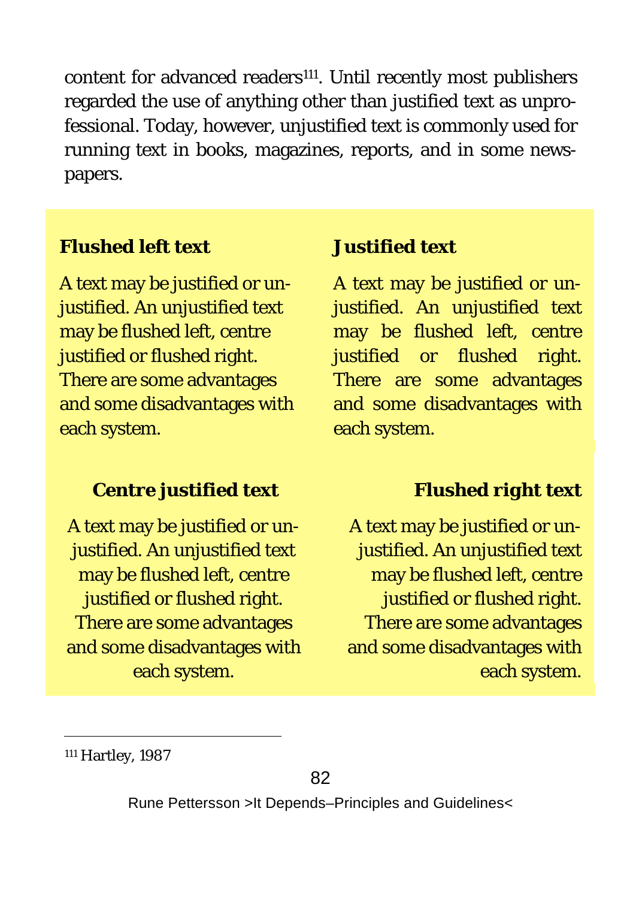content for advanced readers[111]. Until recently most publishers regarded the use of anything other than justified text as unprofessional. Today, however, unjustified text is commonly used for running text in books, magazines, reports, and in some newspapers.

**Flushed left text**

A text may be justified or unjustified. An unjustified text may be flushed left, centre justified or flushed right. There are some advantages and some disadvantages with each system.

**Justified text**

A text may be justified or unjustified. An unjustified text may be flushed left, centre justified or flushed right. There are some advantages and some disadvantages with each system.

**Centre justified text**

A text may be justified or unjustified. An unjustified text may be flushed left, centre justified or flushed right. There are some advantages and some disadvantages with each system.

**Flushed right text**

A text may be justified or unjustified. An unjustified text may be flushed left, centre justified or flushed right. There are some advantages and some disadvantages with each system.

---

[111] Hartley, 1987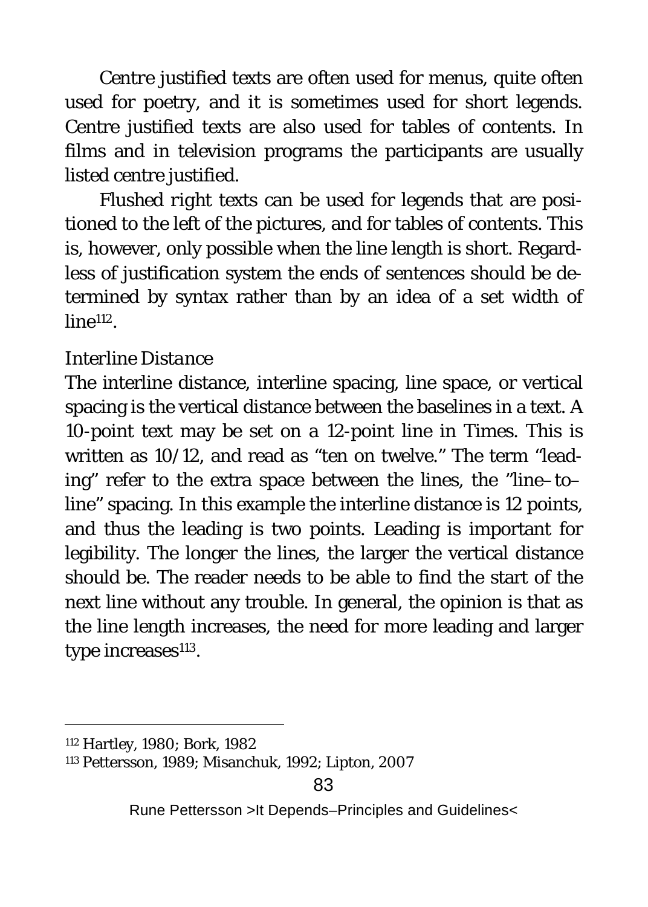Centre justified texts are often used for menus, quite often used for poetry, and it is sometimes used for short legends. Centre justified texts are also used for tables of contents. In films and in television programs the participants are usually listed centre justified.

Flushed right texts can be used for legends that are positioned to the left of the pictures, and for tables of contents. This is, however, only possible when the line length is short. Regardless of justification system the ends of sentences should be determined by syntax rather than by an idea of a set width of line[112].

*Interline Distance*

The interline distance, interline spacing, line space, or vertical spacing is the vertical distance between the baselines in a text. A 10-point text may be set on a 12-point line in Times. This is written as 10/12, and read as "ten on twelve." The term "leading" refer to the extra space between the lines, the "line–to–line" spacing. In this example the interline distance is 12 points, and thus the leading is two points. Leading is important for legibility. The longer the lines, the larger the vertical distance should be. The reader needs to be able to find the start of the next line without any trouble. In general, the opinion is that as the line length increases, the need for more leading and larger type increases[113].

---

[112] Hartley, 1980; Bork, 1982

[113] Pettersson, 1989; Misanchuk, 1992; Lipton, 2007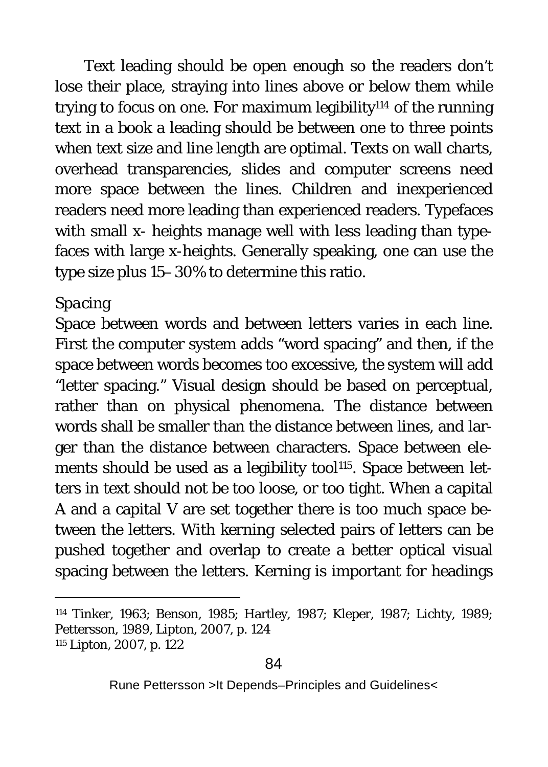Text leading should be open enough so the readers don't lose their place, straying into lines above or below them while trying to focus on one. For maximum legibility[114] of the running text in a book a leading should be between one to three points when text size and line length are optimal. Texts on wall charts, overhead transparencies, slides and computer screens need more space between the lines. Children and inexperienced readers need more leading than experienced readers. Typefaces with small x- heights manage well with less leading than typefaces with large x-heights. Generally speaking, one can use the type size plus 15–30% to determine this ratio.

*Spacing*

Space between words and between letters varies in each line. First the computer system adds "word spacing" and then, if the space between words becomes too excessive, the system will add "letter spacing." Visual design should be based on perceptual, rather than on physical phenomena. The distance between words shall be smaller than the distance between lines, and larger than the distance between characters. Space between elements should be used as a legibility tool[115]. Space between letters in text should not be too loose, or too tight. When a capital A and a capital V are set together there is too much space between the letters. With kerning selected pairs of letters can be pushed together and overlap to create a better optical visual spacing between the letters. Kerning is important for headings

---

[114] Tinker, 1963; Benson, 1985; Hartley, 1987; Kleper, 1987; Lichty, 1989; Pettersson, 1989, Lipton, 2007, p. 124

[115] Lipton, 2007, p. 122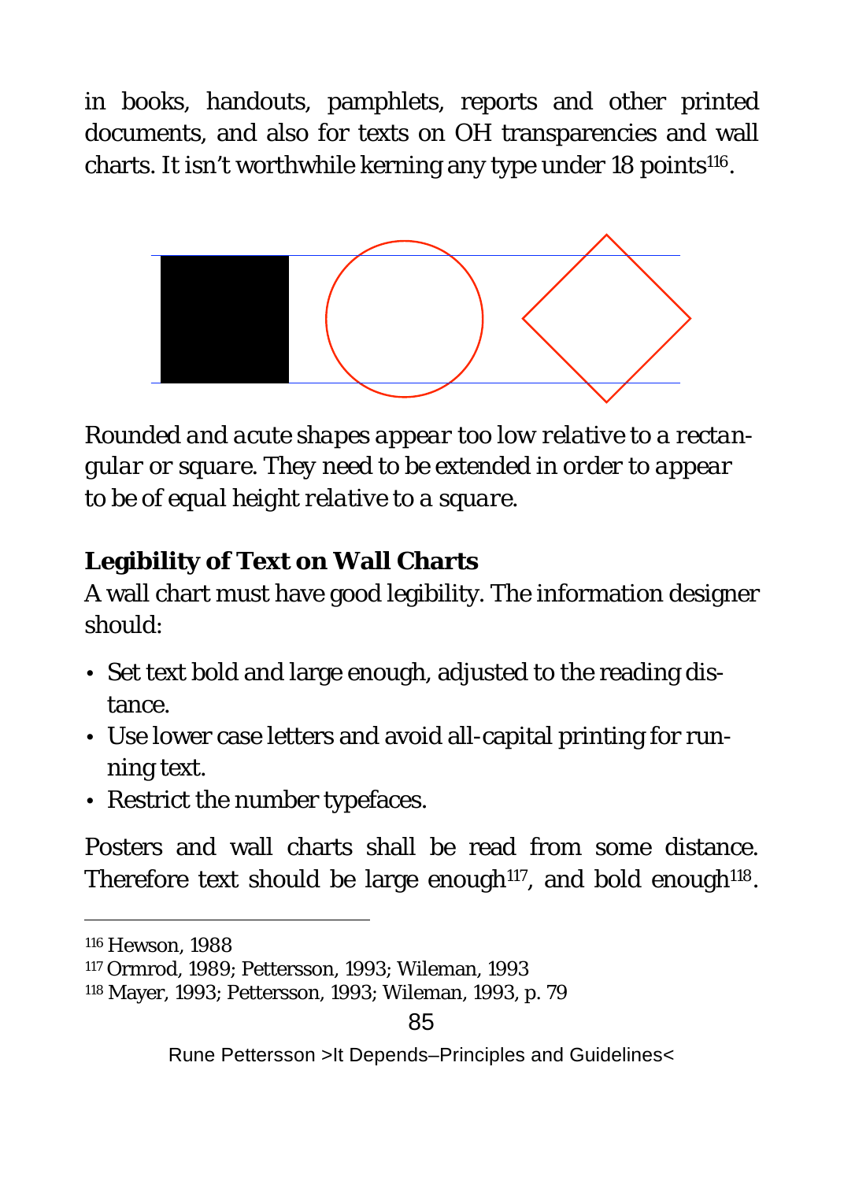in books, handouts, pamphlets, reports and other printed documents, and also for texts on OH transparencies and wall charts. It isn't worthwhile kerning any type under 18 points[116].

*Rounded and acute shapes appear too low relative to a rectangular or square. They need to be extended in order to appear to be of equal height relative to a square.*

**Legibility of Text on Wall Charts**

A wall chart must have good legibility. The information designer should:

- Set text bold and large enough, adjusted to the reading distance.
- Use lower case letters and avoid all-capital printing for running text.
- Restrict the number typefaces.

Posters and wall charts shall be read from some distance. Therefore text should be large enough[117], and bold enough[118].

---

[116] Hewson, 1988
[117] Ormrod, 1989; Pettersson, 1993; Wileman, 1993
[118] Mayer, 1993; Pettersson, 1993; Wileman, 1993, p. 79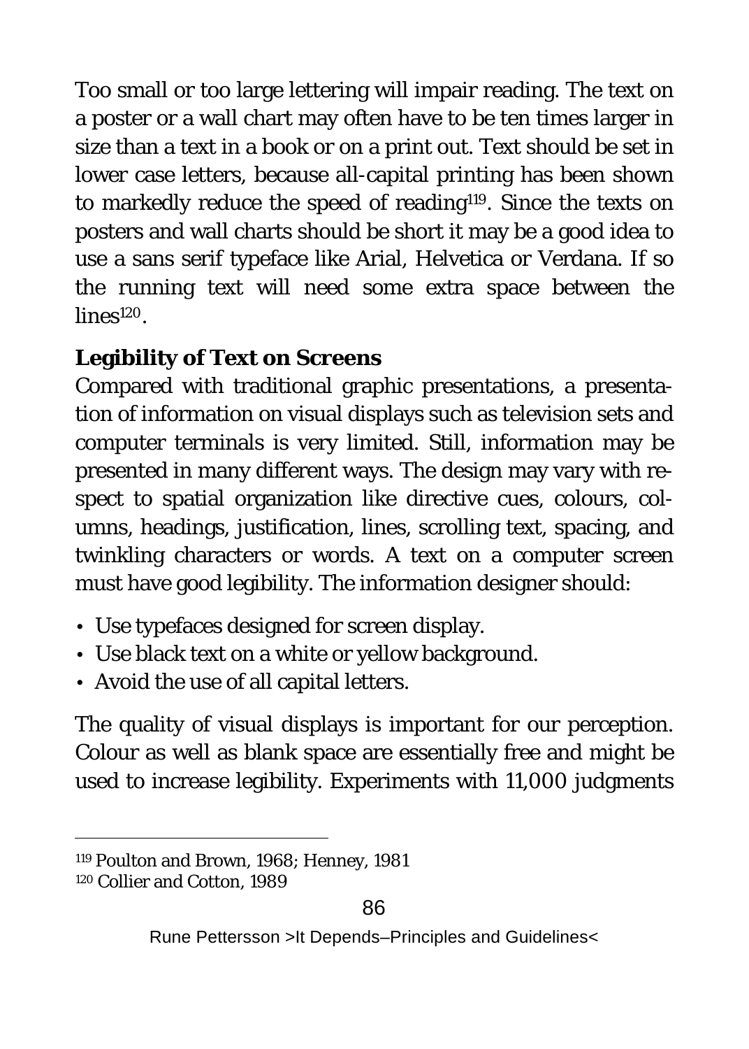Too small or too large lettering will impair reading. The text on a poster or a wall chart may often have to be ten times larger in size than a text in a book or on a print out. Text should be set in lower case letters, because all-capital printing has been shown to markedly reduce the speed of reading[119]. Since the texts on posters and wall charts should be short it may be a good idea to use a sans serif typeface like Arial, Helvetica or Verdana. If so the running text will need some extra space between the lines[120].

### Legibility of Text on Screens

Compared with traditional graphic presentations, a presentation of information on visual displays such as television sets and computer terminals is very limited. Still, information may be presented in many different ways. The design may vary with respect to spatial organization like directive cues, colours, columns, headings, justification, lines, scrolling text, spacing, and twinkling characters or words. A text on a computer screen must have good legibility. The information designer should:

- Use typefaces designed for screen display.
- Use black text on a white or yellow background.
- Avoid the use of all capital letters.

The quality of visual displays is important for our perception. Colour as well as blank space are essentially free and might be used to increase legibility. Experiments with 11,000 judgments

---

[119] Poulton and Brown, 1968; Henney, 1981

[120] Collier and Cotton, 1989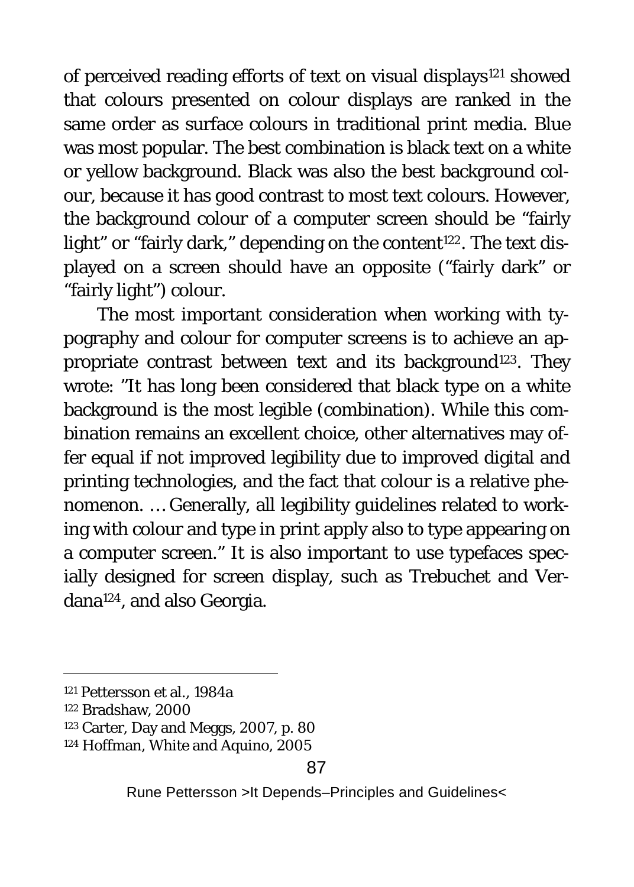of perceived reading efforts of text on visual displays[121] showed that colours presented on colour displays are ranked in the same order as surface colours in traditional print media. Blue was most popular. The best combination is black text on a white or yellow background. Black was also the best background colour, because it has good contrast to most text colours. However, the background colour of a computer screen should be "fairly light" or "fairly dark," depending on the content[122]. The text displayed on a screen should have an opposite ("fairly dark" or "fairly light") colour.

The most important consideration when working with typography and colour for computer screens is to achieve an appropriate contrast between text and its background[123]. They wrote: "It has long been considered that black type on a white background is the most legible (combination). While this combination remains an excellent choice, other alternatives may offer equal if not improved legibility due to improved digital and printing technologies, and the fact that colour is a relative phenomenon. … Generally, all legibility guidelines related to working with colour and type in print apply also to type appearing on a computer screen." It is also important to use typefaces specially designed for screen display, such as Trebuchet and Verdana[124], and also Georgia.

---

[121] Pettersson et al., 1984a
[122] Bradshaw, 2000
[123] Carter, Day and Meggs, 2007, p. 80
[124] Hoffman, White and Aquino, 2005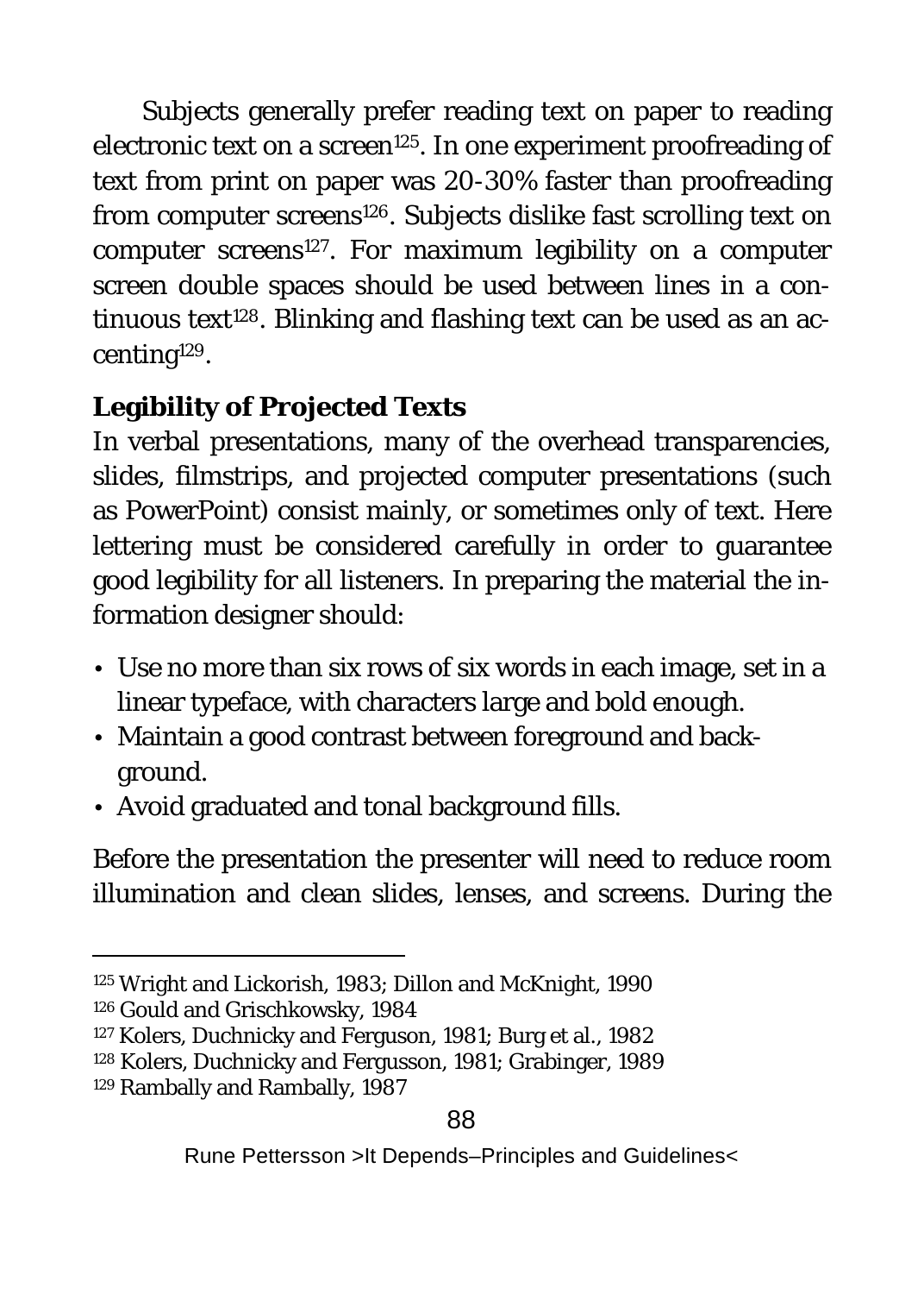Subjects generally prefer reading text on paper to reading electronic text on a screen[125]. In one experiment proofreading of text from print on paper was 20-30% faster than proofreading from computer screens[126]. Subjects dislike fast scrolling text on computer screens[127]. For maximum legibility on a computer screen double spaces should be used between lines in a continuous text[128]. Blinking and flashing text can be used as an accenting[129].

### Legibility of Projected Texts

In verbal presentations, many of the overhead transparencies, slides, filmstrips, and projected computer presentations (such as PowerPoint) consist mainly, or sometimes only of text. Here lettering must be considered carefully in order to guarantee good legibility for all listeners. In preparing the material the information designer should:

- Use no more than six rows of six words in each image, set in a linear typeface, with characters large and bold enough.
- Maintain a good contrast between foreground and background.
- Avoid graduated and tonal background fills.

Before the presentation the presenter will need to reduce room illumination and clean slides, lenses, and screens. During the

---

[125] Wright and Lickorish, 1983; Dillon and McKnight, 1990

[126] Gould and Grischkowsky, 1984

[127] Kolers, Duchnicky and Ferguson, 1981; Burg et al., 1982

[128] Kolers, Duchnicky and Fergusson, 1981; Grabinger, 1989

[129] Rambally and Rambally, 1987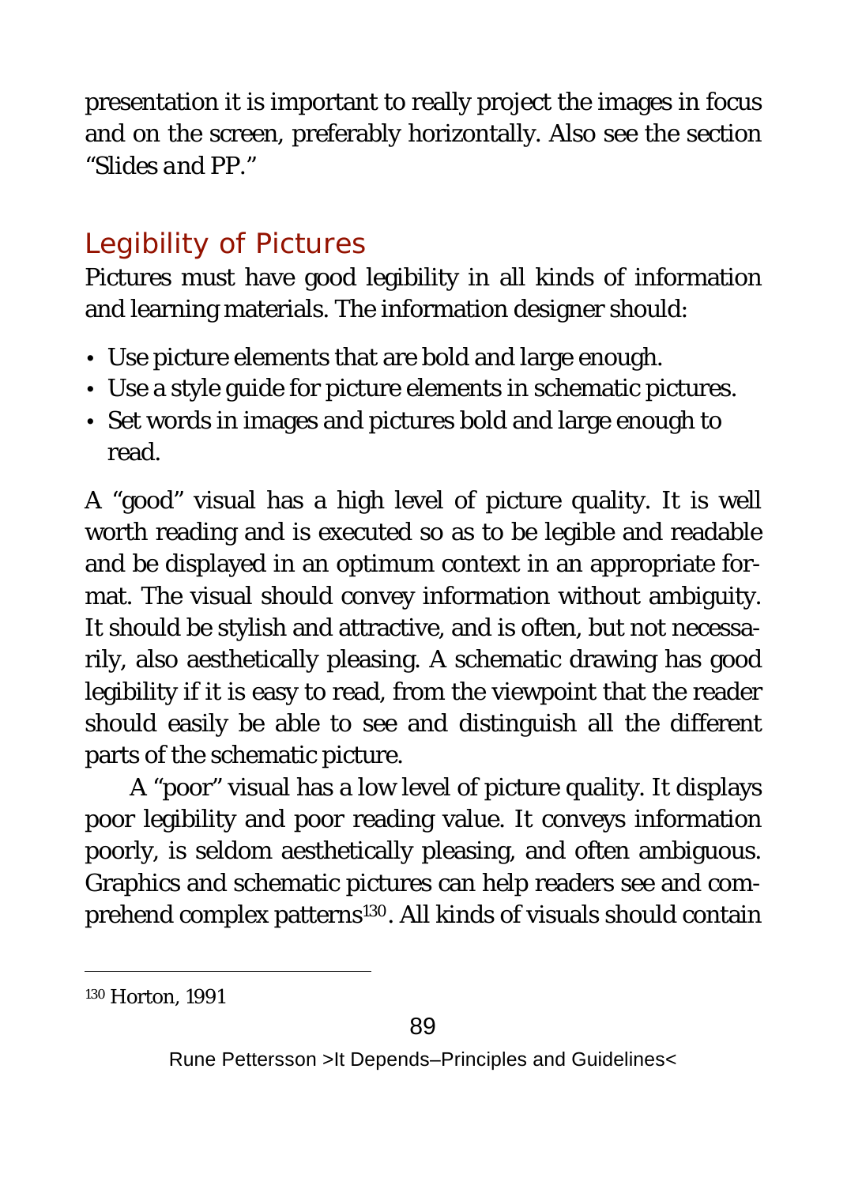presentation it is important to really project the images in focus and on the screen, preferably horizontally. Also see the section “*Slides and PP*.”

## Legibility of Pictures

Pictures must have good legibility in all kinds of information and learning materials. The information designer should:

- Use picture elements that are bold and large enough.
- Use a style guide for picture elements in schematic pictures.
- Set words in images and pictures bold and large enough to read.

A “good” visual has a high level of picture quality. It is well worth reading and is executed so as to be legible and readable and be displayed in an optimum context in an appropriate format. The visual should convey information without ambiguity. It should be stylish and attractive, and is often, but not necessarily, also aesthetically pleasing. A schematic drawing has good legibility if it is easy to read, from the viewpoint that the reader should easily be able to see and distinguish all the different parts of the schematic picture.

A “poor” visual has a low level of picture quality. It displays poor legibility and poor reading value. It conveys information poorly, is seldom aesthetically pleasing, and often ambiguous. Graphics and schematic pictures can help readers see and comprehend complex patterns[130]. All kinds of visuals should contain

---

[130] Horton, 1991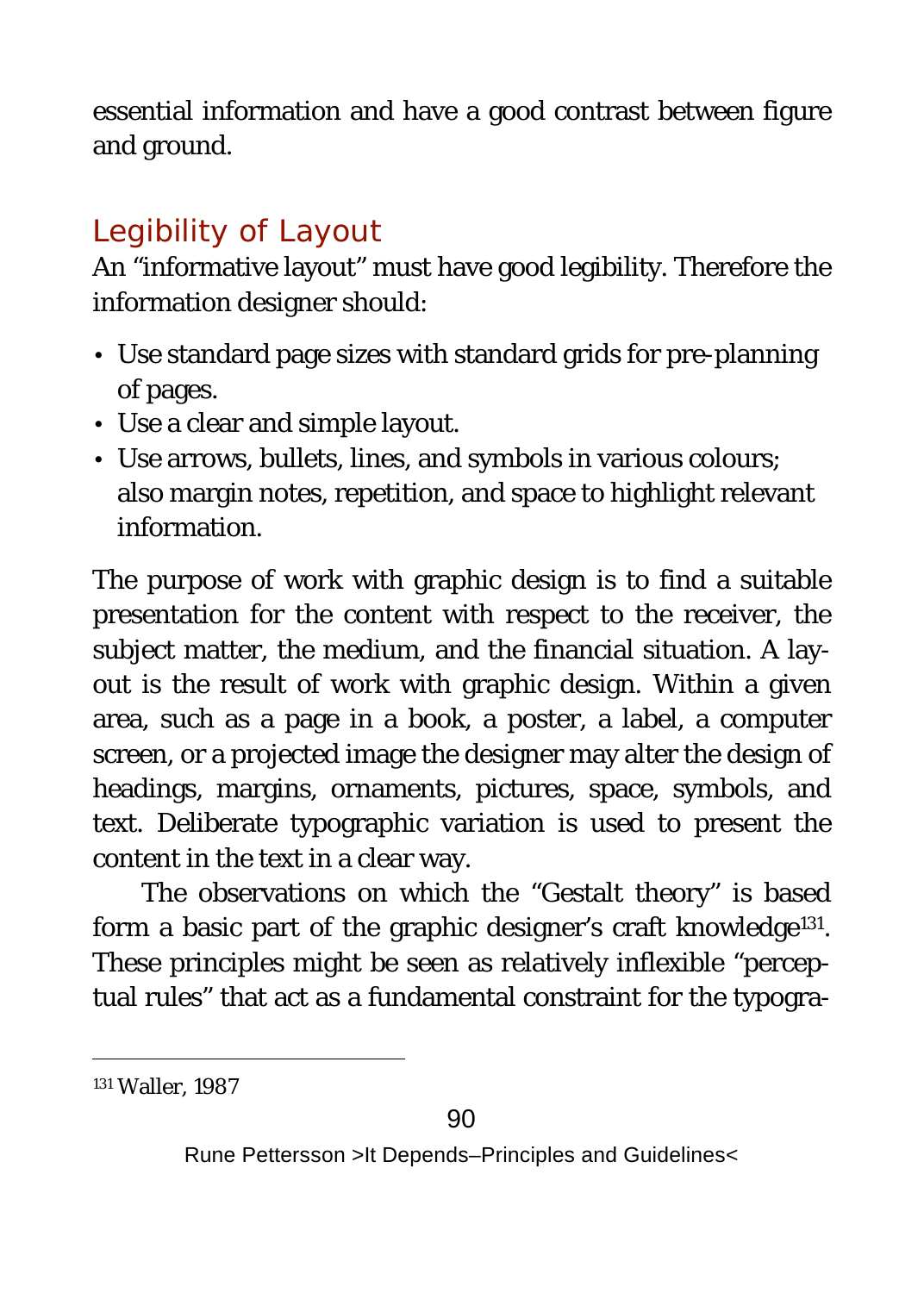essential information and have a good contrast between figure and ground.

## Legibility of Layout

An "informative layout" must have good legibility. Therefore the information designer should:

- Use standard page sizes with standard grids for pre-planning of pages.
- Use a clear and simple layout.
- Use arrows, bullets, lines, and symbols in various colours; also margin notes, repetition, and space to highlight relevant information.

The purpose of work with graphic design is to find a suitable presentation for the content with respect to the receiver, the subject matter, the medium, and the financial situation. A layout is the result of work with graphic design. Within a given area, such as a page in a book, a poster, a label, a computer screen, or a projected image the designer may alter the design of headings, margins, ornaments, pictures, space, symbols, and text. Deliberate typographic variation is used to present the content in the text in a clear way.

The observations on which the "Gestalt theory" is based form a basic part of the graphic designer's craft knowledge[131]. These principles might be seen as relatively inflexible "perceptual rules" that act as a fundamental constraint for the typogra-

---

[131] Waller, 1987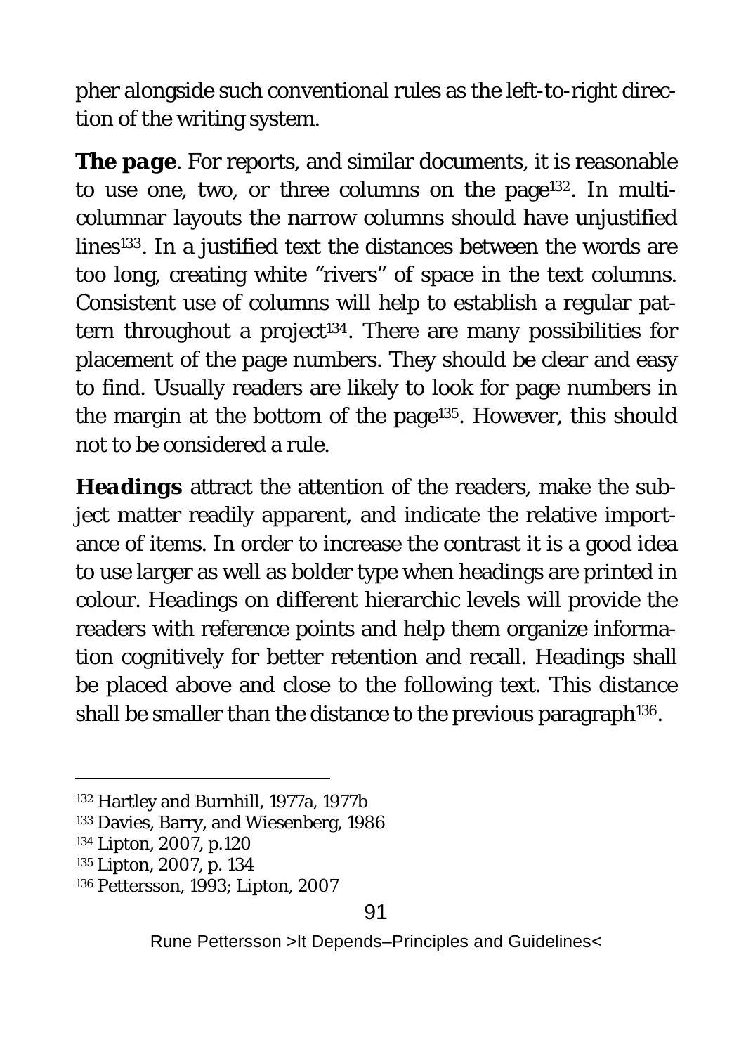pher alongside such conventional rules as the left-to-right direction of the writing system.

***The page***. For reports, and similar documents, it is reasonable to use one, two, or three columns on the page[132]. In multi-columnar layouts the narrow columns should have unjustified lines[133]. In a justified text the distances between the words are too long, creating white "rivers" of space in the text columns. Consistent use of columns will help to establish a regular pattern throughout a project[134]. There are many possibilities for placement of the page numbers. They should be clear and easy to find. Usually readers are likely to look for page numbers in the margin at the bottom of the page[135]. However, this should not to be considered a rule.

***Headings*** attract the attention of the readers, make the subject matter readily apparent, and indicate the relative importance of items. In order to increase the contrast it is a good idea to use larger as well as bolder type when headings are printed in colour. Headings on different hierarchic levels will provide the readers with reference points and help them organize information cognitively for better retention and recall. Headings shall be placed above and close to the following text. This distance shall be smaller than the distance to the previous paragraph[136].

---

[132] Hartley and Burnhill, 1977a, 1977b

[133] Davies, Barry, and Wiesenberg, 1986

[134] Lipton, 2007, p.120

[135] Lipton, 2007, p. 134

[136] Pettersson, 1993; Lipton, 2007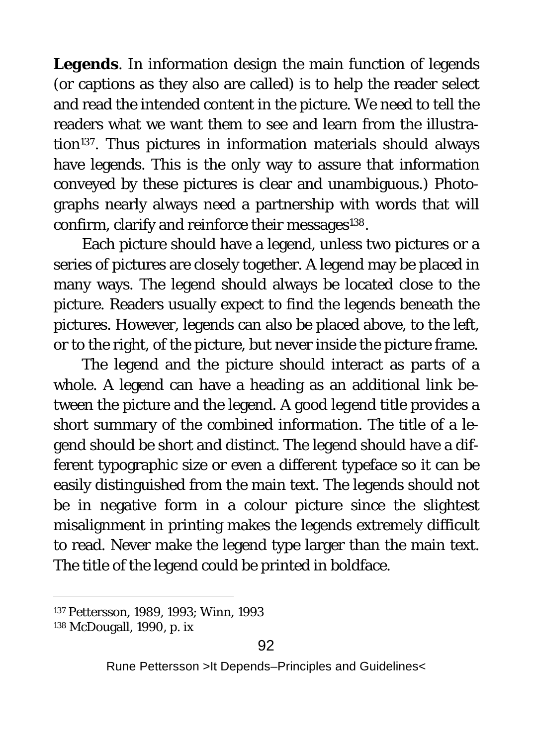**Legends**. In information design the main function of legends (or captions as they also are called) is to help the reader select and read the intended content in the picture. We need to tell the readers what we want them to see and learn from the illustration[137]. Thus pictures in information materials should always have legends. This is the only way to assure that information conveyed by these pictures is clear and unambiguous.) Photographs nearly always need a partnership with words that will confirm, clarify and reinforce their messages[138].

Each picture should have a legend, unless two pictures or a series of pictures are closely together. A legend may be placed in many ways. The legend should always be located close to the picture. Readers usually expect to find the legends beneath the pictures. However, legends can also be placed above, to the left, or to the right, of the picture, but never inside the picture frame.

The legend and the picture should interact as parts of a whole. A legend can have a heading as an additional link between the picture and the legend. A good legend title provides a short summary of the combined information. The title of a legend should be short and distinct. The legend should have a different typographic size or even a different typeface so it can be easily distinguished from the main text. The legends should not be in negative form in a colour picture since the slightest misalignment in printing makes the legends extremely difficult to read. Never make the legend type larger than the main text. The title of the legend could be printed in boldface.

---

[137] Pettersson, 1989, 1993; Winn, 1993

[138] McDougall, 1990, p. ix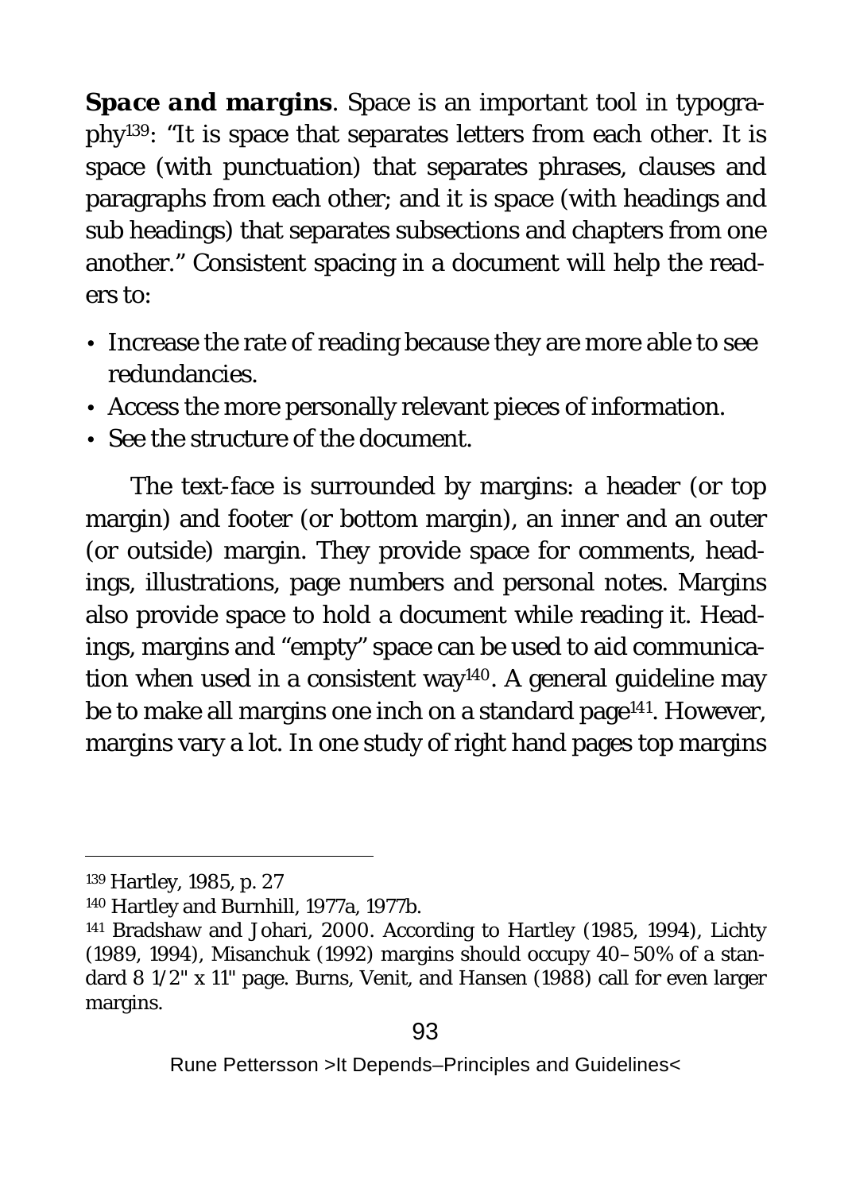***Space and margins***. Space is an important tool in typography[139]: "It is space that separates letters from each other. It is space (with punctuation) that separates phrases, clauses and paragraphs from each other; and it is space (with headings and sub headings) that separates subsections and chapters from one another." Consistent spacing in a document will help the readers to:

- Increase the rate of reading because they are more able to see redundancies.
- Access the more personally relevant pieces of information.
- See the structure of the document.

The text-face is surrounded by margins: a header (or top margin) and footer (or bottom margin), an inner and an outer (or outside) margin. They provide space for comments, headings, illustrations, page numbers and personal notes. Margins also provide space to hold a document while reading it. Headings, margins and "empty" space can be used to aid communication when used in a consistent way[140]. A general guideline may be to make all margins one inch on a standard page[141]. However, margins vary a lot. In one study of right hand pages top margins

---

[139] Hartley, 1985, p. 27

[140] Hartley and Burnhill, 1977a, 1977b.

[141] Bradshaw and Johari, 2000. According to Hartley (1985, 1994), Lichty (1989, 1994), Misanchuk (1992) margins should occupy 40–50% of a standard 8 1/2" x 11" page. Burns, Venit, and Hansen (1988) call for even larger margins.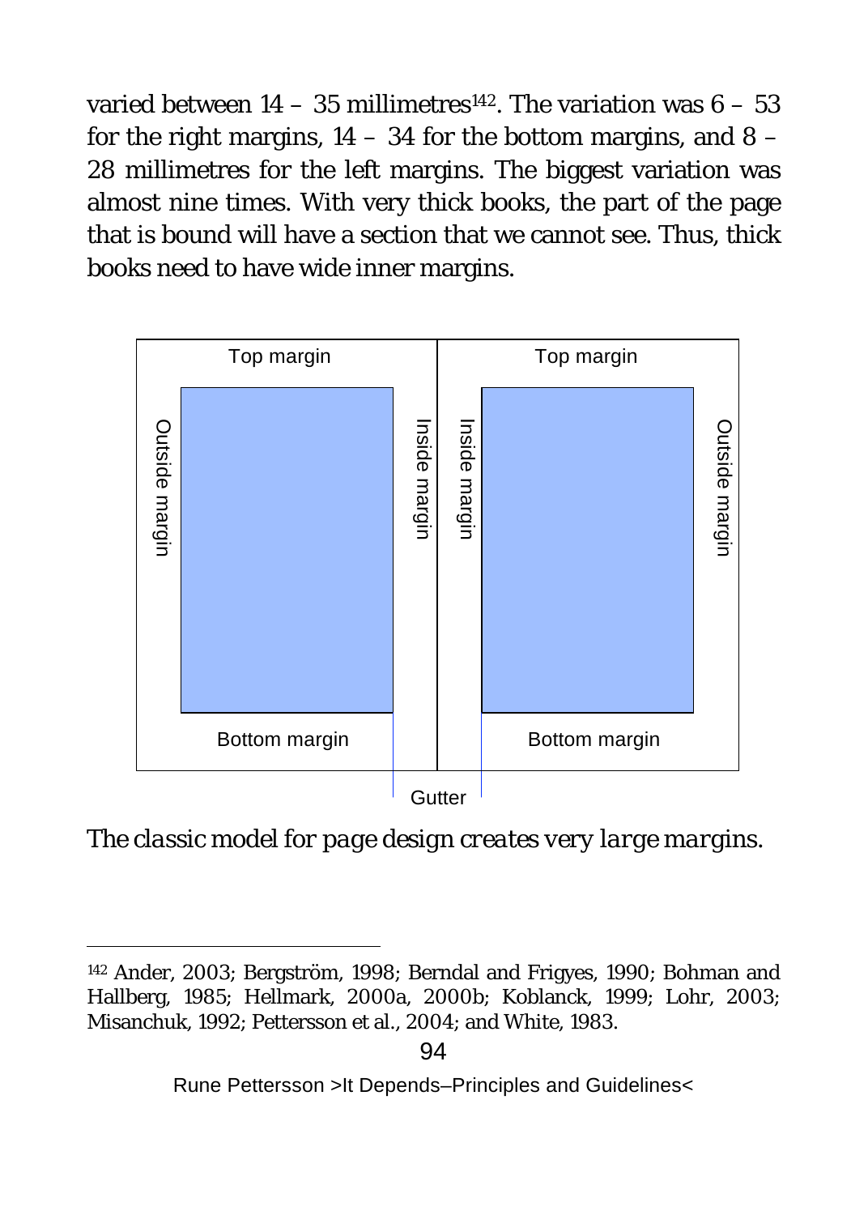varied between 14 – 35 millimetres[142]. The variation was 6 – 53 for the right margins, 14 – 34 for the bottom margins, and 8 – 28 millimetres for the left margins. The biggest variation was almost nine times. With very thick books, the part of the page that is bound will have a section that we cannot see. Thus, thick books need to have wide inner margins.

Top margin

Top margin

Outside margin

Inside margin

Inside margin

Outside margin

Bottom margin

Bottom margin

Gutter

*The classic model for page design creates very large margins.*

---

142 Ander, 2003; Bergström, 1998; Berndal and Frigyes, 1990; Bohman and Hallberg, 1985; Hellmark, 2000a, 2000b; Koblanck, 1999; Lohr, 2003; Misanchuk, 1992; Pettersson et al., 2004; and White, 1983.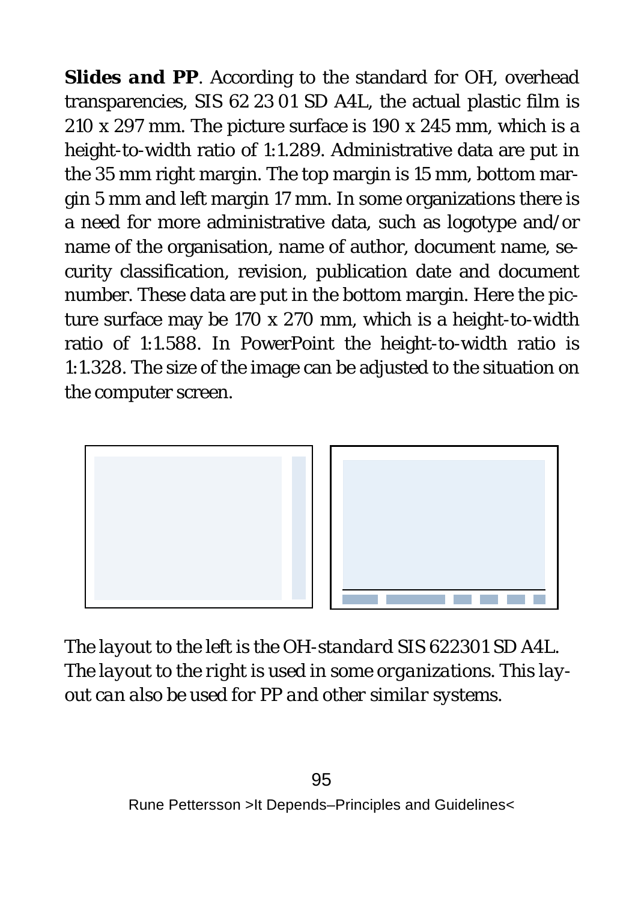**Slides and PP**. According to the standard for OH, overhead transparencies, SIS 62 23 01 SD A4L, the actual plastic film is 210 x 297 mm. The picture surface is 190 x 245 mm, which is a height-to-width ratio of 1:1.289. Administrative data are put in the 35 mm right margin. The top margin is 15 mm, bottom margin 5 mm and left margin 17 mm. In some organizations there is a need for more administrative data, such as logotype and/or name of the organisation, name of author, document name, security classification, revision, publication date and document number. These data are put in the bottom margin. Here the picture surface may be 170 x 270 mm, which is a height-to-width ratio of 1:1.588. In PowerPoint the height-to-width ratio is 1:1.328. The size of the image can be adjusted to the situation on the computer screen.

*The layout to the left is the OH-standard SIS 622301 SD A4L. The layout to the right is used in some organizations. This layout can also be used for PP and other similar systems.*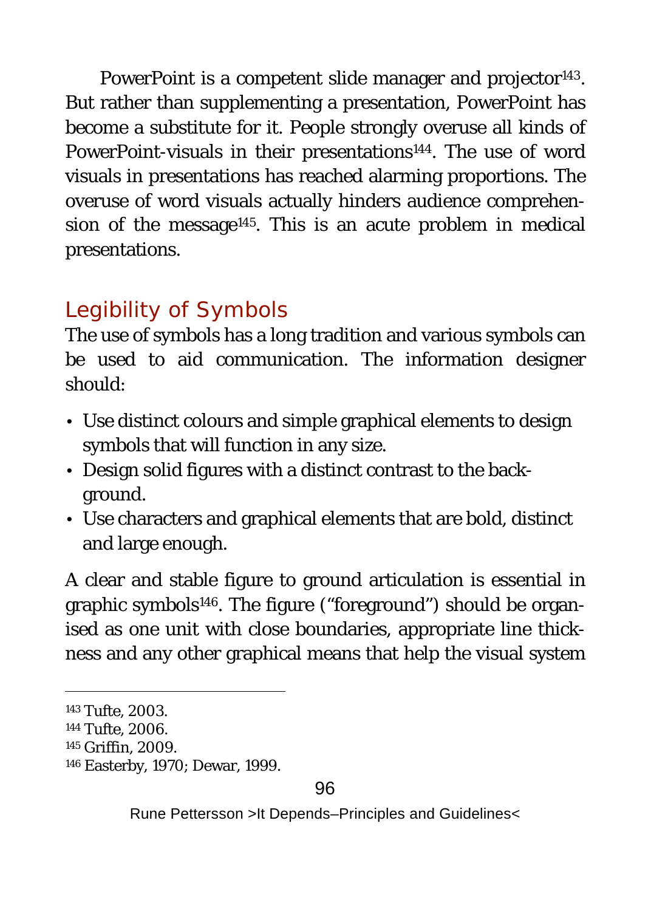PowerPoint is a competent slide manager and projector[143]. But rather than supplementing a presentation, PowerPoint has become a substitute for it. People strongly overuse all kinds of PowerPoint-visuals in their presentations[144]. The use of word visuals in presentations has reached alarming proportions. The overuse of word visuals actually hinders audience comprehension of the message[145]. This is an acute problem in medical presentations.

## Legibility of Symbols

The use of symbols has a long tradition and various symbols can be used to aid communication. The information designer should:

- Use distinct colours and simple graphical elements to design symbols that will function in any size.
- Design solid figures with a distinct contrast to the background.
- Use characters and graphical elements that are bold, distinct and large enough.

A clear and stable figure to ground articulation is essential in graphic symbols[146]. The figure ("foreground") should be organised as one unit with close boundaries, appropriate line thickness and any other graphical means that help the visual system

---

[143] Tufte, 2003.
[144] Tufte, 2006.
[145] Griffin, 2009.
[146] Easterby, 1970; Dewar, 1999.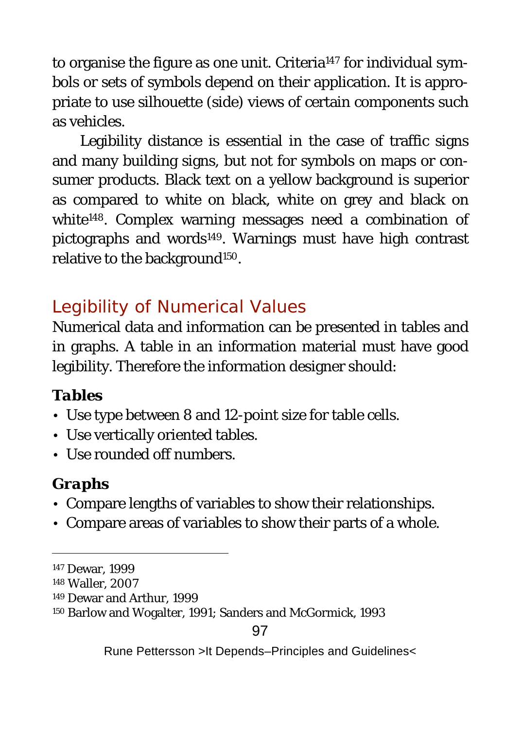to organise the figure as one unit. Criteria[147] for individual symbols or sets of symbols depend on their application. It is appropriate to use silhouette (side) views of certain components such as vehicles.

Legibility distance is essential in the case of traffic signs and many building signs, but not for symbols on maps or consumer products. Black text on a yellow background is superior as compared to white on black, white on grey and black on white[148]. Complex warning messages need a combination of pictographs and words[149]. Warnings must have high contrast relative to the background[150].

## Legibility of Numerical Values

Numerical data and information can be presented in tables and in graphs. A table in an information material must have good legibility. Therefore the information designer should:

### *Tables*

- Use type between 8 and 12-point size for table cells.
- Use vertically oriented tables.
- Use rounded off numbers.

### *Graphs*

- Compare lengths of variables to show their relationships.
- Compare areas of variables to show their parts of a whole.

---

[147] Dewar, 1999
[148] Waller, 2007
[149] Dewar and Arthur, 1999
[150] Barlow and Wogalter, 1991; Sanders and McGormick, 1993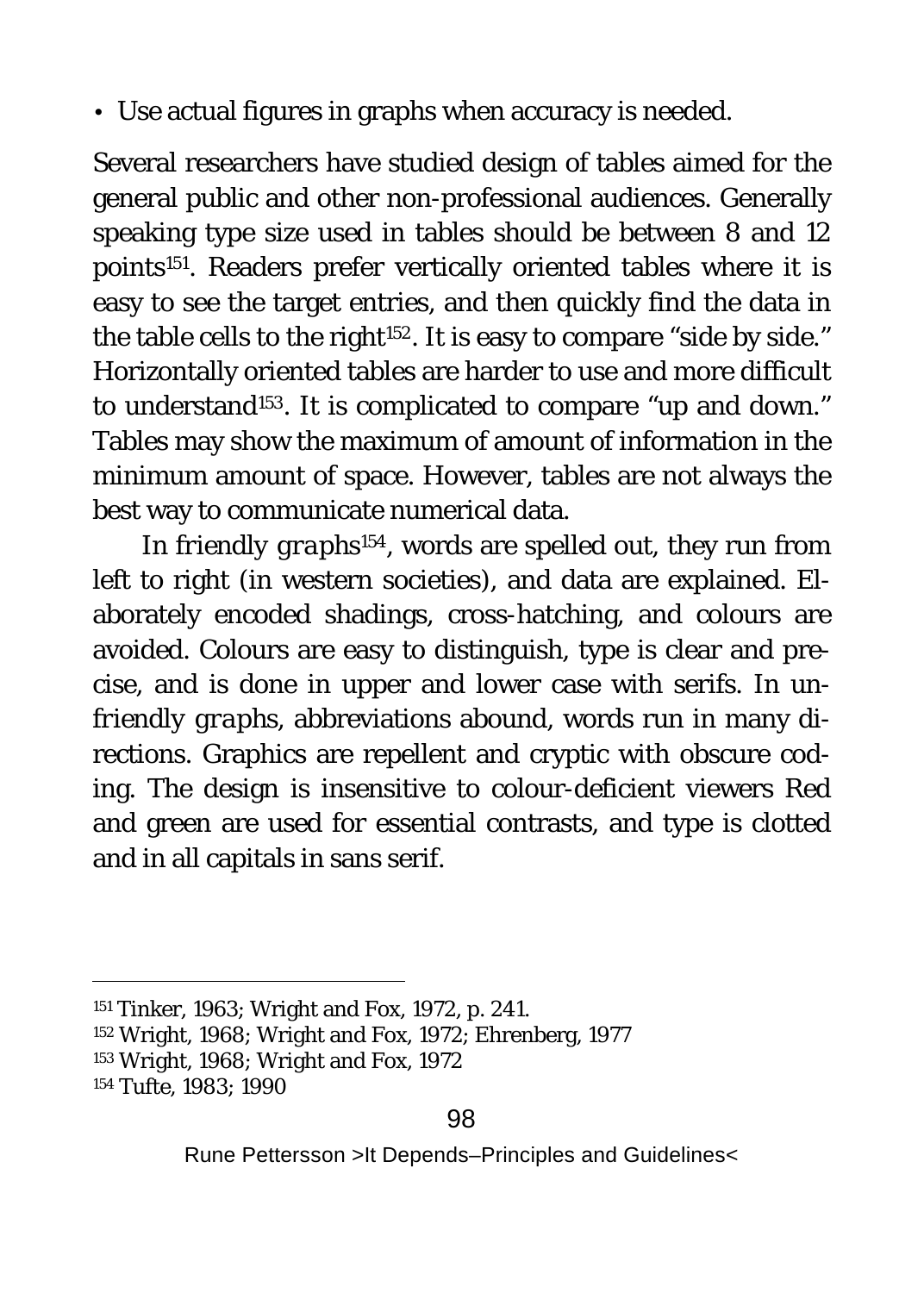- Use actual figures in graphs when accuracy is needed.

Several researchers have studied design of tables aimed for the general public and other non-professional audiences. Generally speaking type size used in tables should be between 8 and 12 points[151]. Readers prefer vertically oriented tables where it is easy to see the target entries, and then quickly find the data in the table cells to the right[152]. It is easy to compare "side by side." Horizontally oriented tables are harder to use and more difficult to understand[153]. It is complicated to compare "up and down." Tables may show the maximum of amount of information in the minimum amount of space. However, tables are not always the best way to communicate numerical data.

In *friendly graphs*[154], words are spelled out, they run from left to right (in western societies), and data are explained. Elaborately encoded shadings, cross-hatching, and colours are avoided. Colours are easy to distinguish, type is clear and precise, and is done in upper and lower case with serifs. In *unfriendly graphs*, abbreviations abound, words run in many directions. Graphics are repellent and cryptic with obscure coding. The design is insensitive to colour-deficient viewers Red and green are used for essential contrasts, and type is clotted and in all capitals in sans serif.

---

[151] Tinker, 1963; Wright and Fox, 1972, p. 241.

[152] Wright, 1968; Wright and Fox, 1972; Ehrenberg, 1977

[153] Wright, 1968; Wright and Fox, 1972

[154] Tufte, 1983; 1990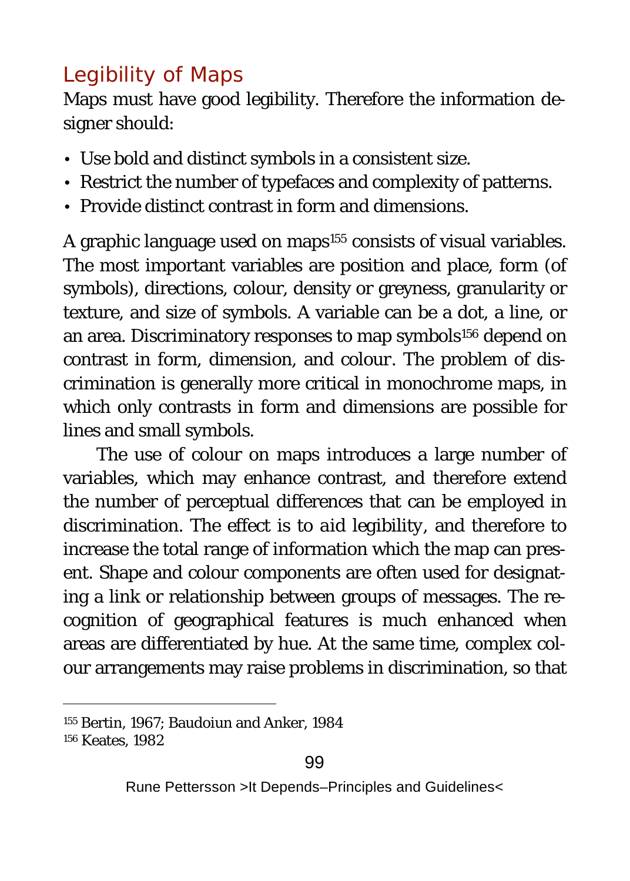## Legibility of Maps

Maps must have good legibility. Therefore the information designer should:

- Use bold and distinct symbols in a consistent size.
- Restrict the number of typefaces and complexity of patterns.
- Provide distinct contrast in form and dimensions.

A graphic language used on maps[155] consists of visual variables. The most important variables are position and place, form (of symbols), directions, colour, density or greyness, granularity or texture, and size of symbols. A variable can be a dot, a line, or an area. Discriminatory responses to map symbols[156] depend on contrast in form, dimension, and colour. The problem of discrimination is generally more critical in monochrome maps, in which only contrasts in form and dimensions are possible for lines and small symbols.

The use of colour on maps introduces a large number of variables, which may enhance contrast, and therefore extend the number of perceptual differences that can be employed in discrimination. The effect is to aid legibility, and therefore to increase the total range of information which the map can present. Shape and colour components are often used for designating a link or relationship between groups of messages. The recognition of geographical features is much enhanced when areas are differentiated by hue. At the same time, complex colour arrangements may raise problems in discrimination, so that

---

[155] Bertin, 1967; Baudoiun and Anker, 1984

[156] Keates, 1982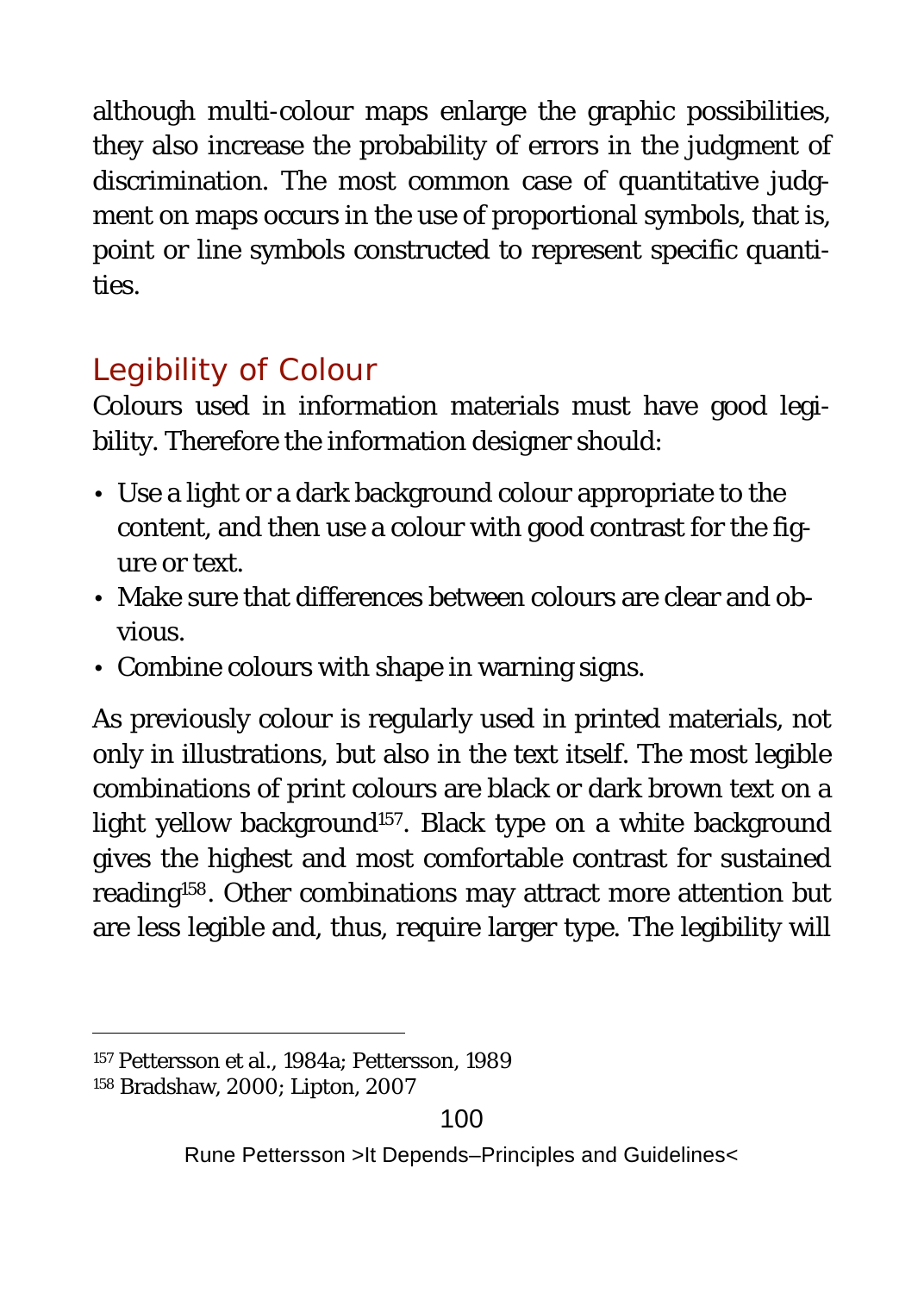although multi-colour maps enlarge the graphic possibilities, they also increase the probability of errors in the judgment of discrimination. The most common case of quantitative judgment on maps occurs in the use of proportional symbols, that is, point or line symbols constructed to represent specific quantities.

## Legibility of Colour

Colours used in information materials must have good legibility. Therefore the information designer should:

- Use a light or a dark background colour appropriate to the content, and then use a colour with good contrast for the figure or text.
- Make sure that differences between colours are clear and obvious.
- Combine colours with shape in warning signs.

As previously colour is regularly used in printed materials, not only in illustrations, but also in the text itself. The most legible combinations of print colours are black or dark brown text on a light yellow background[157]. Black type on a white background gives the highest and most comfortable contrast for sustained reading[158]. Other combinations may attract more attention but are less legible and, thus, require larger type. The legibility will

---

[157] Pettersson et al., 1984a; Pettersson, 1989

[158] Bradshaw, 2000; Lipton, 2007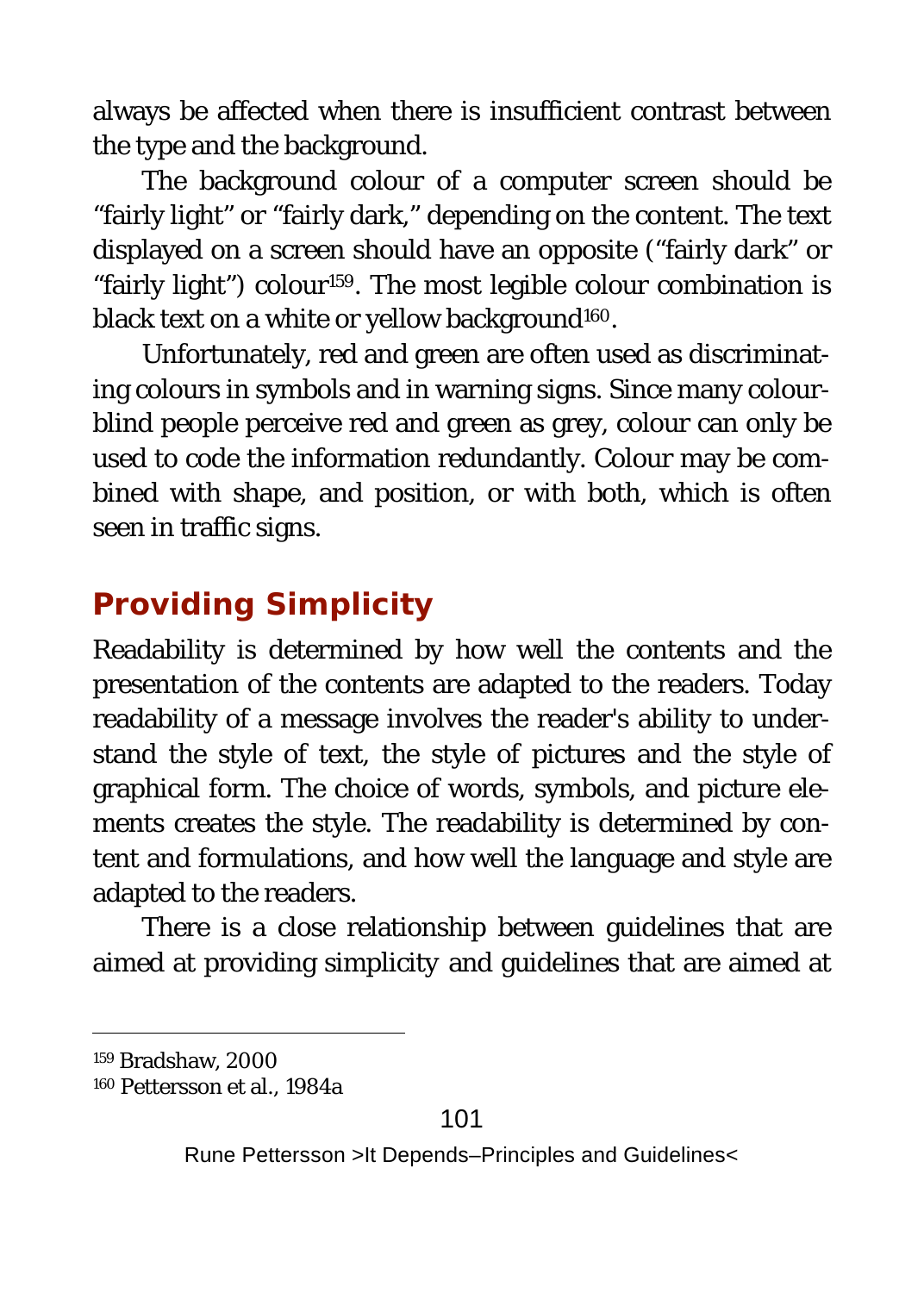always be affected when there is insufficient contrast between the type and the background.

The background colour of a computer screen should be "fairly light" or "fairly dark," depending on the content. The text displayed on a screen should have an opposite ("fairly dark" or "fairly light") colour[159]. The most legible colour combination is black text on a white or yellow background[160].

Unfortunately, red and green are often used as discriminating colours in symbols and in warning signs. Since many colourblind people perceive red and green as grey, colour can only be used to code the information redundantly. Colour may be combined with shape, and position, or with both, which is often seen in traffic signs.

## Providing Simplicity

Readability is determined by how well the contents and the presentation of the contents are adapted to the readers. Today readability of a message involves the reader's ability to understand the style of text, the style of pictures and the style of graphical form. The choice of words, symbols, and picture elements creates the style. The readability is determined by content and formulations, and how well the language and style are adapted to the readers.

There is a close relationship between guidelines that are aimed at providing simplicity and guidelines that are aimed at

---

[159] Bradshaw, 2000

[160] Pettersson et al., 1984a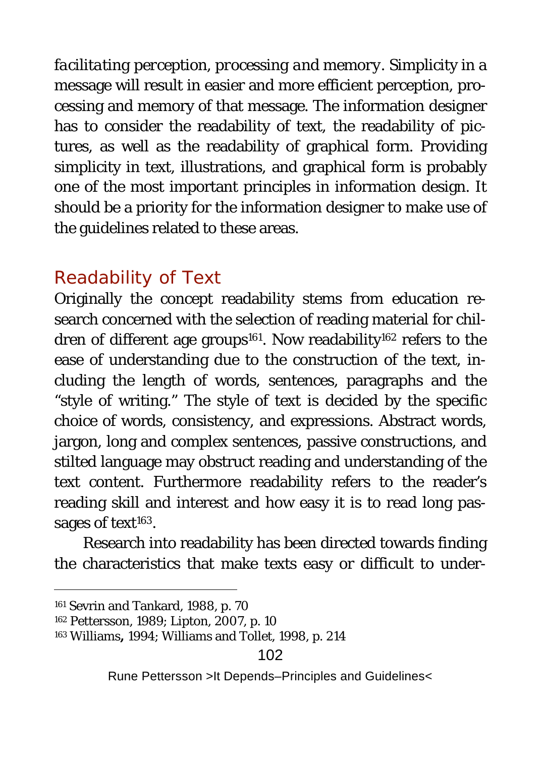*facilitating perception, processing and memory*. Simplicity in a message will result in easier and more efficient perception, processing and memory of that message. The information designer has to consider the readability of text, the readability of pictures, as well as the readability of graphical form. Providing simplicity in text, illustrations, and graphical form is probably one of the most important principles in information design. It should be a priority for the information designer to make use of the guidelines related to these areas.

## Readability of Text

Originally the concept readability stems from education research concerned with the selection of reading material for children of different age groups[161]. Now readability[162] refers to the ease of understanding due to the construction of the text, including the length of words, sentences, paragraphs and the "style of writing." The style of text is decided by the specific choice of words, consistency, and expressions. Abstract words, jargon, long and complex sentences, passive constructions, and stilted language may obstruct reading and understanding of the text content. Furthermore readability refers to the reader's reading skill and interest and how easy it is to read long passages of text[163].

Research into readability has been directed towards finding the characteristics that make texts easy or difficult to under-

---

[161] Sevrin and Tankard, 1988, p. 70

[162] Pettersson, 1989; Lipton, 2007, p. 10

[163] Williams**,** 1994; Williams and Tollet, 1998, p. 214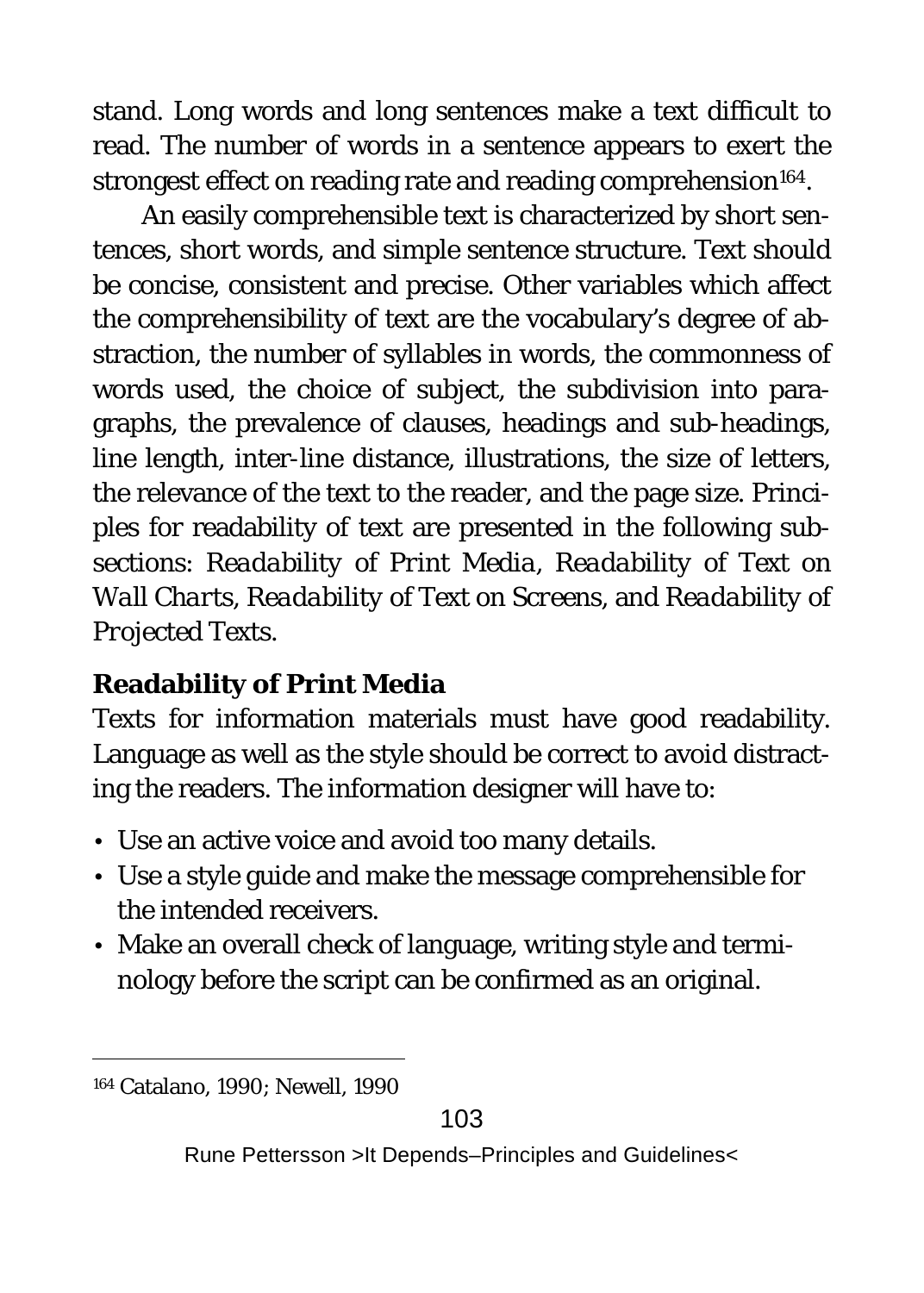stand. Long words and long sentences make a text difficult to read. The number of words in a sentence appears to exert the strongest effect on reading rate and reading comprehension[164].

An easily comprehensible text is characterized by short sentences, short words, and simple sentence structure. Text should be concise, consistent and precise. Other variables which affect the comprehensibility of text are the vocabulary's degree of abstraction, the number of syllables in words, the commonness of words used, the choice of subject, the subdivision into paragraphs, the prevalence of clauses, headings and sub-headings, line length, inter-line distance, illustrations, the size of letters, the relevance of the text to the reader, and the page size. Principles for readability of text are presented in the following subsections: *Readability of Print Media*, *Readability of Text on Wall Charts*, *Readability of Text on Screens*, and *Readability of Projected Texts*.

### Readability of Print Media

Texts for information materials must have good readability. Language as well as the style should be correct to avoid distracting the readers. The information designer will have to:

- Use an active voice and avoid too many details.
- Use a style guide and make the message comprehensible for the intended receivers.
- Make an overall check of language, writing style and terminology before the script can be confirmed as an original.

---

[164] Catalano, 1990; Newell, 1990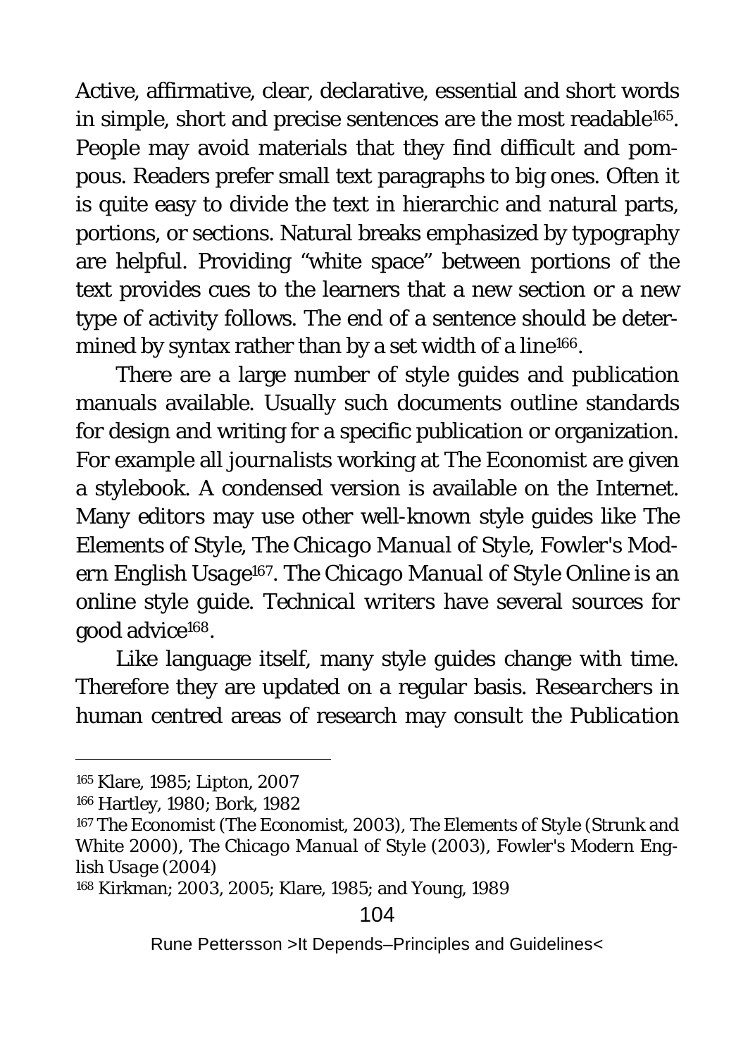Active, affirmative, clear, declarative, essential and short words in simple, short and precise sentences are the most readable[165]. People may avoid materials that they find difficult and pompous. Readers prefer small text paragraphs to big ones. Often it is quite easy to divide the text in hierarchic and natural parts, portions, or sections. Natural breaks emphasized by typography are helpful. Providing "white space" between portions of the text provides cues to the learners that a new section or a new type of activity follows. The end of a sentence should be determined by syntax rather than by a set width of a line[166].

There are a large number of style guides and publication manuals available. Usually such documents outline standards for design and writing for a specific publication or organization. For example all journalists working at The Economist are given a stylebook. A condensed version is available on the Internet. Many editors may use other well-known style guides like *The Elements of Style*, *The Chicago Manual of Style*, *Fowler's Modern English Usage*[167]. *The Chicago Manual of Style Online* is an online style guide. Technical writers have several sources for good advice[168].

Like language itself, many style guides change with time. Therefore they are updated on a regular basis. Researchers in human centred areas of research may consult the *Publication*

---

[165] Klare, 1985; Lipton, 2007

[166] Hartley, 1980; Bork, 1982

[167] The Economist (The Economist, 2003), The Elements of Style (Strunk and White 2000), *The Chicago Manual of Style* (2003), *Fowler's Modern English Usage* (2004)

[168] Kirkman; 2003, 2005; Klare, 1985; and Young, 1989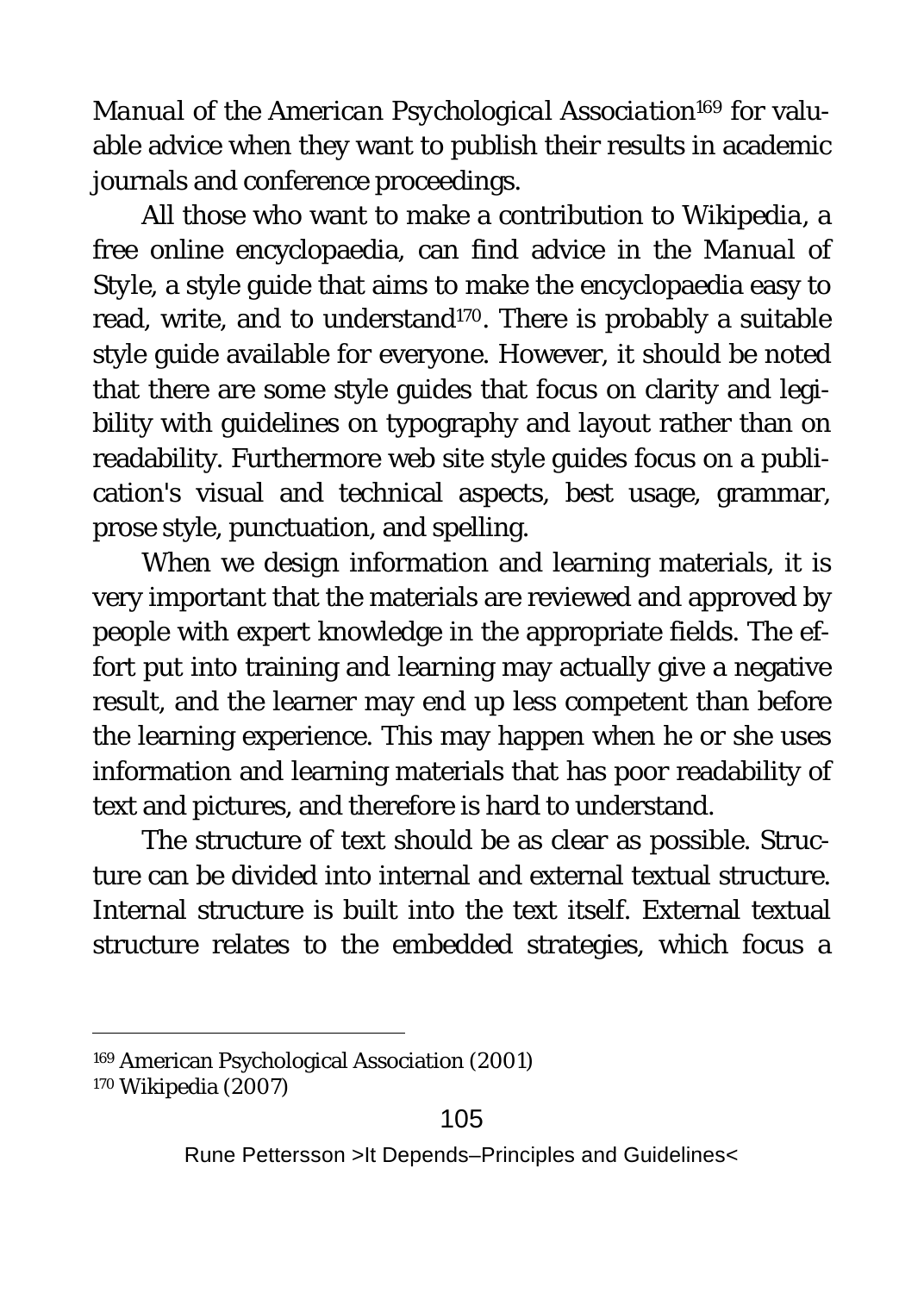*Manual of the American Psychological Association*[169] for valuable advice when they want to publish their results in academic journals and conference proceedings.

All those who want to make a contribution to *Wikipedia*, a free online encyclopaedia, can find advice in the *Manual of Style*, a style guide that aims to make the encyclopaedia easy to read, write, and to understand[170]. There is probably a suitable style guide available for everyone. However, it should be noted that there are some style guides that focus on clarity and legibility with guidelines on typography and layout rather than on readability. Furthermore web site style guides focus on a publication's visual and technical aspects, best usage, grammar, prose style, punctuation, and spelling.

When we design information and learning materials, it is very important that the materials are reviewed and approved by people with expert knowledge in the appropriate fields. The effort put into training and learning may actually give a negative result, and the learner may end up less competent than before the learning experience. This may happen when he or she uses information and learning materials that has poor readability of text and pictures, and therefore is hard to understand.

The structure of text should be as clear as possible. Structure can be divided into internal and external textual structure. Internal structure is built into the text itself. External textual structure relates to the embedded strategies, which focus a

---

[169] American Psychological Association (2001)

[170] Wikipedia (2007)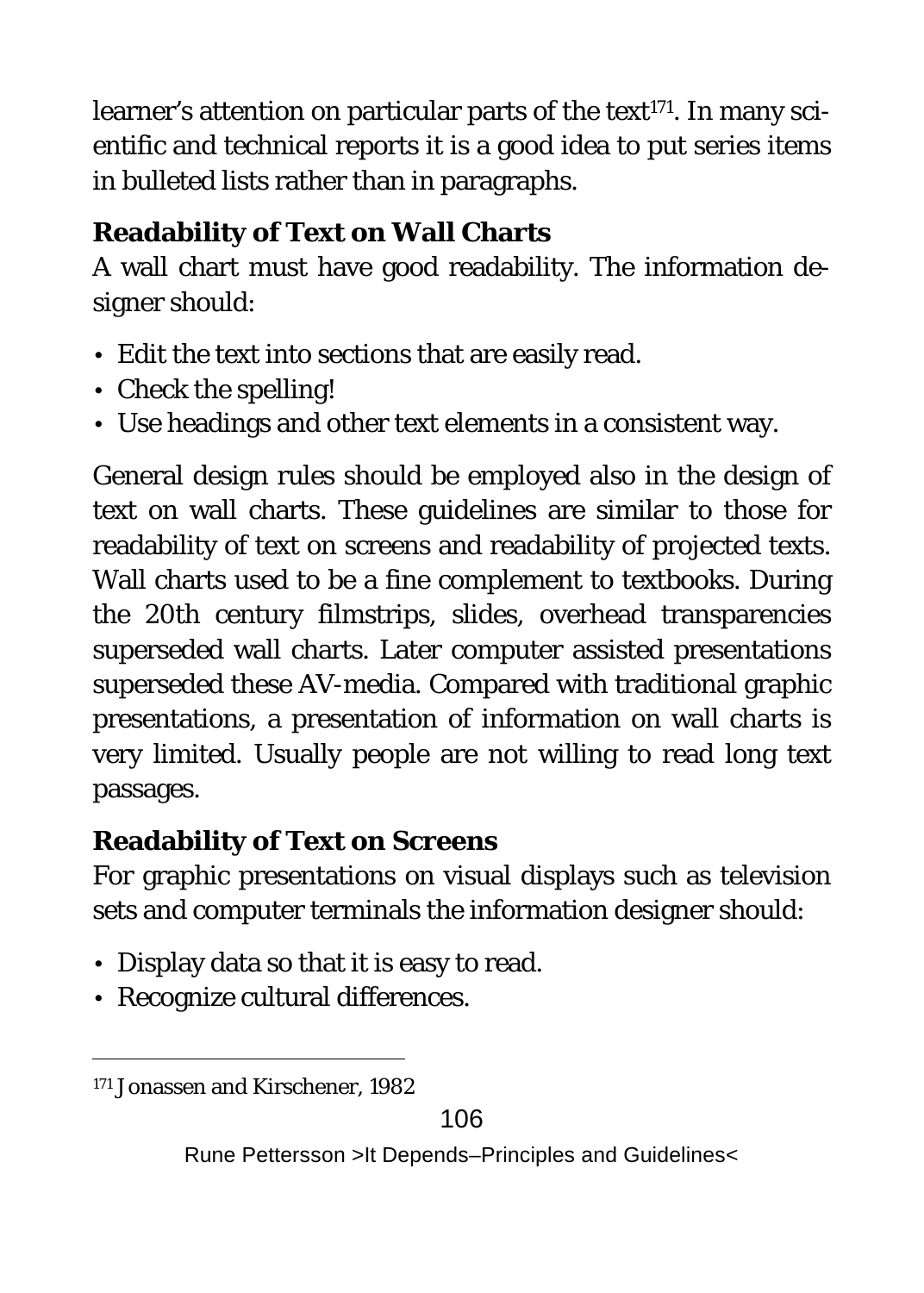learner's attention on particular parts of the text[171]. In many scientific and technical reports it is a good idea to put series items in bulleted lists rather than in paragraphs.

### Readability of Text on Wall Charts

A wall chart must have good readability. The information designer should:

- Edit the text into sections that are easily read.
- Check the spelling!
- Use headings and other text elements in a consistent way.

General design rules should be employed also in the design of text on wall charts. These guidelines are similar to those for readability of text on screens and readability of projected texts. Wall charts used to be a fine complement to textbooks. During the 20th century filmstrips, slides, overhead transparencies superseded wall charts. Later computer assisted presentations superseded these AV-media. Compared with traditional graphic presentations, a presentation of information on wall charts is very limited. Usually people are not willing to read long text passages.

### Readability of Text on Screens

For graphic presentations on visual displays such as television sets and computer terminals the information designer should:

- Display data so that it is easy to read.
- Recognize cultural differences.

---

[171] Jonassen and Kirschener, 1982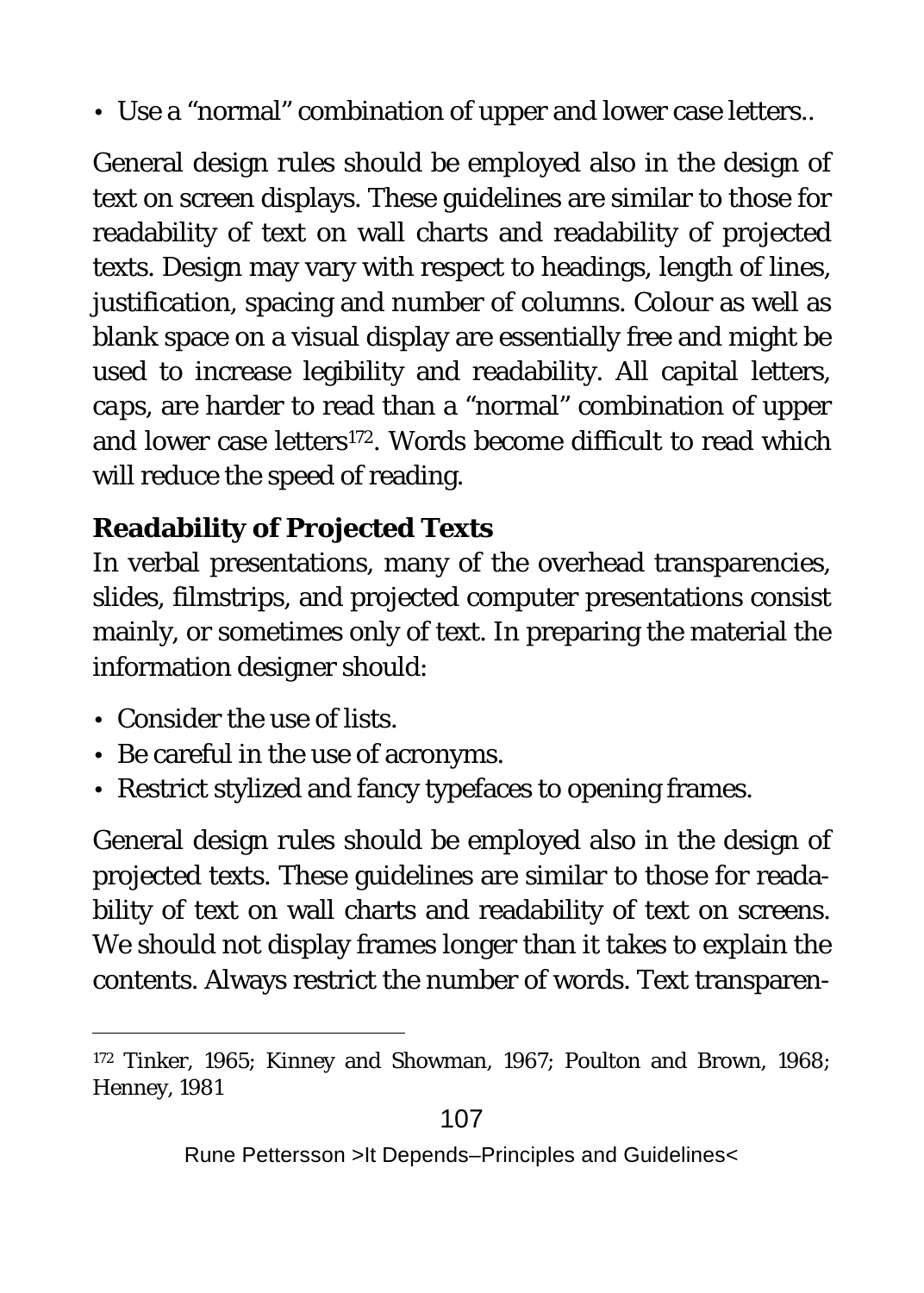- Use a “normal” combination of upper and lower case letters..

General design rules should be employed also in the design of text on screen displays. These guidelines are similar to those for readability of text on wall charts and readability of projected texts. Design may vary with respect to headings, length of lines, justification, spacing and number of columns. Colour as well as blank space on a visual display are essentially free and might be used to increase legibility and readability. All capital letters, *caps*, are harder to read than a “normal” combination of upper and lower case letters[172]. Words become difficult to read which will reduce the speed of reading.

### Readability of Projected Texts

In verbal presentations, many of the overhead transparencies, slides, filmstrips, and projected computer presentations consist mainly, or sometimes only of text. In preparing the material the information designer should:

- Consider the use of lists.
- Be careful in the use of acronyms.
- Restrict stylized and fancy typefaces to opening frames.

General design rules should be employed also in the design of projected texts. These guidelines are similar to those for readability of text on wall charts and readability of text on screens. We should not display frames longer than it takes to explain the contents. Always restrict the number of words. Text transparen-

---

[172] Tinker, 1965; Kinney and Showman, 1967; Poulton and Brown, 1968; Henney, 1981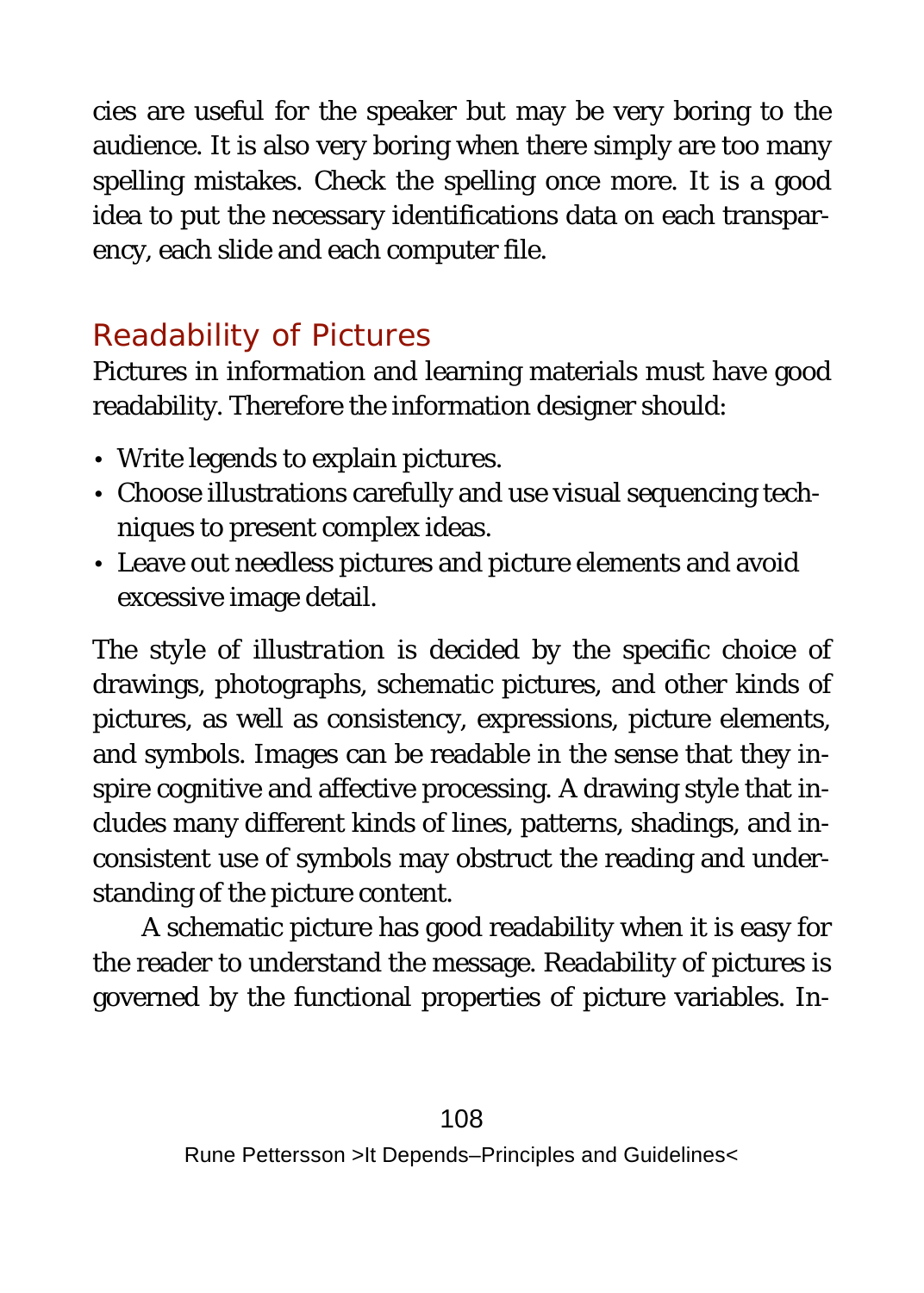cies are useful for the speaker but may be very boring to the audience. It is also very boring when there simply are too many spelling mistakes. Check the spelling once more. It is a good idea to put the necessary identifications data on each transparency, each slide and each computer file.

## Readability of Pictures

Pictures in information and learning materials must have good readability. Therefore the information designer should:

- Write legends to explain pictures.
- Choose illustrations carefully and use visual sequencing techniques to present complex ideas.
- Leave out needless pictures and picture elements and avoid excessive image detail.

The *style of illustration* is decided by the specific choice of drawings, photographs, schematic pictures, and other kinds of pictures, as well as consistency, expressions, picture elements, and symbols. Images can be readable in the sense that they inspire cognitive and affective processing. A drawing style that includes many different kinds of lines, patterns, shadings, and inconsistent use of symbols may obstruct the reading and understanding of the picture content.

A schematic picture has good readability when it is easy for the reader to understand the message. Readability of pictures is governed by the functional properties of picture variables. In-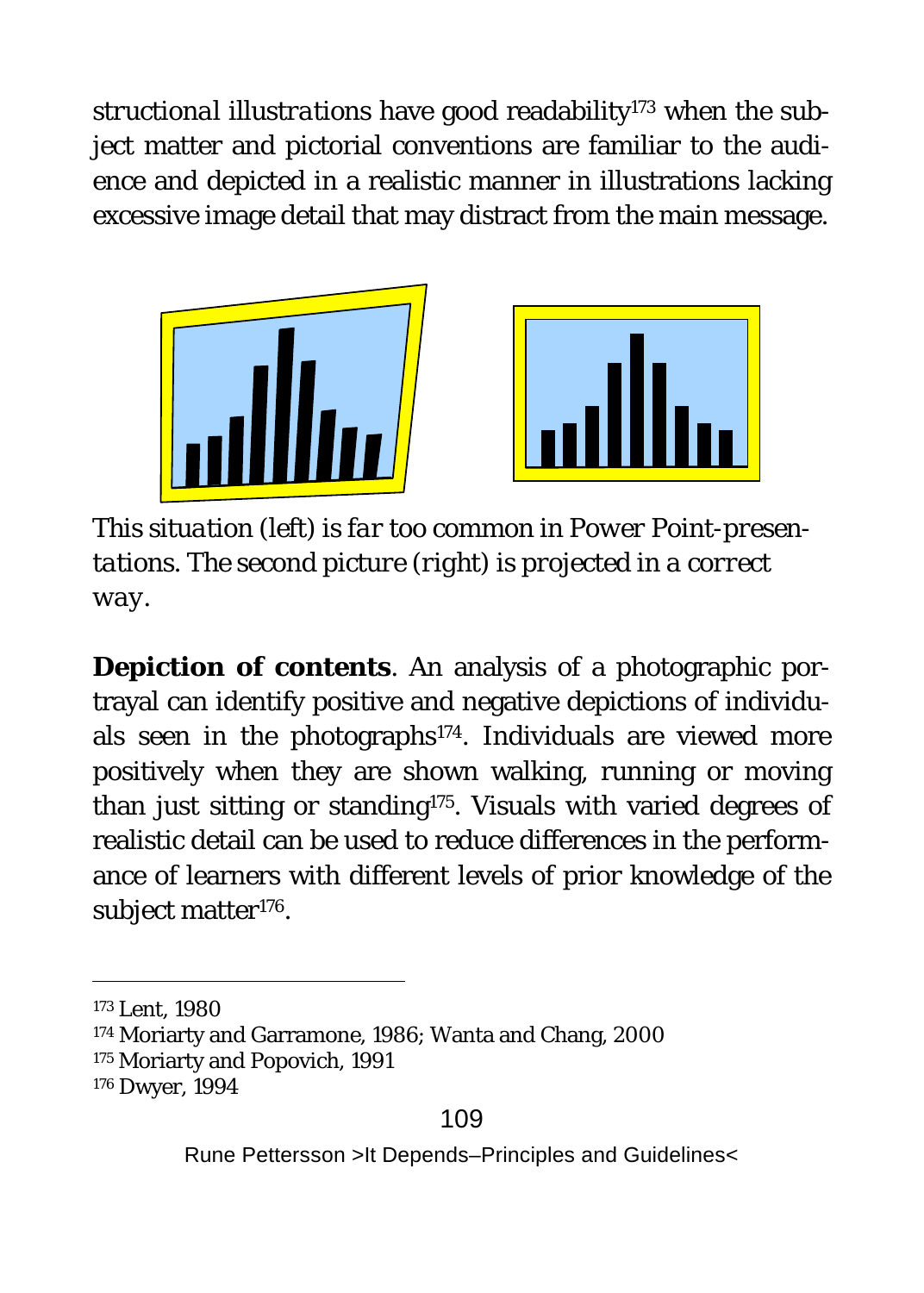*structional illustrations* have good readability[173] when the subject matter and pictorial conventions are familiar to the audience and depicted in a realistic manner in illustrations lacking excessive image detail that may distract from the main message.

*This situation (left) is far too common in Power Point-presentations. The second picture (right) is projected in a correct way.*

**Depiction of contents**. An analysis of a photographic portrayal can identify positive and negative depictions of individuals seen in the photographs[174]. Individuals are viewed more positively when they are shown walking, running or moving than just sitting or standing[175]. Visuals with varied degrees of realistic detail can be used to reduce differences in the performance of learners with different levels of prior knowledge of the subject matter[176].

---

[173] Lent, 1980
[174] Moriarty and Garramone, 1986; Wanta and Chang, 2000
[175] Moriarty and Popovich, 1991
[176] Dwyer, 1994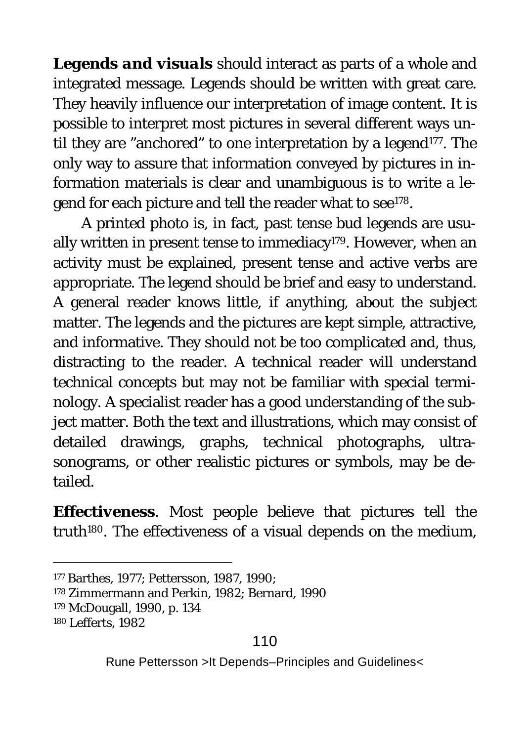***Legends and visuals*** should interact as parts of a whole and integrated message. Legends should be written with great care. They heavily influence our interpretation of image content. It is possible to interpret most pictures in several different ways until they are "anchored" to one interpretation by a legend[177]. The only way to assure that information conveyed by pictures in information materials is clear and unambiguous is to write a legend for each picture and tell the reader what to see[178].

A printed photo is, in fact, past tense bud legends are usually written in present tense to immediacy[179]. However, when an activity must be explained, present tense and active verbs are appropriate. The legend should be brief and easy to understand. A general reader knows little, if anything, about the subject matter. The legends and the pictures are kept simple, attractive, and informative. They should not be too complicated and, thus, distracting to the reader. A technical reader will understand technical concepts but may not be familiar with special terminology. A specialist reader has a good understanding of the subject matter. Both the text and illustrations, which may consist of detailed drawings, graphs, technical photographs, ultrasonograms, or other realistic pictures or symbols, may be detailed.

**Effectiveness**. Most people believe that pictures tell the truth[180]. The effectiveness of a visual depends on the medium,

---

[177] Barthes, 1977; Pettersson, 1987, 1990;

[178] Zimmermann and Perkin, 1982; Bernard, 1990

[179] McDougall, 1990, p. 134

[180] Lefferts, 1982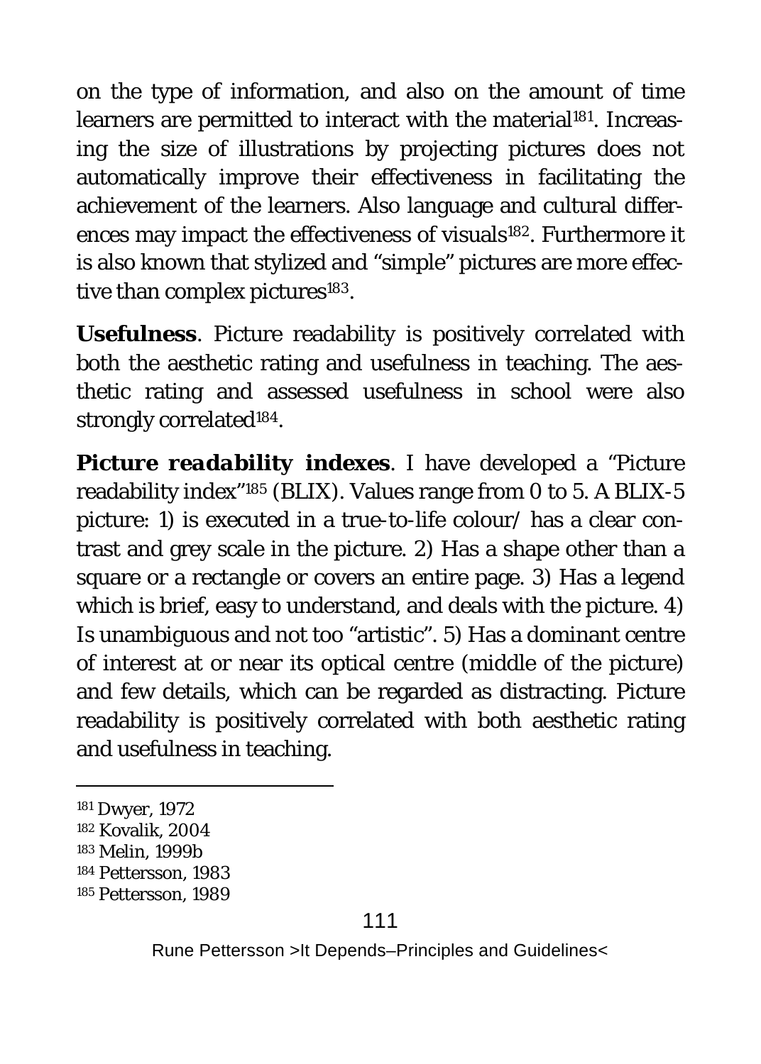on the type of information, and also on the amount of time learners are permitted to interact with the material[181]. Increasing the size of illustrations by projecting pictures does not automatically improve their effectiveness in facilitating the achievement of the learners. Also language and cultural differences may impact the effectiveness of visuals[182]. Furthermore it is also known that stylized and "simple" pictures are more effective than complex pictures[183].

**Usefulness**. Picture readability is positively correlated with both the aesthetic rating and usefulness in teaching. The aesthetic rating and assessed usefulness in school were also strongly correlated[184].

***Picture readability indexes***. I have developed a "Picture readability index"[185] (BLIX). Values range from 0 to 5. A BLIX-5 picture: 1) is executed in a true-to-life colour/ has a clear contrast and grey scale in the picture. 2) Has a shape other than a square or a rectangle or covers an entire page. 3) Has a legend which is brief, easy to understand, and deals with the picture. 4) Is unambiguous and not too "artistic". 5) Has a dominant centre of interest at or near its optical centre (middle of the picture) and few details, which can be regarded as distracting. Picture readability is positively correlated with both aesthetic rating and usefulness in teaching.

---

[181] Dwyer, 1972
[182] Kovalik, 2004
[183] Melin, 1999b
[184] Pettersson, 1983
[185] Pettersson, 1989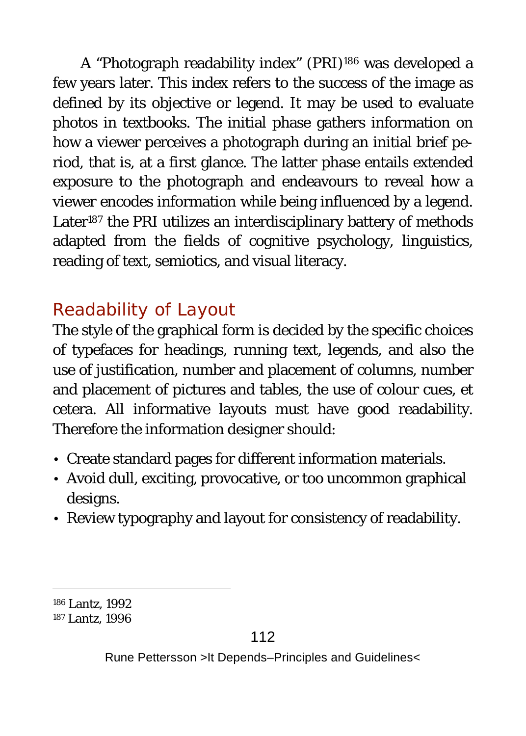A "Photograph readability index" (PRI)[186] was developed a few years later. This index refers to the success of the image as defined by its objective or legend. It may be used to evaluate photos in textbooks. The initial phase gathers information on how a viewer perceives a photograph during an initial brief period, that is, at a first glance. The latter phase entails extended exposure to the photograph and endeavours to reveal how a viewer encodes information while being influenced by a legend. Later[187] the PRI utilizes an interdisciplinary battery of methods adapted from the fields of cognitive psychology, linguistics, reading of text, semiotics, and visual literacy.

## Readability of Layout

The style of the graphical form is decided by the specific choices of typefaces for headings, running text, legends, and also the use of justification, number and placement of columns, number and placement of pictures and tables, the use of colour cues, et cetera. All informative layouts must have good readability. Therefore the information designer should:

- Create standard pages for different information materials.
- Avoid dull, exciting, provocative, or too uncommon graphical designs.
- Review typography and layout for consistency of readability.

[186] Lantz, 1992

[187] Lantz, 1996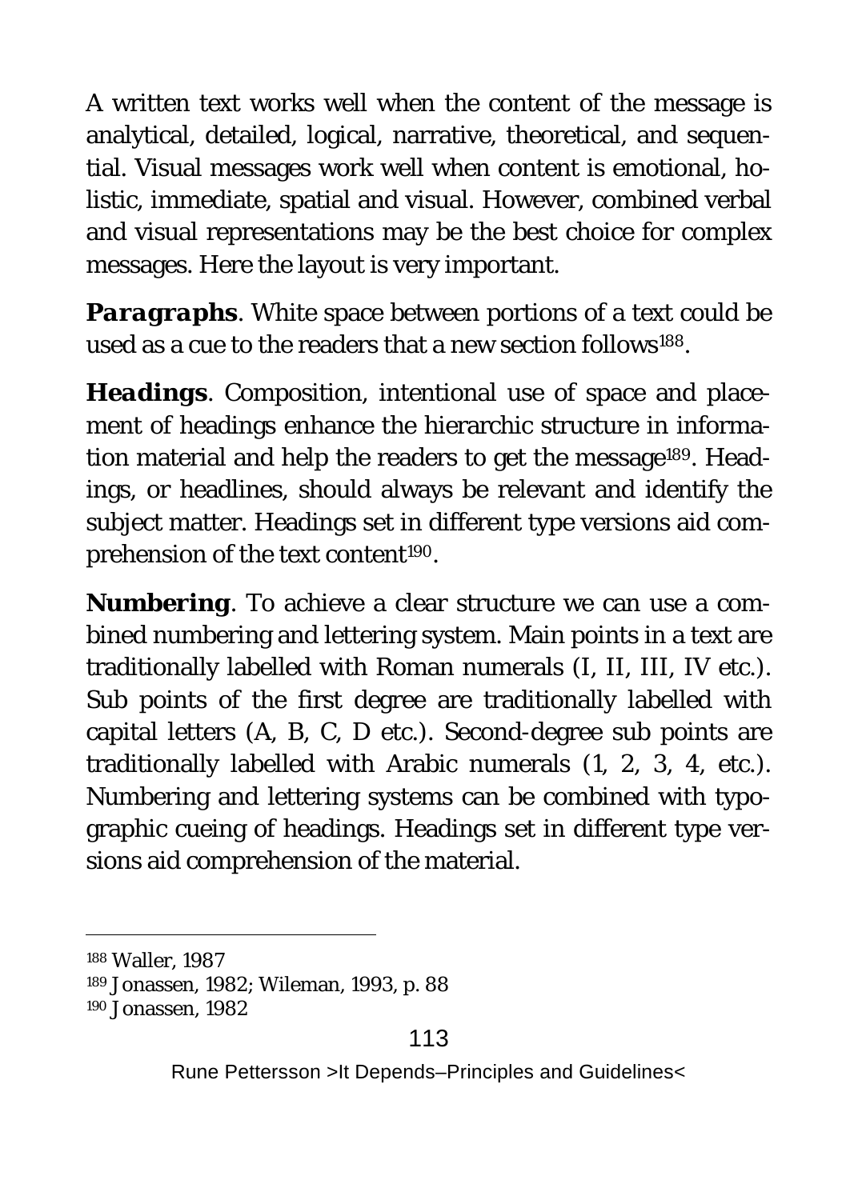A written text works well when the content of the message is analytical, detailed, logical, narrative, theoretical, and sequential. Visual messages work well when content is emotional, holistic, immediate, spatial and visual. However, combined verbal and visual representations may be the best choice for complex messages. Here the layout is very important.

***Paragraphs***. White space between portions of a text could be used as a cue to the readers that a new section follows[188].

***Headings***. Composition, intentional use of space and placement of headings enhance the hierarchic structure in information material and help the readers to get the message[189]. Headings, or headlines, should always be relevant and identify the subject matter. Headings set in different type versions aid comprehension of the text content[190].

***Numbering***. To achieve a clear structure we can use a combined numbering and lettering system. Main points in a text are traditionally labelled with Roman numerals (I, II, III, IV etc.). Sub points of the first degree are traditionally labelled with capital letters (A, B, C, D etc.). Second-degree sub points are traditionally labelled with Arabic numerals (1, 2, 3, 4, etc.). Numbering and lettering systems can be combined with typographic cueing of headings. Headings set in different type versions aid comprehension of the material.

---

[188] Waller, 1987

[189] Jonassen, 1982; Wileman, 1993, p. 88

[190] Jonassen, 1982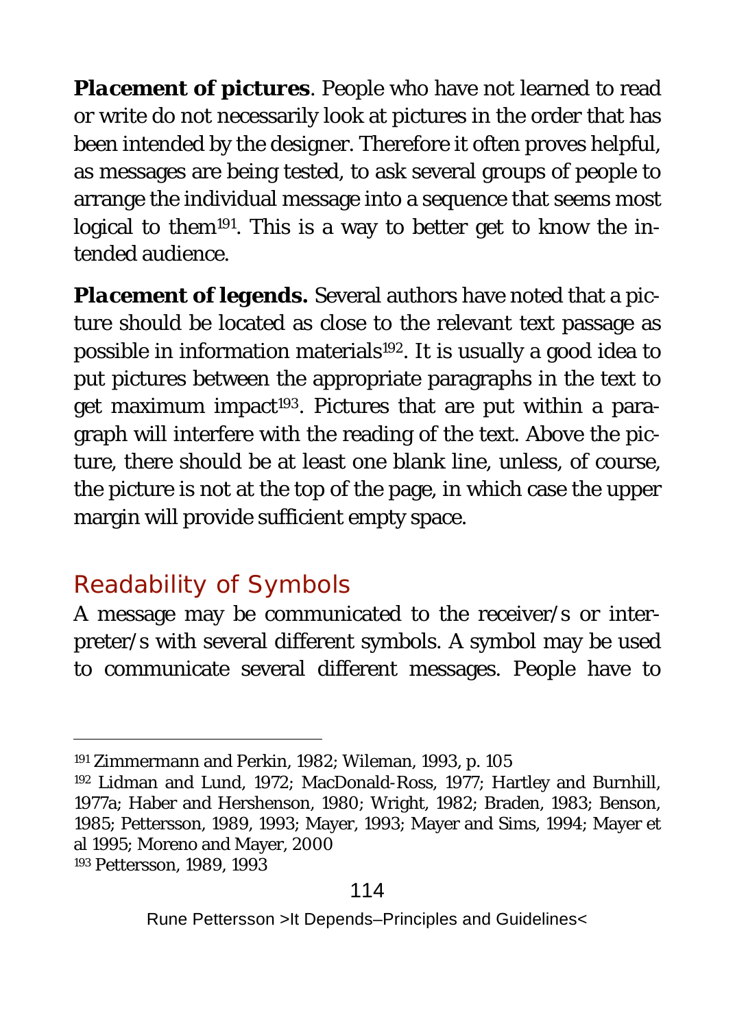**Placement of pictures**. People who have not learned to read or write do not necessarily look at pictures in the order that has been intended by the designer. Therefore it often proves helpful, as messages are being tested, to ask several groups of people to arrange the individual message into a sequence that seems most logical to them[191]. This is a way to better get to know the intended audience.

**Placement of legends.** Several authors have noted that a picture should be located as close to the relevant text passage as possible in information materials[192]. It is usually a good idea to put pictures between the appropriate paragraphs in the text to get maximum impact[193]. Pictures that are put within a paragraph will interfere with the reading of the text. Above the picture, there should be at least one blank line, unless, of course, the picture is not at the top of the page, in which case the upper margin will provide sufficient empty space.

## Readability of Symbols

A message may be communicated to the receiver/s or interpreter/s with several different symbols. A symbol may be used to communicate several different messages. People have to

---

[191] Zimmermann and Perkin, 1982; Wileman, 1993, p. 105

[192] Lidman and Lund, 1972; MacDonald-Ross, 1977; Hartley and Burnhill, 1977a; Haber and Hershenson, 1980; Wright, 1982; Braden, 1983; Benson, 1985; Pettersson, 1989, 1993; Mayer, 1993; Mayer and Sims, 1994; Mayer et al 1995; Moreno and Mayer, 2000

[193] Pettersson, 1989, 1993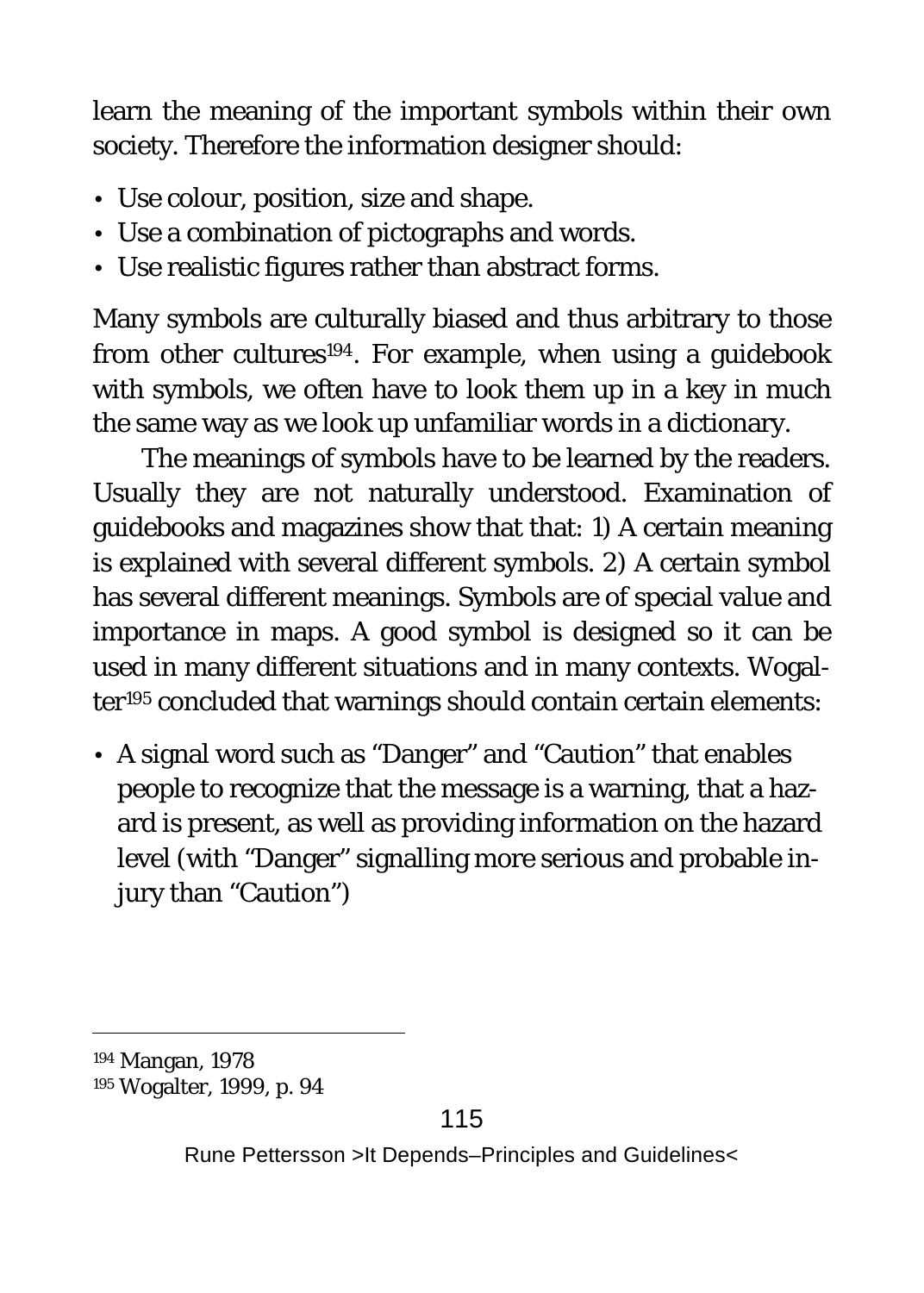learn the meaning of the important symbols within their own society. Therefore the information designer should:

- Use colour, position, size and shape.
- Use a combination of pictographs and words.
- Use realistic figures rather than abstract forms.

Many symbols are culturally biased and thus arbitrary to those from other cultures[194]. For example, when using a guidebook with symbols, we often have to look them up in a key in much the same way as we look up unfamiliar words in a dictionary.

The meanings of symbols have to be learned by the readers. Usually they are not naturally understood. Examination of guidebooks and magazines show that that: 1) A certain meaning is explained with several different symbols. 2) A certain symbol has several different meanings. Symbols are of special value and importance in maps. A good symbol is designed so it can be used in many different situations and in many contexts. Wogalter[195] concluded that warnings should contain certain elements:

- A signal word such as "Danger" and "Caution" that enables people to recognize that the message is a warning, that a hazard is present, as well as providing information on the hazard level (with "Danger" signalling more serious and probable injury than "Caution")

---

[194] Mangan, 1978

[195] Wogalter, 1999, p. 94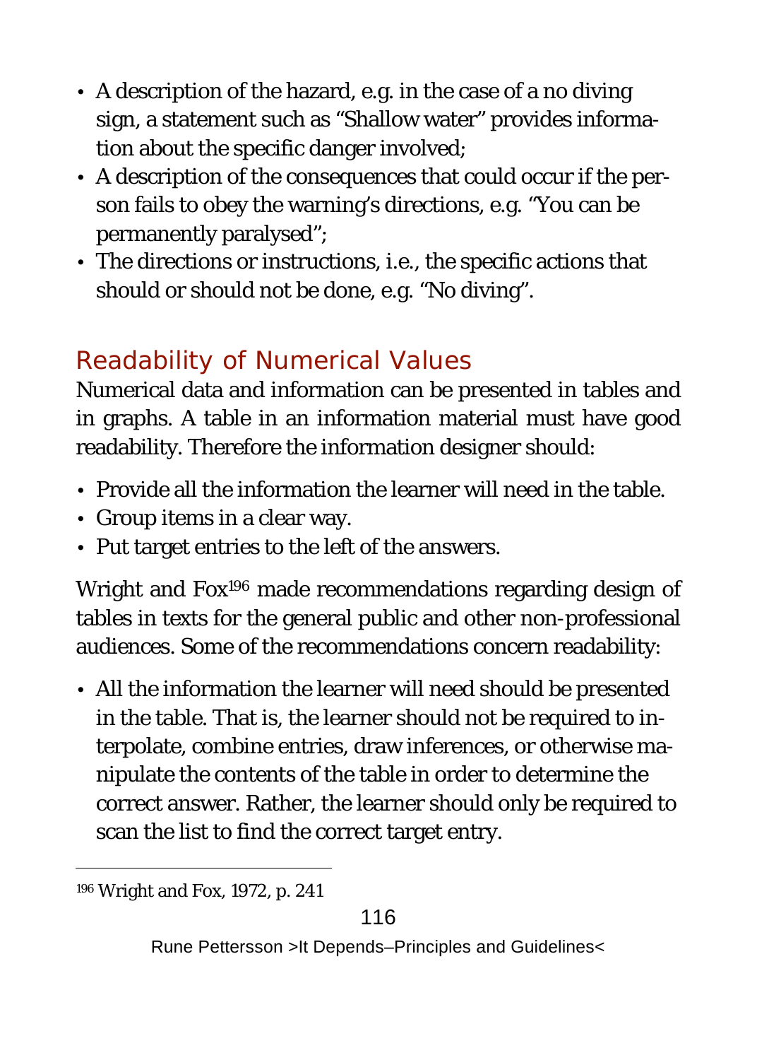- A description of the hazard, e.g. in the case of a no diving sign, a statement such as "Shallow water" provides information about the specific danger involved;
- A description of the consequences that could occur if the person fails to obey the warning's directions, e.g. "You can be permanently paralysed";
- The directions or instructions, i.e., the specific actions that should or should not be done, e.g. "No diving".

## Readability of Numerical Values

Numerical data and information can be presented in tables and in graphs. A table in an information material must have good readability. Therefore the information designer should:

- Provide all the information the learner will need in the table.
- Group items in a clear way.
- Put target entries to the left of the answers.

Wright and Fox[196] made recommendations regarding design of tables in texts for the general public and other non-professional audiences. Some of the recommendations concern readability:

- All the information the learner will need should be presented in the table. That is, the learner should not be required to interpolate, combine entries, draw inferences, or otherwise manipulate the contents of the table in order to determine the correct answer. Rather, the learner should only be required to scan the list to find the correct target entry.

---

[196] Wright and Fox, 1972, p. 241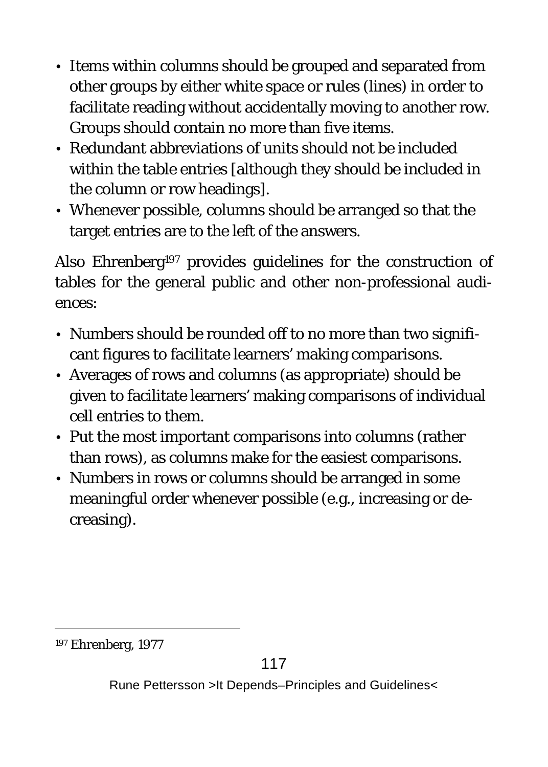- Items within columns should be grouped and separated from other groups by either white space or rules (lines) in order to facilitate reading without accidentally moving to another row. Groups should contain no more than five items.
- Redundant abbreviations of units should not be included within the table entries [although they should be included in the column or row headings].
- Whenever possible, columns should be arranged so that the target entries are to the left of the answers.

Also Ehrenberg[197] provides guidelines for the construction of tables for the general public and other non-professional audiences:

- Numbers should be rounded off to no more than two significant figures to facilitate learners' making comparisons.
- Averages of rows and columns (as appropriate) should be given to facilitate learners' making comparisons of individual cell entries to them.
- Put the most important comparisons into columns (rather than rows), as columns make for the easiest comparisons.
- Numbers in rows or columns should be arranged in some meaningful order whenever possible (e.g., increasing or decreasing).

---

[197] Ehrenberg, 1977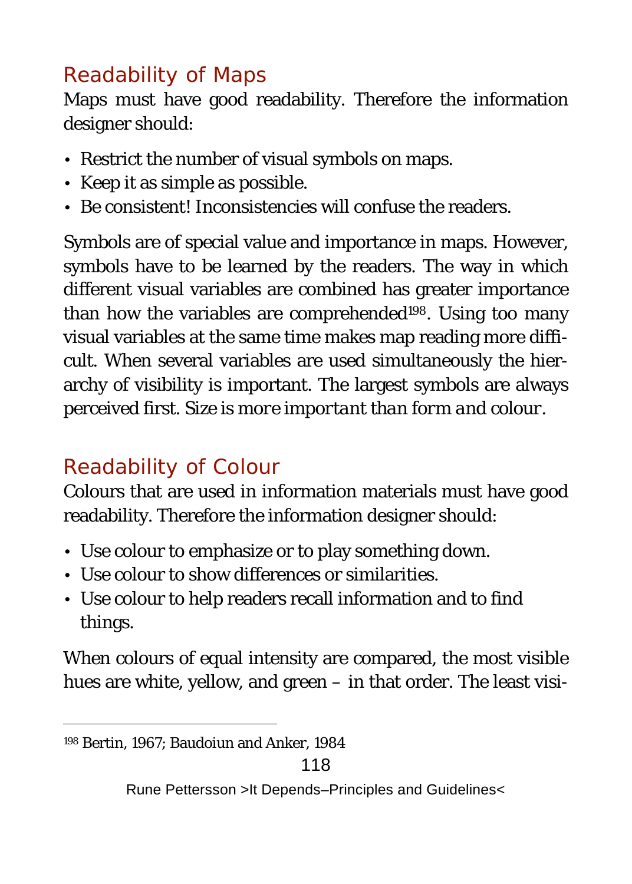## Readability of Maps

Maps must have good readability. Therefore the information designer should:

- Restrict the number of visual symbols on maps.
- Keep it as simple as possible.
- Be consistent! Inconsistencies will confuse the readers.

Symbols are of special value and importance in maps. However, symbols have to be learned by the readers. The way in which different visual variables are combined has greater importance than how the variables are comprehended[198]. Using too many visual variables at the same time makes map reading more difficult. When several variables are used simultaneously the hierarchy of visibility is important. The largest symbols are always perceived first. Size is *more important than form and colour*.

## Readability of Colour

Colours that are used in information materials must have good readability. Therefore the information designer should:

- Use colour to emphasize or to play something down.
- Use colour to show differences or similarities.
- Use colour to help readers recall information and to find things.

When colours of equal intensity are compared, the most visible hues are white, yellow, and green – in that order. The least visi-

[198] Bertin, 1967; Baudoiun and Anker, 1984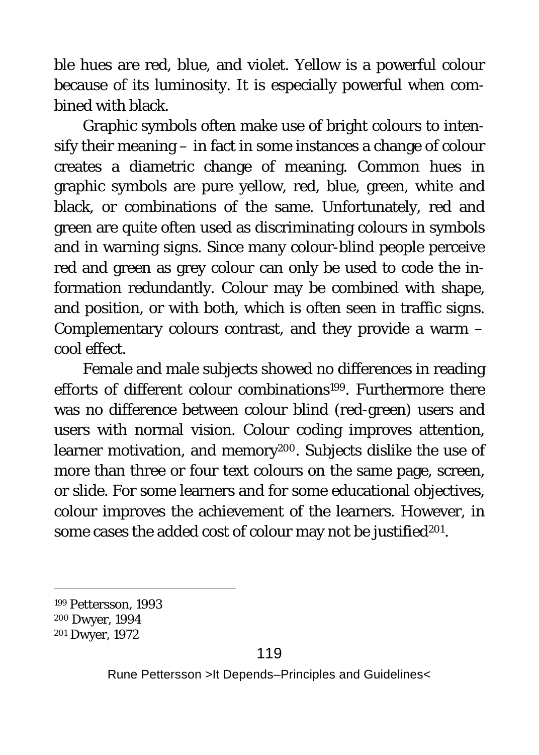ble hues are red, blue, and violet. Yellow is a powerful colour because of its luminosity. It is especially powerful when combined with black.

Graphic symbols often make use of bright colours to intensify their meaning – in fact in some instances a change of colour creates a diametric change of meaning. Common hues in graphic symbols are pure yellow, red, blue, green, white and black, or combinations of the same. Unfortunately, red and green are quite often used as discriminating colours in symbols and in warning signs. Since many colour-blind people perceive red and green as grey colour can only be used to code the information redundantly. Colour may be combined with shape, and position, or with both, which is often seen in traffic signs. Complementary colours contrast, and they provide a warm – cool effect.

Female and male subjects showed no differences in reading efforts of different colour combinations[199]. Furthermore there was no difference between colour blind (red-green) users and users with normal vision. Colour coding improves attention, learner motivation, and memory[200]. Subjects dislike the use of more than three or four text colours on the same page, screen, or slide. For some learners and for some educational objectives, colour improves the achievement of the learners. However, in some cases the added cost of colour may not be justified[201].

---

[199] Pettersson, 1993

[200] Dwyer, 1994

[201] Dwyer, 1972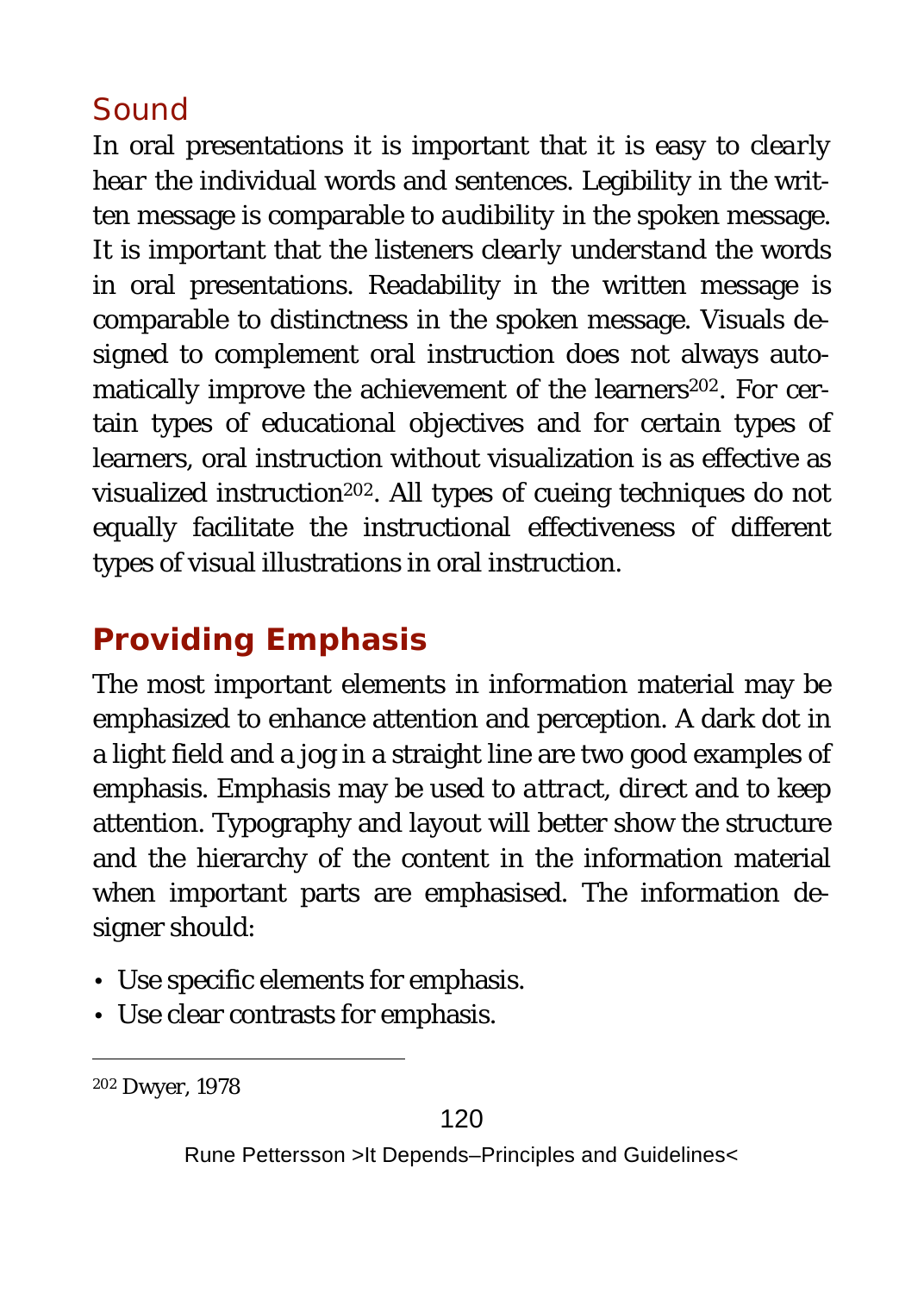## Sound

In oral presentations it is important that it is easy to *clearly hear* the individual words and sentences. Legibility in the written message is comparable to *audibility* in the spoken message. It is important that the listeners *clearly understand* the words in oral presentations. Readability in the written message is comparable to distinctness in the spoken message. Visuals designed to complement oral instruction does not always automatically improve the achievement of the learners[202]. For certain types of educational objectives and for certain types of learners, oral instruction without visualization is as effective as visualized instruction[202]. All types of cueing techniques do not equally facilitate the instructional effectiveness of different types of visual illustrations in oral instruction.

# Providing Emphasis

The most important elements in information material may be emphasized to enhance attention and perception. A dark dot in a light field and a jog in a straight line are two good examples of emphasis. Emphasis may be used to *attract*, *direct* and to *keep* attention. Typography and layout will better show the structure and the hierarchy of the content in the information material when important parts are emphasised. The information designer should:

- Use specific elements for emphasis.
- Use clear contrasts for emphasis.

---

[202] Dwyer, 1978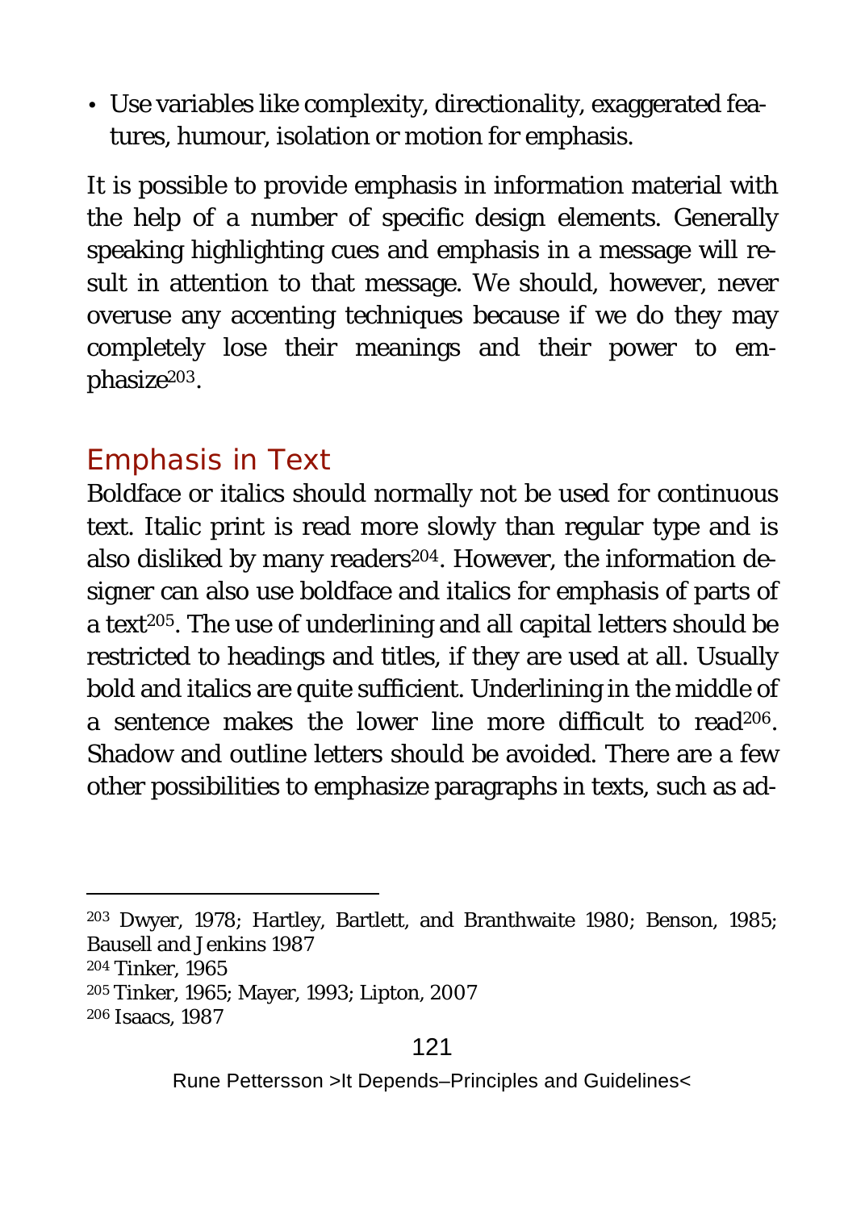- Use variables like complexity, directionality, exaggerated features, humour, isolation or motion for emphasis.

It is possible to provide emphasis in information material with the help of a number of specific design elements. Generally speaking highlighting cues and emphasis in a message will result in attention to that message. We should, however, never overuse any accenting techniques because if we do they may completely lose their meanings and their power to emphasize[203].

## Emphasis in Text

Boldface or italics should normally not be used for continuous text. Italic print is read more slowly than regular type and is also disliked by many readers[204]. However, the information designer can also use boldface and italics for emphasis of parts of a text[205]. The use of underlining and all capital letters should be restricted to headings and titles, if they are used at all. Usually bold and italics are quite sufficient. Underlining in the middle of a sentence makes the lower line more difficult to read[206]. Shadow and outline letters should be avoided. There are a few other possibilities to emphasize paragraphs in texts, such as ad-

---

[203] Dwyer, 1978; Hartley, Bartlett, and Branthwaite 1980; Benson, 1985; Bausell and Jenkins 1987

[204] Tinker, 1965

[205] Tinker, 1965; Mayer, 1993; Lipton, 2007

[206] Isaacs, 1987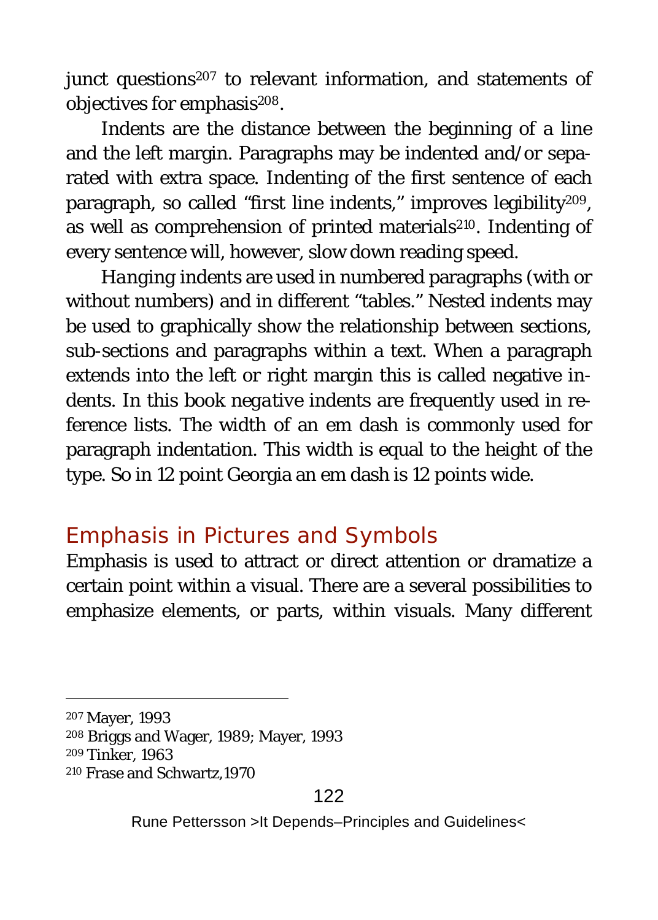junct questions[207] to relevant information, and statements of objectives for emphasis[208].

Indents are the distance between the beginning of a line and the left margin. Paragraphs may be indented and/or separated with extra space. Indenting of the first sentence of each paragraph, so called "first line indents," improves legibility[209], as well as comprehension of printed materials[210]. Indenting of every sentence will, however, slow down reading speed.

Hanging indents are used in numbered paragraphs (with or without numbers) and in different "tables." Nested indents may be used to graphically show the relationship between sections, sub-sections and paragraphs within a text. When a paragraph extends into the left or right margin this is called negative indents. In this book negative indents are frequently used in reference lists. The width of an em dash is commonly used for paragraph indentation. This width is equal to the height of the type. So in 12 point Georgia an em dash is 12 points wide.

## Emphasis in Pictures and Symbols

Emphasis is used to attract or direct attention or dramatize a certain point within a visual. There are a several possibilities to emphasize elements, or parts, within visuals. Many different

---

[207] Mayer, 1993

[208] Briggs and Wager, 1989; Mayer, 1993

[209] Tinker, 1963

[210] Frase and Schwartz,1970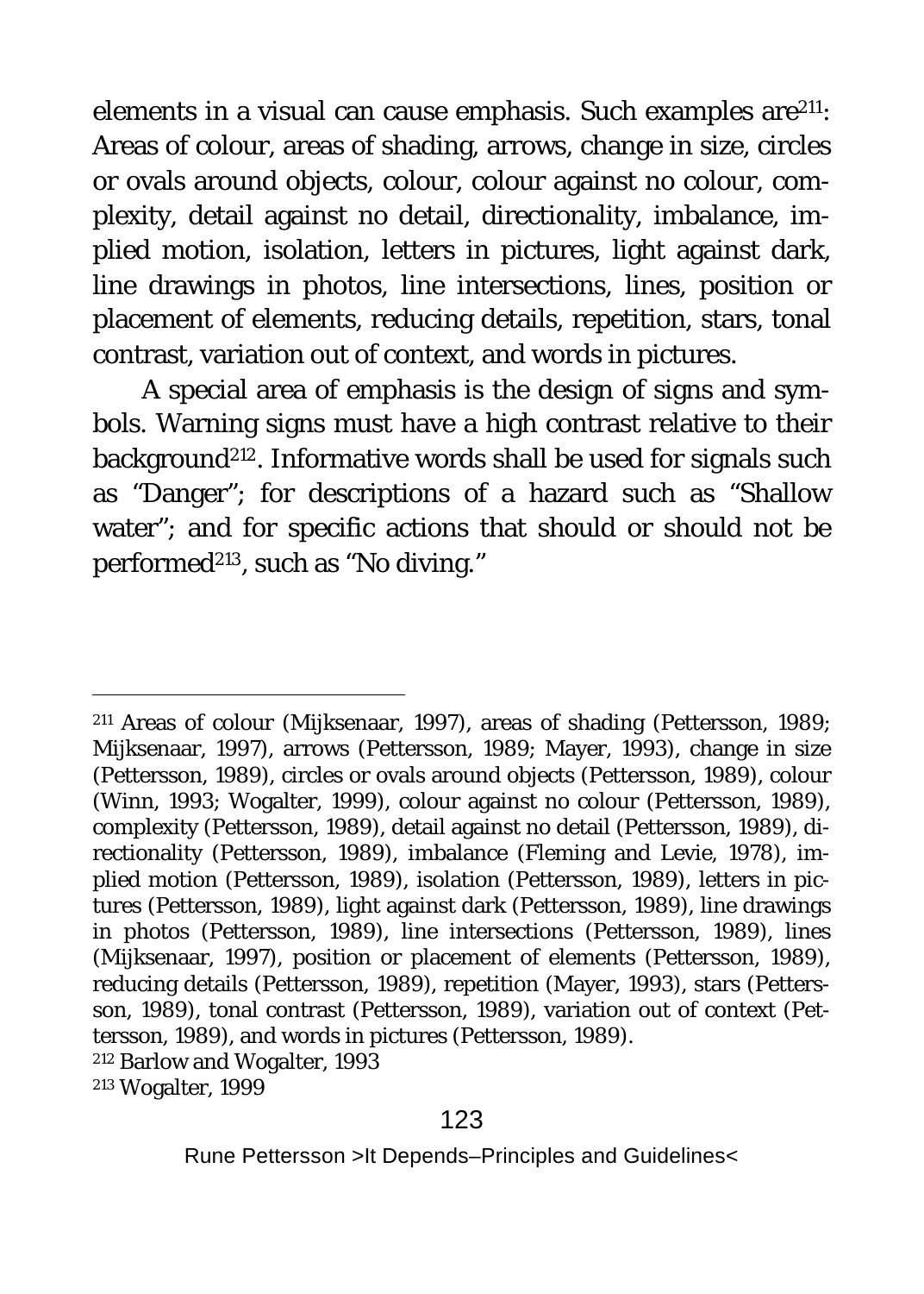elements in a visual can cause emphasis. Such examples are[211]: Areas of colour, areas of shading, arrows, change in size, circles or ovals around objects, colour, colour against no colour, complexity, detail against no detail, directionality, imbalance, implied motion, isolation, letters in pictures, light against dark, line drawings in photos, line intersections, lines, position or placement of elements, reducing details, repetition, stars, tonal contrast, variation out of context, and words in pictures.

A special area of emphasis is the design of signs and symbols. Warning signs must have a high contrast relative to their background[212]. Informative words shall be used for signals such as "Danger"; for descriptions of a hazard such as "Shallow water"; and for specific actions that should or should not be performed[213], such as "No diving."

---

[211] Areas of colour (Mijksenaar, 1997), areas of shading (Pettersson, 1989; Mijksenaar, 1997), arrows (Pettersson, 1989; Mayer, 1993), change in size (Pettersson, 1989), circles or ovals around objects (Pettersson, 1989), colour (Winn, 1993; Wogalter, 1999), colour against no colour (Pettersson, 1989), complexity (Pettersson, 1989), detail against no detail (Pettersson, 1989), directionality (Pettersson, 1989), imbalance (Fleming and Levie, 1978), implied motion (Pettersson, 1989), isolation (Pettersson, 1989), letters in pictures (Pettersson, 1989), light against dark (Pettersson, 1989), line drawings in photos (Pettersson, 1989), line intersections (Pettersson, 1989), lines (Mijksenaar, 1997), position or placement of elements (Pettersson, 1989), reducing details (Pettersson, 1989), repetition (Mayer, 1993), stars (Pettersson, 1989), tonal contrast (Pettersson, 1989), variation out of context (Pettersson, 1989), and words in pictures (Pettersson, 1989).

[212] Barlow and Wogalter, 1993

[213] Wogalter, 1999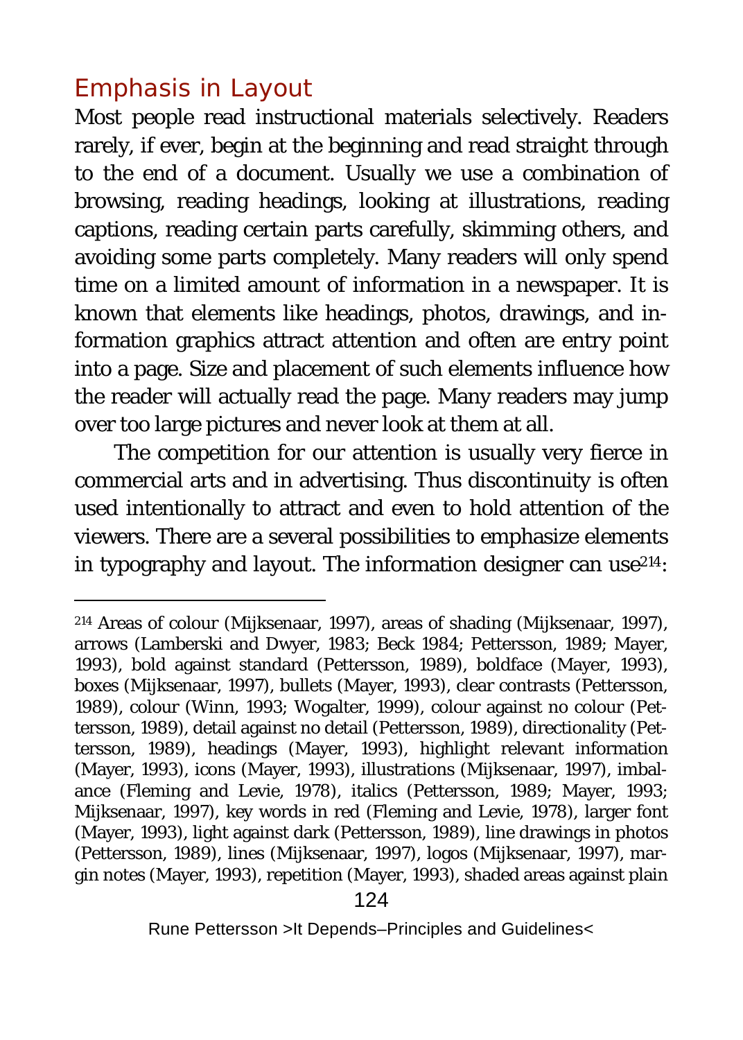## Emphasis in Layout

Most people read instructional materials selectively. Readers rarely, if ever, begin at the beginning and read straight through to the end of a document. Usually we use a combination of browsing, reading headings, looking at illustrations, reading captions, reading certain parts carefully, skimming others, and avoiding some parts completely. Many readers will only spend time on a limited amount of information in a newspaper. It is known that elements like headings, photos, drawings, and information graphics attract attention and often are entry point into a page. Size and placement of such elements influence how the reader will actually read the page. Many readers may jump over too large pictures and never look at them at all.

The competition for our attention is usually very fierce in commercial arts and in advertising. Thus discontinuity is often used intentionally to attract and even to hold attention of the viewers. There are a several possibilities to emphasize elements in typography and layout. The information designer can use[214]:

---

[214] Areas of colour (Mijksenaar, 1997), areas of shading (Mijksenaar, 1997), arrows (Lamberski and Dwyer, 1983; Beck 1984; Pettersson, 1989; Mayer, 1993), bold against standard (Pettersson, 1989), boldface (Mayer, 1993), boxes (Mijksenaar, 1997), bullets (Mayer, 1993), clear contrasts (Pettersson, 1989), colour (Winn, 1993; Wogalter, 1999), colour against no colour (Pettersson, 1989), detail against no detail (Pettersson, 1989), directionality (Pettersson, 1989), headings (Mayer, 1993), highlight relevant information (Mayer, 1993), icons (Mayer, 1993), illustrations (Mijksenaar, 1997), imbalance (Fleming and Levie, 1978), italics (Pettersson, 1989; Mayer, 1993; Mijksenaar, 1997), key words in red (Fleming and Levie, 1978), larger font (Mayer, 1993), light against dark (Pettersson, 1989), line drawings in photos (Pettersson, 1989), lines (Mijksenaar, 1997), logos (Mijksenaar, 1997), margin notes (Mayer, 1993), repetition (Mayer, 1993), shaded areas against plain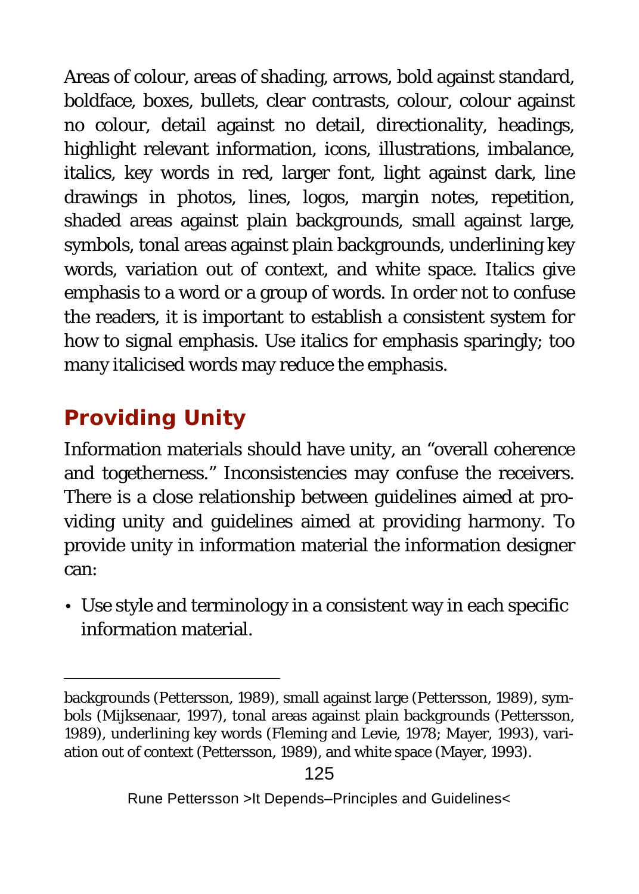Areas of colour, areas of shading, arrows, bold against standard, boldface, boxes, bullets, clear contrasts, colour, colour against no colour, detail against no detail, directionality, headings, highlight relevant information, icons, illustrations, imbalance, italics, key words in red, larger font, light against dark, line drawings in photos, lines, logos, margin notes, repetition, shaded areas against plain backgrounds, small against large, symbols, tonal areas against plain backgrounds, underlining key words, variation out of context, and white space. Italics give emphasis to a word or a group of words. In order not to confuse the readers, it is important to establish a consistent system for how to signal emphasis. Use italics for emphasis sparingly; too many italicised words may reduce the emphasis.

## Providing Unity

Information materials should have unity, an "overall coherence and togetherness." Inconsistencies may confuse the receivers. There is a close relationship between guidelines aimed at providing unity and guidelines aimed at providing harmony. To provide unity in information material the information designer can:

- Use style and terminology in a consistent way in each specific information material.

---

backgrounds (Pettersson, 1989), small against large (Pettersson, 1989), symbols (Mijksenaar, 1997), tonal areas against plain backgrounds (Pettersson, 1989), underlining key words (Fleming and Levie, 1978; Mayer, 1993), variation out of context (Pettersson, 1989), and white space (Mayer, 1993).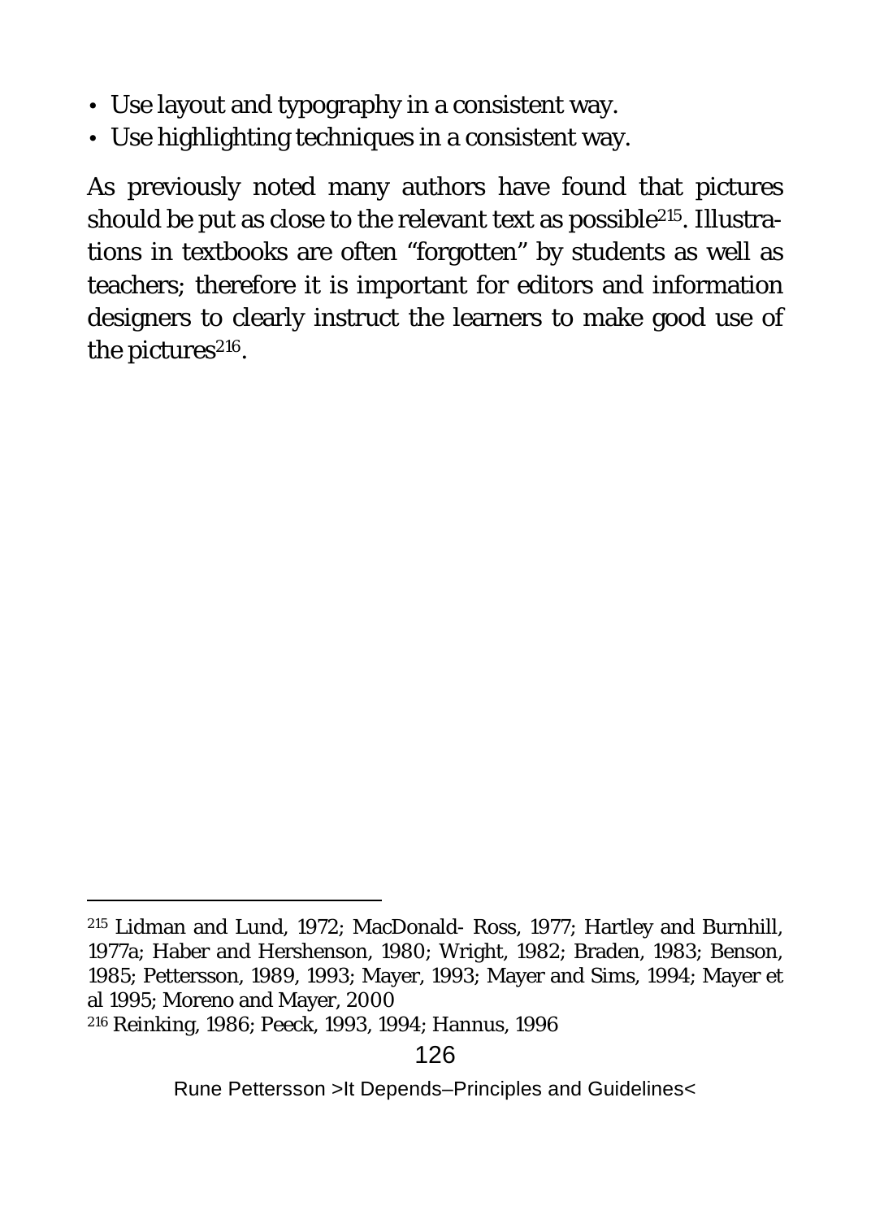- Use layout and typography in a consistent way.
- Use highlighting techniques in a consistent way.

As previously noted many authors have found that pictures should be put as close to the relevant text as possible[215]. Illustrations in textbooks are often "forgotten" by students as well as teachers; therefore it is important for editors and information designers to clearly instruct the learners to make good use of the pictures[216].

---

[215] Lidman and Lund, 1972; MacDonald- Ross, 1977; Hartley and Burnhill, 1977a; Haber and Hershenson, 1980; Wright, 1982; Braden, 1983; Benson, 1985; Pettersson, 1989, 1993; Mayer, 1993; Mayer and Sims, 1994; Mayer et al 1995; Moreno and Mayer, 2000

[216] Reinking, 1986; Peeck, 1993, 1994; Hannus, 1996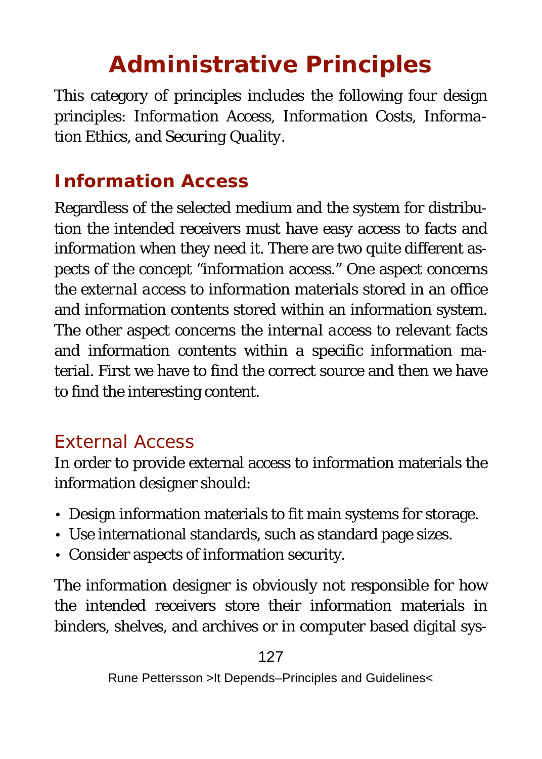# Administrative Principles

This category of principles includes the following four design principles: *Information Access*, *Information Costs*, *Information Ethics*, *and Securing Quality*.

## Information Access

Regardless of the selected medium and the system for distribution the intended receivers must have easy access to facts and information when they need it. There are two quite different aspects of the concept "information access." One aspect concerns the *external access* to information materials stored in an office and information contents stored within an information system. The other aspect concerns the *internal access* to relevant facts and information contents within a specific information material. First we have to find the correct source and then we have to find the interesting content.

### External Access

In order to provide external access to information materials the information designer should:

- Design information materials to fit main systems for storage.
- Use international standards, such as standard page sizes.
- Consider aspects of information security.

The information designer is obviously not responsible for how the intended receivers store their information materials in binders, shelves, and archives or in computer based digital sys-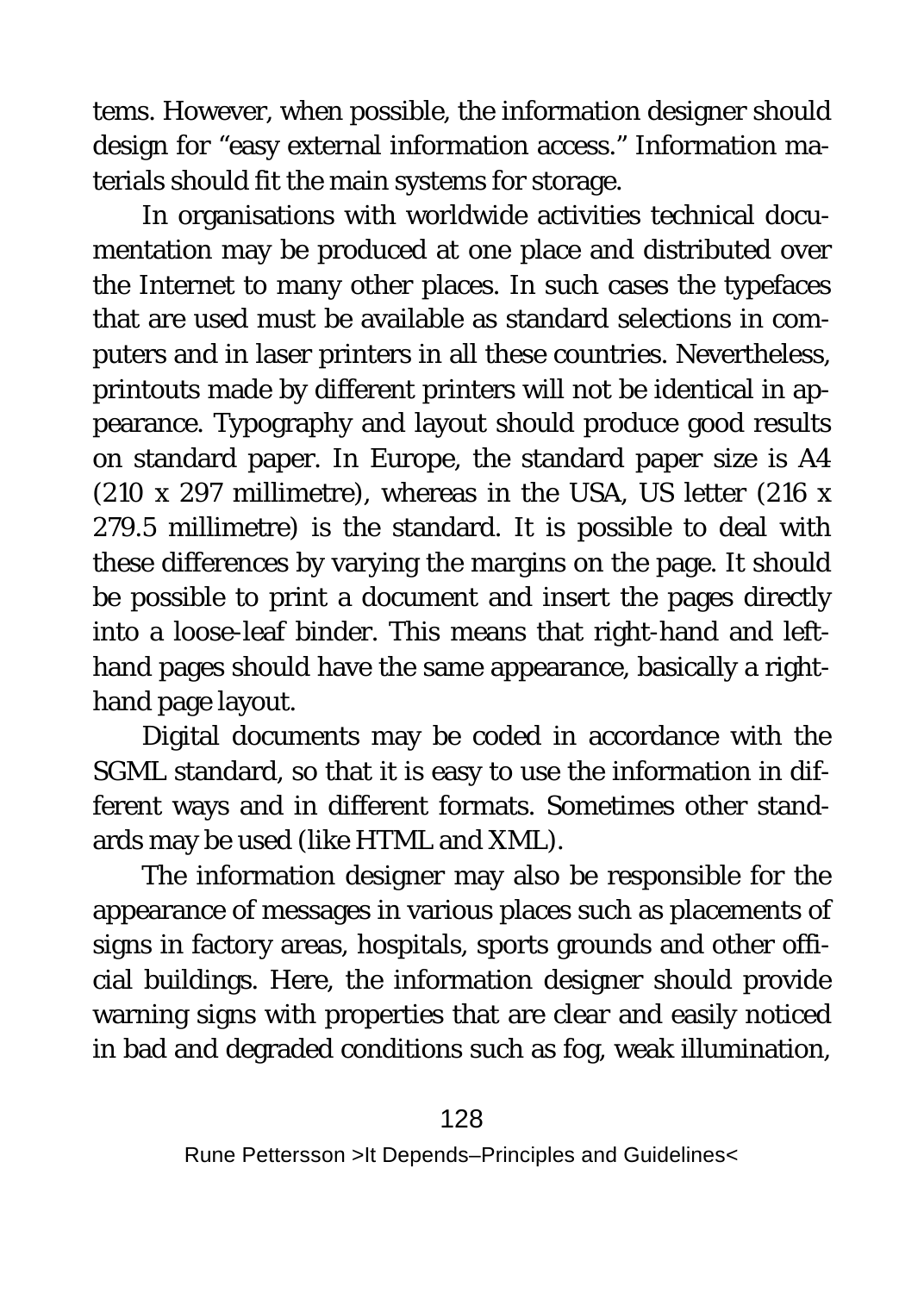tems. However, when possible, the information designer should design for "easy external information access." Information materials should fit the main systems for storage.

In organisations with worldwide activities technical documentation may be produced at one place and distributed over the Internet to many other places. In such cases the typefaces that are used must be available as standard selections in computers and in laser printers in all these countries. Nevertheless, printouts made by different printers will not be identical in appearance. Typography and layout should produce good results on standard paper. In Europe, the standard paper size is A4 (210 x 297 millimetre), whereas in the USA, US letter (216 x 279.5 millimetre) is the standard. It is possible to deal with these differences by varying the margins on the page. It should be possible to print a document and insert the pages directly into a loose-leaf binder. This means that right-hand and left-hand pages should have the same appearance, basically a right-hand page layout.

Digital documents may be coded in accordance with the SGML standard, so that it is easy to use the information in different ways and in different formats. Sometimes other standards may be used (like HTML and XML).

The information designer may also be responsible for the appearance of messages in various places such as placements of signs in factory areas, hospitals, sports grounds and other official buildings. Here, the information designer should provide warning signs with properties that are clear and easily noticed in bad and degraded conditions such as fog, weak illumination,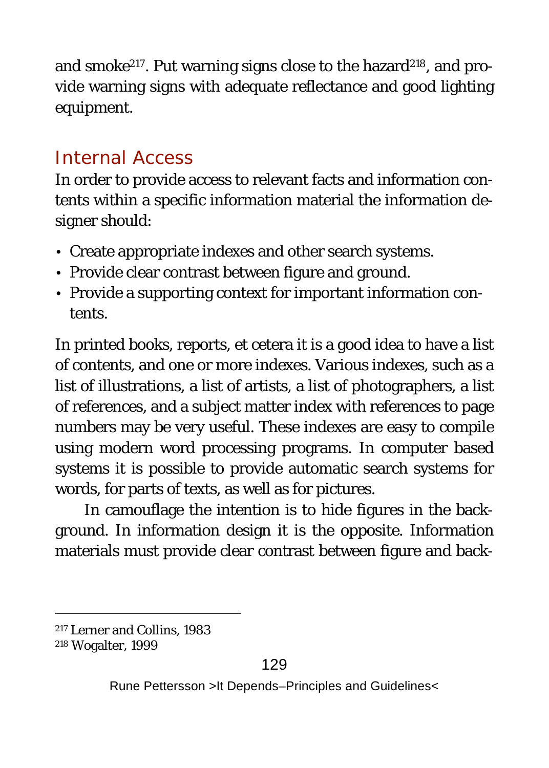and smoke[217]. Put warning signs close to the hazard[218], and provide warning signs with adequate reflectance and good lighting equipment.

## Internal Access

In order to provide access to relevant facts and information contents within a specific information material the information designer should:

- Create appropriate indexes and other search systems.
- Provide clear contrast between figure and ground.
- Provide a supporting context for important information contents.

In printed books, reports, et cetera it is a good idea to have a list of contents, and one or more indexes. Various indexes, such as a list of illustrations, a list of artists, a list of photographers, a list of references, and a subject matter index with references to page numbers may be very useful. These indexes are easy to compile using modern word processing programs. In computer based systems it is possible to provide automatic search systems for words, for parts of texts, as well as for pictures.

In camouflage the intention is to hide figures in the background. In information design it is the opposite. Information materials must provide clear contrast between figure and back-

---

[217] Lerner and Collins, 1983
[218] Wogalter, 1999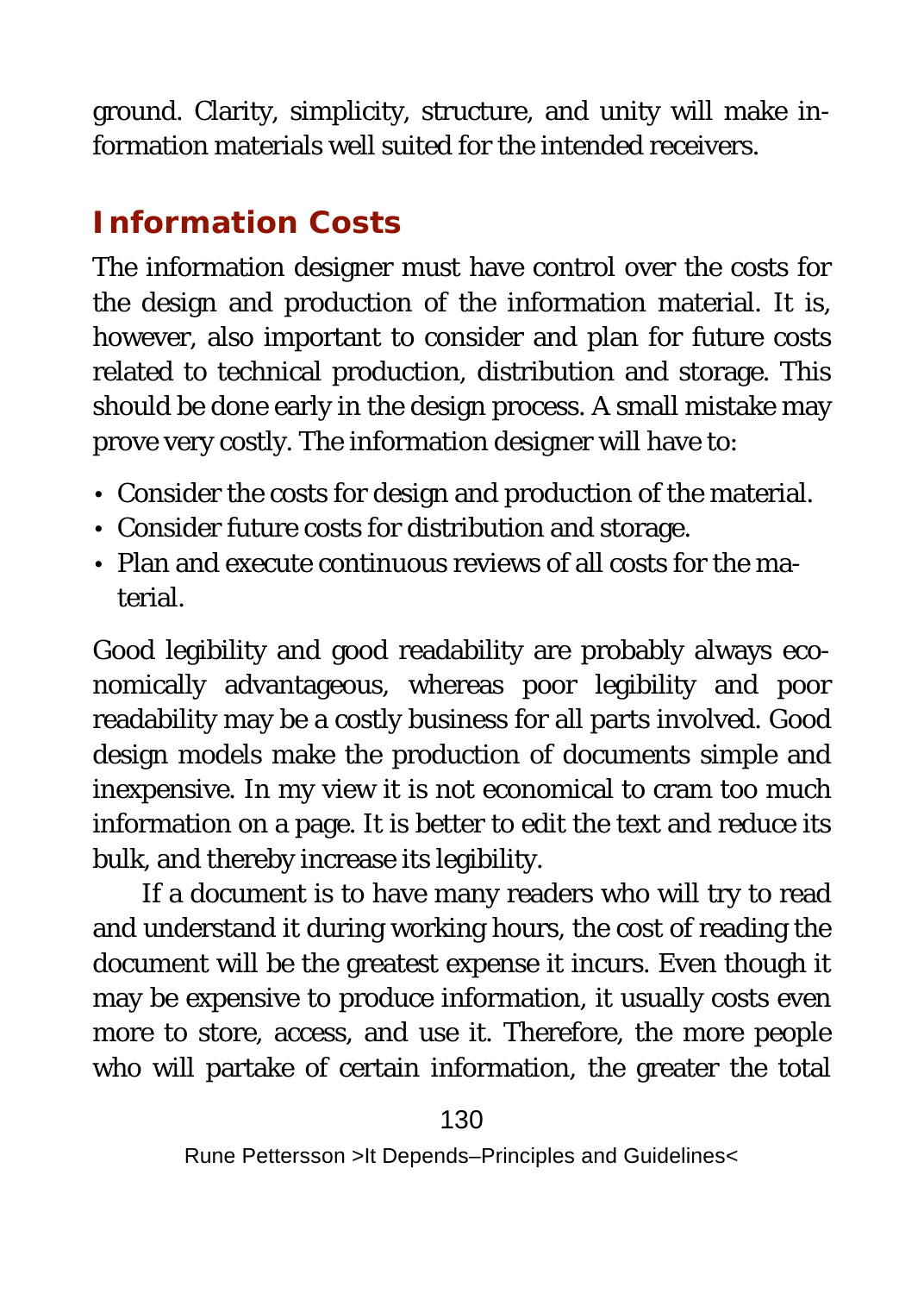ground. Clarity, simplicity, structure, and unity will make information materials well suited for the intended receivers.

## Information Costs

The information designer must have control over the costs for the design and production of the information material. It is, however, also important to consider and plan for future costs related to technical production, distribution and storage. This should be done early in the design process. A small mistake may prove very costly. The information designer will have to:

- Consider the costs for design and production of the material.
- Consider future costs for distribution and storage.
- Plan and execute continuous reviews of all costs for the material.

Good legibility and good readability are probably always economically advantageous, whereas poor legibility and poor readability may be a costly business for all parts involved. Good design models make the production of documents simple and inexpensive. In my view it is not economical to cram too much information on a page. It is better to edit the text and reduce its bulk, and thereby increase its legibility.

If a document is to have many readers who will try to read and understand it during working hours, the cost of reading the document will be the greatest expense it incurs. Even though it may be expensive to produce information, it usually costs even more to store, access, and use it. Therefore, the more people who will partake of certain information, the greater the total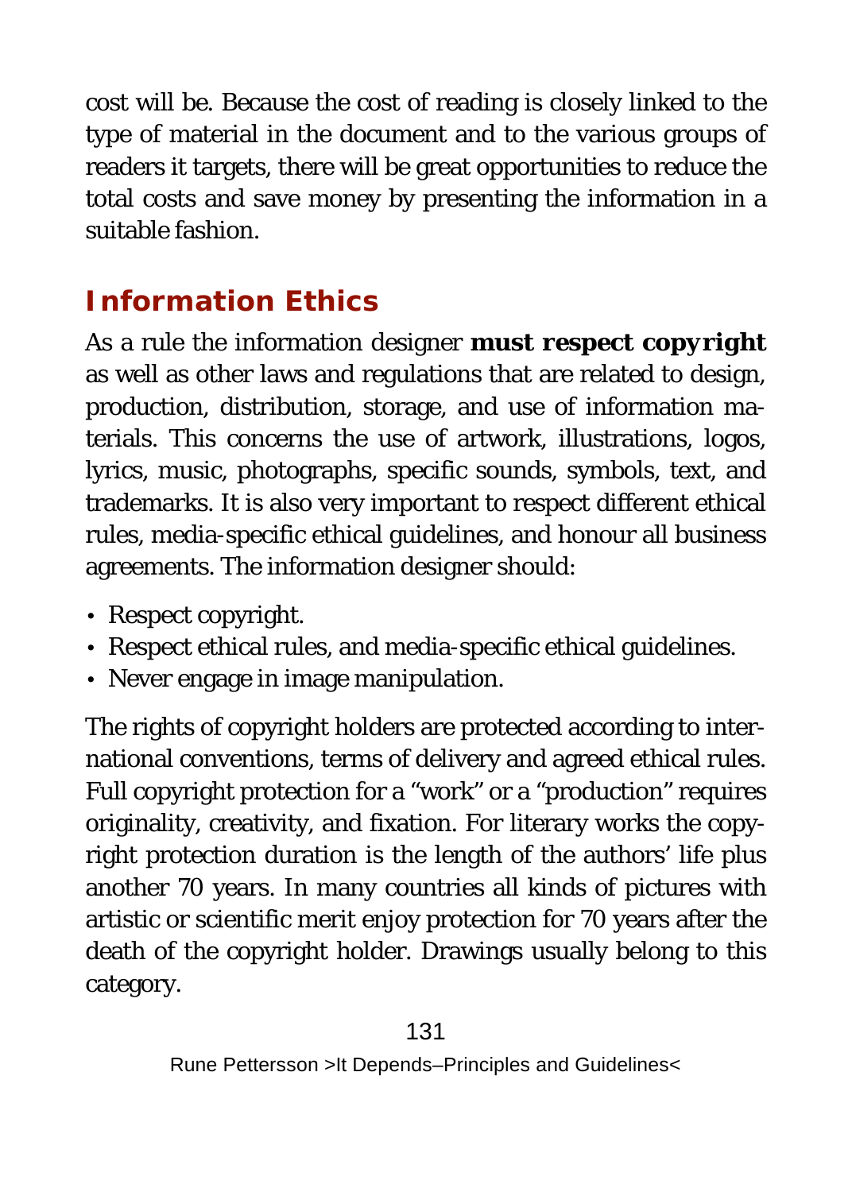cost will be. Because the cost of reading is closely linked to the type of material in the document and to the various groups of readers it targets, there will be great opportunities to reduce the total costs and save money by presenting the information in a suitable fashion.

## Information Ethics

As a rule the information designer **must respect copyright** as well as other laws and regulations that are related to design, production, distribution, storage, and use of information materials. This concerns the use of artwork, illustrations, logos, lyrics, music, photographs, specific sounds, symbols, text, and trademarks. It is also very important to respect different ethical rules, media-specific ethical guidelines, and honour all business agreements. The information designer should:

- Respect copyright.
- Respect ethical rules, and media-specific ethical guidelines.
- Never engage in image manipulation.

The rights of copyright holders are protected according to international conventions, terms of delivery and agreed ethical rules. Full copyright protection for a "work" or a "production" requires originality, creativity, and fixation. For literary works the copyright protection duration is the length of the authors' life plus another 70 years. In many countries all kinds of pictures with artistic or scientific merit enjoy protection for 70 years after the death of the copyright holder. Drawings usually belong to this category.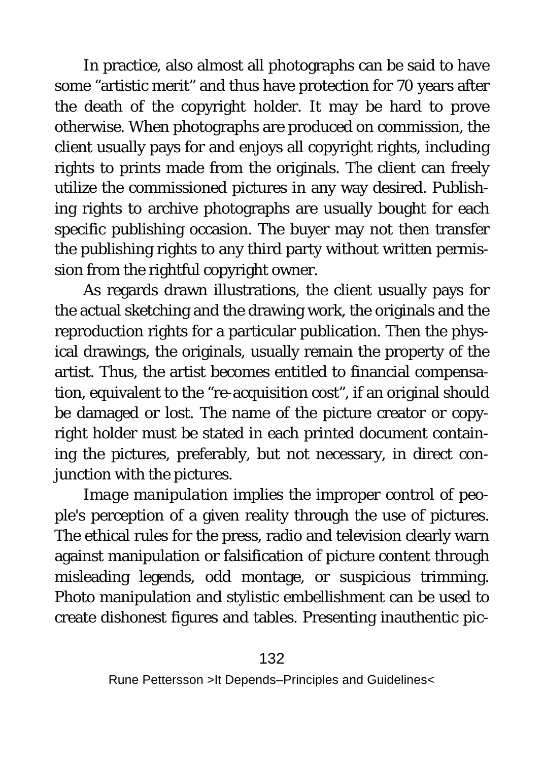In practice, also almost all photographs can be said to have some “artistic merit” and thus have protection for 70 years after the death of the copyright holder. It may be hard to prove otherwise. When photographs are produced on commission, the client usually pays for and enjoys all copyright rights, including rights to prints made from the originals. The client can freely utilize the commissioned pictures in any way desired. Publishing rights to archive photographs are usually bought for each specific publishing occasion. The buyer may not then transfer the publishing rights to any third party without written permission from the rightful copyright owner.

As regards drawn illustrations, the client usually pays for the actual sketching and the drawing work, the originals and the reproduction rights for a particular publication. Then the physical drawings, the originals, usually remain the property of the artist. Thus, the artist becomes entitled to financial compensation, equivalent to the “re-acquisition cost”, if an original should be damaged or lost. The name of the picture creator or copyright holder must be stated in each printed document containing the pictures, preferably, but not necessary, in direct conjunction with the pictures.

*Image manipulation* implies the improper control of people's perception of a given reality through the use of pictures. The ethical rules for the press, radio and television clearly warn against manipulation or falsification of picture content through misleading legends, odd montage, or suspicious trimming. Photo manipulation and stylistic embellishment can be used to create dishonest figures and tables. Presenting inauthentic pic-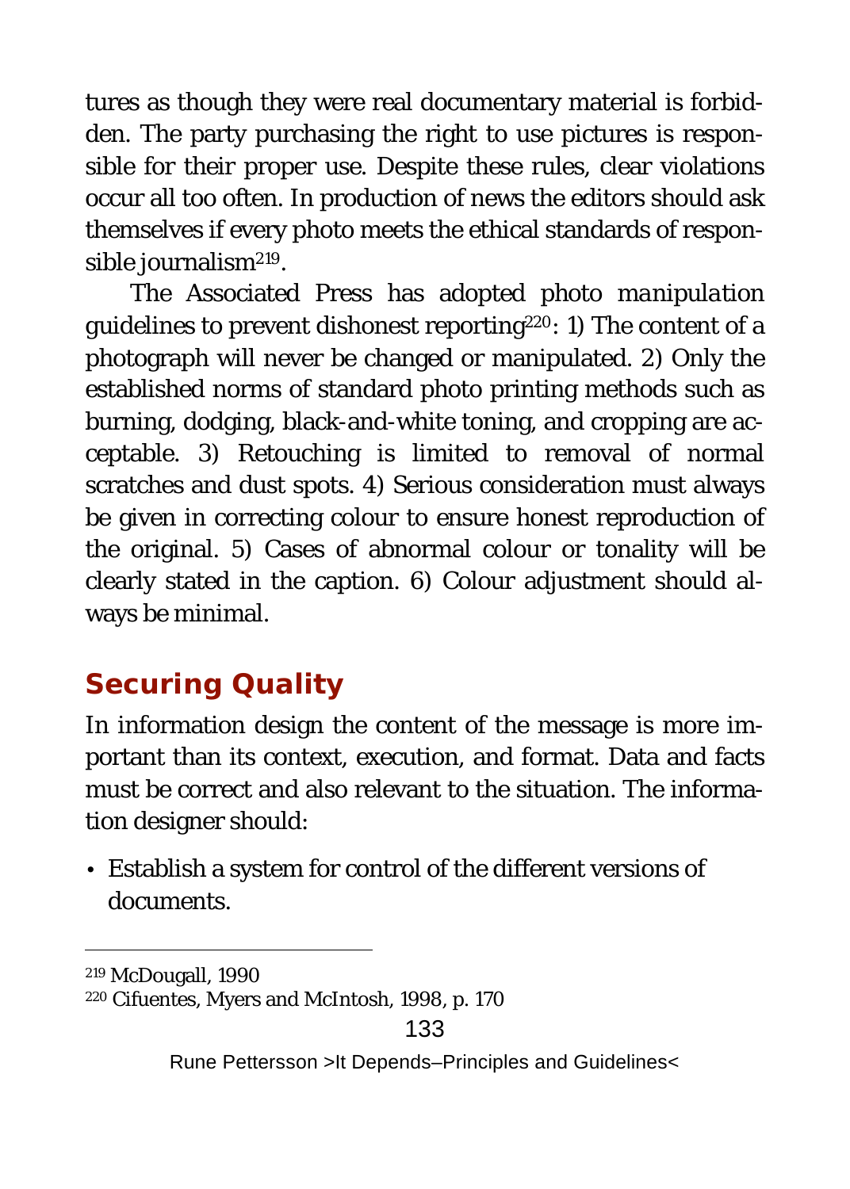tures as though they were real documentary material is forbidden. The party purchasing the right to use pictures is responsible for their proper use. Despite these rules, clear violations occur all too often. In production of news the editors should ask themselves if every photo meets the ethical standards of responsible journalism[219].

The Associated Press has adopted photo manipulation guidelines to prevent dishonest reporting[220]: 1) The content of a photograph will never be changed or manipulated. 2) Only the established norms of standard photo printing methods such as burning, dodging, black-and-white toning, and cropping are acceptable. 3) Retouching is limited to removal of normal scratches and dust spots. 4) Serious consideration must always be given in correcting colour to ensure honest reproduction of the original. 5) Cases of abnormal colour or tonality will be clearly stated in the caption. 6) Colour adjustment should always be minimal.

## Securing Quality

In information design the content of the message is more important than its context, execution, and format. Data and facts must be correct and also relevant to the situation. The information designer should:

- Establish a system for control of the different versions of documents.

---

[219] McDougall, 1990

[220] Cifuentes, Myers and McIntosh, 1998, p. 170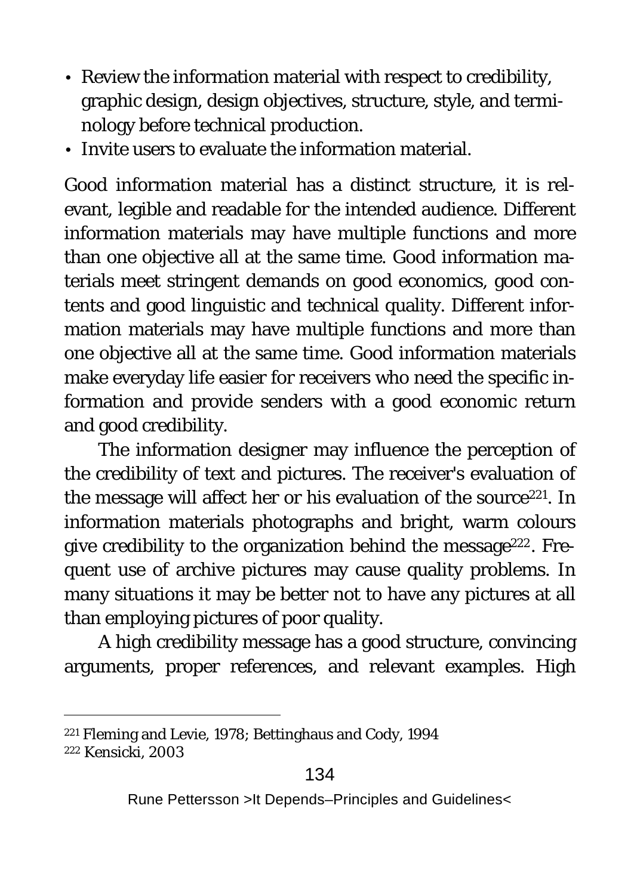- Review the information material with respect to credibility, graphic design, design objectives, structure, style, and terminology before technical production.
- Invite users to evaluate the information material.

Good information material has a distinct structure, it is relevant, legible and readable for the intended audience. Different information materials may have multiple functions and more than one objective all at the same time. Good information materials meet stringent demands on good economics, good contents and good linguistic and technical quality. Different information materials may have multiple functions and more than one objective all at the same time. Good information materials make everyday life easier for receivers who need the specific information and provide senders with a good economic return and good credibility.

The information designer may influence the perception of the credibility of text and pictures. The receiver's evaluation of the message will affect her or his evaluation of the source[221]. In information materials photographs and bright, warm colours give credibility to the organization behind the message[222]. Frequent use of archive pictures may cause quality problems. In many situations it may be better not to have any pictures at all than employing pictures of poor quality.

A high credibility message has a good structure, convincing arguments, proper references, and relevant examples. High

---

[221] Fleming and Levie, 1978; Bettinghaus and Cody, 1994

[222] Kensicki, 2003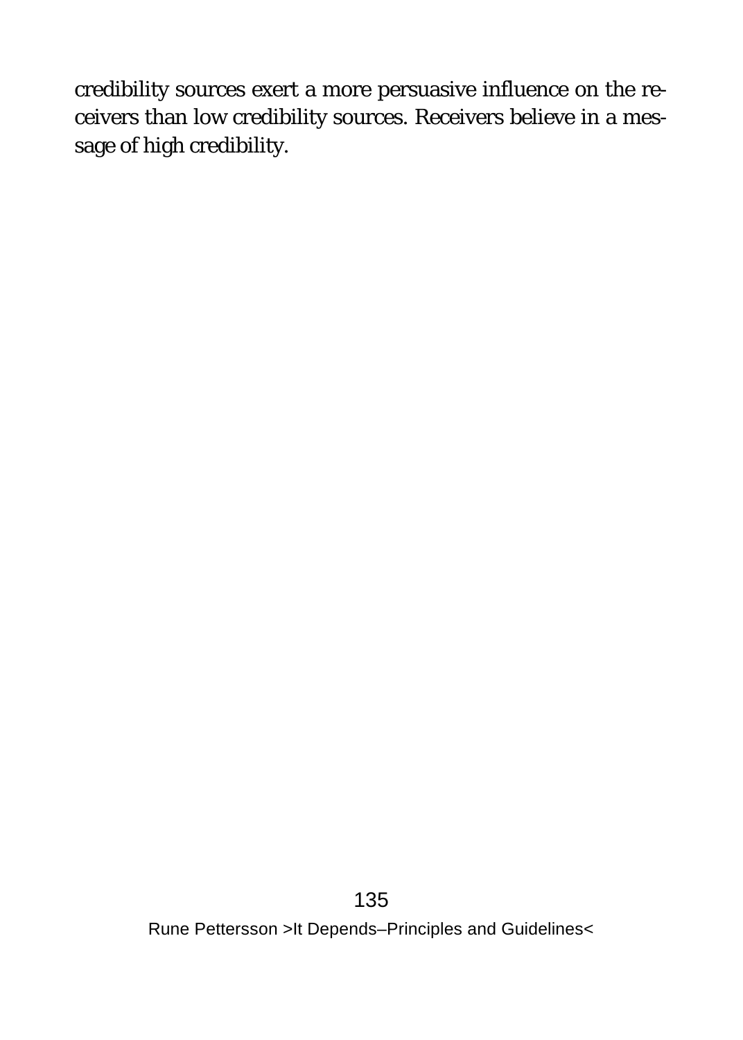credibility sources exert a more persuasive influence on the receivers than low credibility sources. Receivers believe in a message of high credibility.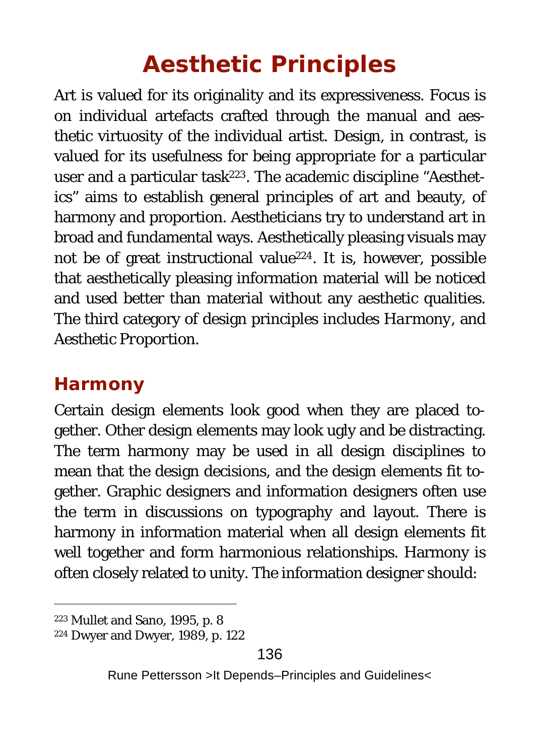# Aesthetic Principles

Art is valued for its originality and its expressiveness. Focus is on individual artefacts crafted through the manual and aesthetic virtuosity of the individual artist. Design, in contrast, is valued for its usefulness for being appropriate for a particular user and a particular task[223]. The academic discipline "Aesthetics" aims to establish general principles of art and beauty, of harmony and proportion. Aestheticians try to understand art in broad and fundamental ways. Aesthetically pleasing visuals may not be of great instructional value[224]. It is, however, possible that aesthetically pleasing information material will be noticed and used better than material without any aesthetic qualities. The third category of design principles includes *Harmony*, and *Aesthetic Proportion*.

## Harmony

Certain design elements look good when they are placed together. Other design elements may look ugly and be distracting. The term harmony may be used in all design disciplines to mean that the design decisions, and the design elements fit together. Graphic designers and information designers often use the term in discussions on typography and layout. There is harmony in information material when all design elements fit well together and form harmonious relationships. Harmony is often closely related to unity. The information designer should:

---

[223] Mullet and Sano, 1995, p. 8

[224] Dwyer and Dwyer, 1989, p. 122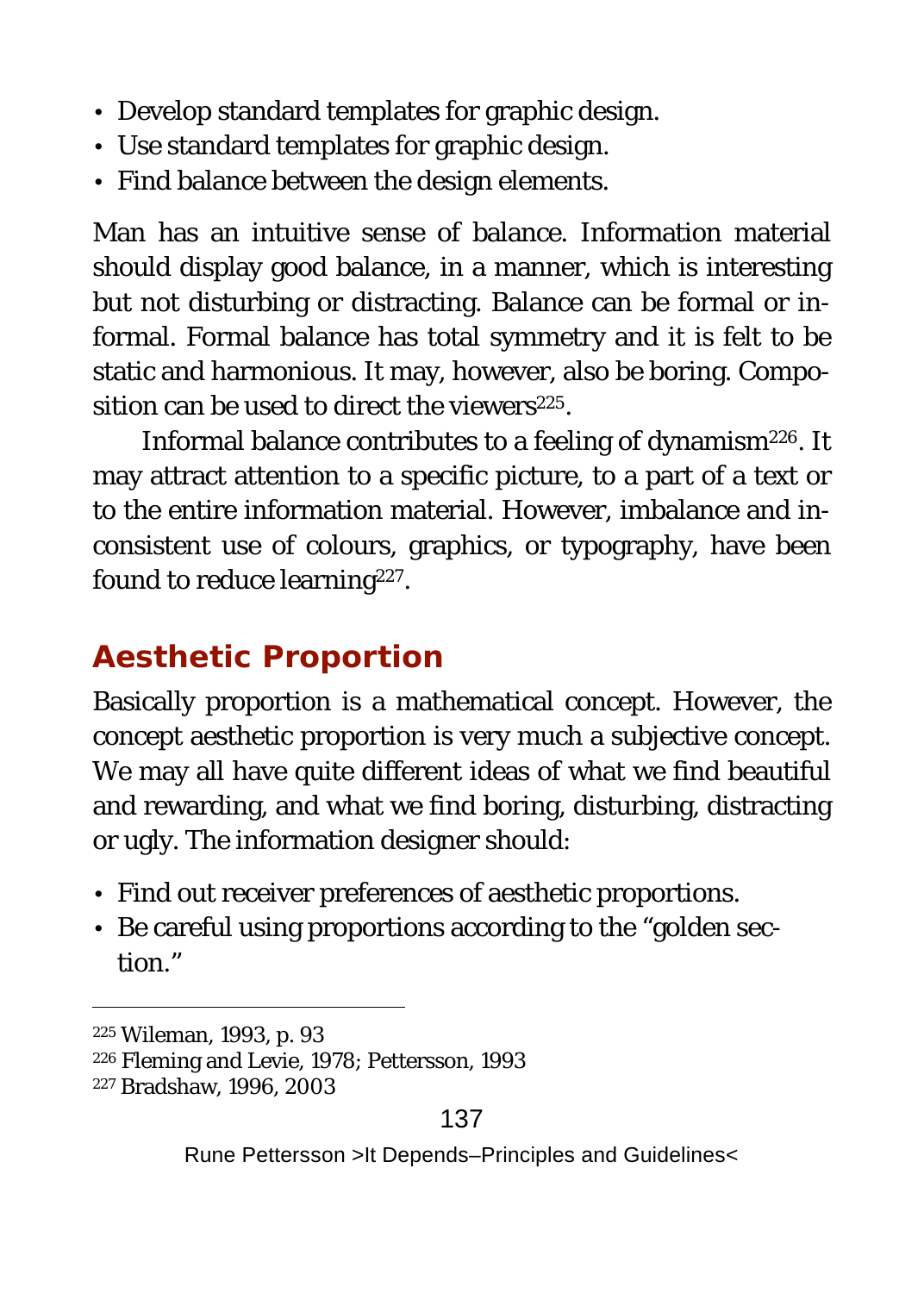- Develop standard templates for graphic design.
- Use standard templates for graphic design.
- Find balance between the design elements.

Man has an intuitive sense of balance. Information material should display good balance, in a manner, which is interesting but not disturbing or distracting. Balance can be formal or informal. Formal balance has total symmetry and it is felt to be static and harmonious. It may, however, also be boring. Composition can be used to direct the viewers[225].

Informal balance contributes to a feeling of dynamism[226]. It may attract attention to a specific picture, to a part of a text or to the entire information material. However, imbalance and inconsistent use of colours, graphics, or typography, have been found to reduce learning[227].

## Aesthetic Proportion

Basically proportion is a mathematical concept. However, the concept aesthetic proportion is very much a subjective concept. We may all have quite different ideas of what we find beautiful and rewarding, and what we find boring, disturbing, distracting or ugly. The information designer should:

- Find out receiver preferences of aesthetic proportions.
- Be careful using proportions according to the "golden section."

---

[225] Wileman, 1993, p. 93

[226] Fleming and Levie, 1978; Pettersson, 1993

[227] Bradshaw, 1996, 2003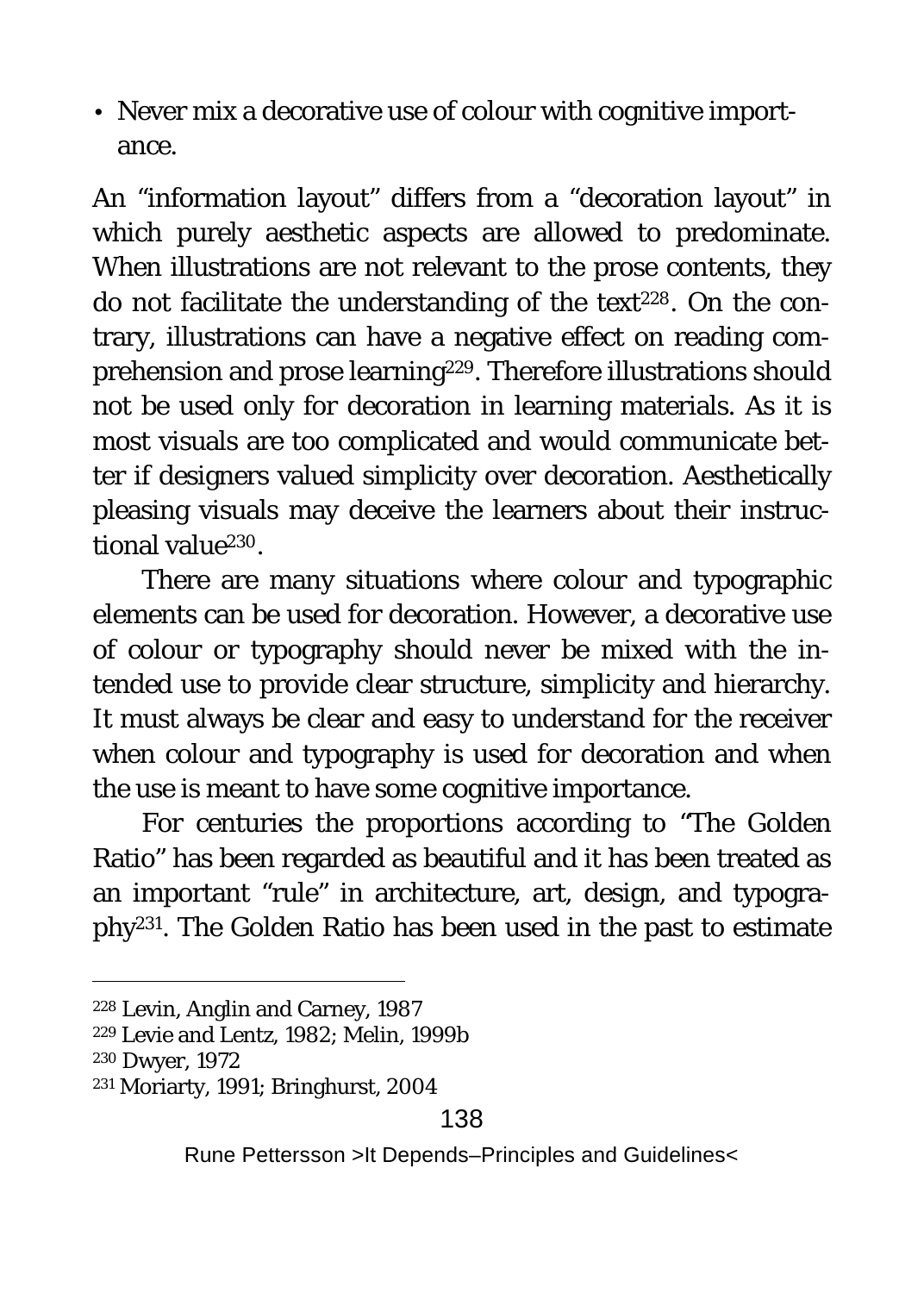- Never mix a decorative use of colour with cognitive importance.

An “information layout” differs from a “decoration layout” in which purely aesthetic aspects are allowed to predominate. When illustrations are not relevant to the prose contents, they do not facilitate the understanding of the text[228]. On the contrary, illustrations can have a negative effect on reading comprehension and prose learning[229]. Therefore illustrations should not be used only for decoration in learning materials. As it is most visuals are too complicated and would communicate better if designers valued simplicity over decoration. Aesthetically pleasing visuals may deceive the learners about their instructional value[230].

There are many situations where colour and typographic elements can be used for decoration. However, a decorative use of colour or typography should never be mixed with the intended use to provide clear structure, simplicity and hierarchy. It must always be clear and easy to understand for the receiver when colour and typography is used for decoration and when the use is meant to have some cognitive importance.

For centuries the proportions according to “The Golden Ratio” has been regarded as beautiful and it has been treated as an important “rule” in architecture, art, design, and typography[231]. The Golden Ratio has been used in the past to estimate

---

[228] Levin, Anglin and Carney, 1987

[229] Levie and Lentz, 1982; Melin, 1999b

[230] Dwyer, 1972

[231] Moriarty, 1991; Bringhurst, 2004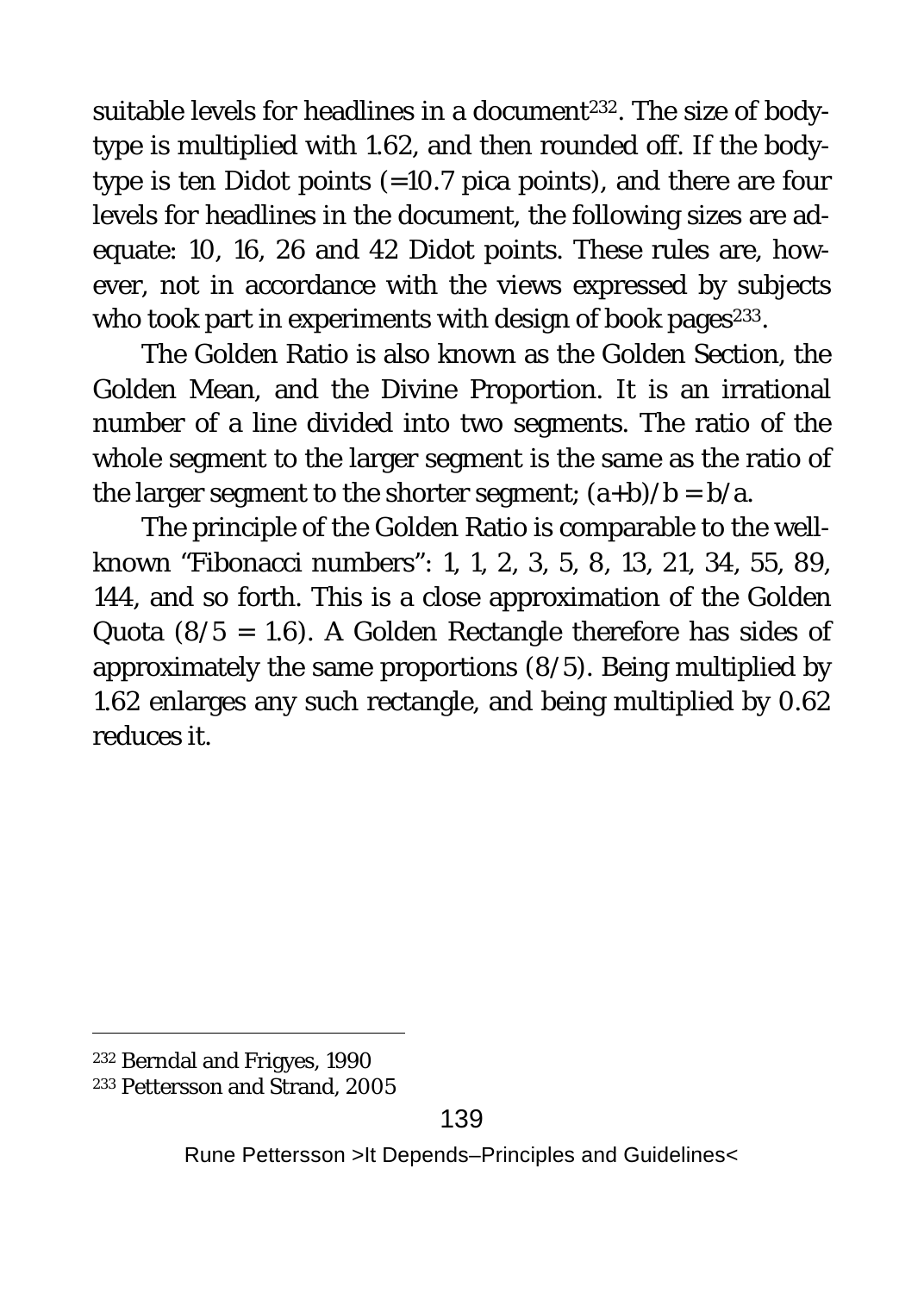suitable levels for headlines in a document[232]. The size of body-type is multiplied with 1.62, and then rounded off. If the body-type is ten Didot points (=10.7 pica points), and there are four levels for headlines in the document, the following sizes are adequate: 10, 16, 26 and 42 Didot points. These rules are, however, not in accordance with the views expressed by subjects who took part in experiments with design of book pages[233].

The Golden Ratio is also known as the Golden Section, the Golden Mean, and the Divine Proportion. It is an irrational number of a line divided into two segments. The ratio of the whole segment to the larger segment is the same as the ratio of the larger segment to the shorter segment; $(a+b)/b = b/a$.

The principle of the Golden Ratio is comparable to the well-known "Fibonacci numbers": 1, 1, 2, 3, 5, 8, 13, 21, 34, 55, 89, 144, and so forth. This is a close approximation of the Golden Quota ($8/5 = 1.6$). A Golden Rectangle therefore has sides of approximately the same proportions ($8/5$). Being multiplied by 1.62 enlarges any such rectangle, and being multiplied by 0.62 reduces it.

---

[232] Berndal and Frigyes, 1990

[233] Pettersson and Strand, 2005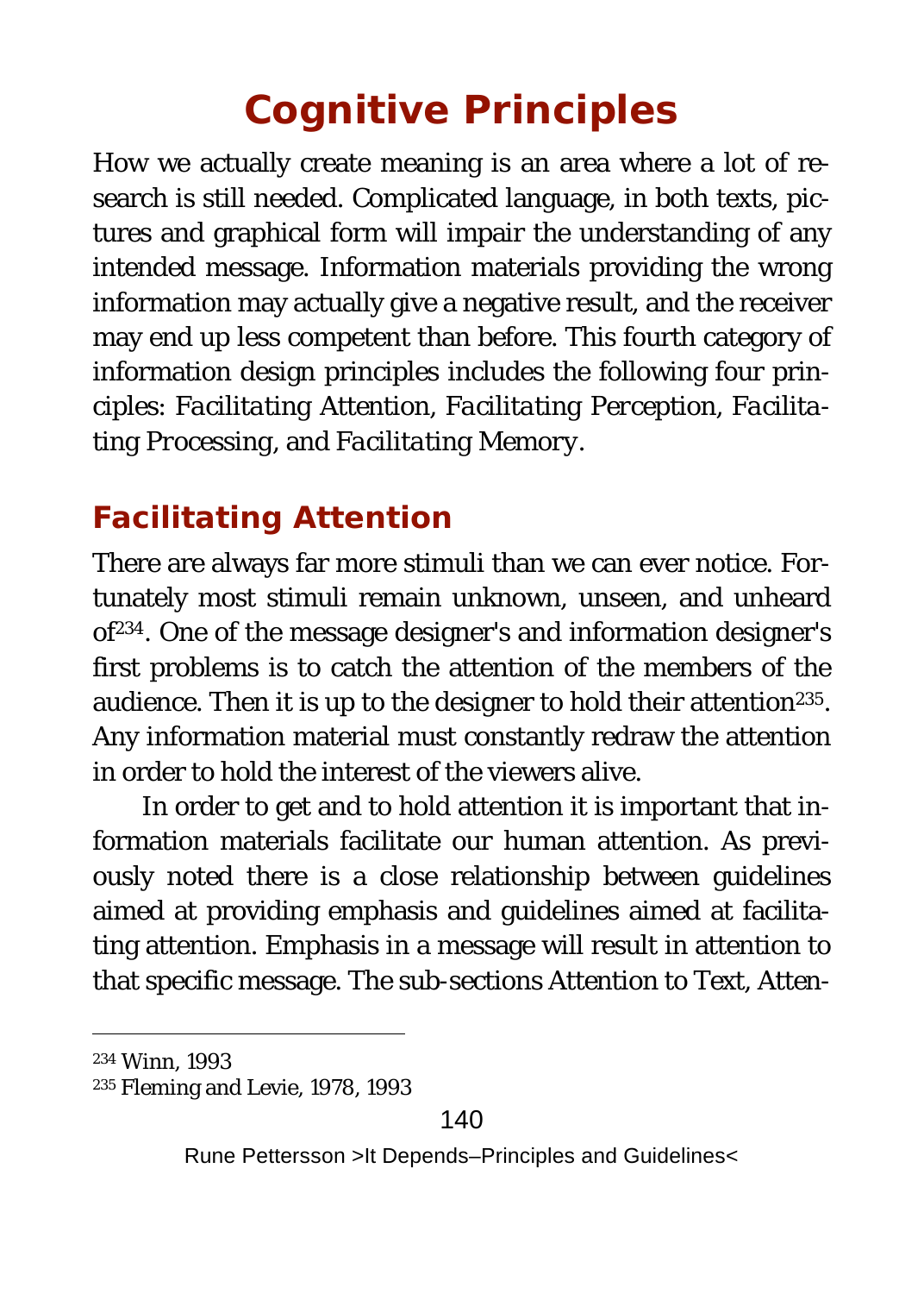# Cognitive Principles

How we actually create meaning is an area where a lot of research is still needed. Complicated language, in both texts, pictures and graphical form will impair the understanding of any intended message. Information materials providing the wrong information may actually give a negative result, and the receiver may end up less competent than before. This fourth category of information design principles includes the following four principles: *Facilitating Attention*, *Facilitating Perception*, *Facilitating Processing*, and *Facilitating Memory*.

## Facilitating Attention

There are always far more stimuli than we can ever notice. Fortunately most stimuli remain unknown, unseen, and unheard of[234]. One of the message designer's and information designer's first problems is to catch the attention of the members of the audience. Then it is up to the designer to hold their attention[235]. Any information material must constantly redraw the attention in order to hold the interest of the viewers alive.

In order to get and to hold attention it is important that information materials facilitate our human attention. As previously noted there is a close relationship between guidelines aimed at providing emphasis and guidelines aimed at facilitating attention. Emphasis in a message will result in attention to that specific message. The sub-sections Attention to Text, Atten-

---

[234] Winn, 1993

[235] Fleming and Levie, 1978, 1993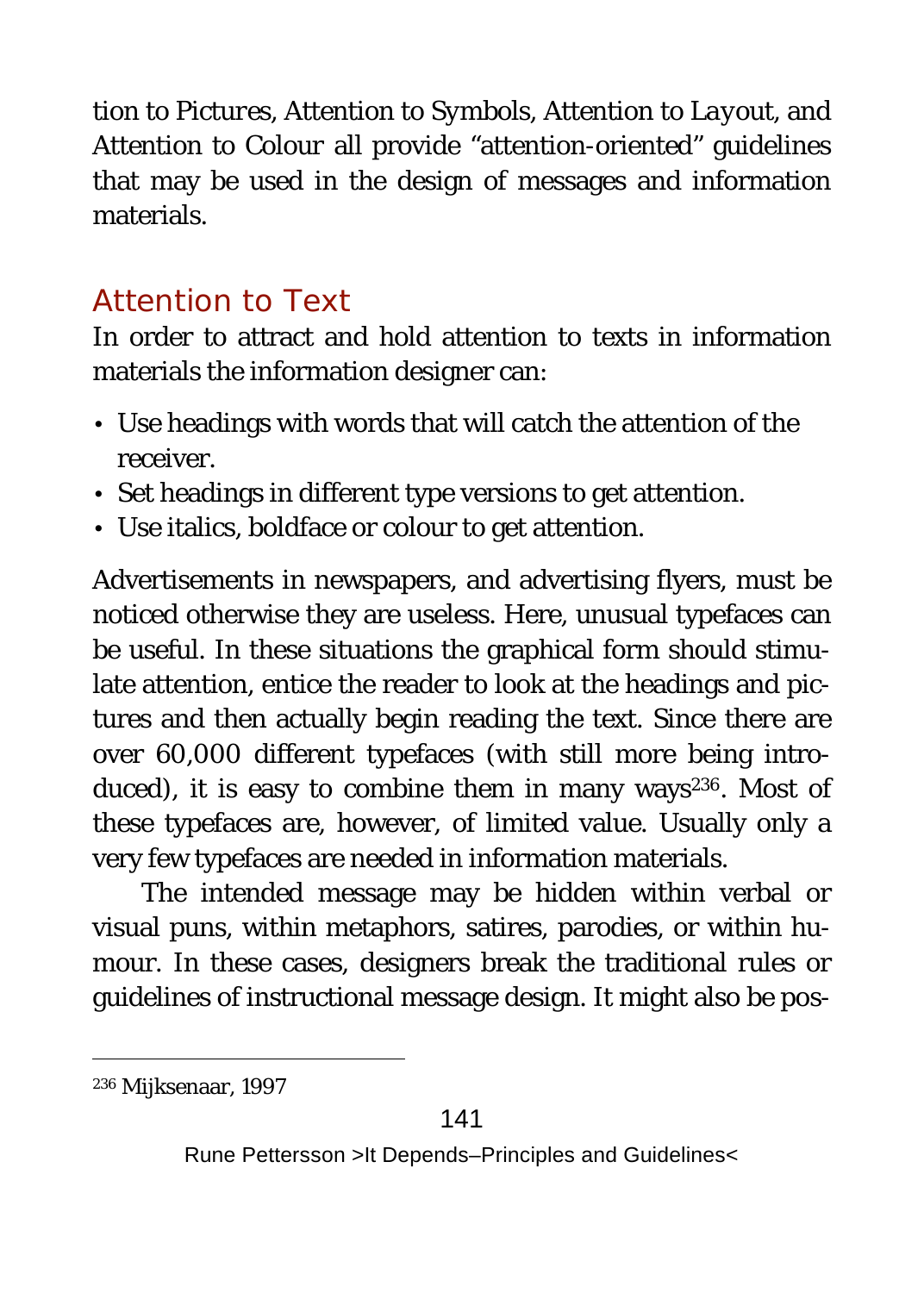tion to Pictures, Attention to Symbols, Attention to Layout, and Attention to Colour all provide "attention-oriented" guidelines that may be used in the design of messages and information materials.

## Attention to Text

In order to attract and hold attention to texts in information materials the information designer can:

- Use headings with words that will catch the attention of the receiver.
- Set headings in different type versions to get attention.
- Use italics, boldface or colour to get attention.

Advertisements in newspapers, and advertising flyers, must be noticed otherwise they are useless. Here, unusual typefaces can be useful. In these situations the graphical form should stimulate attention, entice the reader to look at the headings and pictures and then actually begin reading the text. Since there are over 60,000 different typefaces (with still more being introduced), it is easy to combine them in many ways[236]. Most of these typefaces are, however, of limited value. Usually only a very few typefaces are needed in information materials.

The intended message may be hidden within verbal or visual puns, within metaphors, satires, parodies, or within humour. In these cases, designers break the traditional rules or guidelines of instructional message design. It might also be pos-

[236] Mijksenaar, 1997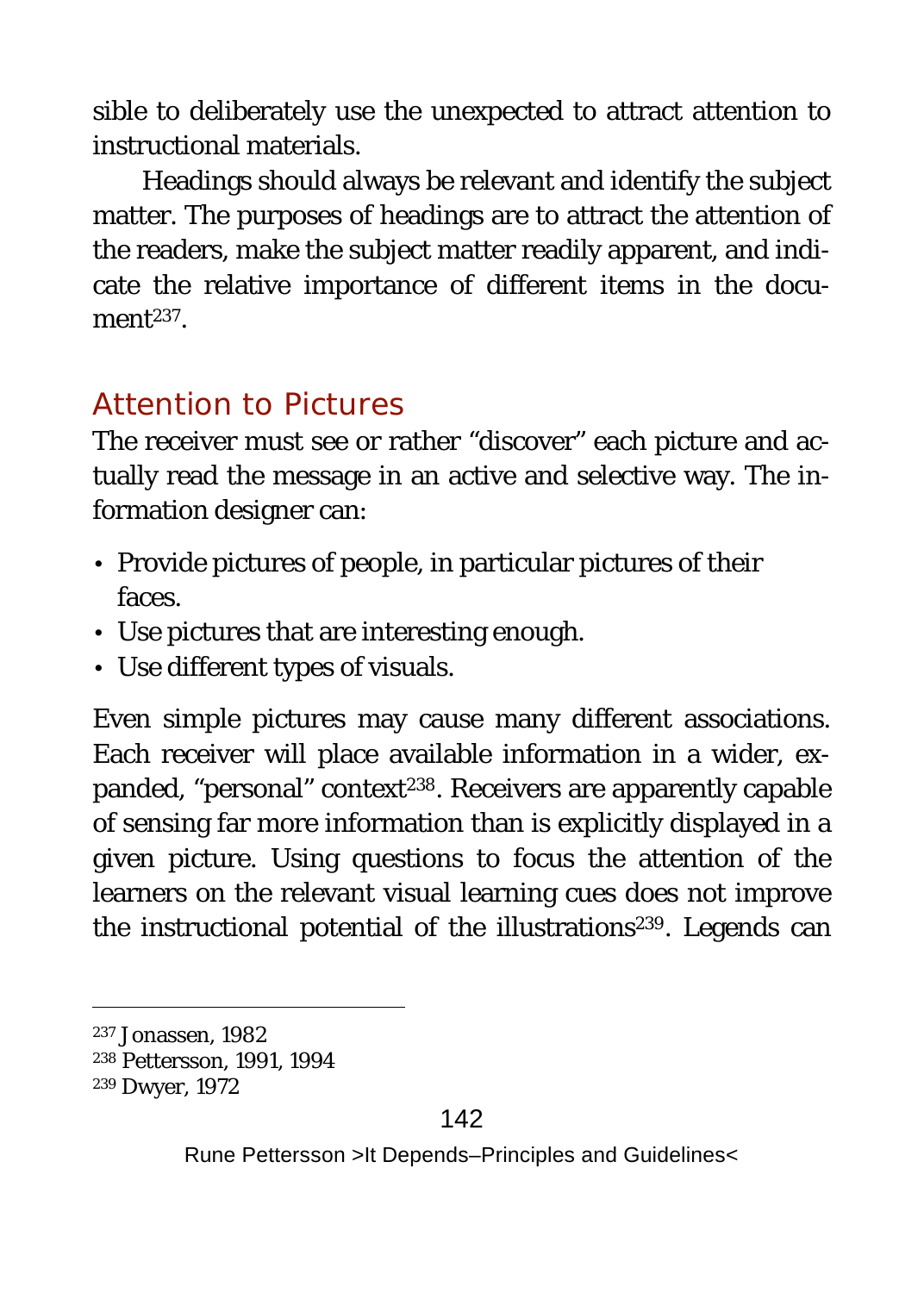sible to deliberately use the unexpected to attract attention to instructional materials.

Headings should always be relevant and identify the subject matter. The purposes of headings are to attract the attention of the readers, make the subject matter readily apparent, and indicate the relative importance of different items in the document[237].

## Attention to Pictures

The receiver must see or rather "discover" each picture and actually read the message in an active and selective way. The information designer can:

- Provide pictures of people, in particular pictures of their faces.
- Use pictures that are interesting enough.
- Use different types of visuals.

Even simple pictures may cause many different associations. Each receiver will place available information in a wider, expanded, "personal" context[238]. Receivers are apparently capable of sensing far more information than is explicitly displayed in a given picture. Using questions to focus the attention of the learners on the relevant visual learning cues does not improve the instructional potential of the illustrations[239]. Legends can

---

[237] Jonassen, 1982

[238] Pettersson, 1991, 1994

[239] Dwyer, 1972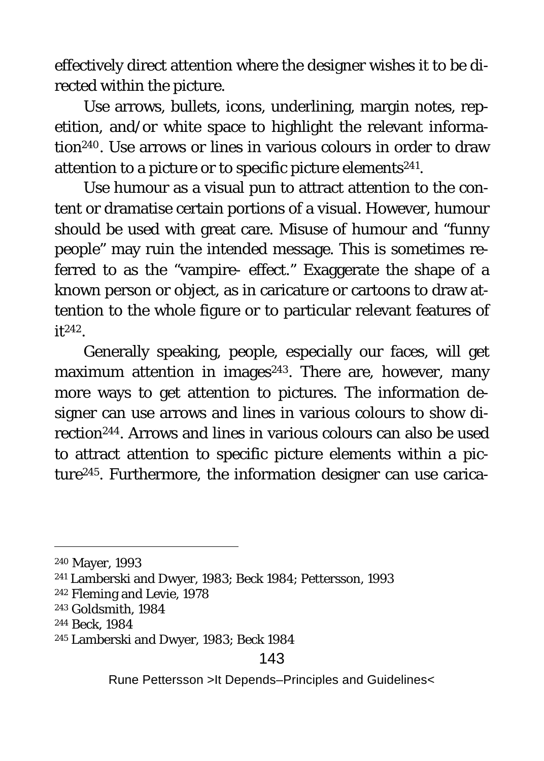effectively direct attention where the designer wishes it to be directed within the picture.

Use arrows, bullets, icons, underlining, margin notes, repetition, and/or white space to highlight the relevant information[240]. Use arrows or lines in various colours in order to draw attention to a picture or to specific picture elements[241].

Use humour as a visual pun to attract attention to the content or dramatise certain portions of a visual. However, humour should be used with great care. Misuse of humour and "funny people" may ruin the intended message. This is sometimes referred to as the "vampire- effect." Exaggerate the shape of a known person or object, as in caricature or cartoons to draw attention to the whole figure or to particular relevant features of it[242].

Generally speaking, people, especially our faces, will get maximum attention in images[243]. There are, however, many more ways to get attention to pictures. The information designer can use arrows and lines in various colours to show direction[244]. Arrows and lines in various colours can also be used to attract attention to specific picture elements within a picture[245]. Furthermore, the information designer can use carica-

---

[240] Mayer, 1993

[241] Lamberski and Dwyer, 1983; Beck 1984; Pettersson, 1993

[242] Fleming and Levie, 1978

[243] Goldsmith, 1984

[244] Beck, 1984

[245] Lamberski and Dwyer, 1983; Beck 1984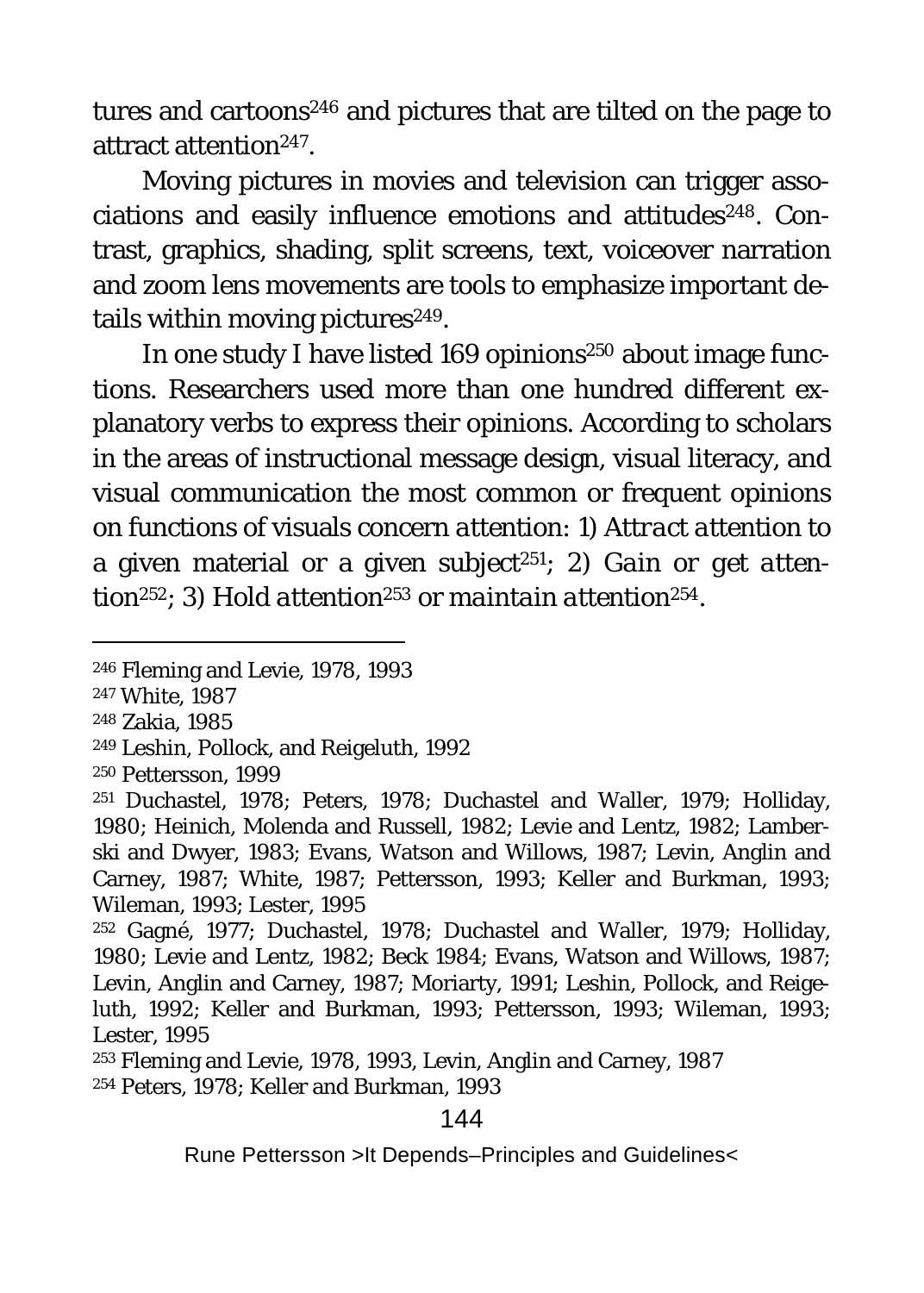tures and cartoons[246] and pictures that are tilted on the page to attract attention[247].

Moving pictures in movies and television can trigger associations and easily influence emotions and attitudes[248]. Contrast, graphics, shading, split screens, text, voiceover narration and zoom lens movements are tools to emphasize important details within moving pictures[249].

In one study I have listed 169 opinions[250] about image functions. Researchers used more than one hundred different explanatory verbs to express their opinions. According to scholars in the areas of instructional message design, visual literacy, and visual communication the most common or frequent opinions on functions of visuals concern *attention*: 1) *Attract attention* to a given material or a given subject[251]; 2) *Gain or get attention*[252]; 3) *Hold attention*[253] *or maintain attention*[254].

---

[246] Fleming and Levie, 1978, 1993

[247] White, 1987

[248] Zakia, 1985

[249] Leshin, Pollock, and Reigeluth, 1992

[250] Pettersson, 1999

[251] Duchastel, 1978; Peters, 1978; Duchastel and Waller, 1979; Holliday, 1980; Heinich, Molenda and Russell, 1982; Levie and Lentz, 1982; Lamberski and Dwyer, 1983; Evans, Watson and Willows, 1987; Levin, Anglin and Carney, 1987; White, 1987; Pettersson, 1993; Keller and Burkman, 1993; Wileman, 1993; Lester, 1995

[252] Gagné, 1977; Duchastel, 1978; Duchastel and Waller, 1979; Holliday, 1980; Levie and Lentz, 1982; Beck 1984; Evans, Watson and Willows, 1987; Levin, Anglin and Carney, 1987; Moriarty, 1991; Leshin, Pollock, and Reigeluth, 1992; Keller and Burkman, 1993; Pettersson, 1993; Wileman, 1993; Lester, 1995

[253] Fleming and Levie, 1978, 1993, Levin, Anglin and Carney, 1987

[254] Peters, 1978; Keller and Burkman, 1993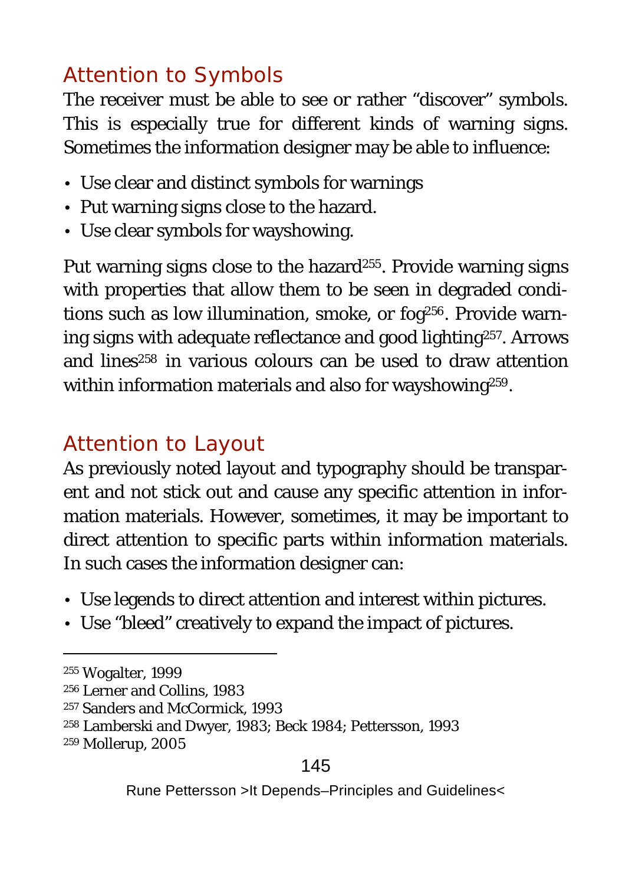## Attention to Symbols

The receiver must be able to see or rather “discover” symbols. This is especially true for different kinds of warning signs. Sometimes the information designer may be able to influence:

- Use clear and distinct symbols for warnings
- Put warning signs close to the hazard.
- Use clear symbols for wayshowing.

Put warning signs close to the hazard[255]. Provide warning signs with properties that allow them to be seen in degraded conditions such as low illumination, smoke, or fog[256]. Provide warning signs with adequate reflectance and good lighting[257]. Arrows and lines[258] in various colours can be used to draw attention within information materials and also for wayshowing[259].

## Attention to Layout

As previously noted layout and typography should be transparent and not stick out and cause any specific attention in information materials. However, sometimes, it may be important to direct attention to specific parts within information materials. In such cases the information designer can:

- Use legends to direct attention and interest within pictures.
- Use “bleed” creatively to expand the impact of pictures.

---

[255] Wogalter, 1999

[256] Lerner and Collins, 1983

[257] Sanders and McCormick, 1993

[258] Lamberski and Dwyer, 1983; Beck 1984; Pettersson, 1993

[259] Mollerup, 2005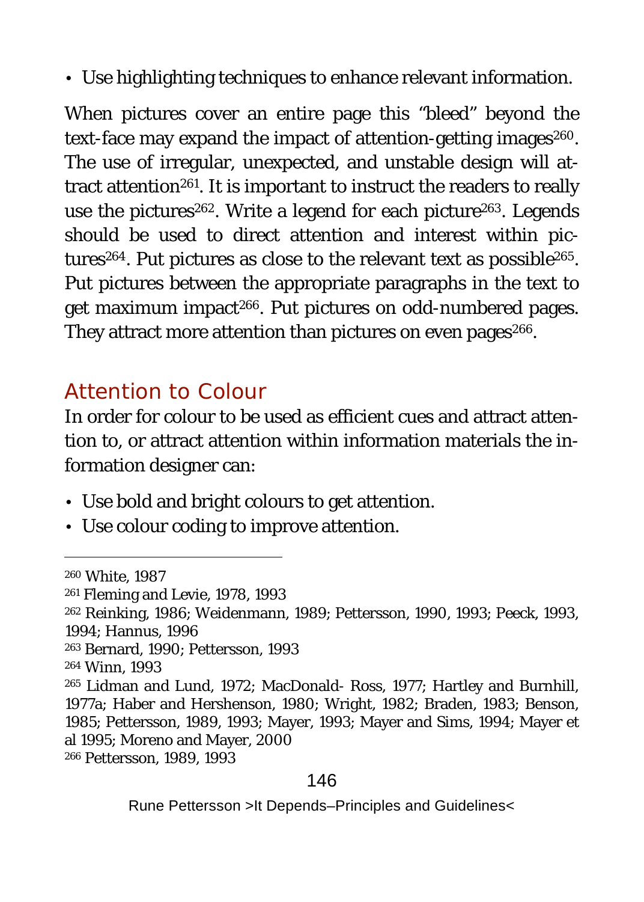- Use highlighting techniques to enhance relevant information.

When pictures cover an entire page this "bleed" beyond the text-face may expand the impact of attention-getting images[260]. The use of irregular, unexpected, and unstable design will attract attention[261]. It is important to instruct the readers to really use the pictures[262]. Write a legend for each picture[263]. Legends should be used to direct attention and interest within pictures[264]. Put pictures as close to the relevant text as possible[265]. Put pictures between the appropriate paragraphs in the text to get maximum impact[266]. Put pictures on odd-numbered pages. They attract more attention than pictures on even pages[266].

## Attention to Colour

In order for colour to be used as efficient cues and attract attention to, or attract attention within information materials the information designer can:

- Use bold and bright colours to get attention.
- Use colour coding to improve attention.

---

[260] White, 1987
[261] Fleming and Levie, 1978, 1993
[262] Reinking, 1986; Weidenmann, 1989; Pettersson, 1990, 1993; Peeck, 1993, 1994; Hannus, 1996
[263] Bernard, 1990; Pettersson, 1993
[264] Winn, 1993
[265] Lidman and Lund, 1972; MacDonald- Ross, 1977; Hartley and Burnhill, 1977a; Haber and Hershenson, 1980; Wright, 1982; Braden, 1983; Benson, 1985; Pettersson, 1989, 1993; Mayer, 1993; Mayer and Sims, 1994; Mayer et al 1995; Moreno and Mayer, 2000
[266] Pettersson, 1989, 1993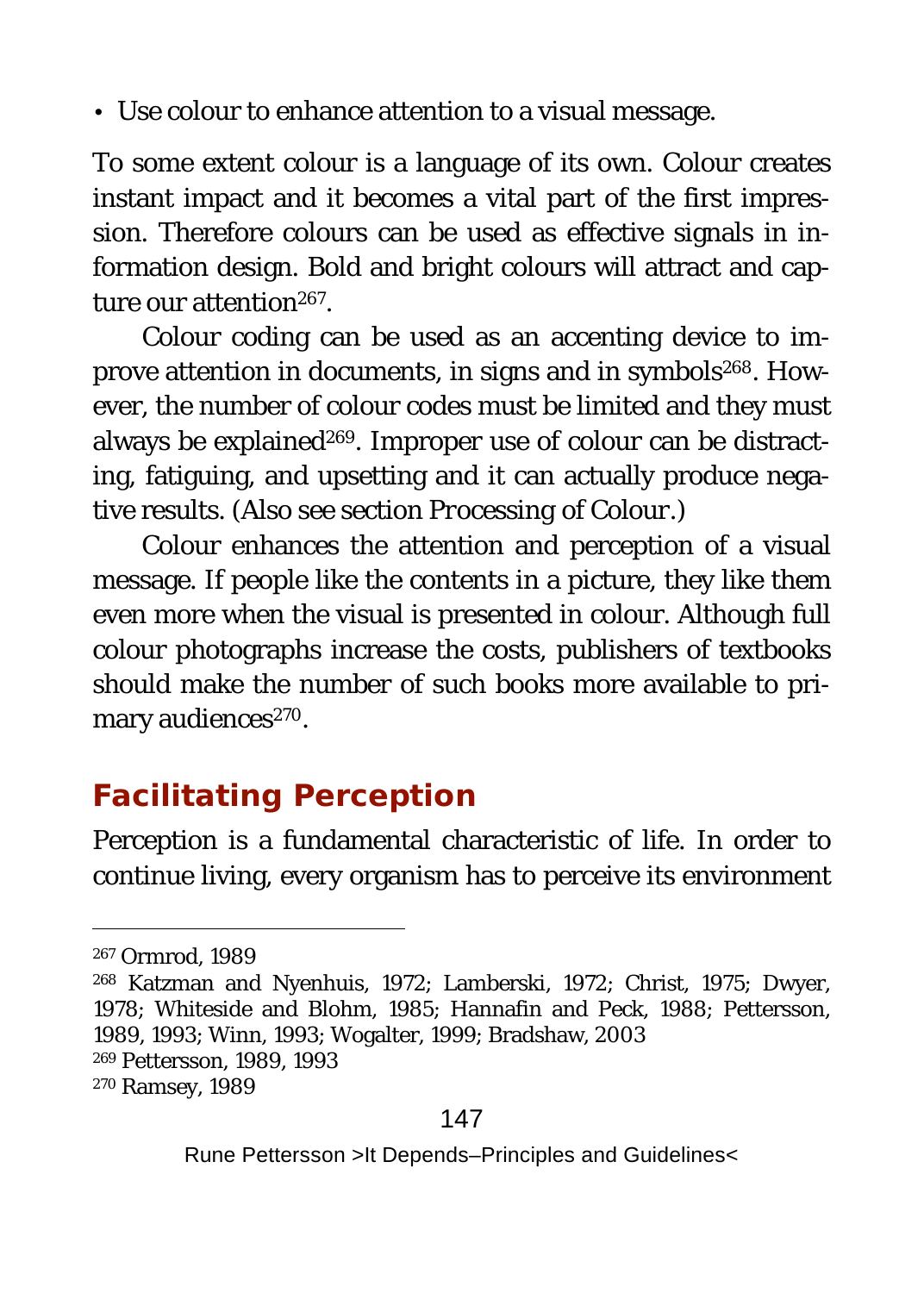- Use colour to enhance attention to a visual message.

To some extent colour is a language of its own. Colour creates instant impact and it becomes a vital part of the first impression. Therefore colours can be used as effective signals in information design. Bold and bright colours will attract and capture our attention[267].

Colour coding can be used as an accenting device to improve attention in documents, in signs and in symbols[268]. However, the number of colour codes must be limited and they must always be explained[269]. Improper use of colour can be distracting, fatiguing, and upsetting and it can actually produce negative results. (Also see section *Processing of Colour*.)

Colour enhances the attention and perception of a visual message. If people like the contents in a picture, they like them even more when the visual is presented in colour. Although full colour photographs increase the costs, publishers of textbooks should make the number of such books more available to primary audiences[270].

## Facilitating Perception

Perception is a fundamental characteristic of life. In order to continue living, every organism has to perceive its environment

---

[267] Ormrod, 1989

[268] Katzman and Nyenhuis, 1972; Lamberski, 1972; Christ, 1975; Dwyer, 1978; Whiteside and Blohm, 1985; Hannafin and Peck, 1988; Pettersson, 1989, 1993; Winn, 1993; Wogalter, 1999; Bradshaw, 2003

[269] Pettersson, 1989, 1993

[270] Ramsey, 1989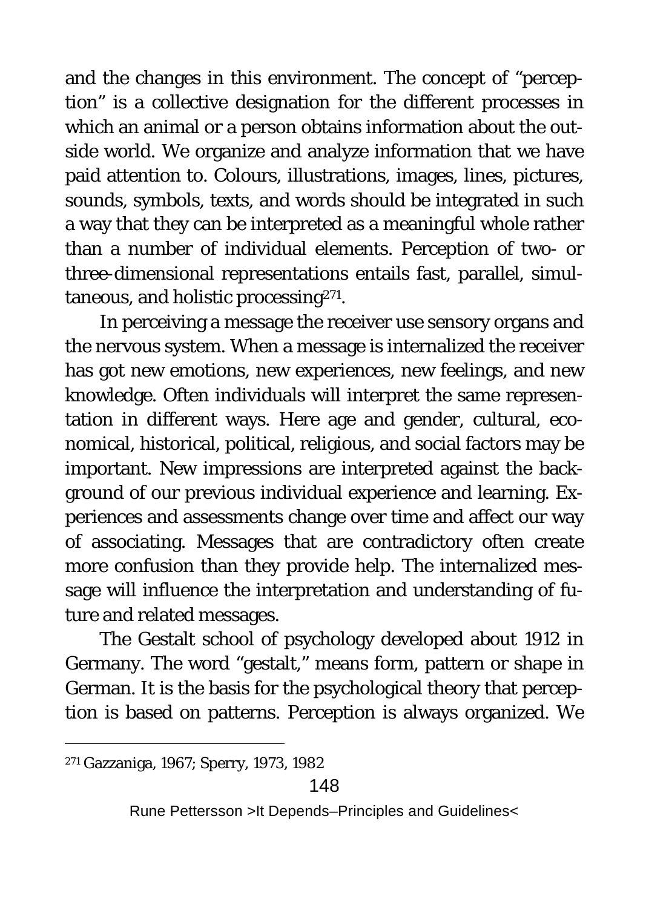and the changes in this environment. The concept of "perception" is a collective designation for the different processes in which an animal or a person obtains information about the outside world. We organize and analyze information that we have paid attention to. Colours, illustrations, images, lines, pictures, sounds, symbols, texts, and words should be integrated in such a way that they can be interpreted as a meaningful whole rather than a number of individual elements. Perception of two- or three-dimensional representations entails fast, parallel, simultaneous, and holistic processing[271].

In perceiving a message the receiver use sensory organs and the nervous system. When a message is internalized the receiver has got new emotions, new experiences, new feelings, and new knowledge. Often individuals will interpret the same representation in different ways. Here age and gender, cultural, economical, historical, political, religious, and social factors may be important. New impressions are interpreted against the background of our previous individual experience and learning. Experiences and assessments change over time and affect our way of associating. Messages that are contradictory often create more confusion than they provide help. The internalized message will influence the interpretation and understanding of future and related messages.

The Gestalt school of psychology developed about 1912 in Germany. The word "gestalt," means form, pattern or shape in German. It is the basis for the psychological theory that perception is based on patterns. Perception is always organized. We

---

[271] Gazzaniga, 1967; Sperry, 1973, 1982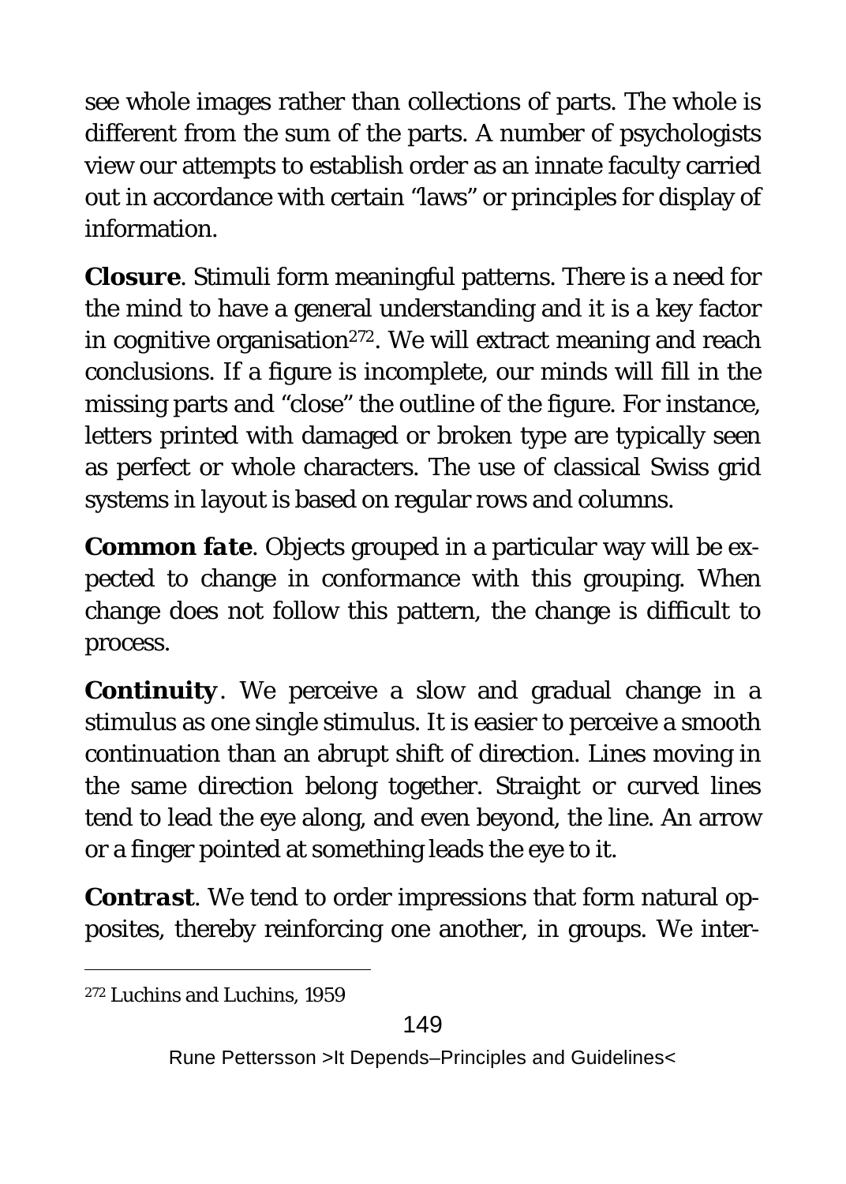see whole images rather than collections of parts. The whole is different from the sum of the parts. A number of psychologists view our attempts to establish order as an innate faculty carried out in accordance with certain "laws" or principles for display of information.

**Closure**. Stimuli form meaningful patterns. There is a need for the mind to have a general understanding and it is a key factor in cognitive organisation[272]. We will extract meaning and reach conclusions. If a figure is incomplete, our minds will fill in the missing parts and "close" the outline of the figure. For instance, letters printed with damaged or broken type are typically seen as perfect or whole characters. The use of classical Swiss grid systems in layout is based on regular rows and columns.

**Common fate**. Objects grouped in a particular way will be expected to change in conformance with this grouping. When change does not follow this pattern, the change is difficult to process.

**Continuity**. We perceive a slow and gradual change in a stimulus as one single stimulus. It is easier to perceive a smooth continuation than an abrupt shift of direction. Lines moving in the same direction belong together. Straight or curved lines tend to lead the eye along, and even beyond, the line. An arrow or a finger pointed at something leads the eye to it.

**Contrast**. We tend to order impressions that form natural opposites, thereby reinforcing one another, in groups. We inter-

---

[272] Luchins and Luchins, 1959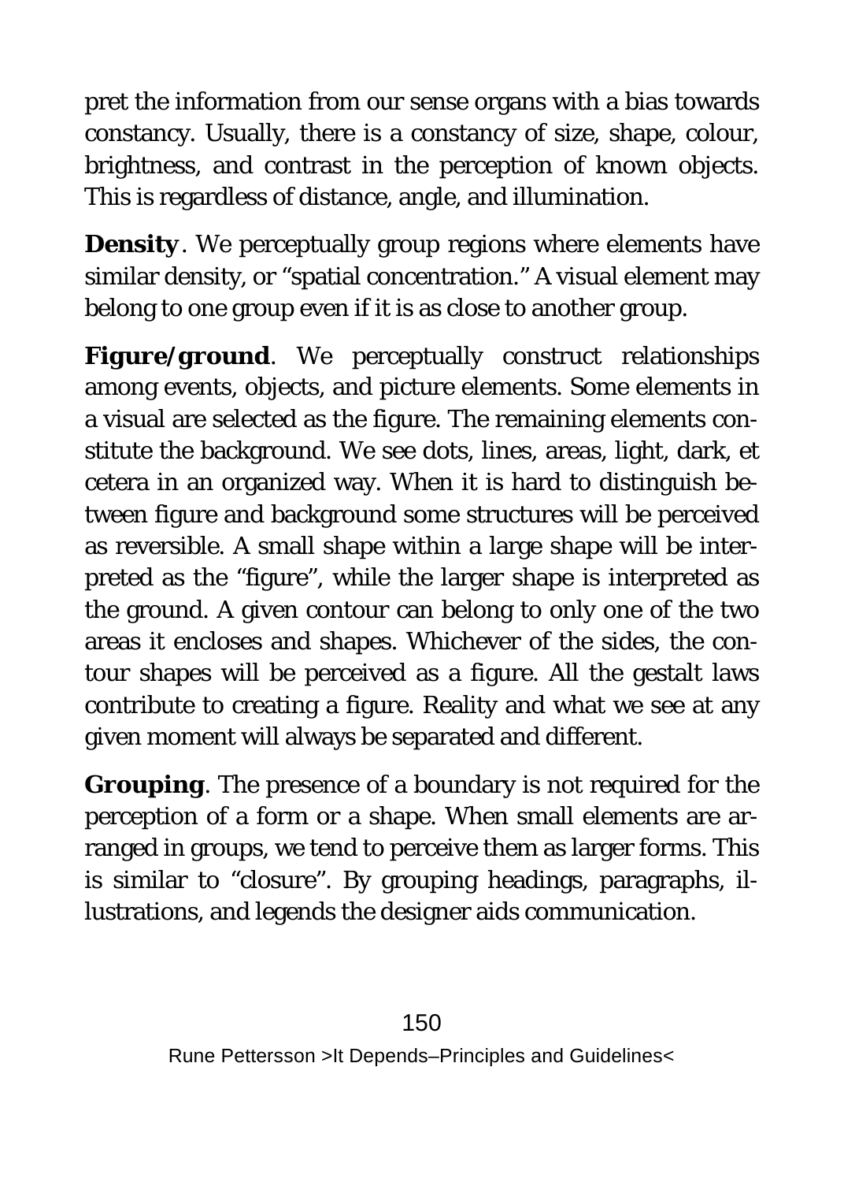pret the information from our sense organs with a bias towards constancy. Usually, there is a constancy of size, shape, colour, brightness, and contrast in the perception of known objects. This is regardless of distance, angle, and illumination.

**Density**. We perceptually group regions where elements have similar density, or "spatial concentration." A visual element may belong to one group even if it is as close to another group.

**Figure/ground**. We perceptually construct relationships among events, objects, and picture elements. Some elements in a visual are selected as the figure. The remaining elements constitute the background. We see dots, lines, areas, light, dark, et cetera in an organized way. When it is hard to distinguish between figure and background some structures will be perceived as reversible. A small shape within a large shape will be interpreted as the "figure", while the larger shape is interpreted as the ground. A given contour can belong to only one of the two areas it encloses and shapes. Whichever of the sides, the contour shapes will be perceived as a figure. All the gestalt laws contribute to creating a figure. Reality and what we see at any given moment will always be separated and different.

**Grouping**. The presence of a boundary is not required for the perception of a form or a shape. When small elements are arranged in groups, we tend to perceive them as larger forms. This is similar to "closure". By grouping headings, paragraphs, illustrations, and legends the designer aids communication.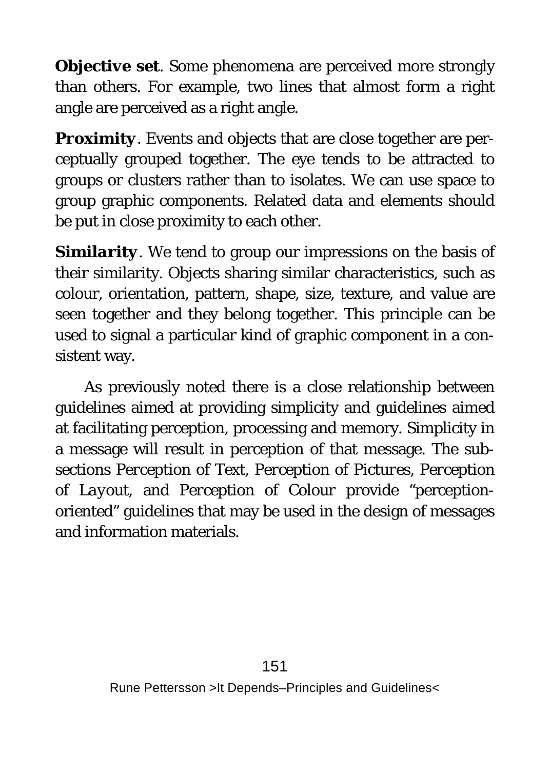**Objective set**. Some phenomena are perceived more strongly than others. For example, two lines that almost form a right angle are perceived as a right angle.

***Proximity***. Events and objects that are close together are perceptually grouped together. The eye tends to be attracted to groups or clusters rather than to isolates. We can use space to group graphic components. Related data and elements should be put in close proximity to each other.

***Similarity***. We tend to group our impressions on the basis of their similarity. Objects sharing similar characteristics, such as colour, orientation, pattern, shape, size, texture, and value are seen together and they belong together. This principle can be used to signal a particular kind of graphic component in a consistent way.

As previously noted there is a close relationship between guidelines aimed at providing simplicity and guidelines aimed at facilitating perception, processing and memory. Simplicity in a message will result in perception of that message. The subsections *Perception of Text*, *Perception of Pictures*, *Perception of Layout*, and *Perception of Colour* provide “perception-oriented” guidelines that may be used in the design of messages and information materials.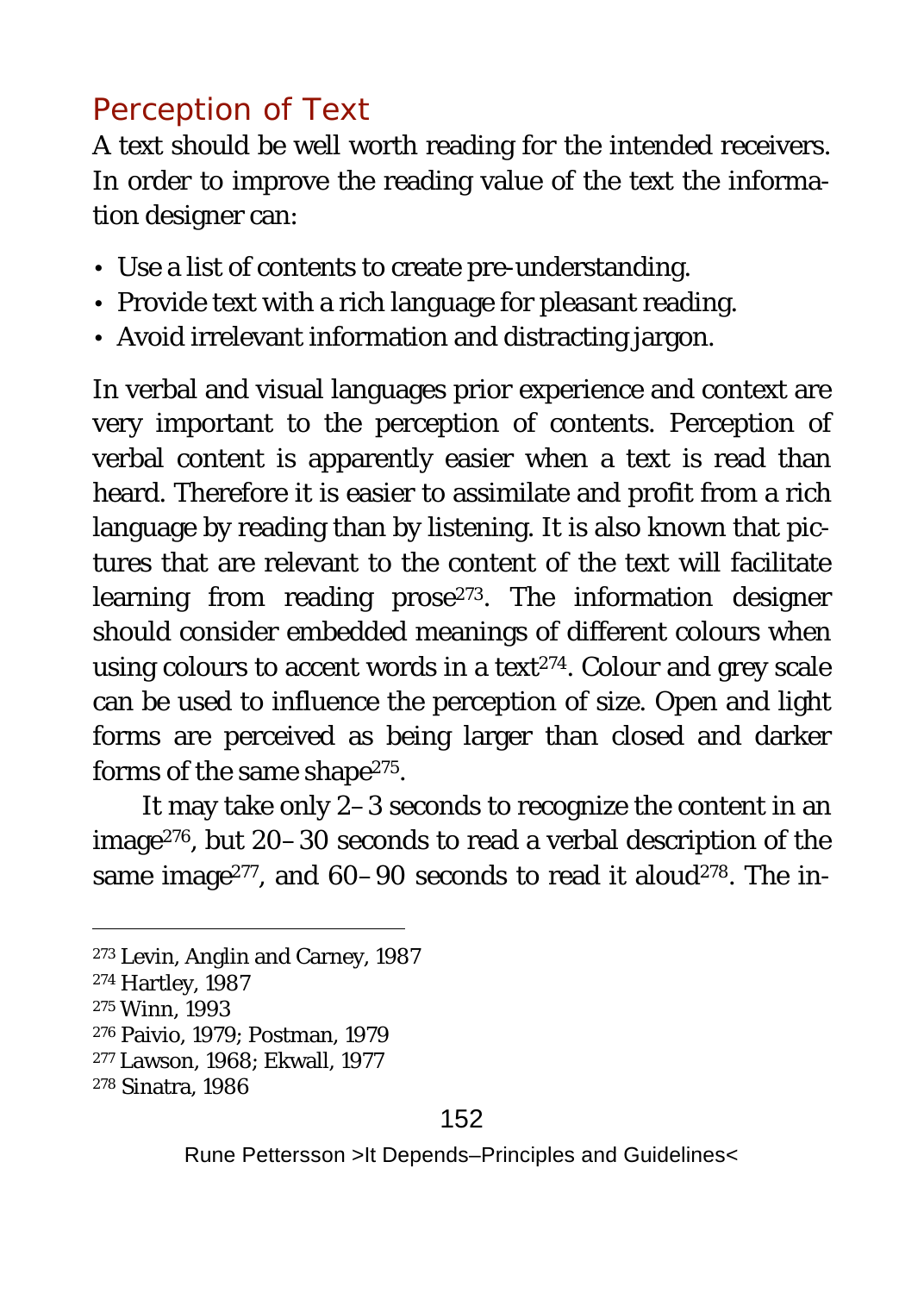## Perception of Text

A text should be well worth reading for the intended receivers. In order to improve the reading value of the text the information designer can:

- Use a list of contents to create pre-understanding.
- Provide text with a rich language for pleasant reading.
- Avoid irrelevant information and distracting jargon.

In verbal and visual languages prior experience and context are very important to the perception of contents. Perception of verbal content is apparently easier when a text is read than heard. Therefore it is easier to assimilate and profit from a rich language by reading than by listening. It is also known that pictures that are relevant to the content of the text will facilitate learning from reading prose[273]. The information designer should consider embedded meanings of different colours when using colours to accent words in a text[274]. Colour and grey scale can be used to influence the perception of size. Open and light forms are perceived as being larger than closed and darker forms of the same shape[275].

It may take only 2–3 seconds to recognize the content in an image[276], but 20–30 seconds to read a verbal description of the same image[277], and 60–90 seconds to read it aloud[278]. The in-

[273] Levin, Anglin and Carney, 1987
[274] Hartley, 1987
[275] Winn, 1993
[276] Paivio, 1979; Postman, 1979
[277] Lawson, 1968; Ekwall, 1977
[278] Sinatra, 1986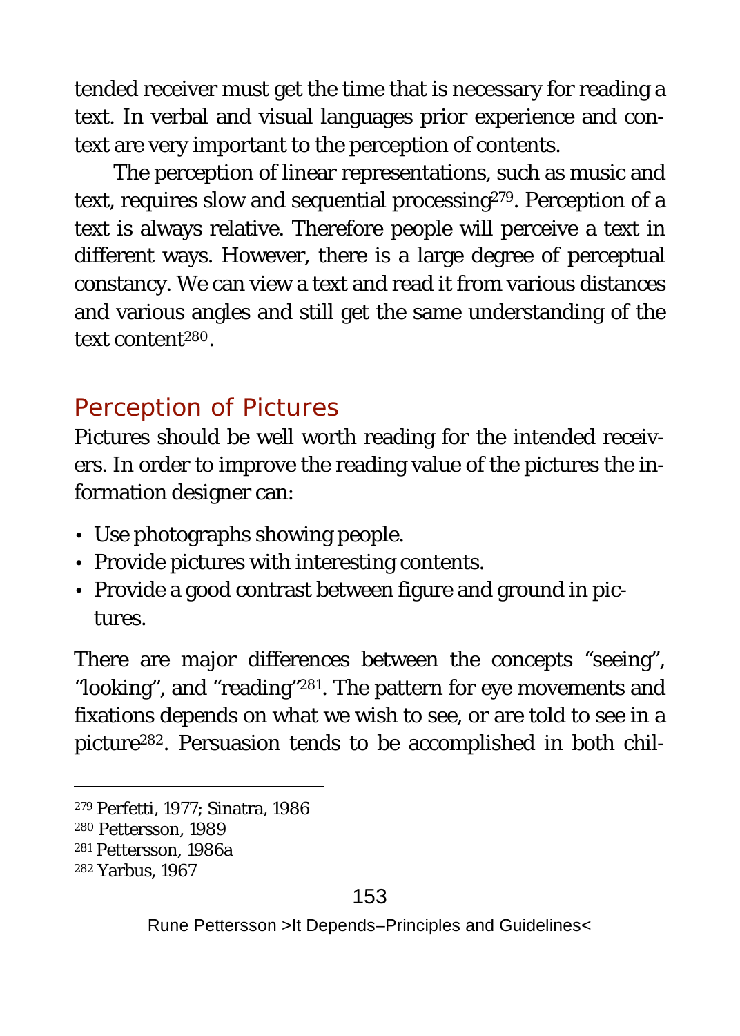tended receiver must get the time that is necessary for reading a text. In verbal and visual languages prior experience and context are very important to the perception of contents.

The perception of linear representations, such as music and text, requires slow and sequential processing[279]. Perception of a text is always relative. Therefore people will perceive a text in different ways. However, there is a large degree of perceptual constancy. We can view a text and read it from various distances and various angles and still get the same understanding of the text content[280].

## Perception of Pictures

Pictures should be well worth reading for the intended receivers. In order to improve the reading value of the pictures the information designer can:

- Use photographs showing people.
- Provide pictures with interesting contents.
- Provide a good contrast between figure and ground in pictures.

There are major differences between the concepts "seeing", "looking", and "reading"[281]. The pattern for eye movements and fixations depends on what we wish to see, or are told to see in a picture[282]. Persuasion tends to be accomplished in both chil-

---

[279] Perfetti, 1977; Sinatra, 1986
[280] Pettersson, 1989
[281] Pettersson, 1986a
[282] Yarbus, 1967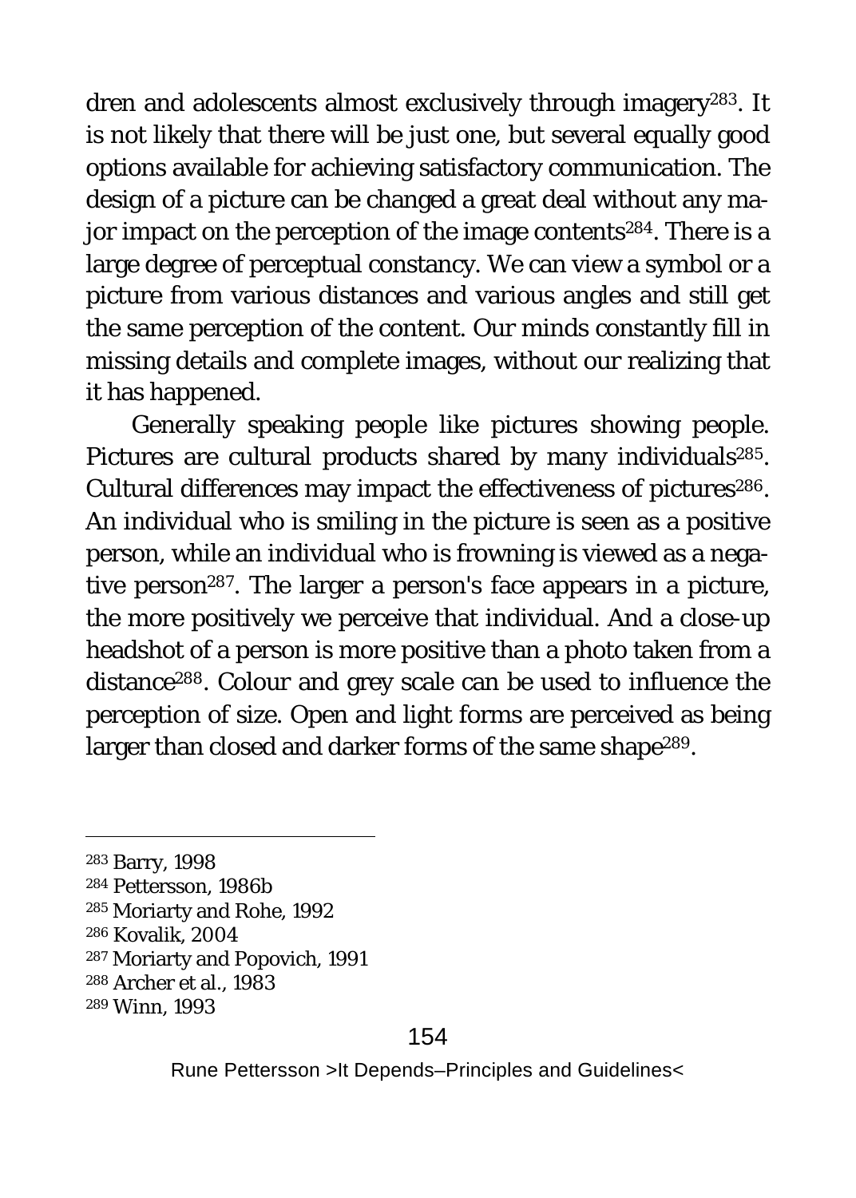dren and adolescents almost exclusively through imagery[283]. It is not likely that there will be just one, but several equally good options available for achieving satisfactory communication. The design of a picture can be changed a great deal without any major impact on the perception of the image contents[284]. There is a large degree of perceptual constancy. We can view a symbol or a picture from various distances and various angles and still get the same perception of the content. Our minds constantly fill in missing details and complete images, without our realizing that it has happened.

Generally speaking people like pictures showing people. Pictures are cultural products shared by many individuals[285]. Cultural differences may impact the effectiveness of pictures[286]. An individual who is smiling in the picture is seen as a positive person, while an individual who is frowning is viewed as a negative person[287]. The larger a person's face appears in a picture, the more positively we perceive that individual. And a close-up headshot of a person is more positive than a photo taken from a distance[288]. Colour and grey scale can be used to influence the perception of size. Open and light forms are perceived as being larger than closed and darker forms of the same shape[289].

---

[283] Barry, 1998
[284] Pettersson, 1986b
[285] Moriarty and Rohe, 1992
[286] Kovalik, 2004
[287] Moriarty and Popovich, 1991
[288] Archer et al., 1983
[289] Winn, 1993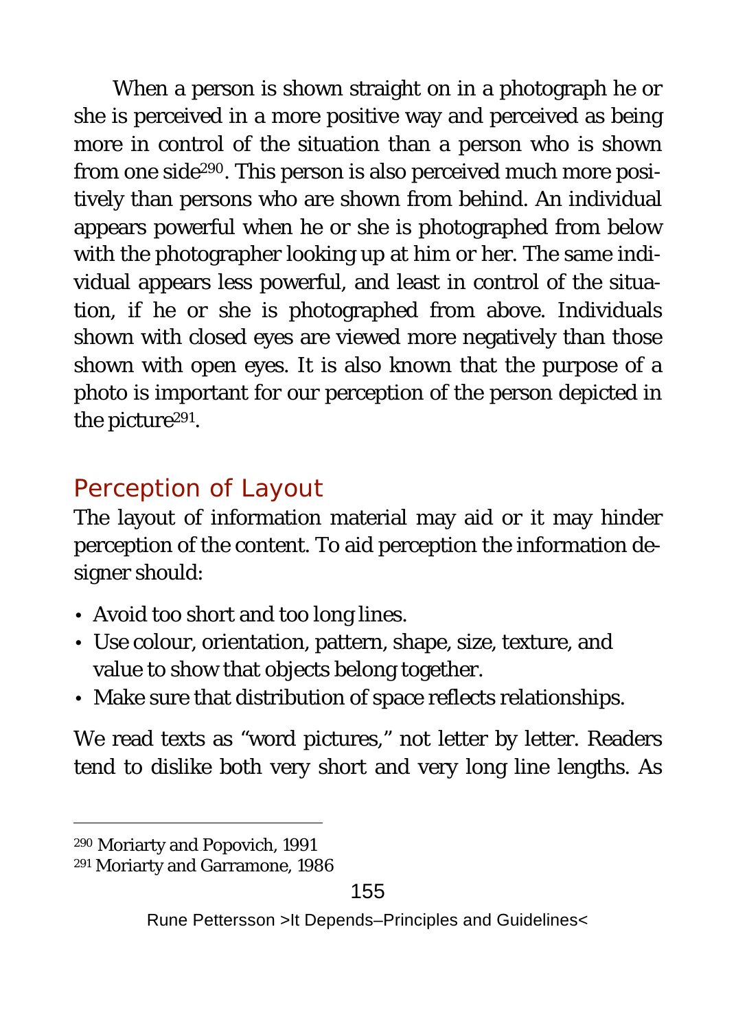When a person is shown straight on in a photograph he or she is perceived in a more positive way and perceived as being more in control of the situation than a person who is shown from one side[290]. This person is also perceived much more positively than persons who are shown from behind. An individual appears powerful when he or she is photographed from below with the photographer looking up at him or her. The same individual appears less powerful, and least in control of the situation, if he or she is photographed from above. Individuals shown with closed eyes are viewed more negatively than those shown with open eyes. It is also known that the purpose of a photo is important for our perception of the person depicted in the picture[291].

## Perception of Layout

The layout of information material may aid or it may hinder perception of the content. To aid perception the information designer should:

- Avoid too short and too long lines.
- Use colour, orientation, pattern, shape, size, texture, and value to show that objects belong together.
- Make sure that distribution of space reflects relationships.

We read texts as "word pictures," not letter by letter. Readers tend to dislike both very short and very long line lengths. As

---

[290] Moriarty and Popovich, 1991

[291] Moriarty and Garramone, 1986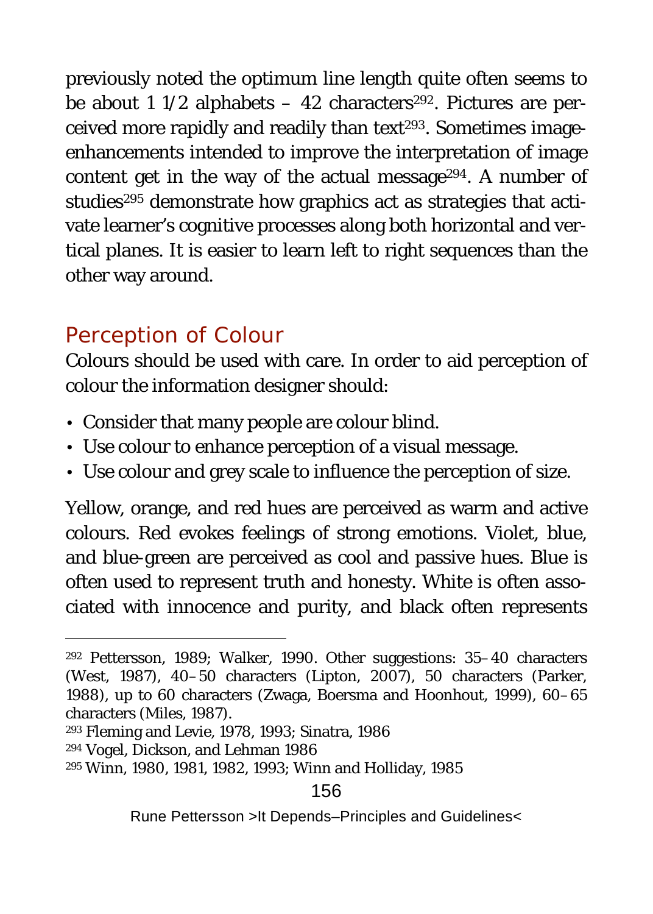previously noted the optimum line length quite often seems to be about 1 1/2 alphabets – 42 characters[292]. Pictures are perceived more rapidly and readily than text[293]. Sometimes image-enhancements intended to improve the interpretation of image content get in the way of the actual message[294]. A number of studies[295] demonstrate how graphics act as strategies that activate learner's cognitive processes along both horizontal and vertical planes. It is easier to learn left to right sequences than the other way around.

## Perception of Colour

Colours should be used with care. In order to aid perception of colour the information designer should:

- Consider that many people are colour blind.
- Use colour to enhance perception of a visual message.
- Use colour and grey scale to influence the perception of size.

Yellow, orange, and red hues are perceived as warm and active colours. Red evokes feelings of strong emotions. Violet, blue, and blue-green are perceived as cool and passive hues. Blue is often used to represent truth and honesty. White is often associated with innocence and purity, and black often represents

---

[292] Pettersson, 1989; Walker, 1990. Other suggestions: 35–40 characters (West, 1987), 40–50 characters (Lipton, 2007), 50 characters (Parker, 1988), up to 60 characters (Zwaga, Boersma and Hoonhout, 1999), 60–65 characters (Miles, 1987).

[293] Fleming and Levie, 1978, 1993; Sinatra, 1986

[294] Vogel, Dickson, and Lehman 1986

[295] Winn, 1980, 1981, 1982, 1993; Winn and Holliday, 1985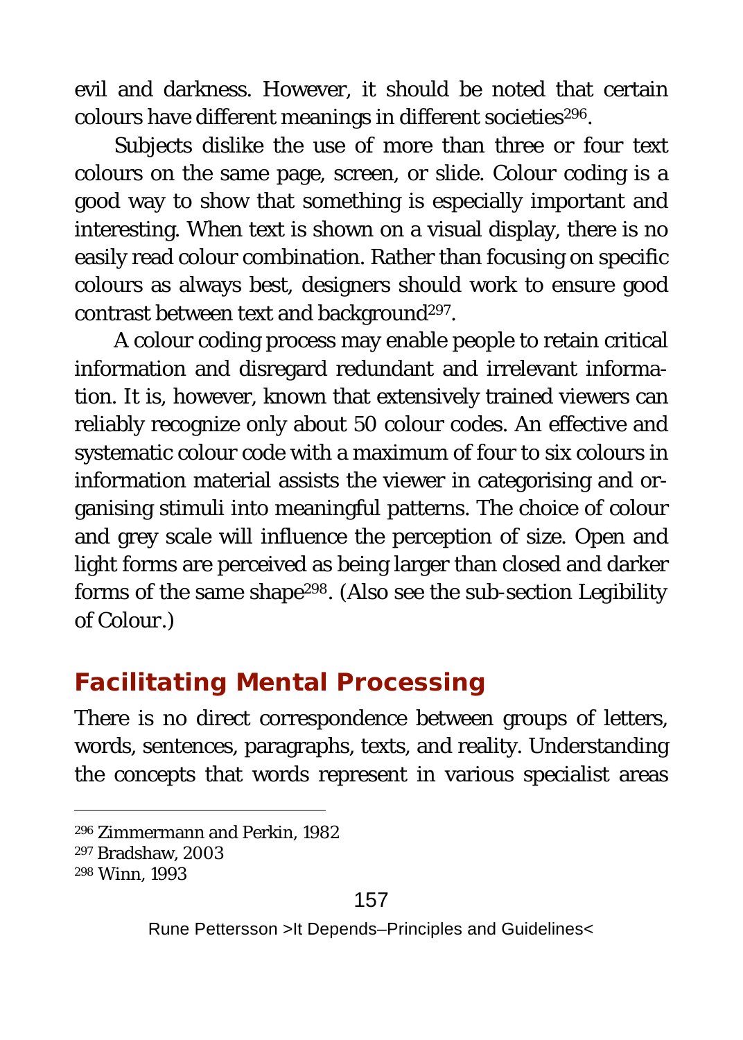evil and darkness. However, it should be noted that certain colours have different meanings in different societies[296].

Subjects dislike the use of more than three or four text colours on the same page, screen, or slide. Colour coding is a good way to show that something is especially important and interesting. When text is shown on a visual display, there is no easily read colour combination. Rather than focusing on specific colours as always best, designers should work to ensure good contrast between text and background[297].

A colour coding process may enable people to retain critical information and disregard redundant and irrelevant information. It is, however, known that extensively trained viewers can reliably recognize only about 50 colour codes. An effective and systematic colour code with a maximum of four to six colours in information material assists the viewer in categorising and organising stimuli into meaningful patterns. The choice of colour and grey scale will influence the perception of size. Open and light forms are perceived as being larger than closed and darker forms of the same shape[298]. (Also see the sub-section Legibility of Colour.)

## Facilitating Mental Processing

There is no direct correspondence between groups of letters, words, sentences, paragraphs, texts, and reality. Understanding the concepts that words represent in various specialist areas

---

[296] Zimmermann and Perkin, 1982

[297] Bradshaw, 2003

[298] Winn, 1993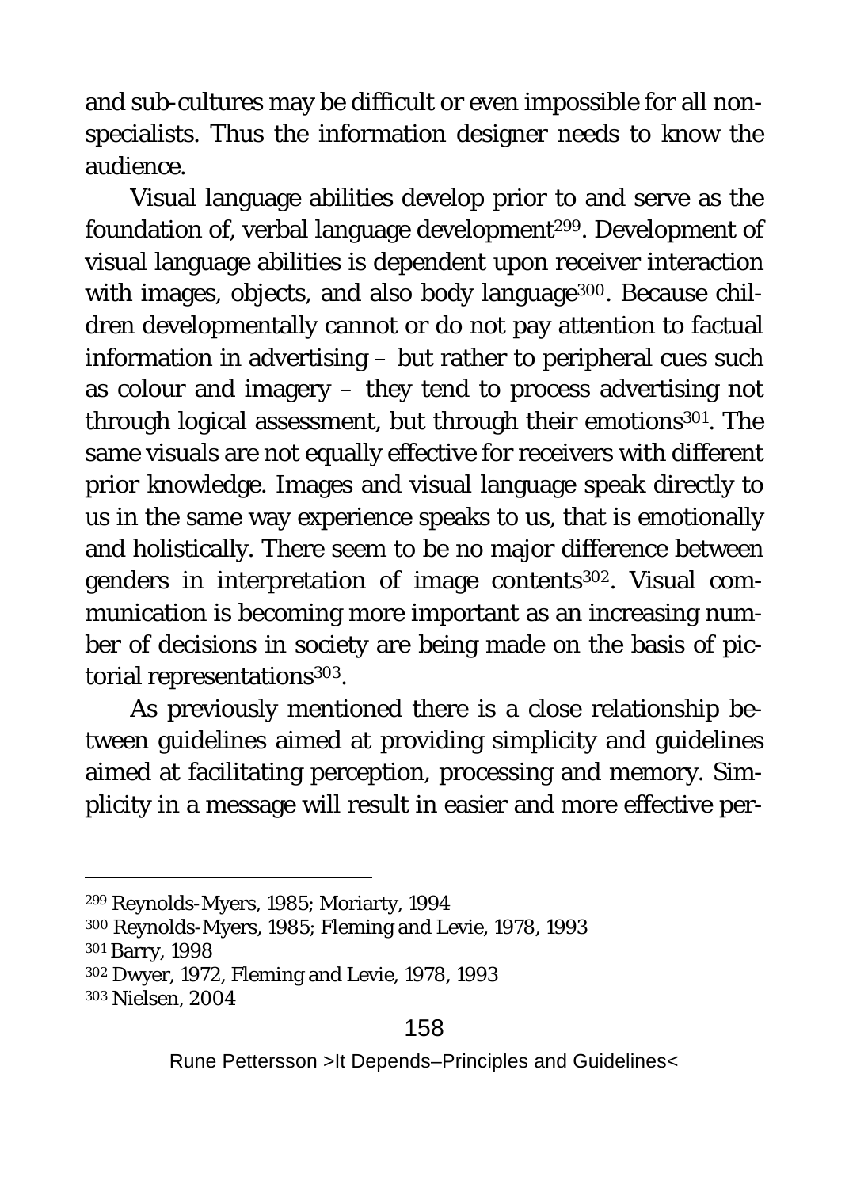and sub-cultures may be difficult or even impossible for all non-specialists. Thus the information designer needs to know the audience.

Visual language abilities develop prior to and serve as the foundation of, verbal language development[299]. Development of visual language abilities is dependent upon receiver interaction with images, objects, and also body language[300]. Because children developmentally cannot or do not pay attention to factual information in advertising – but rather to peripheral cues such as colour and imagery – they tend to process advertising not through logical assessment, but through their emotions[301]. The same visuals are not equally effective for receivers with different prior knowledge. Images and visual language speak directly to us in the same way experience speaks to us, that is emotionally and holistically. There seem to be no major difference between genders in interpretation of image contents[302]. Visual communication is becoming more important as an increasing number of decisions in society are being made on the basis of pictorial representations[303].

As previously mentioned there is a close relationship between guidelines aimed at providing simplicity and guidelines aimed at facilitating perception, processing and memory. Simplicity in a message will result in easier and more effective per-

---

[299] Reynolds-Myers, 1985; Moriarty, 1994

[300] Reynolds-Myers, 1985; Fleming and Levie, 1978, 1993

[301] Barry, 1998

[302] Dwyer, 1972, Fleming and Levie, 1978, 1993

[303] Nielsen, 2004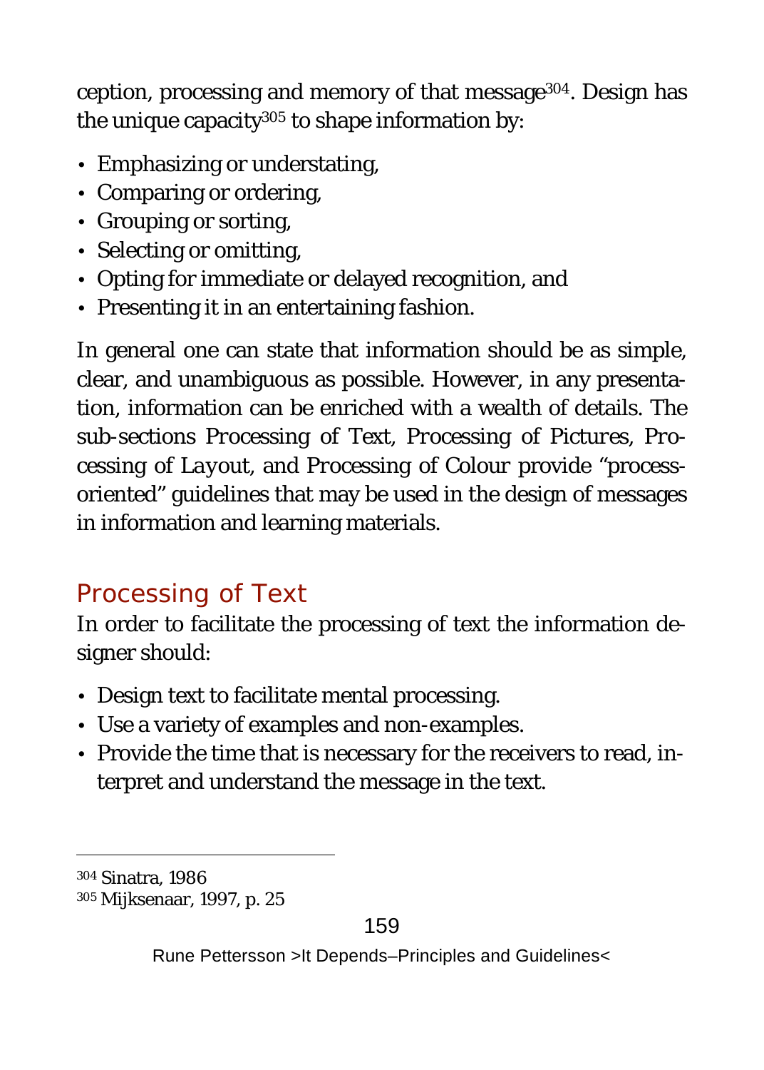ception, processing and memory of that message[304]. Design has the unique capacity[305] to shape information by:

- Emphasizing or understating,
- Comparing or ordering,
- Grouping or sorting,
- Selecting or omitting,
- Opting for immediate or delayed recognition, and
- Presenting it in an entertaining fashion.

In general one can state that information should be as simple, clear, and unambiguous as possible. However, in any presentation, information can be enriched with a wealth of details. The sub-sections Processing of Text, Processing of Pictures, Processing of Layout, and Processing of Colour provide "process-oriented" guidelines that may be used in the design of messages in information and learning materials.

## Processing of Text

In order to facilitate the processing of text the information designer should:

- Design text to facilitate mental processing.
- Use a variety of examples and non-examples.
- Provide the time that is necessary for the receivers to read, interpret and understand the message in the text.

---

[304] Sinatra, 1986

[305] Mijksenaar, 1997, p. 25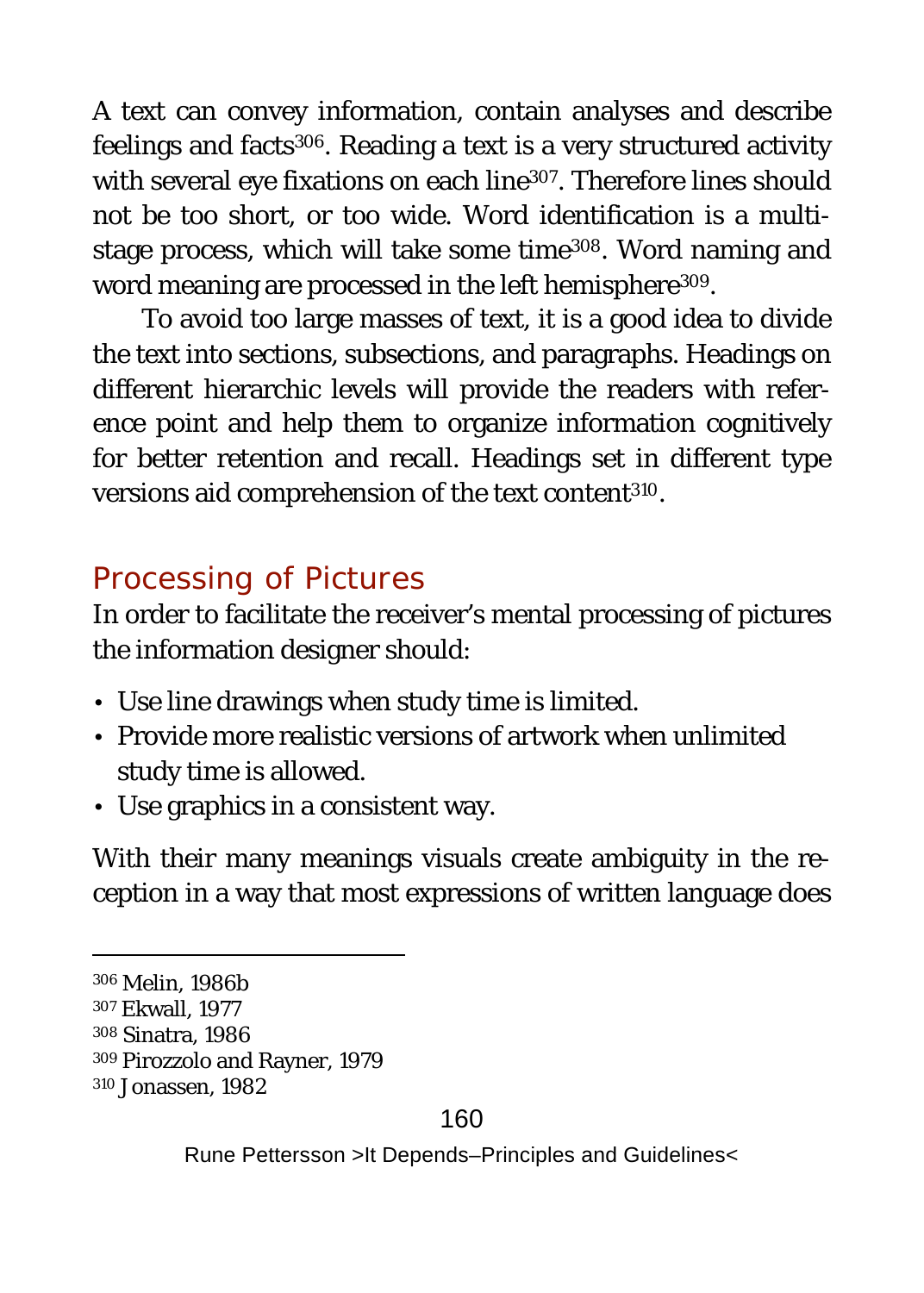A text can convey information, contain analyses and describe feelings and facts[306]. Reading a text is a very structured activity with several eye fixations on each line[307]. Therefore lines should not be too short, or too wide. Word identification is a multi-stage process, which will take some time[308]. Word naming and word meaning are processed in the left hemisphere[309].

To avoid too large masses of text, it is a good idea to divide the text into sections, subsections, and paragraphs. Headings on different hierarchic levels will provide the readers with reference point and help them to organize information cognitively for better retention and recall. Headings set in different type versions aid comprehension of the text content[310].

## Processing of Pictures

In order to facilitate the receiver's mental processing of pictures the information designer should:

- Use line drawings when study time is limited.
- Provide more realistic versions of artwork when unlimited study time is allowed.
- Use graphics in a consistent way.

With their many meanings visuals create ambiguity in the reception in a way that most expressions of written language does

---

[306] Melin, 1986b
[307] Ekwall, 1977
[308] Sinatra, 1986
[309] Pirozzolo and Rayner, 1979
[310] Jonassen, 1982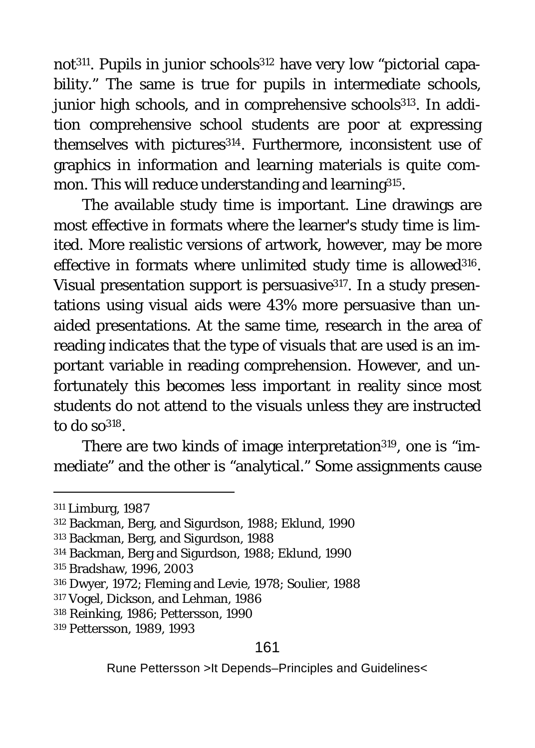not[311]. Pupils in junior schools[312] have very low "pictorial capability." The same is true for pupils in intermediate schools, junior high schools, and in comprehensive schools[313]. In addition comprehensive school students are poor at expressing themselves with pictures[314]. Furthermore, inconsistent use of graphics in information and learning materials is quite common. This will reduce understanding and learning[315].

The available study time is important. Line drawings are most effective in formats where the learner's study time is limited. More realistic versions of artwork, however, may be more effective in formats where unlimited study time is allowed[316]. Visual presentation support is persuasive[317]. In a study presentations using visual aids were 43% more persuasive than unaided presentations. At the same time, research in the area of reading indicates that the type of visuals that are used is an important variable in reading comprehension. However, and unfortunately this becomes less important in reality since most students do not attend to the visuals unless they are instructed to do so[318].

There are two kinds of image interpretation[319], one is "immediate" and the other is "analytical." Some assignments cause

---

[311] Limburg, 1987

[312] Backman, Berg, and Sigurdson, 1988; Eklund, 1990

[313] Backman, Berg, and Sigurdson, 1988

[314] Backman, Berg and Sigurdson, 1988; Eklund, 1990

[315] Bradshaw, 1996, 2003

[316] Dwyer, 1972; Fleming and Levie, 1978; Soulier, 1988

[317] Vogel, Dickson, and Lehman, 1986

[318] Reinking, 1986; Pettersson, 1990

[319] Pettersson, 1989, 1993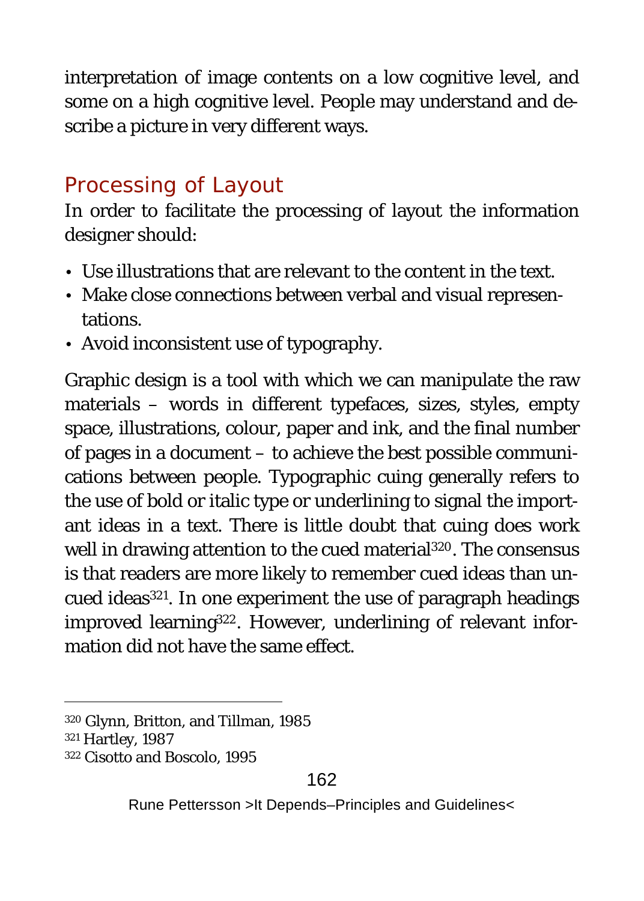interpretation of image contents on a low cognitive level, and some on a high cognitive level. People may understand and describe a picture in very different ways.

## Processing of Layout

In order to facilitate the processing of layout the information designer should:

- Use illustrations that are relevant to the content in the text.
- Make close connections between verbal and visual representations.
- Avoid inconsistent use of typography.

Graphic design is a tool with which we can manipulate the raw materials – words in different typefaces, sizes, styles, empty space, illustrations, colour, paper and ink, and the final number of pages in a document – to achieve the best possible communications between people. Typographic cuing generally refers to the use of bold or italic type or underlining to signal the important ideas in a text. There is little doubt that cuing does work well in drawing attention to the cued material[320]. The consensus is that readers are more likely to remember cued ideas than uncued ideas[321]. In one experiment the use of paragraph headings improved learning[322]. However, underlining of relevant information did not have the same effect.

---

[320] Glynn, Britton, and Tillman, 1985
[321] Hartley, 1987
[322] Cisotto and Boscolo, 1995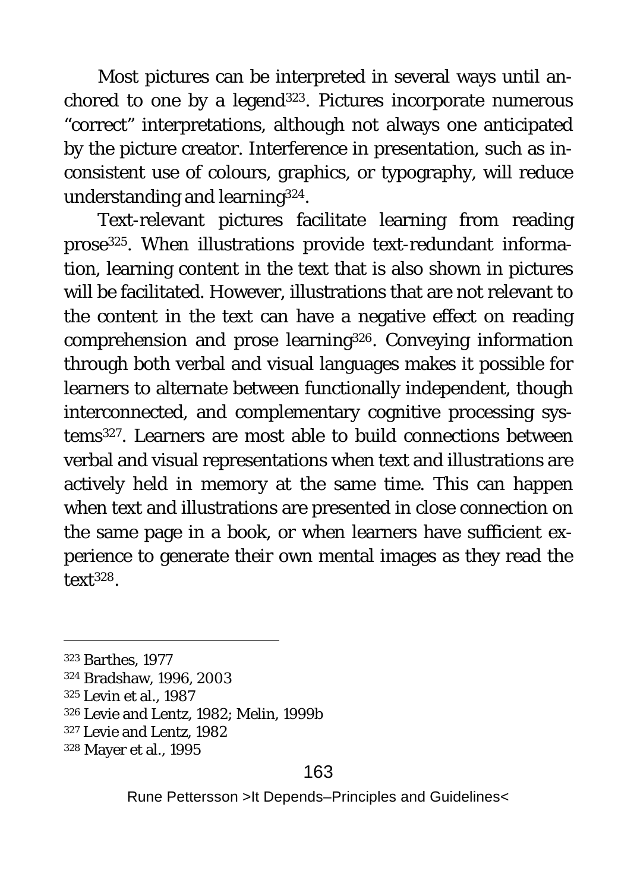Most pictures can be interpreted in several ways until anchored to one by a legend[323]. Pictures incorporate numerous "correct" interpretations, although not always one anticipated by the picture creator. Interference in presentation, such as inconsistent use of colours, graphics, or typography, will reduce understanding and learning[324].

Text-relevant pictures facilitate learning from reading prose[325]. When illustrations provide text-redundant information, learning content in the text that is also shown in pictures will be facilitated. However, illustrations that are not relevant to the content in the text can have a negative effect on reading comprehension and prose learning[326]. Conveying information through both verbal and visual languages makes it possible for learners to alternate between functionally independent, though interconnected, and complementary cognitive processing systems[327]. Learners are most able to build connections between verbal and visual representations when text and illustrations are actively held in memory at the same time. This can happen when text and illustrations are presented in close connection on the same page in a book, or when learners have sufficient experience to generate their own mental images as they read the text[328].

---

[323] Barthes, 1977

[324] Bradshaw, 1996, 2003

[325] Levin et al., 1987

[326] Levie and Lentz, 1982; Melin, 1999b

[327] Levie and Lentz, 1982

[328] Mayer et al., 1995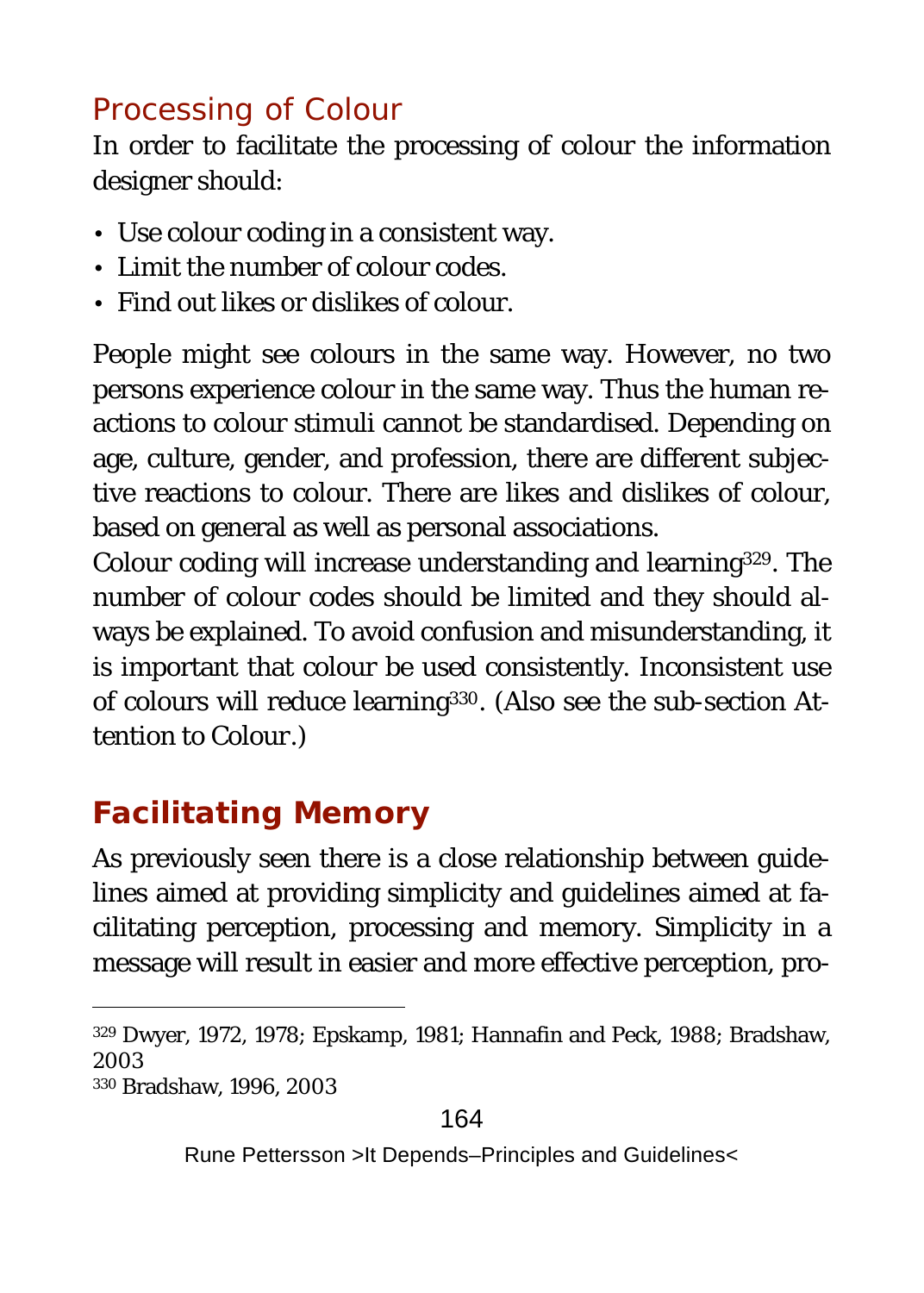### Processing of Colour

In order to facilitate the processing of colour the information designer should:

- Use colour coding in a consistent way.
- Limit the number of colour codes.
- Find out likes or dislikes of colour.

People might see colours in the same way. However, no two persons experience colour in the same way. Thus the human reactions to colour stimuli cannot be standardised. Depending on age, culture, gender, and profession, there are different subjective reactions to colour. There are likes and dislikes of colour, based on general as well as personal associations.

Colour coding will increase understanding and learning[329]. The number of colour codes should be limited and they should always be explained. To avoid confusion and misunderstanding, it is important that colour be used consistently. Inconsistent use of colours will reduce learning[330]. (Also see the sub-section Attention to Colour.)

## Facilitating Memory

As previously seen there is a close relationship between guidelines aimed at providing simplicity and guidelines aimed at facilitating perception, processing and memory. Simplicity in a message will result in easier and more effective perception, pro-

---

[329] Dwyer, 1972, 1978; Epskamp, 1981; Hannafin and Peck, 1988; Bradshaw, 2003

[330] Bradshaw, 1996, 2003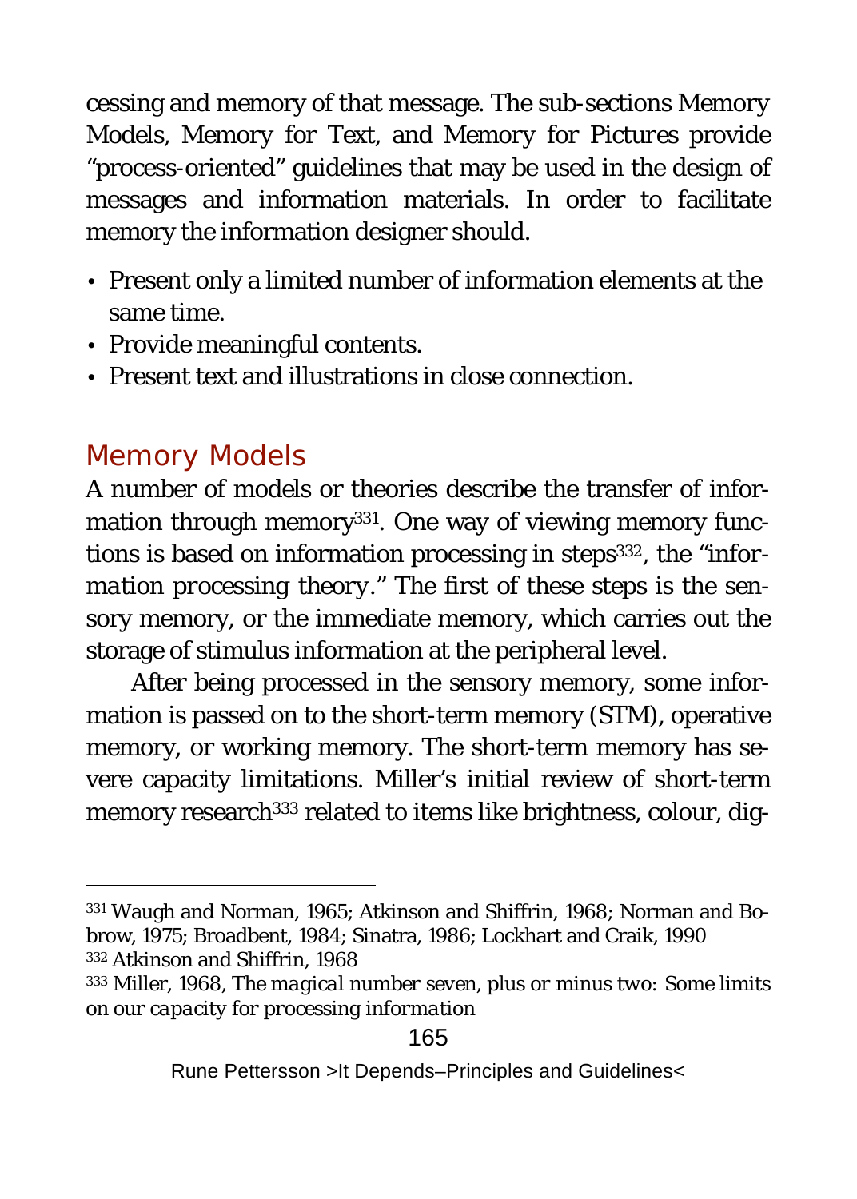cessing and memory of that message. The sub-sections Memory Models, Memory for Text, and Memory for Pictures provide "process-oriented" guidelines that may be used in the design of messages and information materials. In order to facilitate memory the information designer should.

- Present only a limited number of information elements at the same time.
- Provide meaningful contents.
- Present text and illustrations in close connection.

## Memory Models

A number of models or theories describe the transfer of information through memory[331]. One way of viewing memory functions is based on information processing in steps[332], the "*information processing theory*." The first of these steps is the sensory memory, or the immediate memory, which carries out the storage of stimulus information at the peripheral level.

After being processed in the sensory memory, some information is passed on to the short-term memory (STM), operative memory, or working memory. The short-term memory has severe capacity limitations. Miller's initial review of short-term memory research[333] related to items like brightness, colour, dig-

---

[331] Waugh and Norman, 1965; Atkinson and Shiffrin, 1968; Norman and Bobrow, 1975; Broadbent, 1984; Sinatra, 1986; Lockhart and Craik, 1990

[332] Atkinson and Shiffrin, 1968

[333] Miller, 1968, *The magical number seven, plus or minus two: Some limits on our capacity for processing information*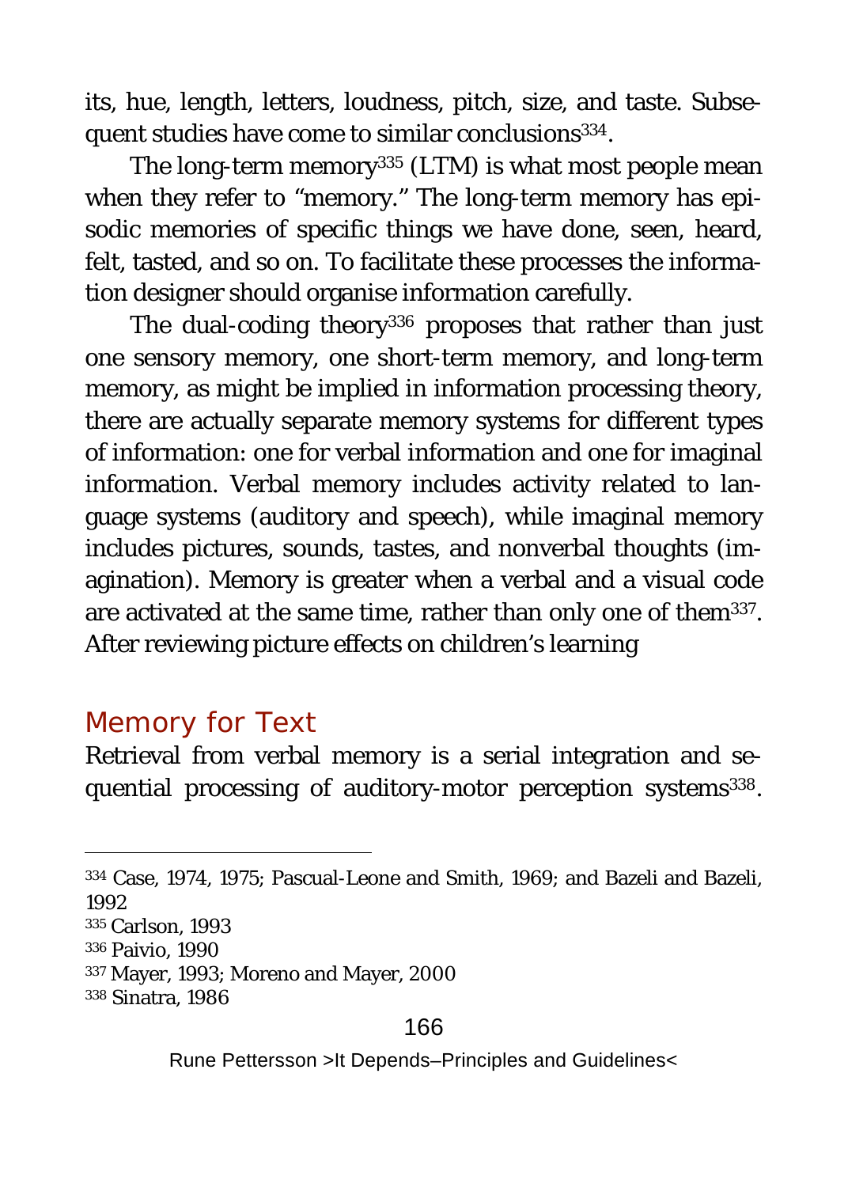its, hue, length, letters, loudness, pitch, size, and taste. Subsequent studies have come to similar conclusions[334].

The long-term memory[335] (LTM) is what most people mean when they refer to "memory." The long-term memory has episodic memories of specific things we have done, seen, heard, felt, tasted, and so on. To facilitate these processes the information designer should organise information carefully.

The dual-coding theory[336] proposes that rather than just one sensory memory, one short-term memory, and long-term memory, as might be implied in information processing theory, there are actually separate memory systems for different types of information: one for verbal information and one for imaginal information. Verbal memory includes activity related to language systems (auditory and speech), while imaginal memory includes pictures, sounds, tastes, and nonverbal thoughts (imagination). Memory is greater when a verbal and a visual code are activated at the same time, rather than only one of them[337]. After reviewing picture effects on children's learning

## Memory for Text

Retrieval from verbal memory is a serial integration and sequential processing of auditory-motor perception systems[338].

---

[334] Case, 1974, 1975; Pascual-Leone and Smith, 1969; and Bazeli and Bazeli, 1992

[335] Carlson, 1993

[336] Paivio, 1990

[337] Mayer, 1993; Moreno and Mayer, 2000

[338] Sinatra, 1986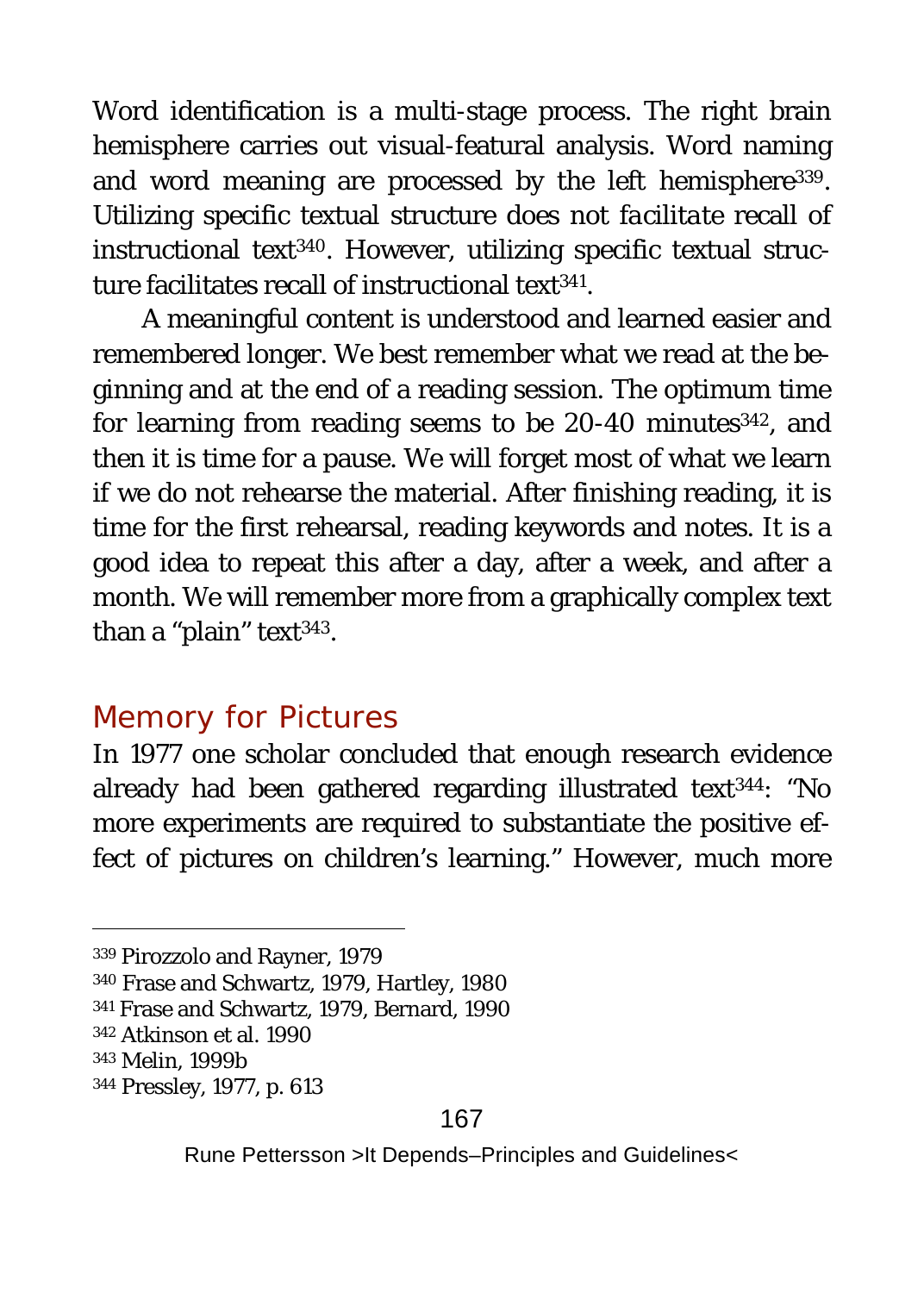Word identification is a multi-stage process. The right brain hemisphere carries out visual-featural analysis. Word naming and word meaning are processed by the left hemisphere[339]. Utilizing specific textual structure does not facilitate recall of instructional text[340]. However, utilizing specific textual structure facilitates recall of instructional text[341].

A meaningful content is understood and learned easier and remembered longer. We best remember what we read at the beginning and at the end of a reading session. The optimum time for learning from reading seems to be 20-40 minutes[342], and then it is time for a pause. We will forget most of what we learn if we do not rehearse the material. After finishing reading, it is time for the first rehearsal, reading keywords and notes. It is a good idea to repeat this after a day, after a week, and after a month. We will remember more from a graphically complex text than a "plain" text[343].

## Memory for Pictures

In 1977 one scholar concluded that enough research evidence already had been gathered regarding illustrated text[344]: "No more experiments are required to substantiate the positive effect of pictures on children's learning." However, much more

---

339 Pirozzolo and Rayner, 1979

340 Frase and Schwartz, 1979, Hartley, 1980

341 Frase and Schwartz, 1979, Bernard, 1990

342 Atkinson et al. 1990

343 Melin, 1999b

344 Pressley, 1977, p. 613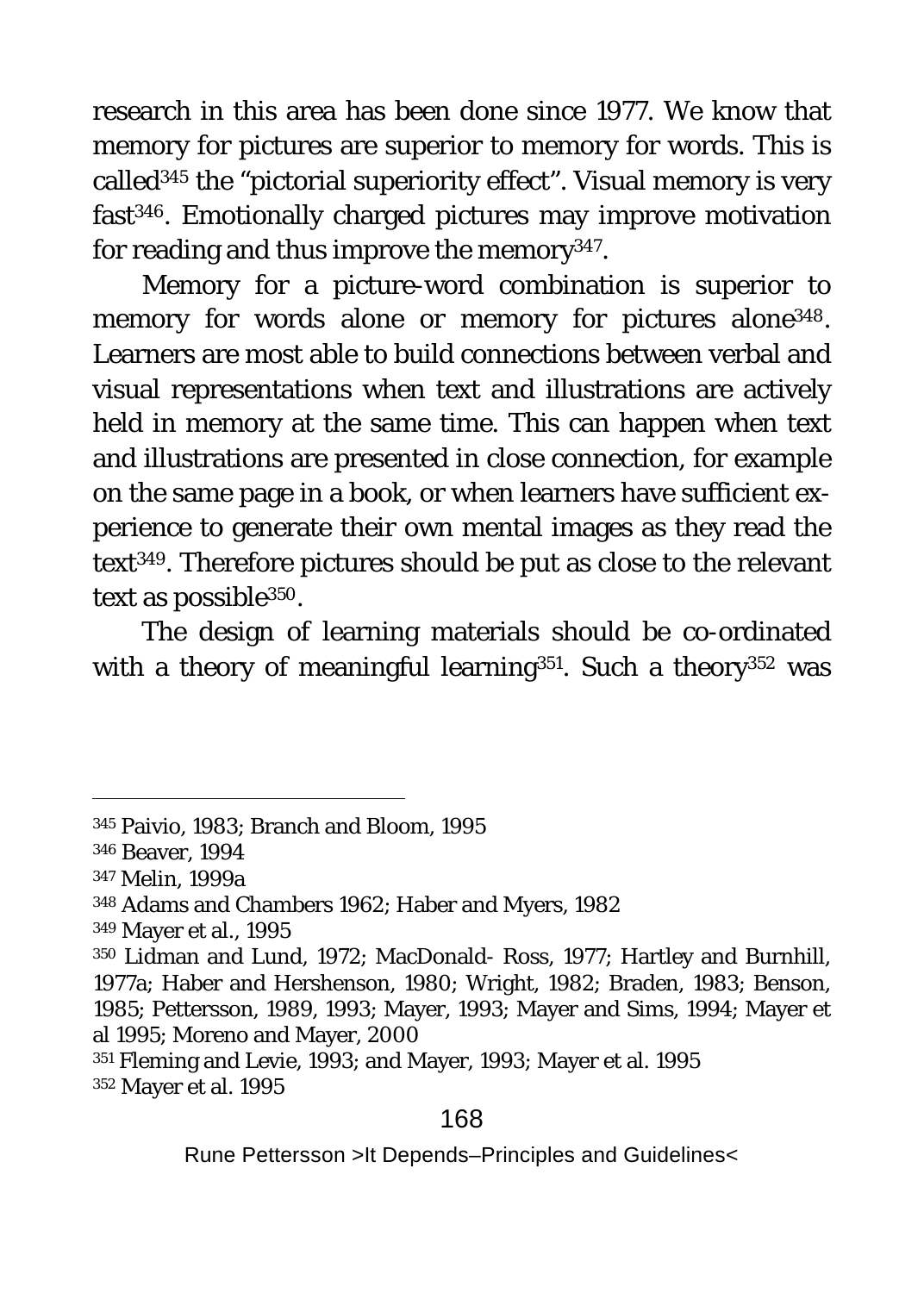research in this area has been done since 1977. We know that memory for pictures are superior to memory for words. This is called[345] the “pictorial superiority effect”. Visual memory is very fast[346]. Emotionally charged pictures may improve motivation for reading and thus improve the memory[347].

Memory for a picture-word combination is superior to memory for words alone or memory for pictures alone[348]. Learners are most able to build connections between verbal and visual representations when text and illustrations are actively held in memory at the same time. This can happen when text and illustrations are presented in close connection, for example on the same page in a book, or when learners have sufficient experience to generate their own mental images as they read the text[349]. Therefore pictures should be put as close to the relevant text as possible[350].

The design of learning materials should be co-ordinated with a theory of meaningful learning[351]. Such a theory[352] was

---

[345] Paivio, 1983; Branch and Bloom, 1995

[346] Beaver, 1994

[347] Melin, 1999a

[348] Adams and Chambers 1962; Haber and Myers, 1982

[349] Mayer et al., 1995

[350] Lidman and Lund, 1972; MacDonald- Ross, 1977; Hartley and Burnhill, 1977a; Haber and Hershenson, 1980; Wright, 1982; Braden, 1983; Benson, 1985; Pettersson, 1989, 1993; Mayer, 1993; Mayer and Sims, 1994; Mayer et al 1995; Moreno and Mayer, 2000

[351] Fleming and Levie, 1993; and Mayer, 1993; Mayer et al. 1995

[352] Mayer et al. 1995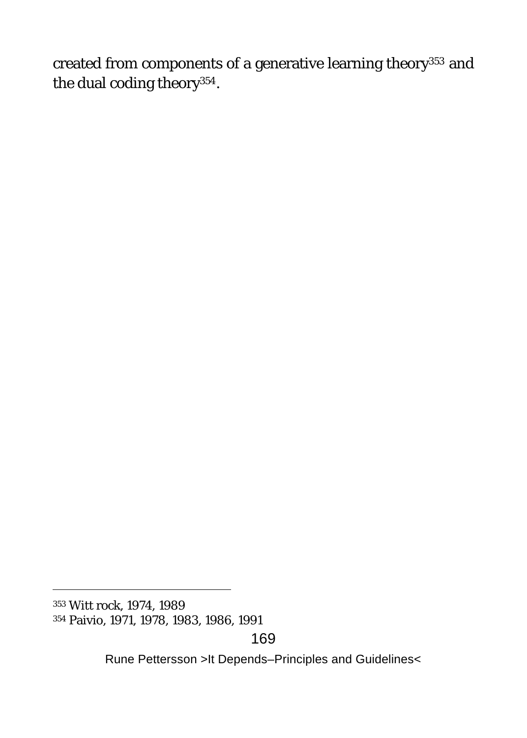created from components of a generative learning theory[353] and the dual coding theory[354].

---

353 Witt rock, 1974, 1989

354 Paivio, 1971, 1978, 1983, 1986, 1991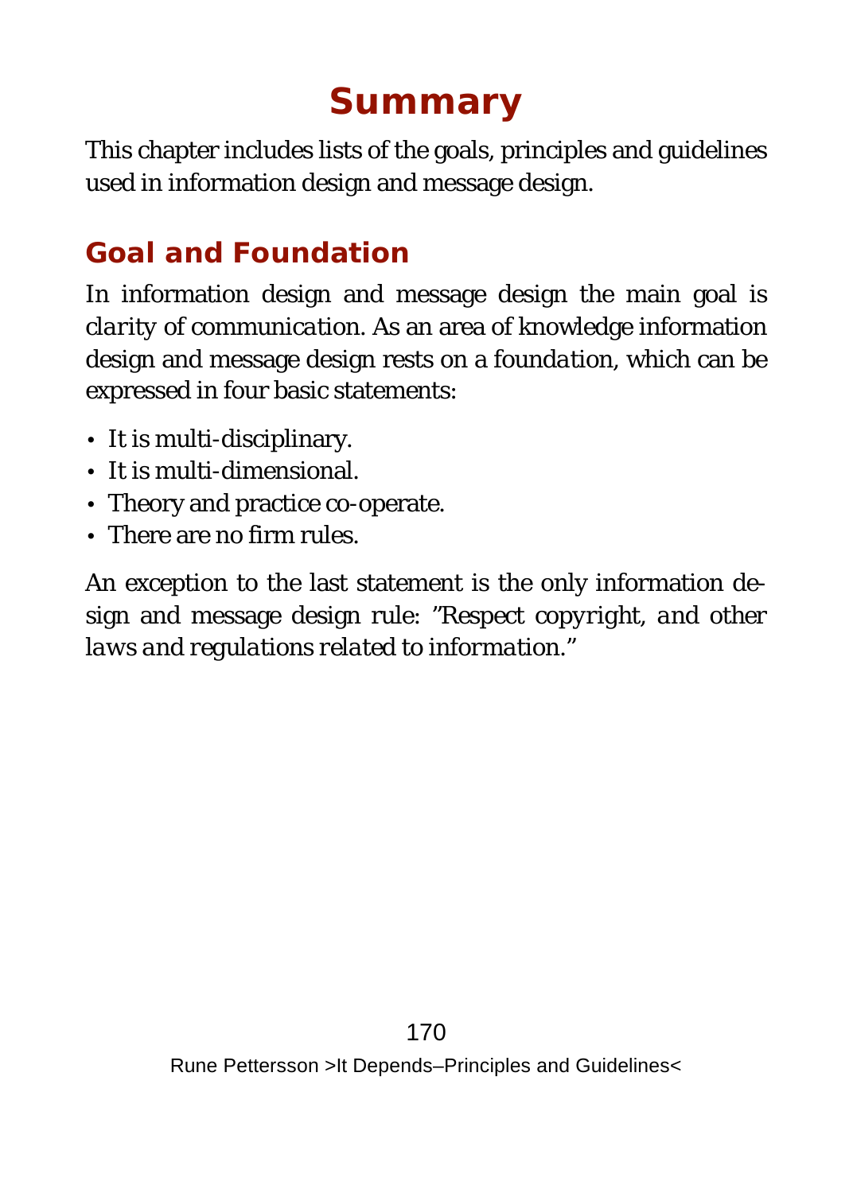# Summary

This chapter includes lists of the goals, principles and guidelines used in information design and message design.

## Goal and Foundation

In information design and message design the main goal is *clarity of communication*. As an area of knowledge information design and message design rests on a *foundation*, which can be expressed in four basic statements:

- It is multi-disciplinary.
- It is multi-dimensional.
- Theory and practice co-operate.
- There are no firm rules.

An exception to the last statement is the only information design and message design rule: *"Respect copyright, and other laws and regulations related to information."*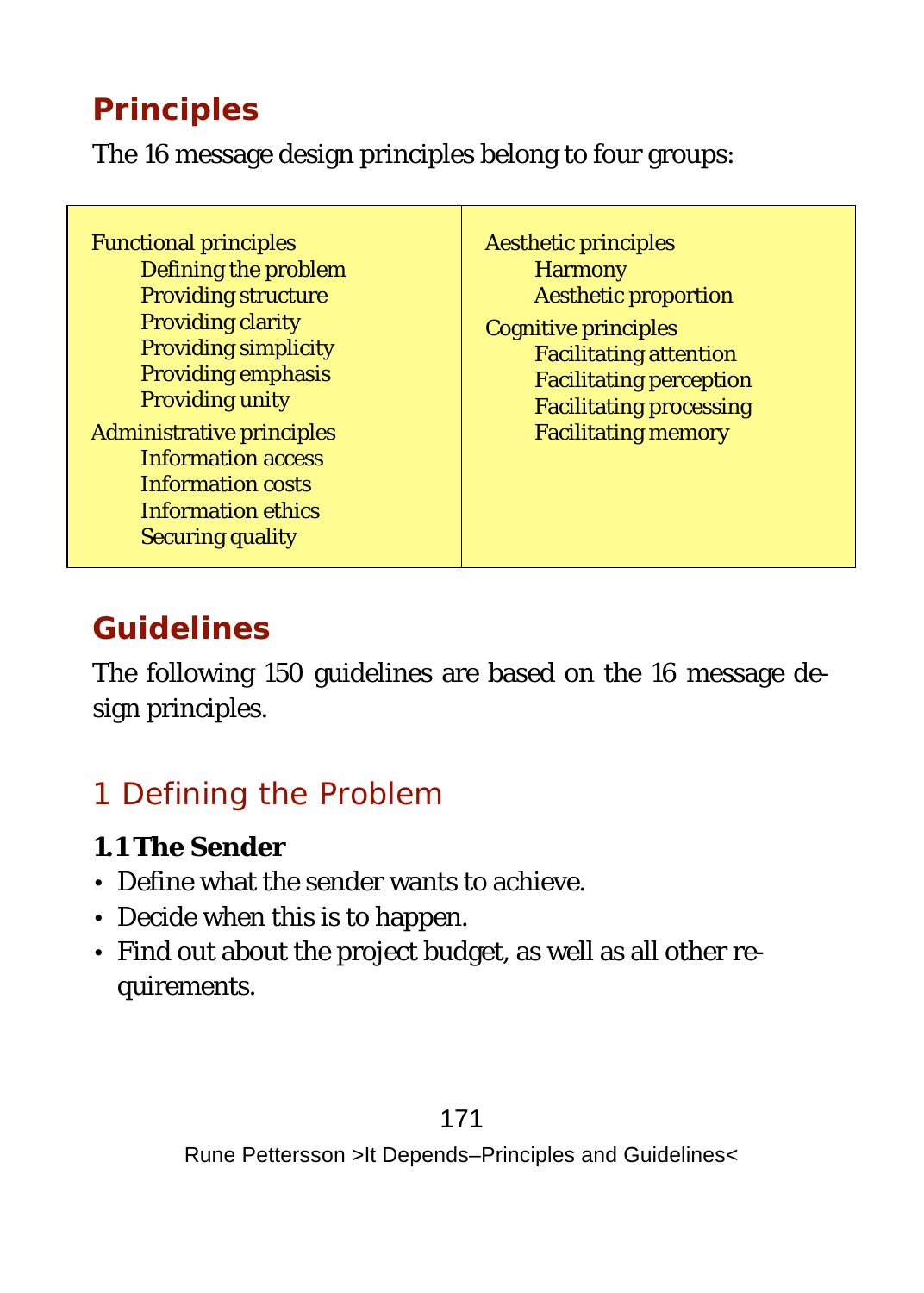## Principles

The 16 message design principles belong to four groups:

| | |
|---|---|
| Functional principles<br>Defining the problem<br>Providing structure<br>Providing clarity<br>Providing simplicity<br>Providing emphasis<br>Providing unity<br>Administrative principles<br>Information access<br>Information costs<br>Information ethics<br>Securing quality | Aesthetic principles<br>Harmony<br>Aesthetic proportion<br>Cognitive principles<br>Facilitating attention<br>Facilitating perception<br>Facilitating processing<br>Facilitating memory |

## Guidelines

The following 150 guidelines are based on the 16 message design principles.

## 1 Defining the Problem

**1.1 The Sender**

- Define what the sender wants to achieve.
- Decide when this is to happen.
- Find out about the project budget, as well as all other requirements.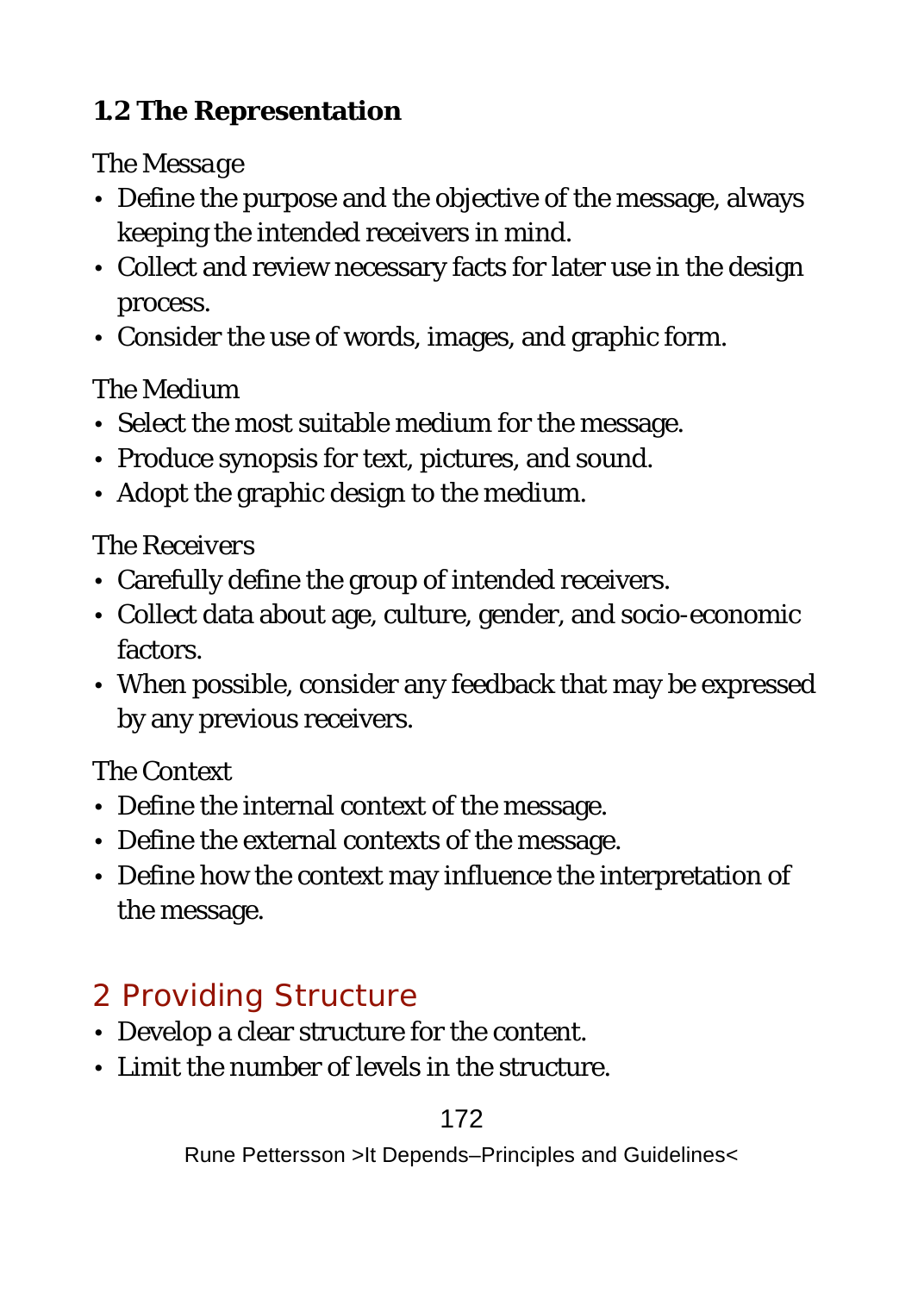### 1.2 The Representation

*The Message*

- Define the purpose and the objective of the message, always keeping the intended receivers in mind.
- Collect and review necessary facts for later use in the design process.
- Consider the use of words, images, and graphic form.

*The Medium*

- Select the most suitable medium for the message.
- Produce synopsis for text, pictures, and sound.
- Adopt the graphic design to the medium.

*The Receivers*

- Carefully define the group of intended receivers.
- Collect data about age, culture, gender, and socio-economic factors.
- When possible, consider any feedback that may be expressed by any previous receivers.

*The Context*

- Define the internal context of the message.
- Define the external contexts of the message.
- Define how the context may influence the interpretation of the message.

## 2 Providing Structure

- Develop a clear structure for the content.
- Limit the number of levels in the structure.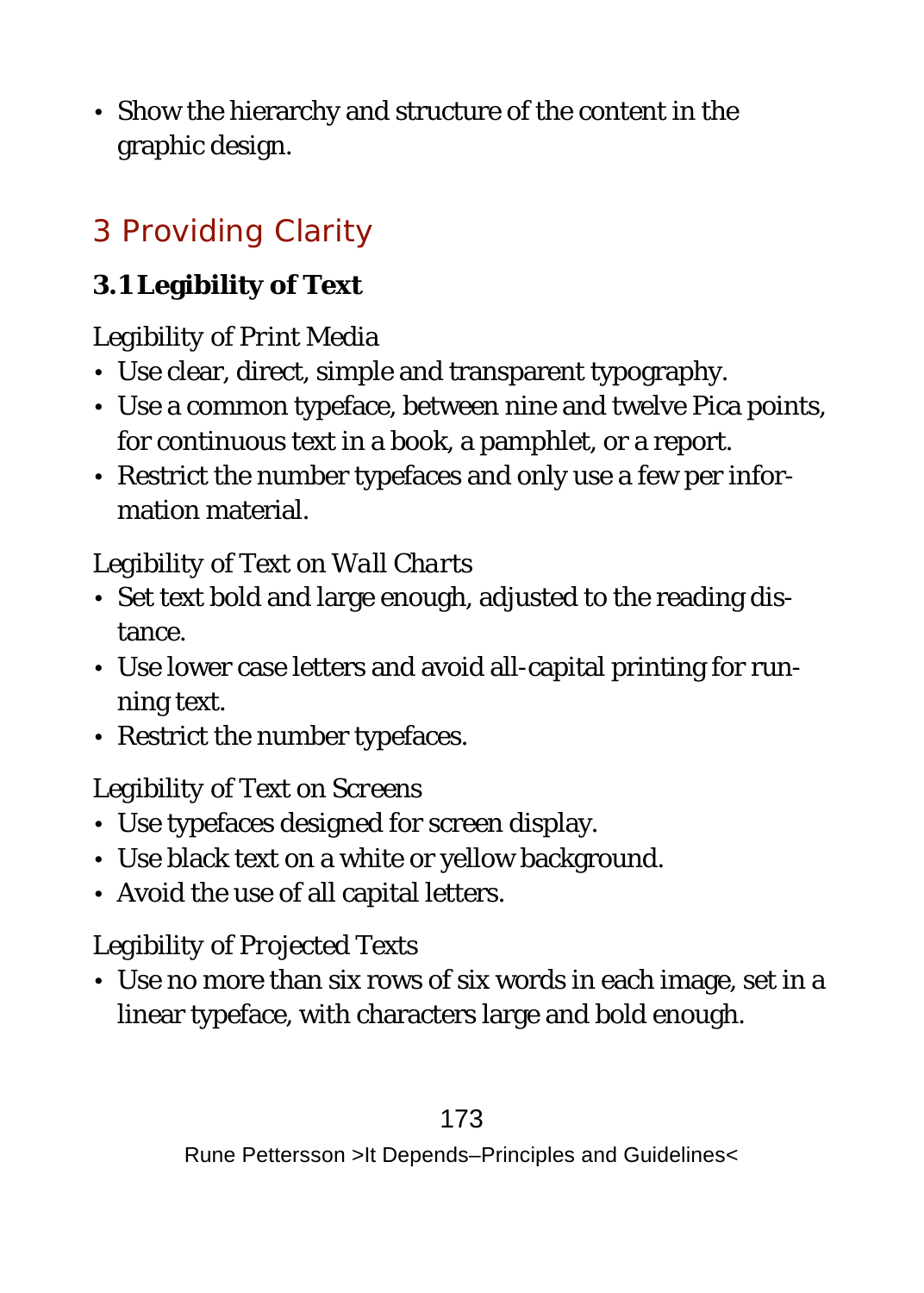- Show the hierarchy and structure of the content in the graphic design.

# 3 Providing Clarity

## 3.1 Legibility of Text

*Legibility of Print Media*

- Use clear, direct, simple and transparent typography.
- Use a common typeface, between nine and twelve Pica points, for continuous text in a book, a pamphlet, or a report.
- Restrict the number typefaces and only use a few per information material.

*Legibility of Text on Wall Charts*

- Set text bold and large enough, adjusted to the reading distance.
- Use lower case letters and avoid all-capital printing for running text.
- Restrict the number typefaces.

*Legibility of Text on Screens*

- Use typefaces designed for screen display.
- Use black text on a white or yellow background.
- Avoid the use of all capital letters.

*Legibility of Projected Texts*

- Use no more than six rows of six words in each image, set in a linear typeface, with characters large and bold enough.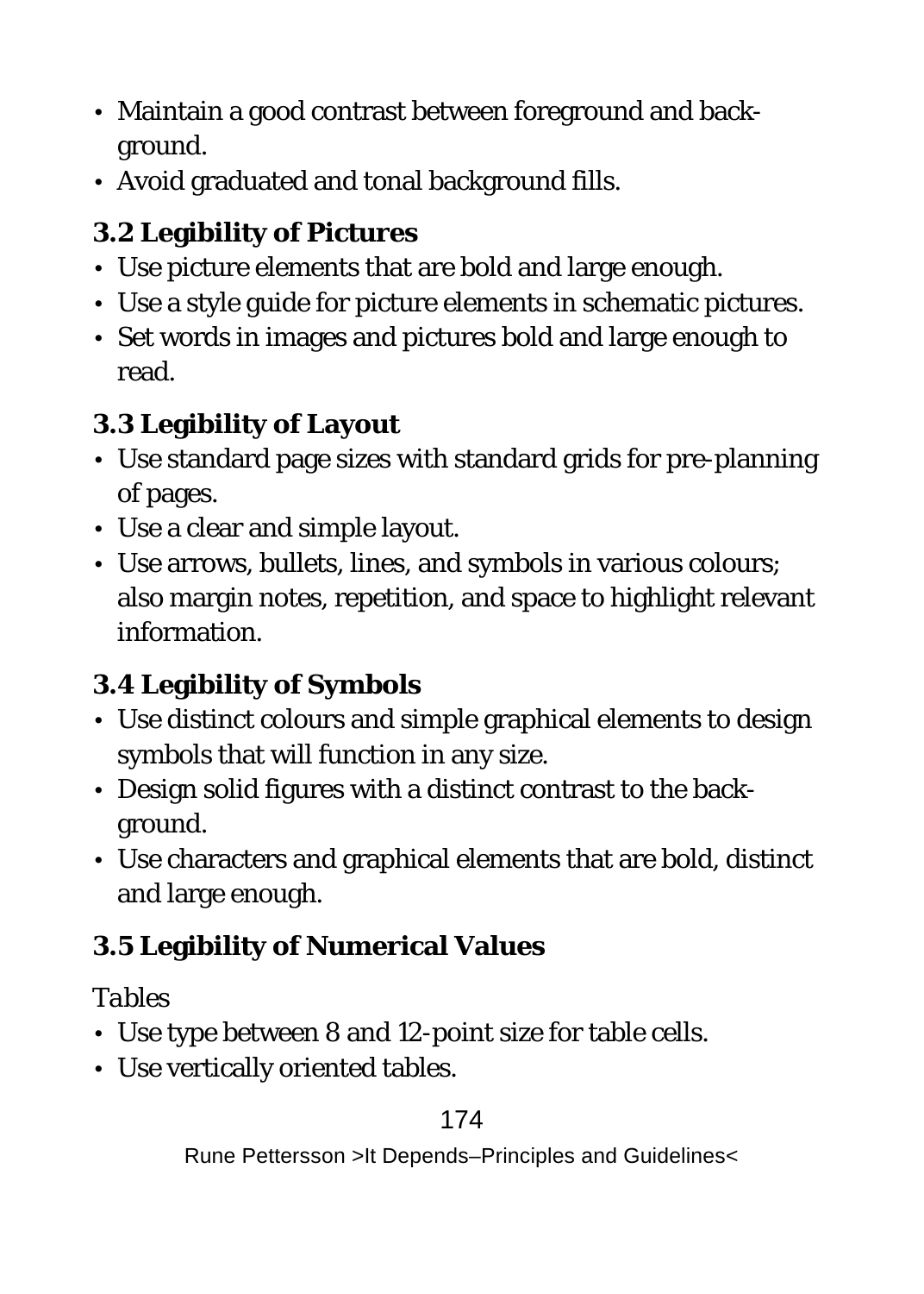- Maintain a good contrast between foreground and background.
- Avoid graduated and tonal background fills.

### 3.2 Legibility of Pictures

- Use picture elements that are bold and large enough.
- Use a style guide for picture elements in schematic pictures.
- Set words in images and pictures bold and large enough to read.

### 3.3 Legibility of Layout

- Use standard page sizes with standard grids for pre-planning of pages.
- Use a clear and simple layout.
- Use arrows, bullets, lines, and symbols in various colours; also margin notes, repetition, and space to highlight relevant information.

### 3.4 Legibility of Symbols

- Use distinct colours and simple graphical elements to design symbols that will function in any size.
- Design solid figures with a distinct contrast to the background.
- Use characters and graphical elements that are bold, distinct and large enough.

### 3.5 Legibility of Numerical Values

*Tables*

- Use type between 8 and 12-point size for table cells.
- Use vertically oriented tables.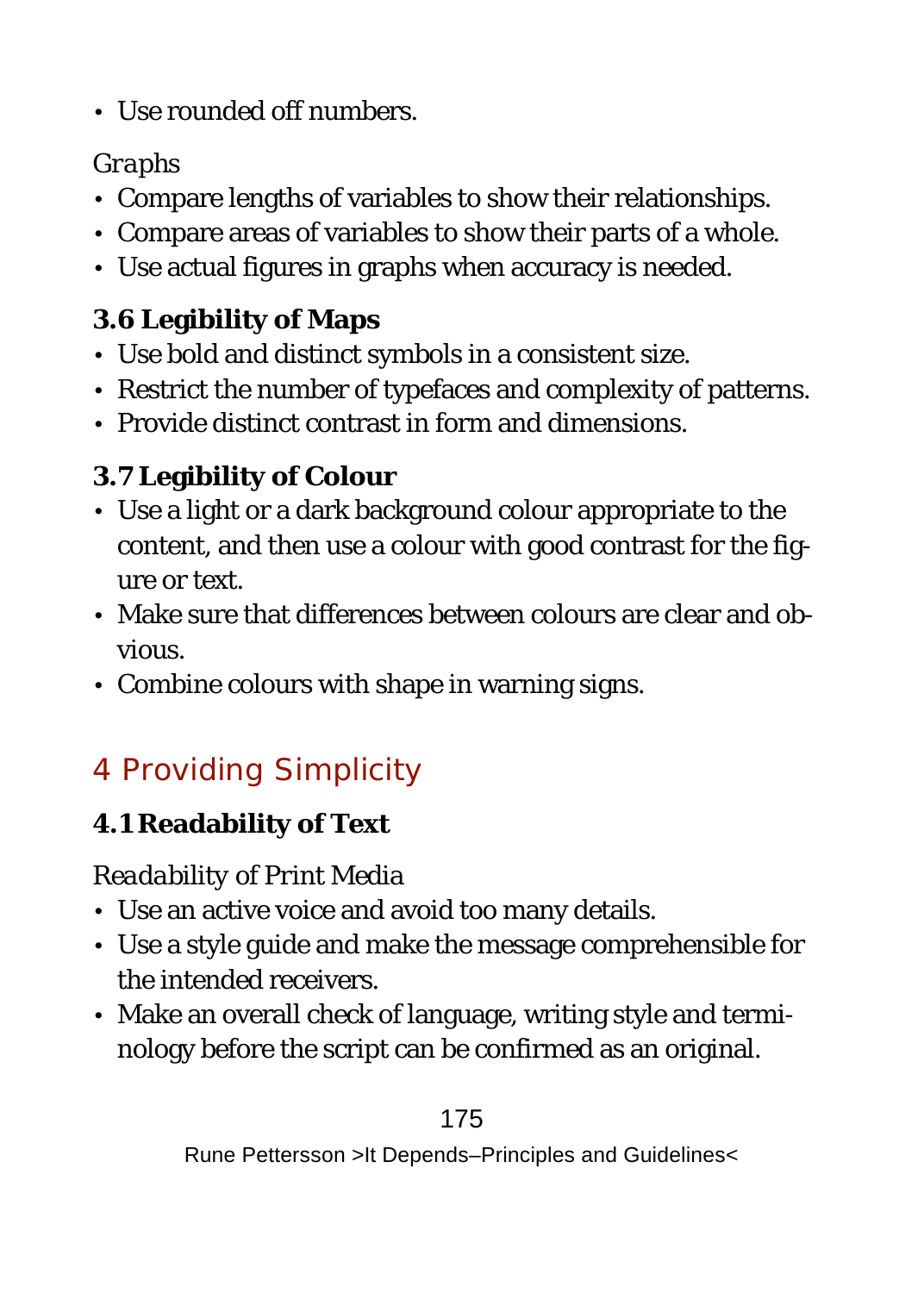- Use rounded off numbers.

*Graphs*

- Compare lengths of variables to show their relationships.
- Compare areas of variables to show their parts of a whole.
- Use actual figures in graphs when accuracy is needed.

### 3.6 Legibility of Maps

- Use bold and distinct symbols in a consistent size.
- Restrict the number of typefaces and complexity of patterns.
- Provide distinct contrast in form and dimensions.

### 3.7 Legibility of Colour

- Use a light or a dark background colour appropriate to the content, and then use a colour with good contrast for the figure or text.
- Make sure that differences between colours are clear and obvious.
- Combine colours with shape in warning signs.

## 4 Providing Simplicity

### 4.1 Readability of Text

*Readability of Print Media*

- Use an active voice and avoid too many details.
- Use a style guide and make the message comprehensible for the intended receivers.
- Make an overall check of language, writing style and terminology before the script can be confirmed as an original.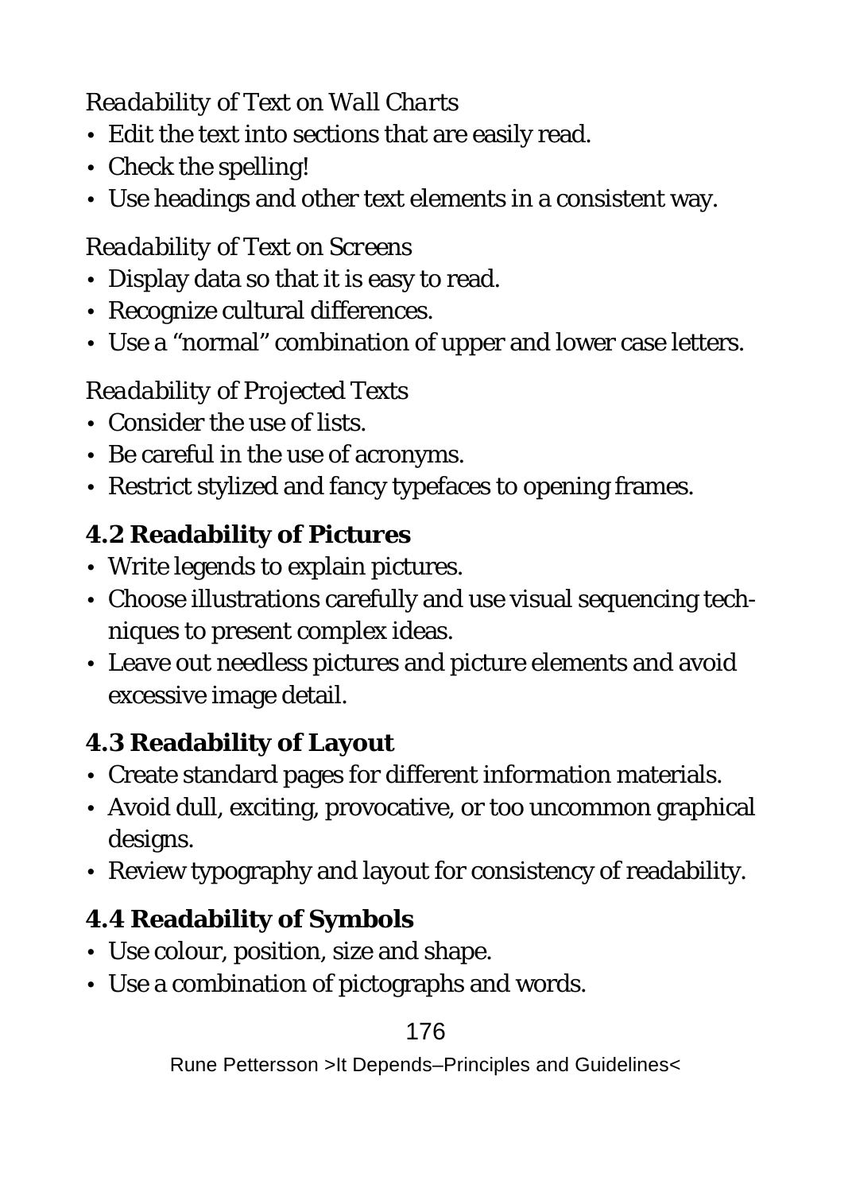*Readability of Text on Wall Charts*

- Edit the text into sections that are easily read.
- Check the spelling!
- Use headings and other text elements in a consistent way.

*Readability of Text on Screens*

- Display data so that it is easy to read.
- Recognize cultural differences.
- Use a "normal" combination of upper and lower case letters.

*Readability of Projected Texts*

- Consider the use of lists.
- Be careful in the use of acronyms.
- Restrict stylized and fancy typefaces to opening frames.

## 4.2 Readability of Pictures

- Write legends to explain pictures.
- Choose illustrations carefully and use visual sequencing techniques to present complex ideas.
- Leave out needless pictures and picture elements and avoid excessive image detail.

## 4.3 Readability of Layout

- Create standard pages for different information materials.
- Avoid dull, exciting, provocative, or too uncommon graphical designs.
- Review typography and layout for consistency of readability.

## 4.4 Readability of Symbols

- Use colour, position, size and shape.
- Use a combination of pictographs and words.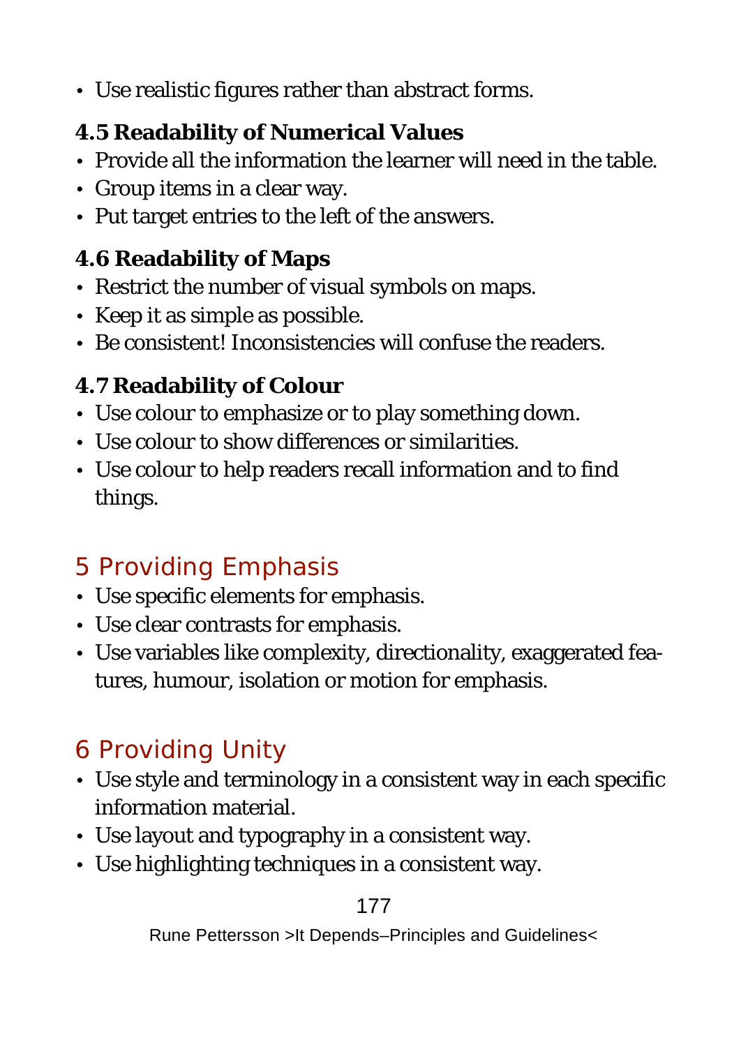- Use realistic figures rather than abstract forms.

### 4.5 Readability of Numerical Values

- Provide all the information the learner will need in the table.
- Group items in a clear way.
- Put target entries to the left of the answers.

### 4.6 Readability of Maps

- Restrict the number of visual symbols on maps.
- Keep it as simple as possible.
- Be consistent! Inconsistencies will confuse the readers.

### 4.7 Readability of Colour

- Use colour to emphasize or to play something down.
- Use colour to show differences or similarities.
- Use colour to help readers recall information and to find things.

## 5 Providing Emphasis

- Use specific elements for emphasis.
- Use clear contrasts for emphasis.
- Use variables like complexity, directionality, exaggerated features, humour, isolation or motion for emphasis.

## 6 Providing Unity

- Use style and terminology in a consistent way in each specific information material.
- Use layout and typography in a consistent way.
- Use highlighting techniques in a consistent way.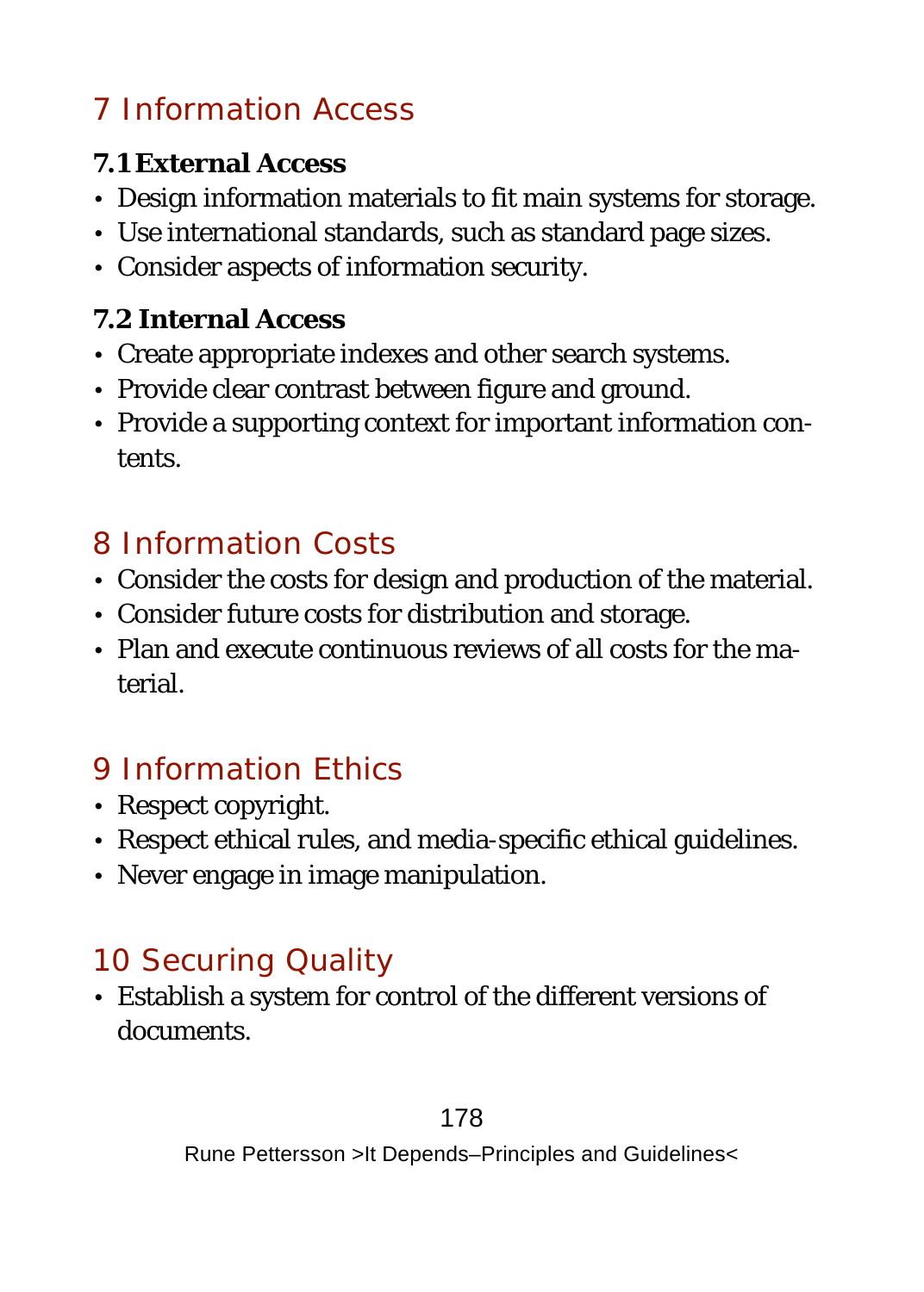# 7 Information Access

### 7.1 External Access

- Design information materials to fit main systems for storage.
- Use international standards, such as standard page sizes.
- Consider aspects of information security.

### 7.2 Internal Access

- Create appropriate indexes and other search systems.
- Provide clear contrast between figure and ground.
- Provide a supporting context for important information contents.

# 8 Information Costs

- Consider the costs for design and production of the material.
- Consider future costs for distribution and storage.
- Plan and execute continuous reviews of all costs for the material.

# 9 Information Ethics

- Respect copyright.
- Respect ethical rules, and media-specific ethical guidelines.
- Never engage in image manipulation.

# 10 Securing Quality

- Establish a system for control of the different versions of documents.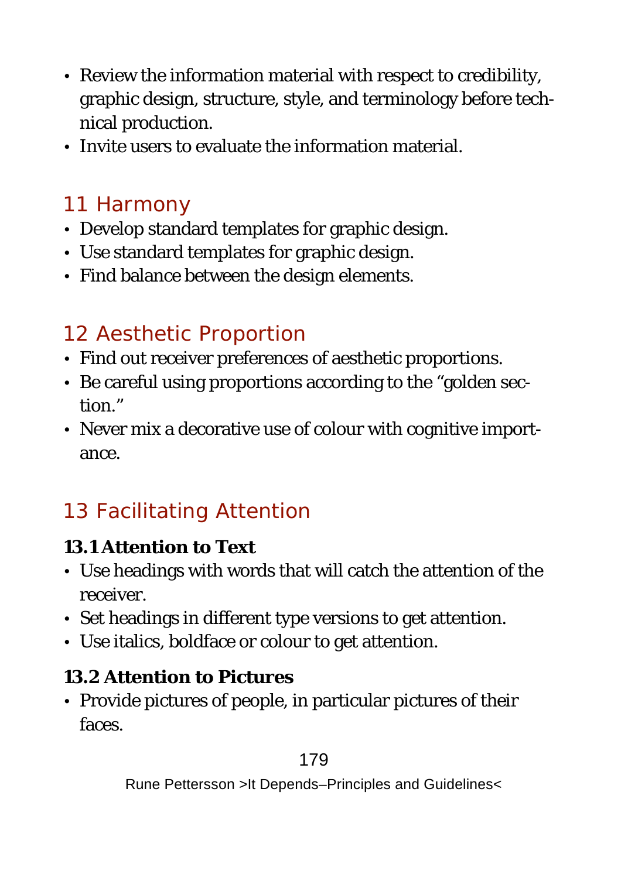- Review the information material with respect to credibility, graphic design, structure, style, and terminology before technical production.
- Invite users to evaluate the information material.

## 11 Harmony

- Develop standard templates for graphic design.
- Use standard templates for graphic design.
- Find balance between the design elements.

## 12 Aesthetic Proportion

- Find out receiver preferences of aesthetic proportions.
- Be careful using proportions according to the "golden section."
- Never mix a decorative use of colour with cognitive importance.

## 13 Facilitating Attention

### 13.1 Attention to Text

- Use headings with words that will catch the attention of the receiver.
- Set headings in different type versions to get attention.
- Use italics, boldface or colour to get attention.

### 13.2 Attention to Pictures

- Provide pictures of people, in particular pictures of their faces.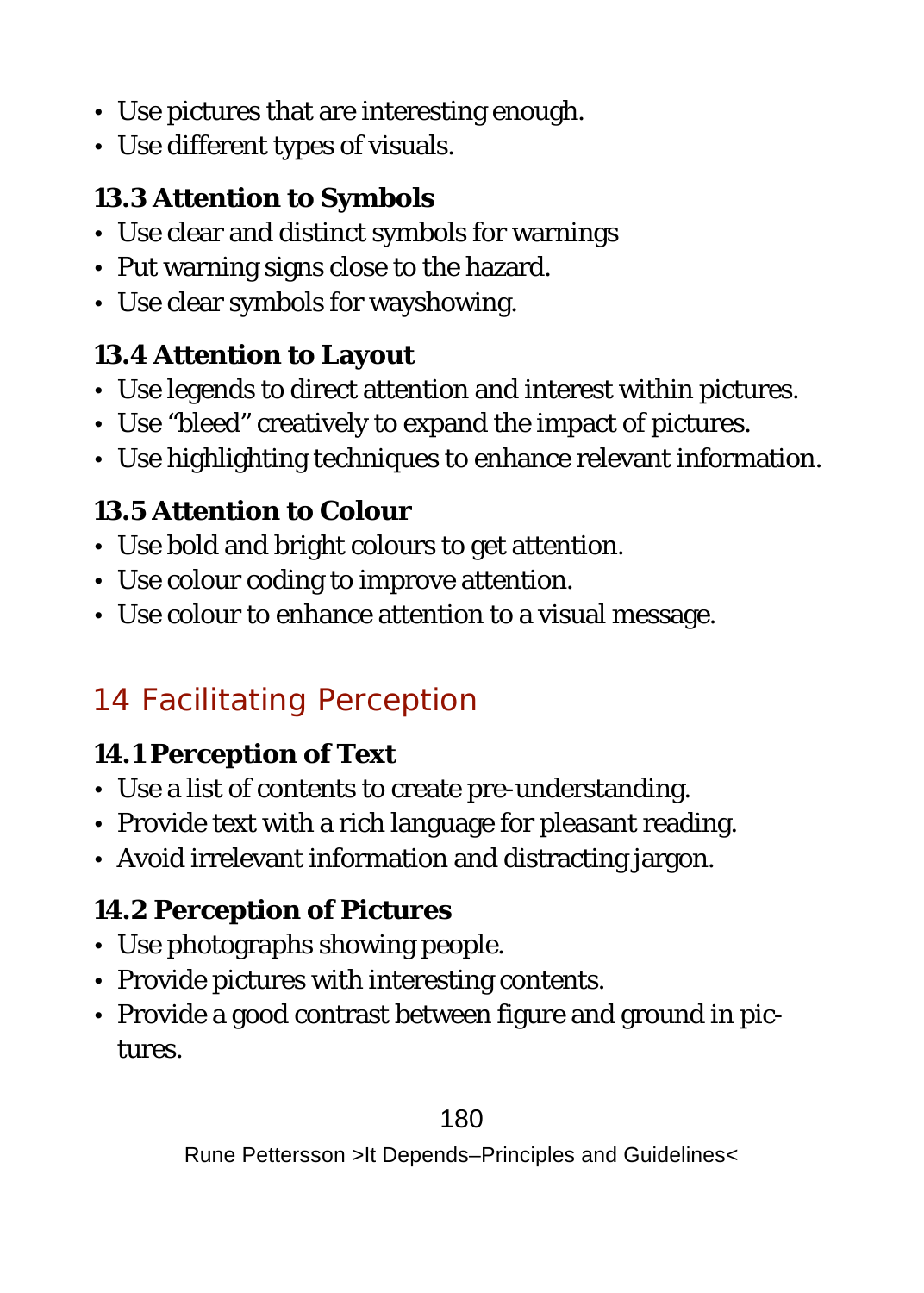- Use pictures that are interesting enough.
- Use different types of visuals.

### 13.3 Attention to Symbols

- Use clear and distinct symbols for warnings
- Put warning signs close to the hazard.
- Use clear symbols for wayshowing.

### 13.4 Attention to Layout

- Use legends to direct attention and interest within pictures.
- Use "bleed" creatively to expand the impact of pictures.
- Use highlighting techniques to enhance relevant information.

### 13.5 Attention to Colour

- Use bold and bright colours to get attention.
- Use colour coding to improve attention.
- Use colour to enhance attention to a visual message.

## 14 Facilitating Perception

### 14.1 Perception of Text

- Use a list of contents to create pre-understanding.
- Provide text with a rich language for pleasant reading.
- Avoid irrelevant information and distracting jargon.

### 14.2 Perception of Pictures

- Use photographs showing people.
- Provide pictures with interesting contents.
- Provide a good contrast between figure and ground in pictures.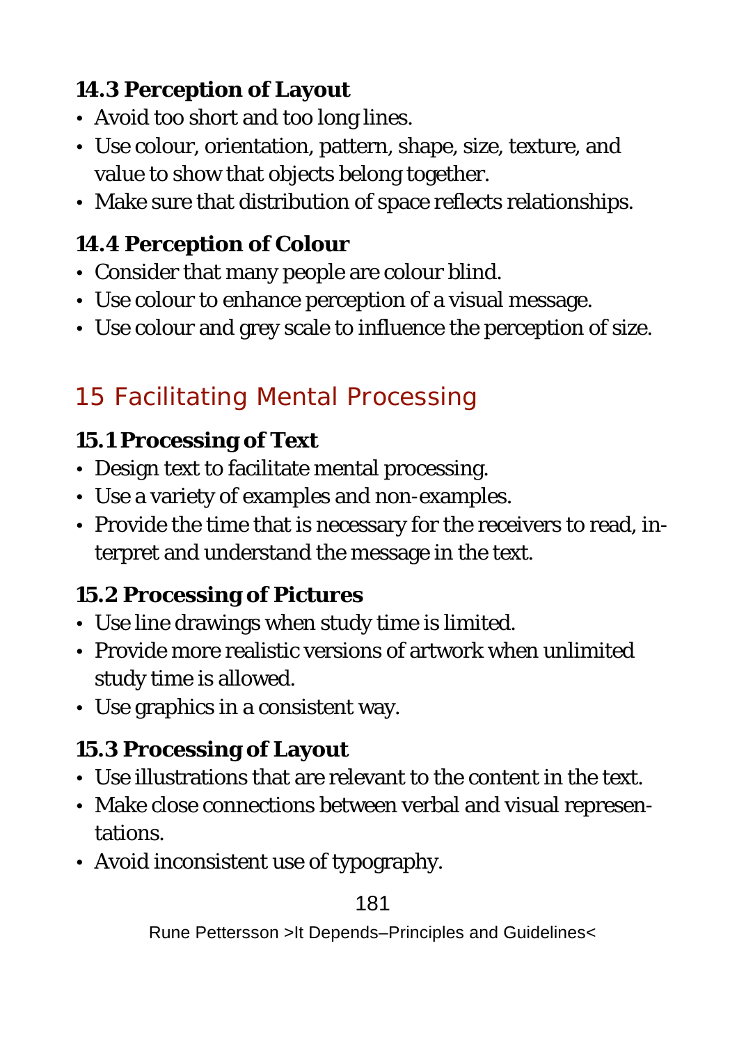### 14.3 Perception of Layout

- Avoid too short and too long lines.
- Use colour, orientation, pattern, shape, size, texture, and value to show that objects belong together.
- Make sure that distribution of space reflects relationships.

### 14.4 Perception of Colour

- Consider that many people are colour blind.
- Use colour to enhance perception of a visual message.
- Use colour and grey scale to influence the perception of size.

## 15 Facilitating Mental Processing

### 15.1 Processing of Text

- Design text to facilitate mental processing.
- Use a variety of examples and non-examples.
- Provide the time that is necessary for the receivers to read, interpret and understand the message in the text.

### 15.2 Processing of Pictures

- Use line drawings when study time is limited.
- Provide more realistic versions of artwork when unlimited study time is allowed.
- Use graphics in a consistent way.

### 15.3 Processing of Layout

- Use illustrations that are relevant to the content in the text.
- Make close connections between verbal and visual representations.
- Avoid inconsistent use of typography.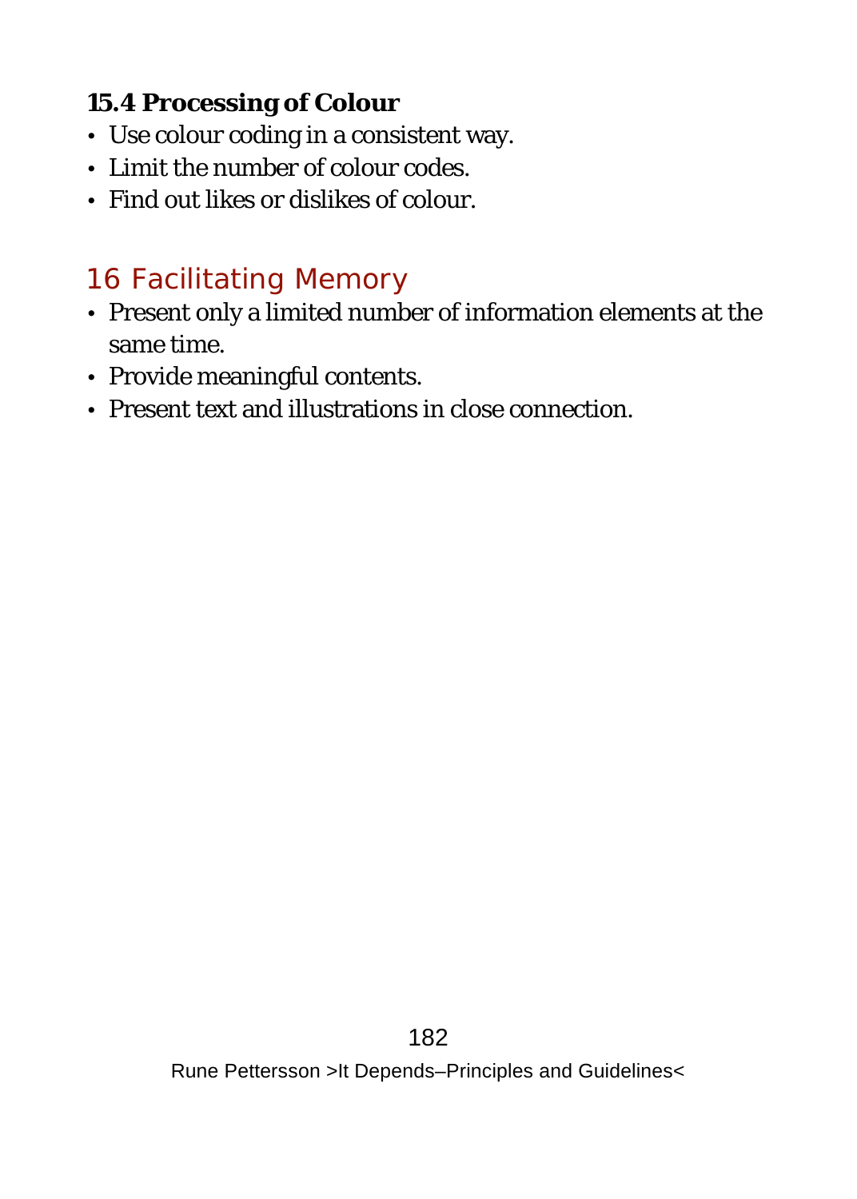### 15.4 Processing of Colour

- Use colour coding in a consistent way.
- Limit the number of colour codes.
- Find out likes or dislikes of colour.

## 16 Facilitating Memory

- Present only a limited number of information elements at the same time.
- Provide meaningful contents.
- Present text and illustrations in close connection.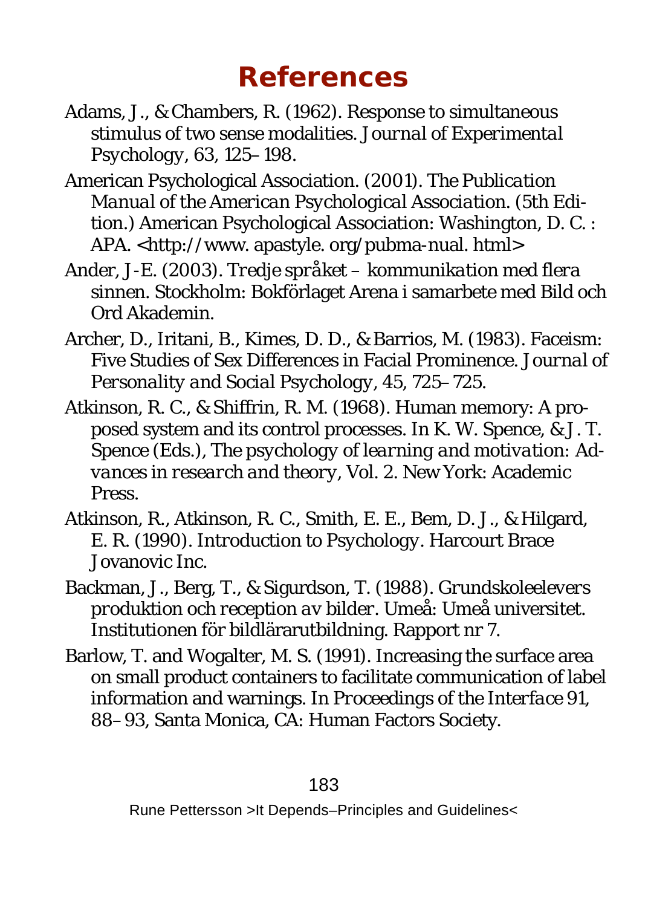# References

Adams, J., & Chambers, R. (1962). Response to simultaneous stimulus of two sense modalities. *Journal of Experimental Psychology*, 63, 125–198.

American Psychological Association. (2001). *The Publication Manual of the American Psychological Association*. (5th Edition.) American Psychological Association: Washington, D. C. : APA. <http://www. apastyle. org/pubma-nual. html>

Ander, J-E. (2003). *Tredje språket – kommunikation med flera sinnen*. Stockholm: Bokförlaget Arena i samarbete med Bild och Ord Akademin.

Archer, D., Iritani, B., Kimes, D. D., & Barrios, M. (1983). Faceism: Five Studies of Sex Differences in Facial Prominence. *Journal of Personality and Social Psychology*, 45, 725–725.

Atkinson, R. C., & Shiffrin, R. M. (1968). Human memory: A proposed system and its control processes. In K. W. Spence, & J. T. Spence (Eds.), *The psychology of learning and motivation: Advances in research and theory*, Vol. 2. New York: Academic Press.

Atkinson, R., Atkinson, R. C., Smith, E. E., Bem, D. J., & Hilgard, E. R. (1990). *Introduction to Psychology*. Harcourt Brace Jovanovic Inc.

Backman, J., Berg, T., & Sigurdson, T. (1988). *Grundskoleelevers produktion och reception av bilder*. Umeå: Umeå universitet. Institutionen för bildlärarutbildning. Rapport nr 7.

Barlow, T. and Wogalter, M. S. (1991). Increasing the surface area on small product containers to facilitate communication of label information and warnings. In *Proceedings of the Interface 91*, 88–93, Santa Monica, CA: Human Factors Society.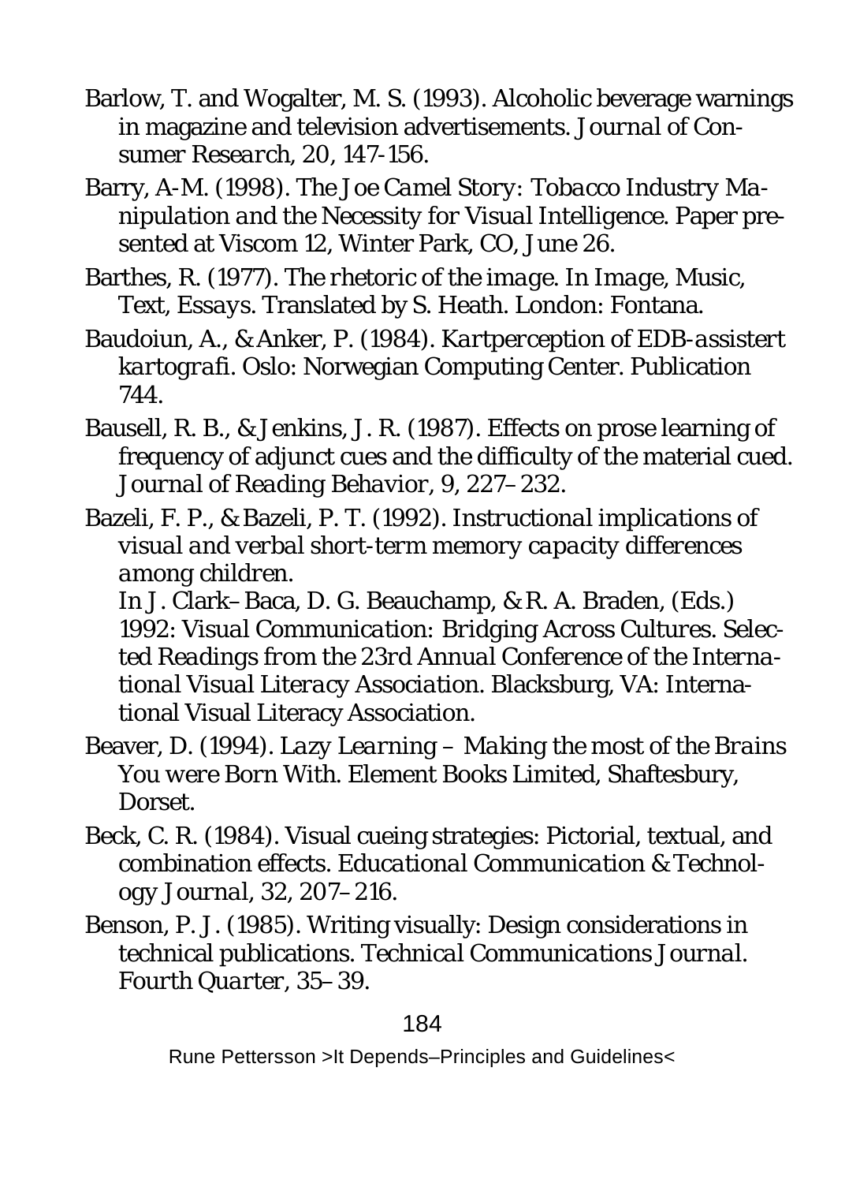Barlow, T. and Wogalter, M. S. (1993). Alcoholic beverage warnings in magazine and television advertisements. *Journal of Consumer Research, 20*, 147-156.

Barry, A-M. (1998). *The Joe Camel Story: Tobacco Industry Manipulation and the Necessity for Visual Intelligence*. Paper presented at Viscom 12, Winter Park, CO, June 26.

Barthes, R. (1977). *The rhetoric of the image*. In *Image, Music, Text, Essays*. Translated by S. Heath. London: Fontana.

Baudoiun, A., & Anker, P. (1984). *Kartperception of EDB-assistert kartografi*. Oslo: Norwegian Computing Center. Publication 744.

Bausell, R. B., & Jenkins, J. R. (1987). Effects on prose learning of frequency of adjunct cues and the difficulty of the material cued. *Journal of Reading Behavior, 9*, 227–232.

Bazeli, F. P., & Bazeli, P. T. (1992). *Instructional implications of visual and verbal short-term memory capacity differences among children.*
In J. Clark–Baca, D. G. Beauchamp, & R. A. Braden, (Eds.) *1992: Visual Communication: Bridging Across Cultures. Selected Readings from the 23rd Annual Conference of the International Visual Literacy Association*. Blacksburg, VA: International Visual Literacy Association.

Beaver, D. (1994). *Lazy Learning – Making the most of the Brains You were Born With*. Element Books Limited, Shaftesbury, Dorset.

Beck, C. R. (1984). Visual cueing strategies: Pictorial, textual, and combination effects. *Educational Communication & Technology Journal, 32*, 207–216.

Benson, P. J. (1985). Writing visually: Design considerations in technical publications. *Technical Communications Journal. Fourth Quarter*, 35–39.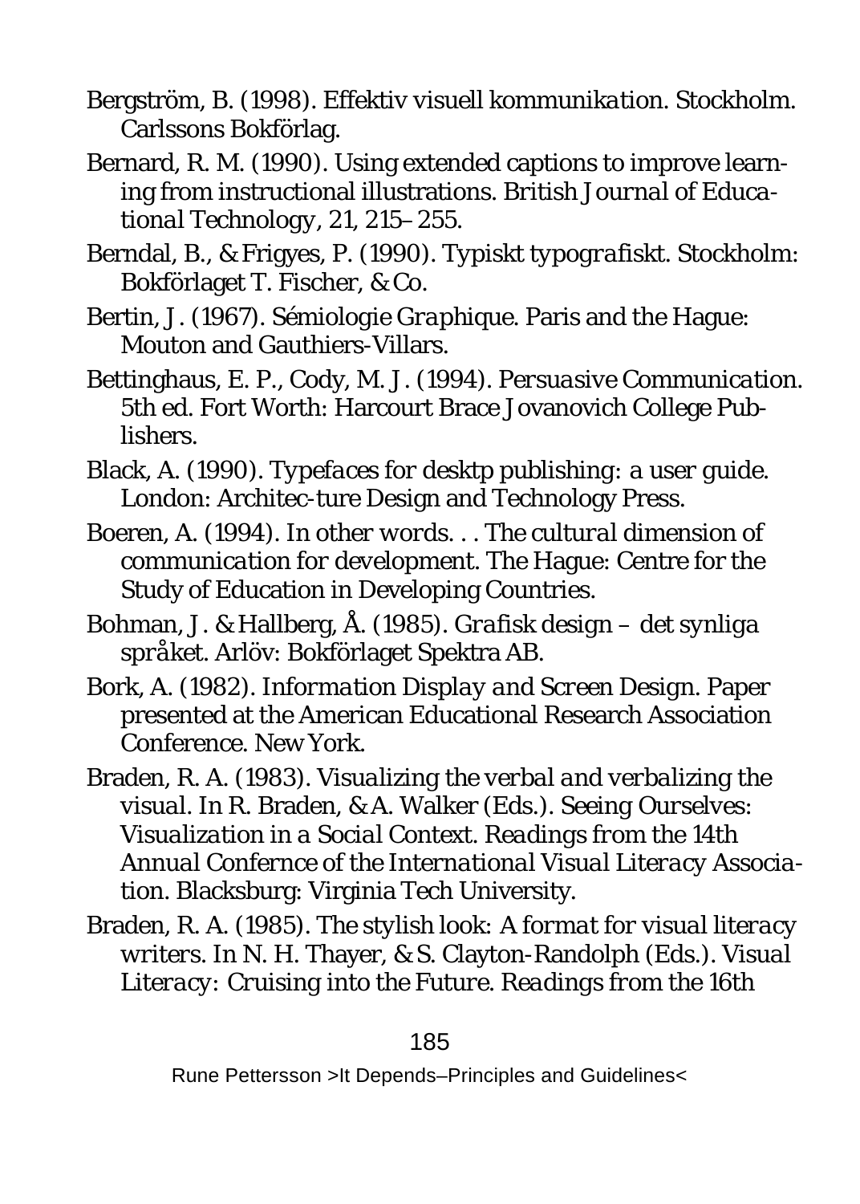Bergström, B. (1998). *Effektiv visuell kommunikation.* Stockholm. Carlssons Bokförlag.

Bernard, R. M. (1990). Using extended captions to improve learning from instructional illustrations. *British Journal of Educational Technology, 21,* 215–255.

Berndal, B., & Frigyes, P. (1990). *Typiskt typografiskt.* Stockholm: Bokförlaget T. Fischer, & Co.

Bertin, J. (1967). *Sémiologie Graphique.* Paris and the Hague: Mouton and Gauthiers-Villars.

Bettinghaus, E. P., Cody, M. J. (1994). *Persuasive Communication.* 5th ed. Fort Worth: Harcourt Brace Jovanovich College Publishers.

Black, A. (1990). *Typefaces for desktp publishing: a user guide.* London: Architec-ture Design and Technology Press.

Boeren, A. (1994). *In other words. . . The cultural dimension of communication for development.* The Hague: Centre for the Study of Education in Developing Countries.

Bohman, J. & Hallberg, Å. (1985). *Grafisk design – det synliga språket.* Arlöv: Bokförlaget Spektra AB.

Bork, A. (1982). *Information Display and Screen Design.* Paper presented at the American Educational Research Association Conference. New York.

Braden, R. A. (1983). *Visualizing the verbal and verbalizing the visual.* In R. Braden, & A. Walker (Eds.). *Seeing Ourselves: Visualization in a Social Context. Readings from the 14th Annual Confernce of the International Visual Literacy Association.* Blacksburg: Virginia Tech University.

Braden, R. A. (1985). *The stylish look: A format for visual literacy writers.* In N. H. Thayer, & S. Clayton-Randolph (Eds.). *Visual Literacy: Cruising into the Future. Readings from the 16th*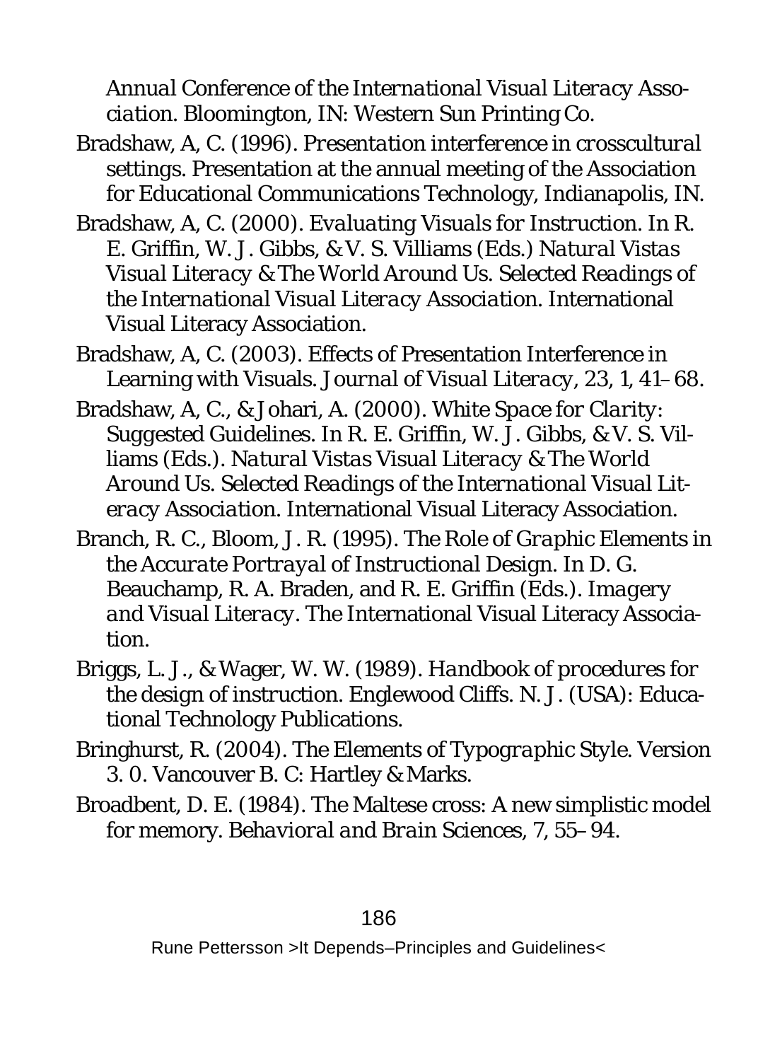*Annual Conference of the International Visual Literacy Association*. Bloomington, IN: Western Sun Printing Co.

Bradshaw, A, C. (1996). *Presentation interference in crosscultural settings*. Presentation at the annual meeting of the Association for Educational Communications Technology, Indianapolis, IN.

Bradshaw, A, C. (2000). Evaluating Visuals for Instruction. In R. E. Griffin, W. J. Gibbs, & V. S. Villiams (Eds.) *Natural Vistas Visual Literacy & The World Around Us. Selected Readings of the International Visual Literacy Association*. International Visual Literacy Association.

Bradshaw, A, C. (2003). Effects of Presentation Interference in Learning with Visuals. *Journal of Visual Literacy*, 23, 1, 41–68.

Bradshaw, A, C., & Johari, A. (2000). White Space for Clarity: Suggested Guidelines. In R. E. Griffin, W. J. Gibbs, & V. S. Villiams (Eds.). *Natural Vistas Visual Literacy & The World Around Us. Selected Readings of the International Visual Literacy Association*. International Visual Literacy Association.

Branch, R. C., Bloom, J. R. (1995). The Role of Graphic Elements in the Accurate Portrayal of Instructional Design. In D. G. Beauchamp, R. A. Braden, and R. E. Griffin (Eds.). *Imagery and Visual Literacy*. The International Visual Literacy Association.

Briggs, L. J., & Wager, W. W. (1989). *Handbook of procedures for the design of instruction*. Englewood Cliffs. N. J. (USA): Educational Technology Publications.

Bringhurst, R. (2004). *The Elements of Typographic Style*. Version 3. 0. Vancouver B. C: Hartley & Marks.

Broadbent, D. E. (1984). The Maltese cross: A new simplistic model for memory. *Behavioral and Brain Sciences*, 7, 55–94.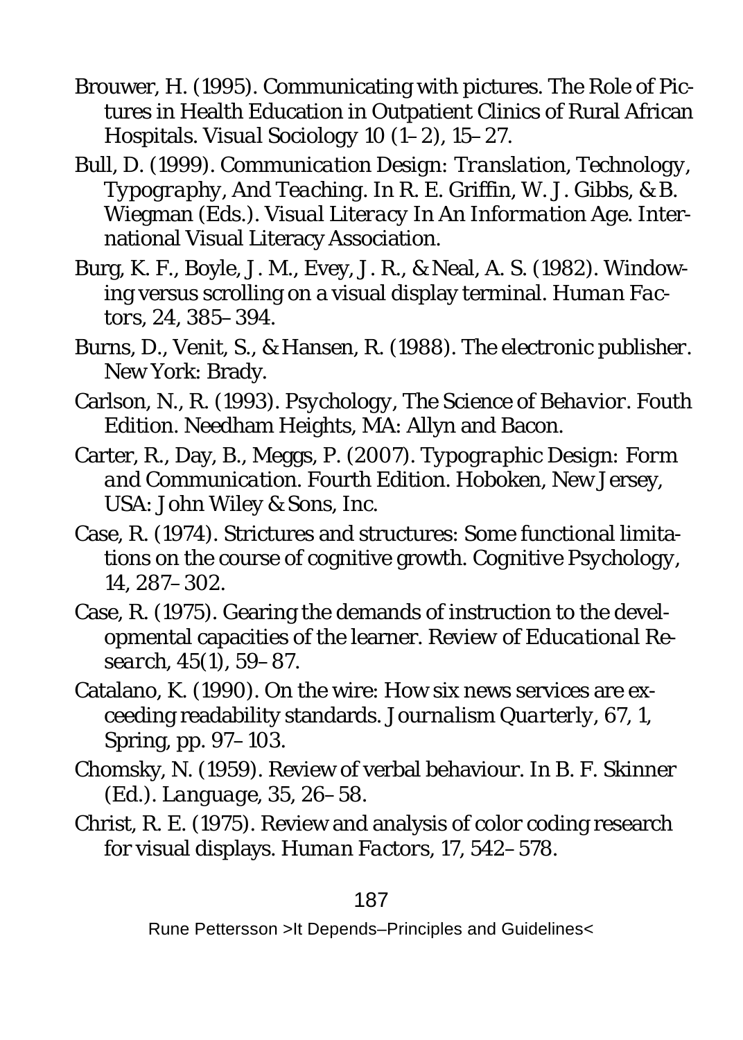Brouwer, H. (1995). Communicating with pictures. The Role of Pictures in Health Education in Outpatient Clinics of Rural African Hospitals. *Visual Sociology* 10 (1–2), 15–27.

Bull, D. (1999). *Communication Design: Translation, Technology, Typography, And Teaching.* In R. E. Griffin, W. J. Gibbs, & B. Wiegman (Eds.). *Visual Literacy In An Information Age.* International Visual Literacy Association.

Burg, K. F., Boyle, J. M., Evey, J. R., & Neal, A. S. (1982). Windowing versus scrolling on a visual display terminal. *Human Factors*, 24, 385–394.

Burns, D., Venit, S., & Hansen, R. (1988). *The electronic publisher.* New York: Brady.

Carlson, N., R. (1993). *Psychology, The Science of Behavior.* Fouth Edition. Needham Heights, MA: Allyn and Bacon.

Carter, R., Day, B., Meggs, P. (2007). *Typographic Design: Form and Communication.* Fourth Edition. Hoboken, New Jersey, USA: John Wiley & Sons, Inc.

Case, R. (1974). Strictures and structures: Some functional limitations on the course of cognitive growth. *Cognitive Psychology*, 14, 287–302.

Case, R. (1975). Gearing the demands of instruction to the developmental capacities of the learner. *Review of Educational Research*, 45(1), 59–87.

Catalano, K. (1990). On the wire: How six news services are exceeding readability standards. *Journalism Quarterly*, 67, 1, Spring, pp. 97–103.

Chomsky, N. (1959). Review of verbal behaviour. In B. F. Skinner (Ed.). *Language*, 35, 26–58.

Christ, R. E. (1975). Review and analysis of color coding research for visual displays. *Human Factors*, 17, 542–578.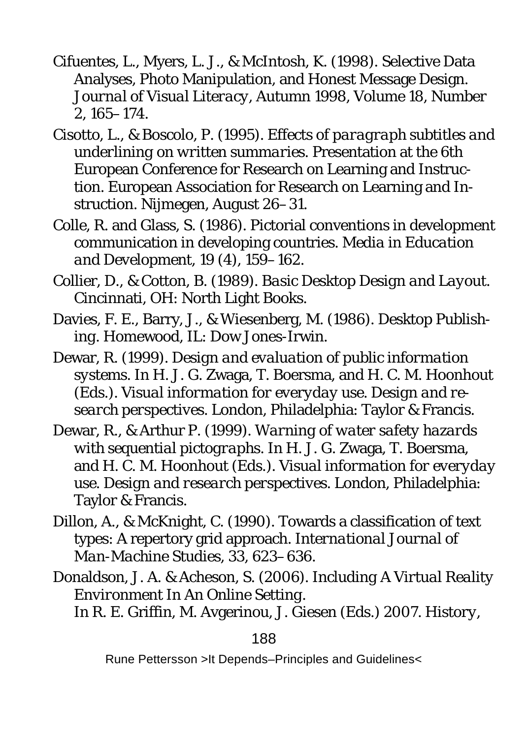Cifuentes, L., Myers, L. J., & McIntosh, K. (1998). Selective Data Analyses, Photo Manipulation, and Honest Message Design. *Journal of Visual Literacy*, Autumn 1998, Volume 18, Number 2, 165–174.

Cisotto, L., & Boscolo, P. (1995). *Effects of paragraph subtitles and underlining on written summaries*. Presentation at the 6th European Conference for Research on Learning and Instruction. European Association for Research on Learning and Instruction. Nijmegen, August 26–31.

Colle, R. and Glass, S. (1986). Pictorial conventions in development communication in developing countries. *Media in Education and Development*, 19 (4), 159–162.

Collier, D., & Cotton, B. (1989). *Basic Desktop Design and Layout*. Cincinnati, OH: North Light Books.

Davies, F. E., Barry, J., & Wiesenberg, M. (1986). Desktop Publishing. Homewood, IL: Dow Jones-Irwin.

Dewar, R. (1999). *Design and evaluation of public information systems*. In H. J. G. Zwaga, T. Boersma, and H. C. M. Hoonhout (Eds.). *Visual information for everyday use. Design and research perspectives*. London, Philadelphia: Taylor & Francis.

Dewar, R., & Arthur P. (1999). *Warning of water safety hazards with sequential pictographs*. In H. J. G. Zwaga, T. Boersma, and H. C. M. Hoonhout (Eds.). *Visual information for everyday use. Design and research perspectives*. London, Philadelphia: Taylor & Francis.

Dillon, A., & McKnight, C. (1990). Towards a classification of text types: A repertory grid approach. *International Journal of Man-Machine Studies*, 33, 623–636.

Donaldson, J. A. & Acheson, S. (2006). Including A Virtual Reality Environment In An Online Setting.
In R. E. Griffin, M. Avgerinou, J. Giesen (Eds.) 2007. *History,*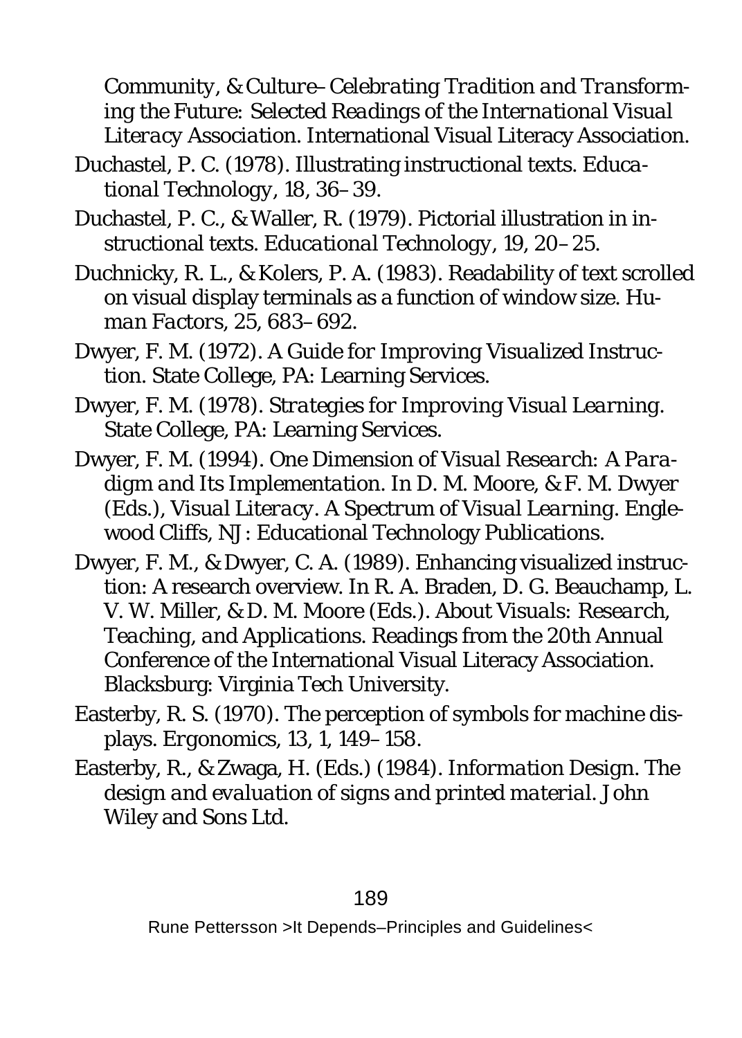*Community, & Culture–Celebrating Tradition and Transforming the Future: Selected Readings of the International Visual Literacy Association.* International Visual Literacy Association.

Duchastel, P. C. (1978). Illustrating instructional texts. *Educational Technology*, 18, 36–39.

Duchastel, P. C., & Waller, R. (1979). Pictorial illustration in instructional texts. *Educational Technology*, 19, 20–25.

Duchnicky, R. L., & Kolers, P. A. (1983). Readability of text scrolled on visual display terminals as a function of window size. *Human Factors*, 25, 683–692.

Dwyer, F. M. (1972). *A Guide for Improving Visualized Instruction.* State College, PA: Learning Services.

Dwyer, F. M. (1978). *Strategies for Improving Visual Learning.* State College, PA: Learning Services.

Dwyer, F. M. (1994). *One Dimension of Visual Research: A Paradigm and Its Implementation.* In D. M. Moore, & F. M. Dwyer (Eds.), *Visual Literacy. A Spectrum of Visual Learning.* Englewood Cliffs, NJ: Educational Technology Publications.

Dwyer, F. M., & Dwyer, C. A. (1989). Enhancing visualized instruction: A research overview. In R. A. Braden, D. G. Beauchamp, L. V. W. Miller, & D. M. Moore (Eds.). *About Visuals: Research, Teaching, and Applications.* Readings from the 20th Annual Conference of the International Visual Literacy Association. Blacksburg: Virginia Tech University.

Easterby, R. S. (1970). The perception of symbols for machine displays. *Ergonomics*, 13, 1, 149–158.

Easterby, R., & Zwaga, H. (Eds.) (1984). *Information Design. The design and evaluation of signs and printed material.* John Wiley and Sons Ltd.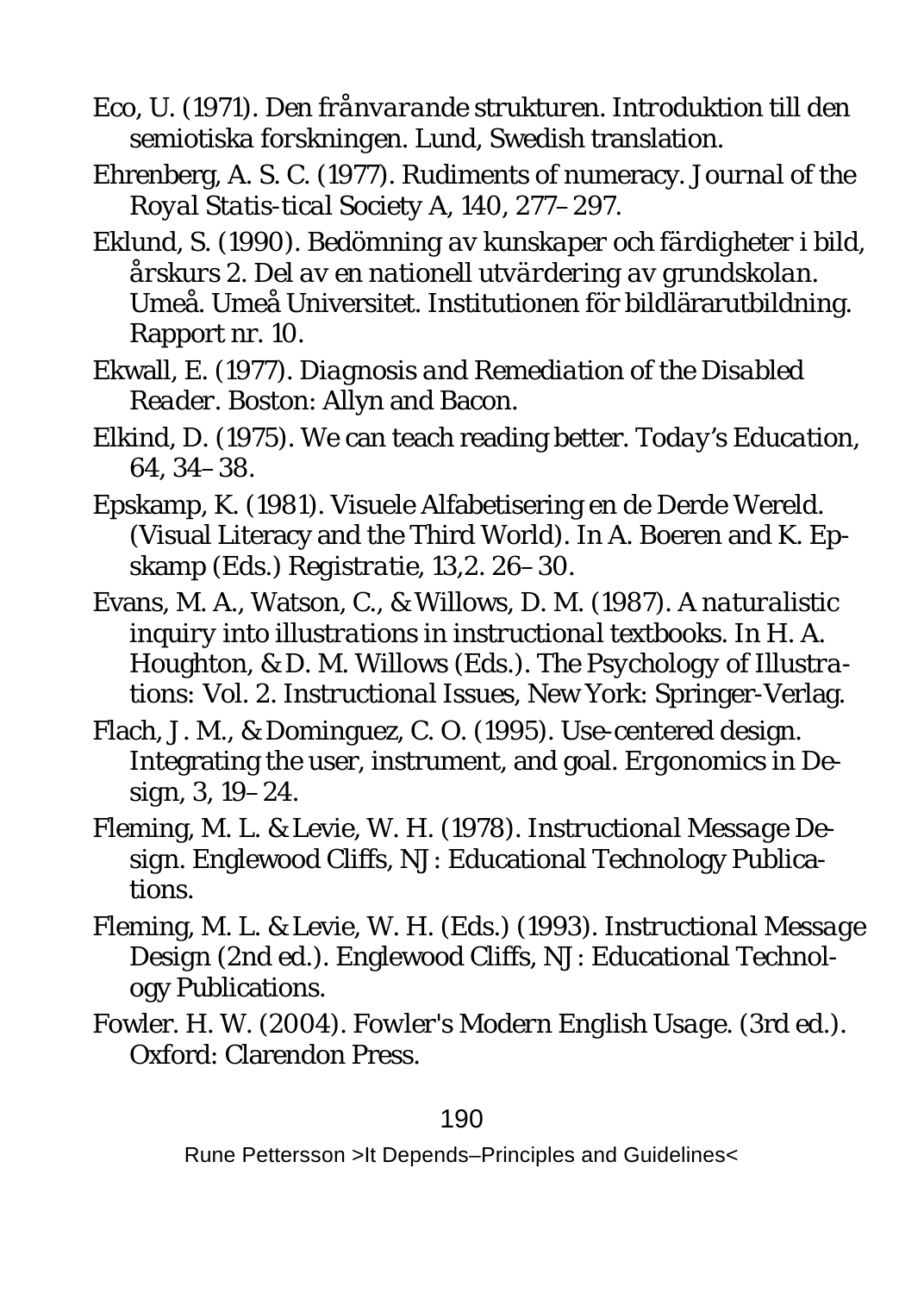Eco, U. (1971). *Den frånvarande strukturen. Introduktion till den semiotiska forskningen.* Lund, Swedish translation.

Ehrenberg, A. S. C. (1977). Rudiments of numeracy. *Journal of the Royal Statis-tical Society A, 140,* 277–297.

Eklund, S. (1990). *Bedömning av kunskaper och färdigheter i bild, årskurs 2. Del av en nationell utvärdering av grundskolan.* Umeå. Umeå Universitet. Institutionen för bildlärarutbildning. Rapport nr. 10.

Ekwall, E. (1977). *Diagnosis and Remediation of the Disabled Reader.* Boston: Allyn and Bacon.

Elkind, D. (1975). We can teach reading better. *Today's Education,* 64, 34–38.

Epskamp, K. (1981). Visuele Alfabetisering en de Derde Wereld. (Visual Literacy and the Third World). In A. Boeren and K. Epskamp (Eds.) *Registratie,* 13,2. 26–30.

Evans, M. A., Watson, C., & Willows, D. M. (1987). *A naturalistic inquiry into illustrations in instructional textbooks.* In H. A. Houghton, & D. M. Willows (Eds.). The Psychology of Illustrations: *Vol. 2. Instructional Issues,* New York: Springer-Verlag.

Flach, J. M., & Dominguez, C. O. (1995). Use-centered design. Integrating the user, instrument, and goal. Ergonomics in Design, 3, 19–24.

Fleming, M. L. & Levie, W. H. (1978). *Instructional Message Design.* Englewood Cliffs, NJ: Educational Technology Publications.

Fleming, M. L. & Levie, W. H. (Eds.) (1993). *Instructional Message Design* (2nd ed.). Englewood Cliffs, NJ: Educational Technology Publications.

Fowler. H. W. (2004). *Fowler's Modern English Usage.* (3rd ed.). Oxford: Clarendon Press.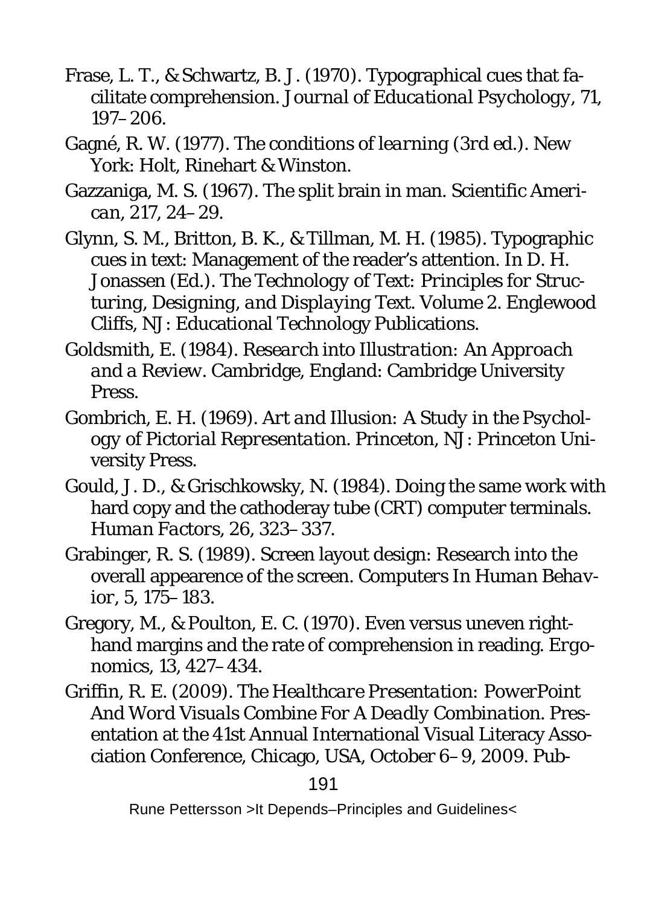Frase, L. T., & Schwartz, B. J. (1970). Typographical cues that facilitate comprehension. *Journal of Educational Psychology*, 71, 197–206.

Gagné, R. W. (1977). *The conditions of learning* (3rd ed.). New York: Holt, Rinehart & Winston.

Gazzaniga, M. S. (1967). The split brain in man. *Scientific American*, 217, 24–29.

Glynn, S. M., Britton, B. K., & Tillman, M. H. (1985). Typographic cues in text: Management of the reader's attention. In D. H. Jonassen (Ed.). *The Technology of Text: Principles for Structuring, Designing, and Displaying Text*. Volume 2. Englewood Cliffs, NJ: Educational Technology Publications.

Goldsmith, E. (1984). *Research into Illustration: An Approach and a Review*. Cambridge, England: Cambridge University Press.

Gombrich, E. H. (1969). *Art and Illusion: A Study in the Psychology of Pictorial Representation*. Princeton, NJ: Princeton University Press.

Gould, J. D., & Grischkowsky, N. (1984). Doing the same work with hard copy and the cathoderay tube (CRT) computer terminals. *Human Factors*, 26, 323–337.

Grabinger, R. S. (1989). Screen layout design: Research into the overall appearence of the screen. *Computers In Human Behavior*, 5, 175–183.

Gregory, M., & Poulton, E. C. (1970). Even versus uneven right-hand margins and the rate of comprehension in reading. *Ergonomics*, 13, 427–434.

Griffin, R. E. (2009). *The Healthcare Presentation: PowerPoint And Word Visuals Combine For A Deadly Combination*. Presentation at the 41st Annual International Visual Literacy Association Conference, Chicago, USA, October 6–9, 2009. Pub-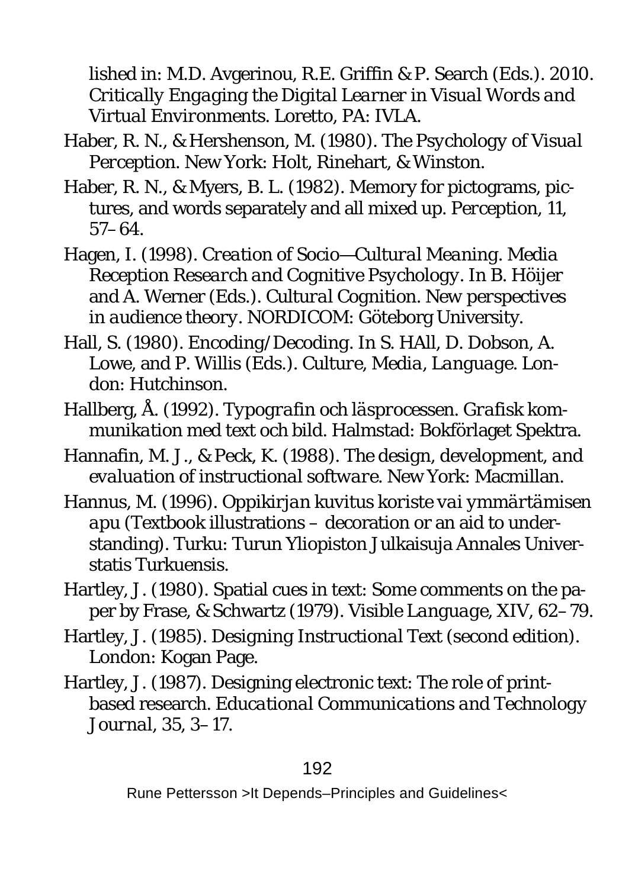lished in: M.D. Avgerinou, R.E. Griffin & P. Search (Eds.). 2010. *Critically Engaging the Digital Learner in Visual Words and Virtual Environments*. Loretto, PA: IVLA.

Haber, R. N., & Hershenson, M. (1980). *The Psychology of Visual Perception*. New York: Holt, Rinehart, & Winston.

Haber, R. N., & Myers, B. L. (1982). Memory for pictograms, pictures, and words separately and all mixed up. *Perception*, 11, 57–64.

Hagen, I. (1998). *Creation of Socio—Cultural Meaning. Media Reception Research and Cognitive Psychology*. In B. Höijer and A. Werner (Eds.). *Cultural Cognition. New perspectives in audience theory*. NORDICOM: Göteborg University.

Hall, S. (1980). Encoding/Decoding. In S. HAll, D. Dobson, A. Lowe, and P. Willis (Eds.). *Culture, Media, Language*. London: Hutchinson.

Hallberg, Å. (1992). *Typografin och läsprocessen. Grafisk kommunikation med text och bild*. Halmstad: Bokförlaget Spektra.

Hannafin, M. J., & Peck, K. (1988). *The design, development, and evaluation of instructional software*. New York: Macmillan.

Hannus, M. (1996). *Oppikirjan kuvitus koriste vai ymmärtämisen apu* (Textbook illustrations – decoration or an aid to understanding). Turku: Turun Yliopiston Julkaisuja Annales Universtatis Turkuensis.

Hartley, J. (1980). Spatial cues in text: Some comments on the paper by Frase, & Schwartz (1979). *Visible Language*, XIV, 62–79.

Hartley, J. (1985). *Designing Instructional Text* (second edition). London: Kogan Page.

Hartley, J. (1987). Designing electronic text: The role of print-based research. *Educational Communications and Technology Journal*, 35, 3–17.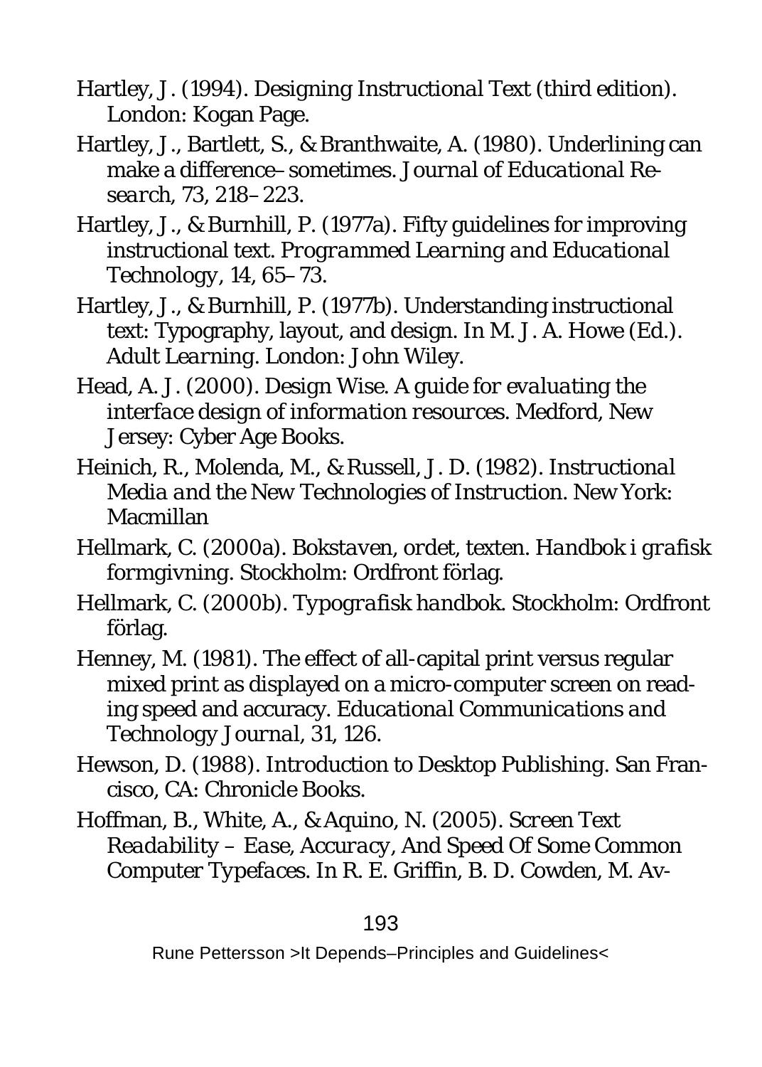Hartley, J. (1994). *Designing Instructional Text* (third edition). London: Kogan Page.

Hartley, J., Bartlett, S., & Branthwaite, A. (1980). Underlining can make a difference– sometimes. *Journal of Educational Research*, 73, 218–223.

Hartley, J., & Burnhill, P. (1977a). Fifty guidelines for improving instructional text. *Programmed Learning and Educational Technology*, 14, 65–73.

Hartley, J., & Burnhill, P. (1977b). Understanding instructional text: Typography, layout, and design. In M. J. A. Howe (Ed.). *Adult Learning*. London: John Wiley.

Head, A. J. (2000). *Design Wise. A guide for evaluating the interface design of information resources*. Medford, New Jersey: Cyber Age Books.

Heinich, R., Molenda, M., & Russell, J. D. (1982). *Instructional Media and the New Technologies of Instruction*. New York: Macmillan

Hellmark, C. (2000a). *Bokstaven, ordet, texten. Handbok i grafisk formgivning*. Stockholm: Ordfront förlag.

Hellmark, C. (2000b). *Typografisk handbok*. Stockholm: Ordfront förlag.

Henney, M. (1981). The effect of all-capital print versus regular mixed print as displayed on a micro-computer screen on reading speed and accuracy. *Educational Communications and Technology Journal*, 31, 126.

Hewson, D. (1988). *Introduction to Desktop Publishing*. San Francisco, CA: Chronicle Books.

Hoffman, B., White, A., & Aquino, N. (2005). *Screen Text Readability – Ease, Accuracy, And Speed Of Some Common Computer Typefaces*. In R. E. Griffin, B. D. Cowden, M. Av-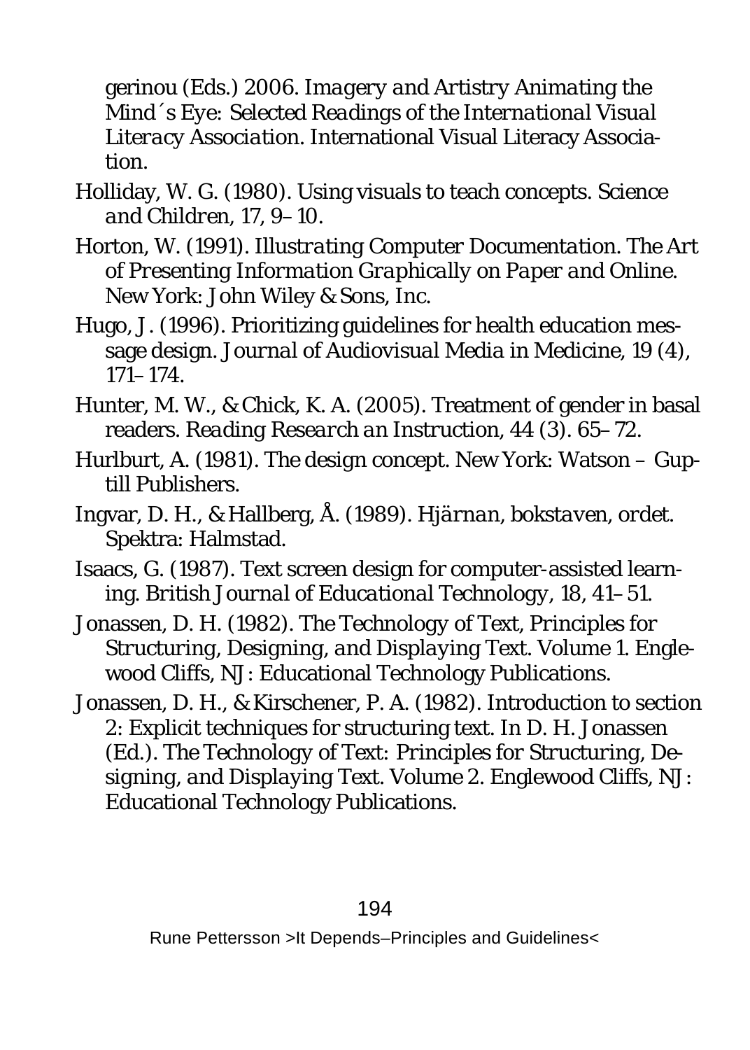gerinou (Eds.) 2006. *Imagery and Artistry Animating the Mind´s Eye: Selected Readings of the International Visual Literacy Association*. International Visual Literacy Association.

Holliday, W. G. (1980). Using visuals to teach concepts. *Science and Children*, 17, 9–10.

Horton, W. (1991). *Illustrating Computer Documentation. The Art of Presenting Information Graphically on Paper and Online*. New York: John Wiley & Sons, Inc.

Hugo, J. (1996). Prioritizing guidelines for health education message design. *Journal of Audiovisual Media in Medicine*, 19 (4), 171–174.

Hunter, M. W., & Chick, K. A. (2005). Treatment of gender in basal readers. *Reading Research an Instruction*, 44 (3). 65–72.

Hurlburt, A. (1981). The design concept. New York: Watson – Guptill Publishers.

Ingvar, D. H., & Hallberg, Å. (1989). *Hjärnan, bokstaven, ordet*. Spektra: Halmstad.

Isaacs, G. (1987). Text screen design for computer-assisted learning. *British Journal of Educational Technology*, 18, 41–51.

Jonassen, D. H. (1982). *The Technology of Text, Principles for Structuring, Designing, and Displaying Text. Volume 1*. Englewood Cliffs, NJ: Educational Technology Publications.

Jonassen, D. H., & Kirschener, P. A. (1982). Introduction to section 2: Explicit techniques for structuring text. In D. H. Jonassen (Ed.). *The Technology of Text: Principles for Structuring, Designing, and Displaying Text. Volume 2*. Englewood Cliffs, NJ: Educational Technology Publications.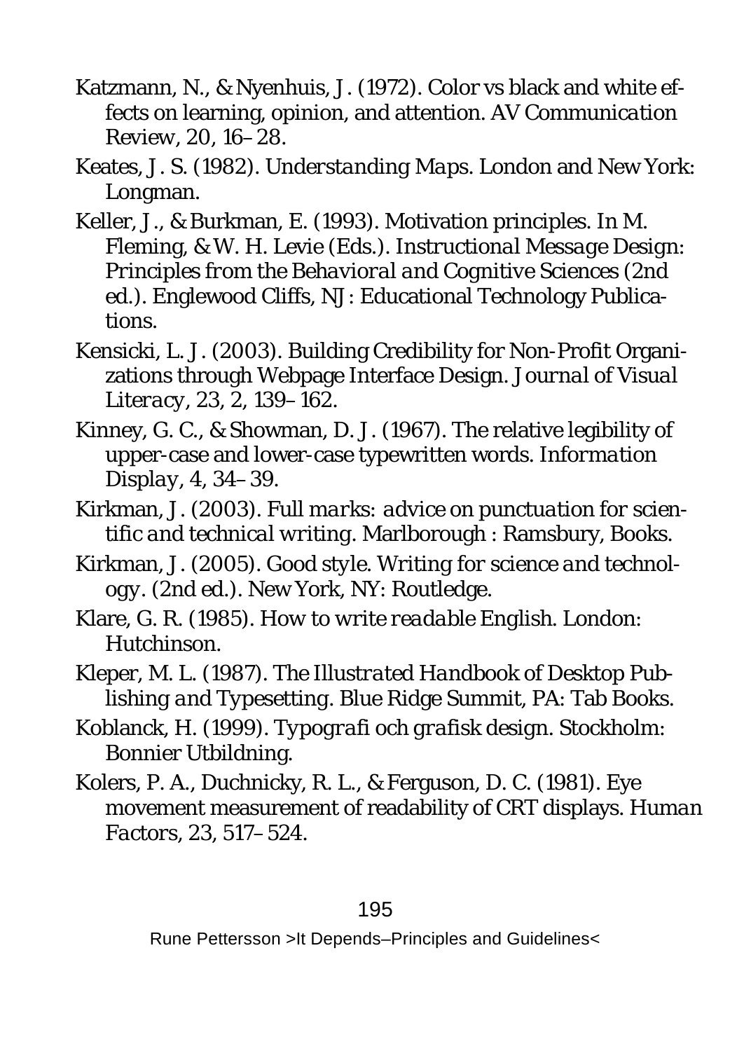Katzmann, N., & Nyenhuis, J. (1972). Color vs black and white effects on learning, opinion, and attention. *AV Communication Review, 20*, 16–28.

Keates, J. S. (1982). *Understanding Maps*. London and New York: Longman.

Keller, J., & Burkman, E. (1993). Motivation principles. In M. Fleming, & W. H. Levie (Eds.). *Instructional Message Design: Principles from the Behavioral and Cognitive Sciences* (2nd ed.). Englewood Cliffs, NJ: Educational Technology Publications.

Kensicki, L. J. (2003). Building Credibility for Non-Profit Organizations through Webpage Interface Design. *Journal of Visual Literacy, 23*, 2, 139–162.

Kinney, G. C., & Showman, D. J. (1967). The relative legibility of upper-case and lower-case typewritten words. *Information Display, 4*, 34–39.

Kirkman, J. (2003). *Full marks: advice on punctuation for scientific and technical writing*. Marlborough : Ramsbury, Books.

Kirkman, J. (2005). *Good style. Writing for science and technology*. (2nd ed.). New York, NY: Routledge.

Klare, G. R. (1985). *How to write readable English*. London: Hutchinson.

Kleper, M. L. (1987). *The Illustrated Handbook of Desktop Publishing and Typesetting*. Blue Ridge Summit, PA: Tab Books.

Koblanck, H. (1999). *Typografi och grafisk design*. Stockholm: Bonnier Utbildning.

Kolers, P. A., Duchnicky, R. L., & Ferguson, D. C. (1981). Eye movement measurement of readability of CRT displays. *Human Factors, 23*, 517–524.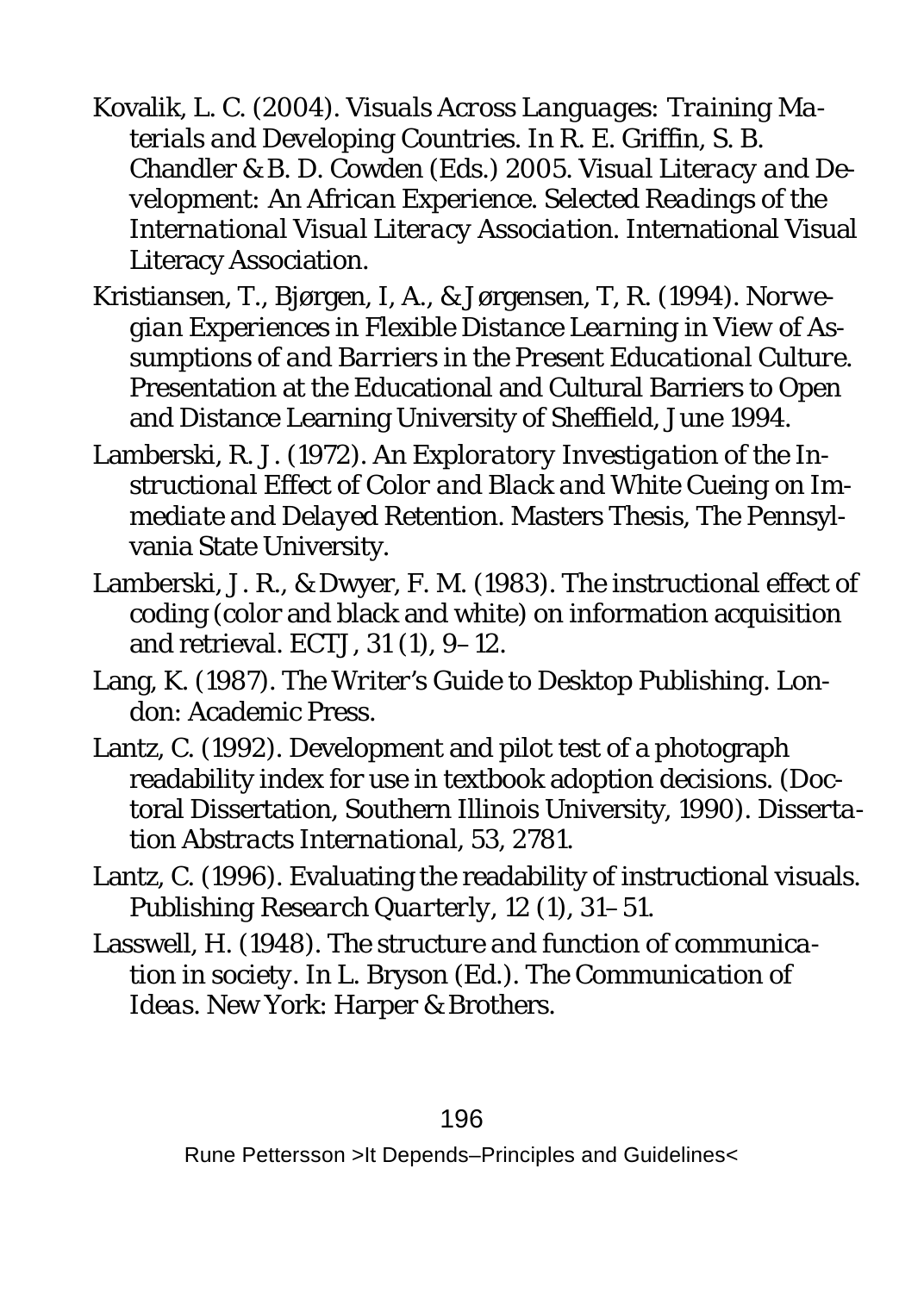Kovalik, L. C. (2004). *Visuals Across Languages: Training Materials and Developing Countries*. In R. E. Griffin, S. B. Chandler & B. D. Cowden (Eds.) 2005. *Visual Literacy and Development: An African Experience. Selected Readings of the International Visual Literacy Association*. International Visual Literacy Association.

Kristiansen, T., Bjørgen, I, A., & Jørgensen, T, R. (1994). *Norwegian Experiences in Flexible Distance Learning in View of Assumptions of and Barriers in the Present Educational Culture*. Presentation at the Educational and Cultural Barriers to Open and Distance Learning University of Sheffield, June 1994.

Lamberski, R. J. (1972). *An Exploratory Investigation of the Instructional Effect of Color and Black and White Cueing on Immediate and Delayed Retention*. Masters Thesis, The Pennsylvania State University.

Lamberski, J. R., & Dwyer, F. M. (1983). The instructional effect of coding (color and black and white) on information acquisition and retrieval. *ECTJ*, 31 (1), 9–12.

Lang, K. (1987). *The Writer's Guide to Desktop Publishing*. London: Academic Press.

Lantz, C. (1992). Development and pilot test of a photograph readability index for use in textbook adoption decisions. (Doctoral Dissertation, Southern Illinois University, 1990). *Dissertation Abstracts International*, 53, 2781.

Lantz, C. (1996). Evaluating the readability of instructional visuals. *Publishing Research Quarterly*, 12 (1), 31–51.

Lasswell, H. (1948). *The structure and function of communication in society*. In L. Bryson (Ed.). *The Communication of Ideas*. New York: Harper & Brothers.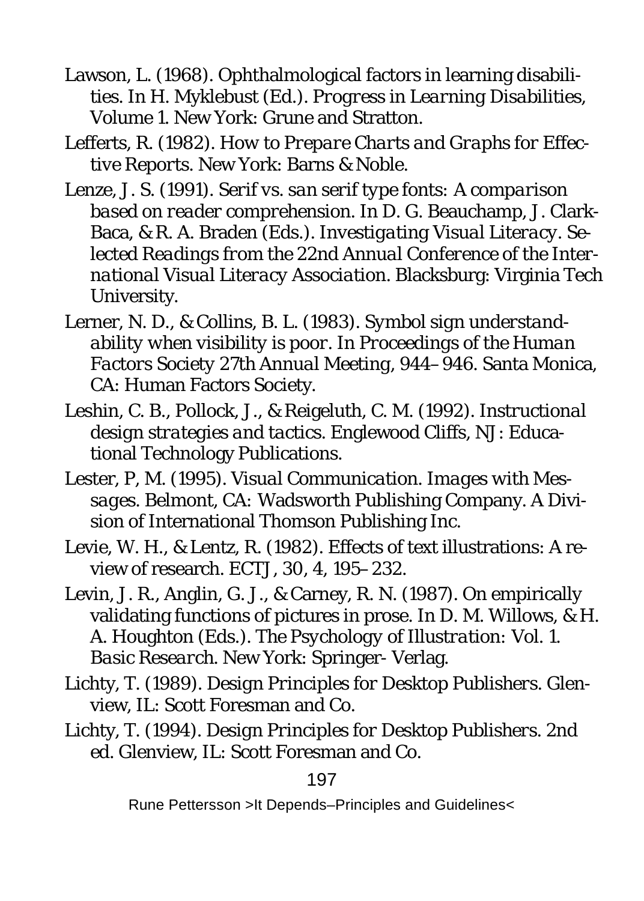Lawson, L. (1968). Ophthalmological factors in learning disabilities. In H. Myklebust (Ed.). *Progress in Learning Disabilities, Volume 1*. New York: Grune and Stratton.

Lefferts, R. (1982). *How to Prepare Charts and Graphs for Effective Reports*. New York: Barns & Noble.

Lenze, J. S. (1991). *Serif vs. san serif type fonts: A comparison based on reader comprehension*. In D. G. Beauchamp, J. Clark-Baca, & R. A. Braden (Eds.). *Investigating Visual Literacy. Selected Readings from the 22nd Annual Conference of the International Visual Literacy Association*. Blacksburg: Virginia Tech University.

Lerner, N. D., & Collins, B. L. (1983). *Symbol sign understandability when visibility is poor*. In *Proceedings of the Human Factors Society 27th Annual Meeting*, 944–946. Santa Monica, CA: Human Factors Society.

Leshin, C. B., Pollock, J., & Reigeluth, C. M. (1992). *Instructional design strategies and tactics*. Englewood Cliffs, NJ: Educational Technology Publications.

Lester, P, M. (1995). *Visual Communication. Images with Messages*. Belmont, CA: Wadsworth Publishing Company. A Division of International Thomson Publishing Inc.

Levie, W. H., & Lentz, R. (1982). Effects of text illustrations: A review of research. *ECTJ, 30*, 4, 195–232.

Levin, J. R., Anglin, G. J., & Carney, R. N. (1987). On empirically validating functions of pictures in prose. In D. M. Willows, & H. A. Houghton (Eds.). *The Psychology of Illustration: Vol. 1. Basic Research*. New York: Springer- Verlag.

Lichty, T. (1989). *Design Principles for Desktop Publishers*. Glenview, IL: Scott Foresman and Co.

Lichty, T. (1994). *Design Principles for Desktop Publishers*. 2nd ed. Glenview, IL: Scott Foresman and Co.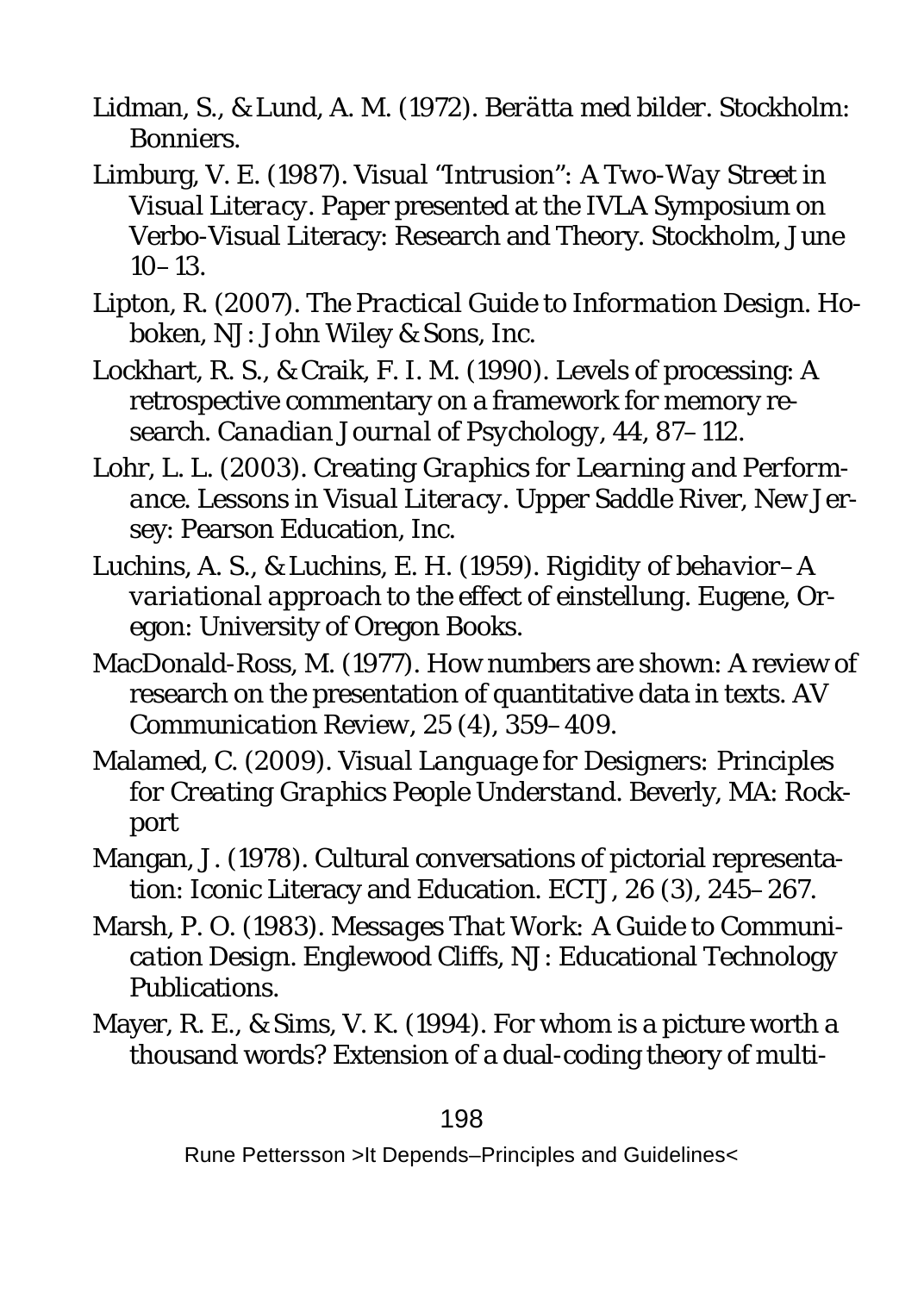Lidman, S., & Lund, A. M. (1972). *Berätta med bilder*. Stockholm: Bonniers.

Limburg, V. E. (1987). *Visual "Intrusion": A Two-Way Street in Visual Literacy*. Paper presented at the IVLA Symposium on Verbo-Visual Literacy: Research and Theory. Stockholm, June 10–13.

Lipton, R. (2007). *The Practical Guide to Information Design*. Hoboken, NJ: John Wiley & Sons, Inc.

Lockhart, R. S., & Craik, F. I. M. (1990). Levels of processing: A retrospective commentary on a framework for memory research. *Canadian Journal of Psychology*, 44, 87–112.

Lohr, L. L. (2003). *Creating Graphics for Learning and Performance. Lessons in Visual Literacy*. Upper Saddle River, New Jersey: Pearson Education, Inc.

Luchins, A. S., & Luchins, E. H. (1959). *Rigidity of behavior–A variational approach* to the effect of einstellung. Eugene, Oregon: University of Oregon Books.

MacDonald-Ross, M. (1977). How numbers are shown: A review of research on the presentation of quantitative data in texts. *AV Communication Review*, 25 (4), 359–409.

Malamed, C. (2009). *Visual Language for Designers: Principles for Creating Graphics People Understand*. Beverly, MA: Rockport

Mangan, J. (1978). Cultural conversations of pictorial representation: Iconic Literacy and Education. *ECTJ*, 26 (3), 245–267.

Marsh, P. O. (1983). *Messages That Work: A Guide to Communication Design*. Englewood Cliffs, NJ: Educational Technology Publications.

Mayer, R. E., & Sims, V. K. (1994). For whom is a picture worth a thousand words? Extension of a dual-coding theory of multi-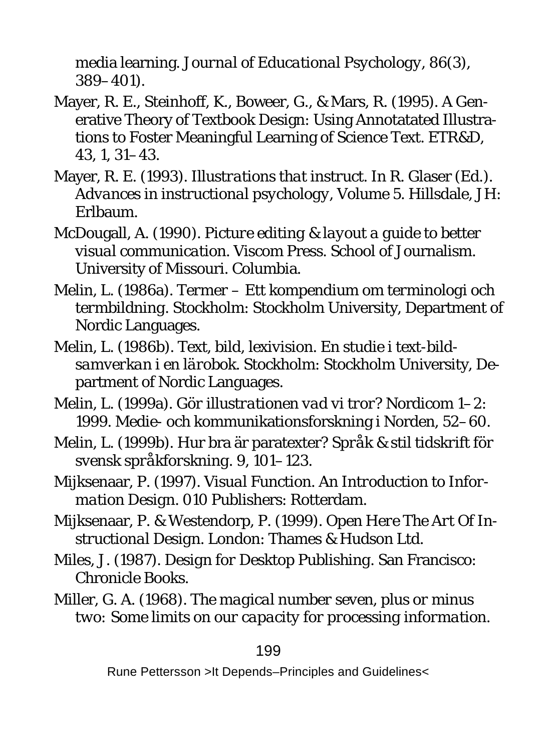media learning. *Journal of Educational Psychology*, 86(3), 389–401).

Mayer, R. E., Steinhoff, K., Boweer, G., & Mars, R. (1995). A Generative Theory of Textbook Design: Using Annotatated Illustrations to Foster Meaningful Learning of Science Text. ETR&D, 43, 1, 31–43.

Mayer, R. E. (1993). *Illustrations that instruct*. In R. Glaser (Ed.). *Advances in instructional psychology*, Volume 5. Hillsdale, JH: Erlbaum.

McDougall, A. (1990). *Picture editing & layout a guide to better visual communication*. Viscom Press. School of Journalism. University of Missouri. Columbia.

Melin, L. (1986a). Termer – Ett kompendium om terminologi och termbildning. Stockholm: Stockholm University, Department of Nordic Languages.

Melin, L. (1986b). Text, bild, lexivision. *En studie i text-bild-samverkan i en lärobok*. Stockholm: Stockholm University, Department of Nordic Languages.

Melin, L. (1999a). *Gör illustrationen vad vi tror?* Nordicom 1–2: 1999. Medie- och kommunikationsforskning i Norden, 52–60.

Melin, L. (1999b). Hur bra är paratexter? *Språk & stil tidskrift för svensk språkforskning*. 9, 101–123.

Mijksenaar, P. (1997). *Visual Function. An Introduction to Information Design*. 010 Publishers: Rotterdam.

Mijksenaar, P. & Westendorp, P. (1999). *Open Here The Art Of Instructional Design*. London: Thames & Hudson Ltd.

Miles, J. (1987). Design for Desktop Publishing. San Francisco: Chronicle Books.

Miller, G. A. (1968). *The magical number seven, plus or minus two: Some limits on our capacity for processing information*.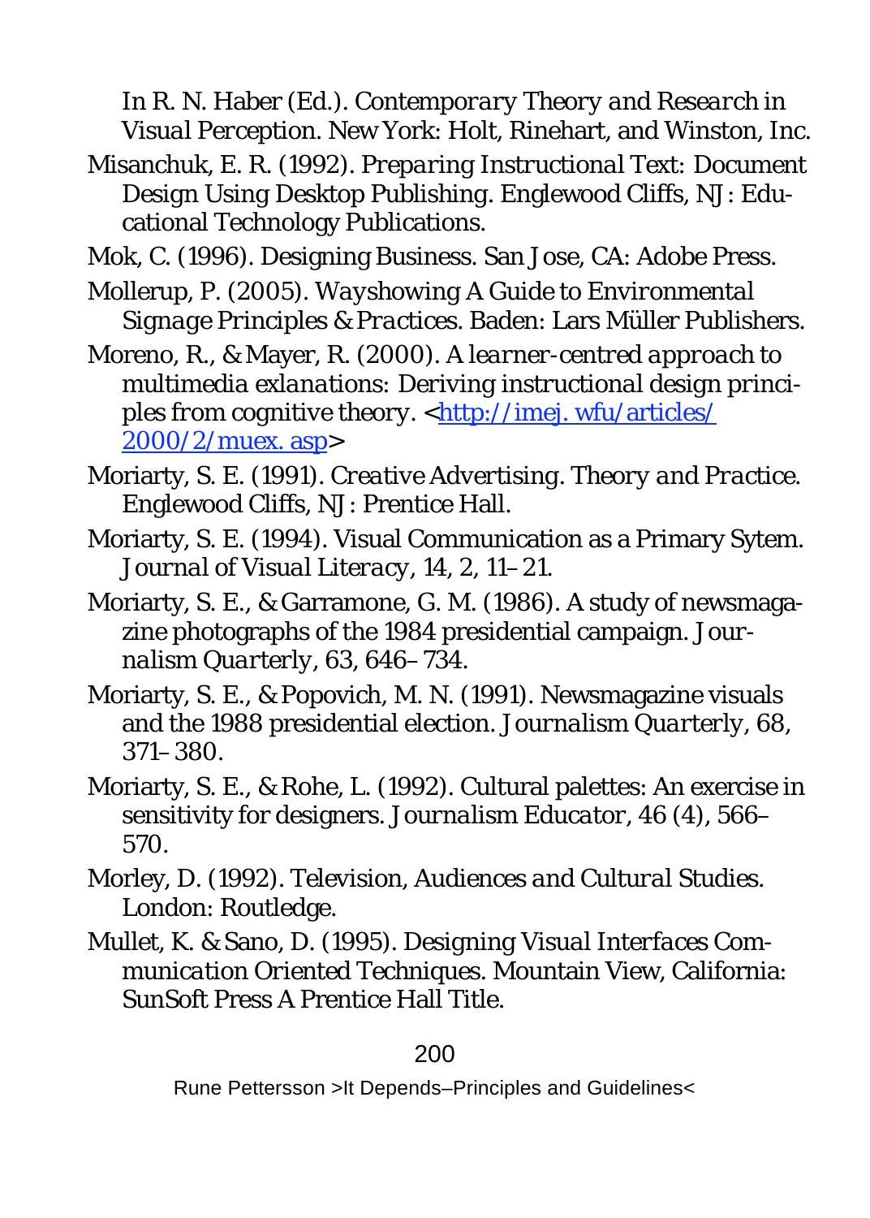In R. N. Haber (Ed.). *Contemporary Theory and Research in Visual Perception*. New York: Holt, Rinehart, and Winston, Inc.

Misanchuk, E. R. (1992). *Preparing Instructional Text: Document Design Using Desktop Publishing*. Englewood Cliffs, NJ: Educational Technology Publications.

Mok, C. (1996). Designing Business. San Jose, CA: Adobe Press.

Mollerup, P. (2005). *Wayshowing A Guide to Environmental Signage Principles & Practices*. Baden: Lars Müller Publishers.

Moreno, R., & Mayer, R. (2000). *A learner-centred approach to multimedia exlanations: Deriving instructional design principles from cognitive theory*. <http://imej. wfu/articles/2000/2/muex. asp>

Moriarty, S. E. (1991). *Creative Advertising. Theory and Practice*. Englewood Cliffs, NJ: Prentice Hall.

Moriarty, S. E. (1994). Visual Communication as a Primary Sytem. *Journal of Visual Literacy*, 14, 2, 11–21.

Moriarty, S. E., & Garramone, G. M. (1986). A study of newsmagazine photographs of the 1984 presidential campaign. *Journalism Quarterly*, 63, 646–734.

Moriarty, S. E., & Popovich, M. N. (1991). Newsmagazine visuals and the 1988 presidential election. *Journalism Quarterly*, 68, 371–380.

Moriarty, S. E., & Rohe, L. (1992). Cultural palettes: An exercise in sensitivity for designers. *Journalism Educator*, 46 (4), 566–570.

Morley, D. (1992). *Television, Audiences and Cultural Studies*. London: Routledge.

Mullet, K. & Sano, D. (1995). *Designing Visual Interfaces Communication Oriented Techniques*. Mountain View, California: SunSoft Press A Prentice Hall Title.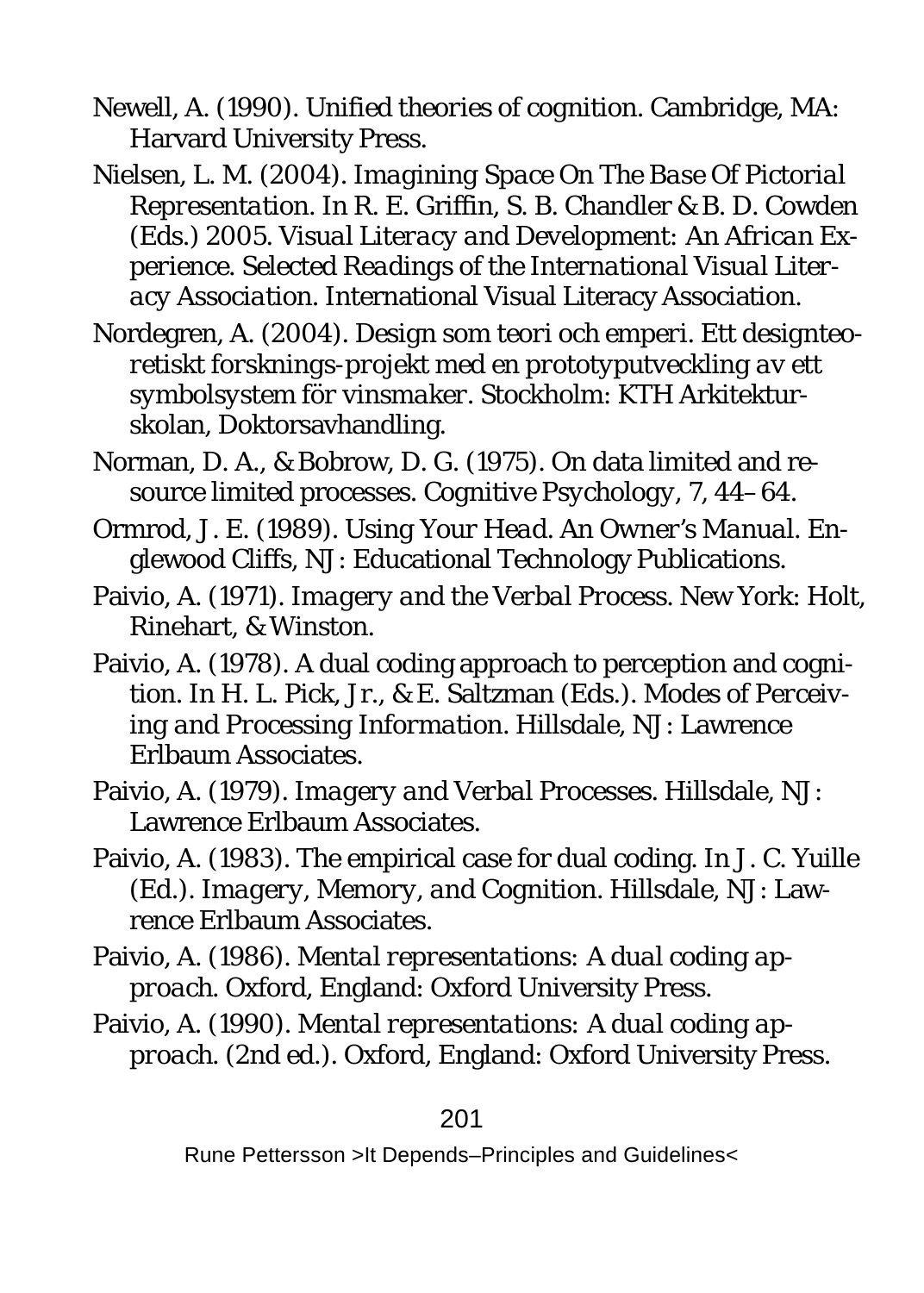Newell, A. (1990). Unified theories of cognition. Cambridge, MA: Harvard University Press.

Nielsen, L. M. (2004). *Imagining Space On The Base Of Pictorial Representation*. In R. E. Griffin, S. B. Chandler & B. D. Cowden (Eds.) 2005. *Visual Literacy and Development: An African Experience. Selected Readings of the International Visual Literacy Association*. International Visual Literacy Association.

Nordegren, A. (2004). Design som teori och emperi. *Ett designteoretiskt forsknings-projekt med en prototyputveckling av ett symbolsystem för vinsmaker*. Stockholm: KTH Arkitekturskolan, Doktorsavhandling.

Norman, D. A., & Bobrow, D. G. (1975). On data limited and resource limited processes. *Cognitive Psychology*, *7*, 44–64.

Ormrod, J. E. (1989). *Using Your Head. An Owner's Manual*. Englewood Cliffs, NJ: Educational Technology Publications.

Paivio, A. (1971). *Imagery and the Verbal Process*. New York: Holt, Rinehart, & Winston.

Paivio, A. (1978). A dual coding approach to perception and cognition. In H. L. Pick, Jr., & E. Saltzman (Eds.). *Modes of Perceiving and Processing Information*. Hillsdale, NJ: Lawrence Erlbaum Associates.

Paivio, A. (1979). *Imagery and Verbal Processes*. Hillsdale, NJ: Lawrence Erlbaum Associates.

Paivio, A. (1983). The empirical case for dual coding. In J. C. Yuille (Ed.). *Imagery, Memory, and Cognition*. Hillsdale, NJ: Lawrence Erlbaum Associates.

Paivio, A. (1986). *Mental representations: A dual coding approach*. Oxford, England: Oxford University Press.

Paivio, A. (1990). *Mental representations: A dual coding approach*. (2nd ed.). Oxford, England: Oxford University Press.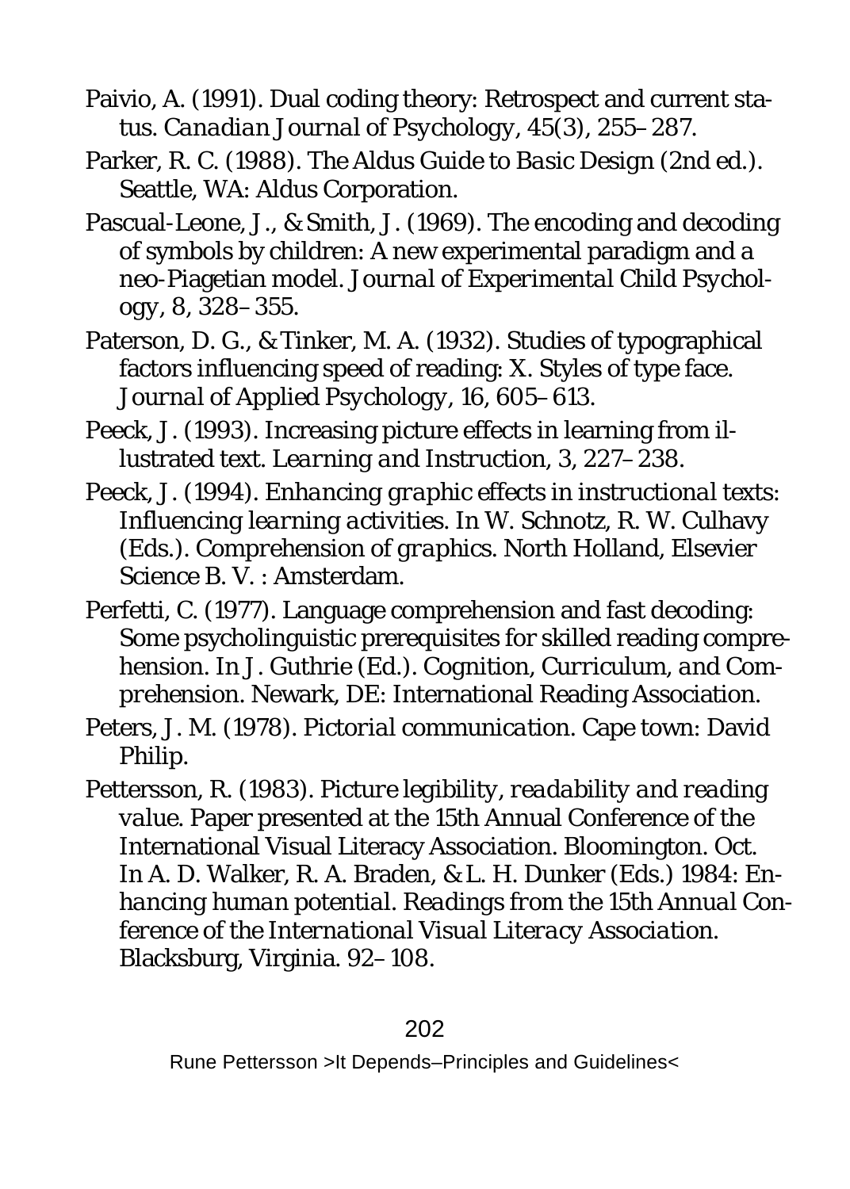Paivio, A. (1991). Dual coding theory: Retrospect and current status. *Canadian Journal of Psychology, 45*(3), 255–287.

Parker, R. C. (1988). *The Aldus Guide to Basic Design* (2nd ed.). Seattle, WA: Aldus Corporation.

Pascual-Leone, J., & Smith, J. (1969). The encoding and decoding of symbols by children: A new experimental paradigm and a neo-Piagetian model. *Journal of Experimental Child Psychology, 8*, 328–355.

Paterson, D. G., & Tinker, M. A. (1932). Studies of typographical factors influencing speed of reading: X. Styles of type face. *Journal of Applied Psychology, 16*, 605–613.

Peeck, J. (1993). Increasing picture effects in learning from illustrated text. *Learning and Instruction, 3*, 227–238.

Peeck, J. (1994). *Enhancing graphic effects in instructional texts: Influencing learning activities*. In W. Schnotz, R. W. Culhavy (Eds.). *Comprehension of graphics*. North Holland, Elsevier Science B. V. : Amsterdam.

Perfetti, C. (1977). Language comprehension and fast decoding: Some psycholinguistic prerequisites for skilled reading comprehension. In J. Guthrie (Ed.). *Cognition, Curriculum, and Comprehension*. Newark, DE: International Reading Association.

Peters, J. M. (1978). *Pictorial communication*. Cape town: David Philip.

Pettersson, R. (1983). *Picture legibility, readability and reading value*. Paper presented at the 15th Annual Conference of the International Visual Literacy Association. Bloomington. Oct. In A. D. Walker, R. A. Braden, & L. H. Dunker (Eds.) 1984: *Enhancing human potential. Readings from the 15th Annual Conference of the International Visual Literacy Association*. Blacksburg, Virginia. 92–108.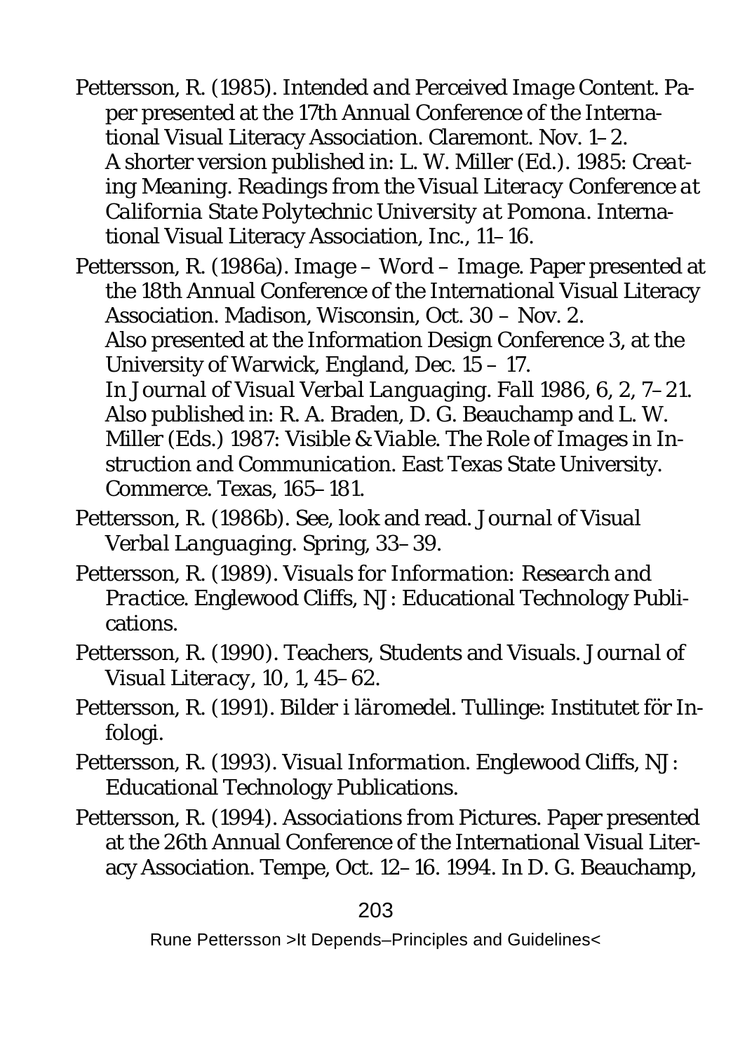Pettersson, R. (1985). *Intended and Perceived Image Content*. Paper presented at the 17th Annual Conference of the International Visual Literacy Association. Claremont. Nov. 1–2. A shorter version published in: L. W. Miller (Ed.). 1985: *Creating Meaning. Readings from the Visual Literacy Conference at California State Polytechnic University at Pomona*. International Visual Literacy Association, Inc., 11–16.

Pettersson, R. (1986a). *Image – Word – Image*. Paper presented at the 18th Annual Conference of the International Visual Literacy Association. Madison, Wisconsin, Oct. 30 – Nov. 2. Also presented at the Information Design Conference 3, at the University of Warwick, England, Dec. 15 – 17. In *Journal of Visual Verbal Languaging*. Fall 1986, 6, 2, 7–21. Also published in: R. A. Braden, D. G. Beauchamp and L. W. Miller (Eds.) 1987: *Visible & Viable. The Role of Images in Instruction and Communication*. East Texas State University. Commerce. Texas, 165–181.

Pettersson, R. (1986b). See, look and read. *Journal of Visual Verbal Languaging*. Spring, 33–39.

Pettersson, R. (1989). *Visuals for Information: Research and Practice*. Englewood Cliffs, NJ: Educational Technology Publications.

Pettersson, R. (1990). Teachers, Students and Visuals. *Journal of Visual Literacy*, 10, 1, 45–62.

Pettersson, R. (1991). *Bilder i läromedel*. Tullinge: Institutet för Infologi.

Pettersson, R. (1993). *Visual Information*. Englewood Cliffs, NJ: Educational Technology Publications.

Pettersson, R. (1994). *Associations from Pictures*. Paper presented at the 26th Annual Conference of the International Visual Literacy Association. Tempe, Oct. 12–16. 1994. In D. G. Beauchamp,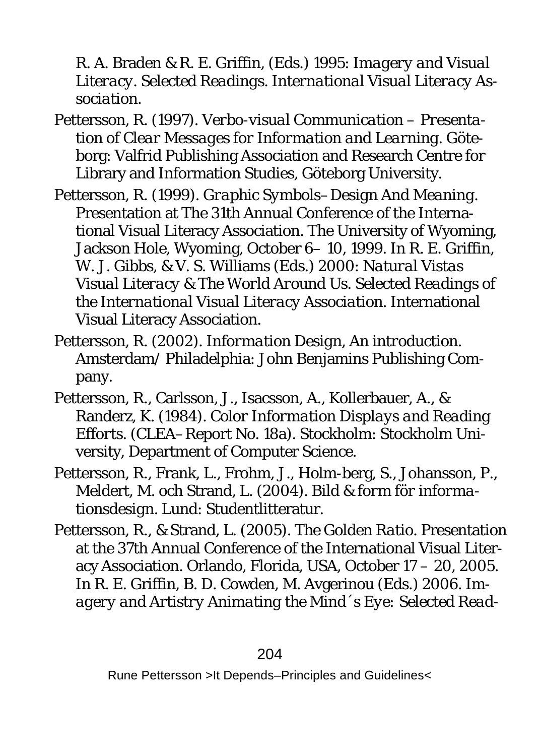R. A. Braden & R. E. Griffin, (Eds.) 1995: *Imagery and Visual Literacy. Selected Readings. International Visual Literacy Association.*

Pettersson, R. (1997). *Verbo-visual Communication – Presentation of Clear Messages for Information and Learning.* Göteborg: Valfrid Publishing Association and Research Centre for Library and Information Studies, Göteborg University.

Pettersson, R. (1999). *Graphic Symbols– Design And Meaning.* Presentation at The 31th Annual Conference of the International Visual Literacy Association. The University of Wyoming, Jackson Hole, Wyoming, October 6– 10, 1999. In R. E. Griffin, W. J. Gibbs, & V. S. Williams (Eds.) 2000: *Natural Vistas Visual Literacy & The World Around Us. Selected Readings of the International Visual Literacy Association.* International Visual Literacy Association.

Pettersson, R. (2002). *Information Design, An introduction.* Amsterdam/ Philadelphia: John Benjamins Publishing Company.

Pettersson, R., Carlsson, J., Isacsson, A., Kollerbauer, A., & Randerz, K. (1984). *Color Information Displays and Reading Efforts.* (CLEA– Report No. 18a). Stockholm: Stockholm University, Department of Computer Science.

Pettersson, R., Frank, L., Frohm, J., Holm-berg, S., Johansson, P., Meldert, M. och Strand, L. (2004). *Bild & form för informationsdesign.* Lund: Studentlitteratur.

Pettersson, R., & Strand, L. (2005). *The Golden Ratio.* Presentation at the 37th Annual Conference of the International Visual Literacy Association. Orlando, Florida, USA, October 17 – 20, 2005. In R. E. Griffin, B. D. Cowden, M. Avgerinou (Eds.) 2006. *Imagery and Artistry Animating the Mind´s Eye: Selected Read-*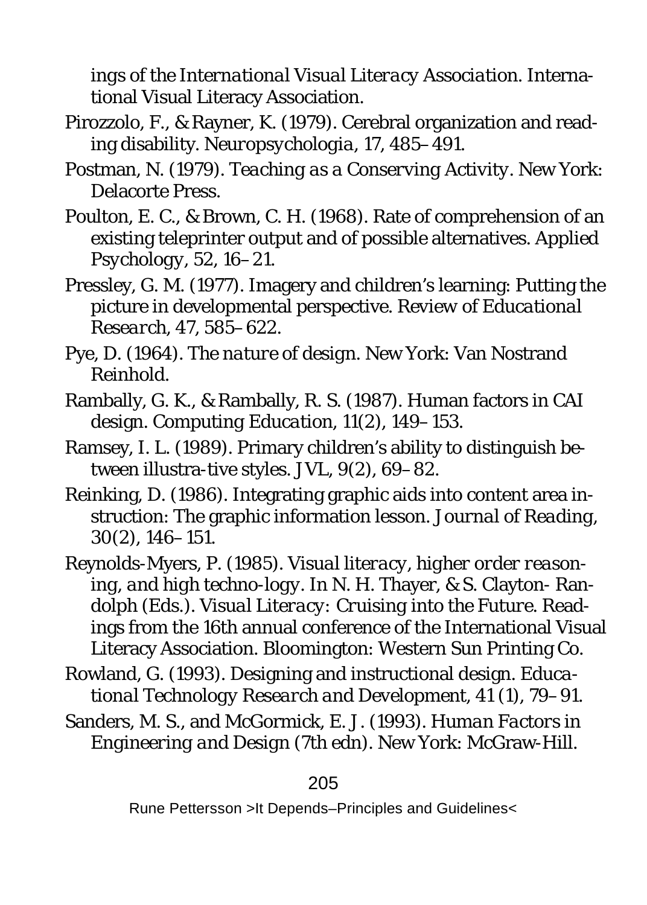ings of the *International Visual Literacy Association*. International Visual Literacy Association.

Pirozzolo, F., & Rayner, K. (1979). Cerebral organization and reading disability. *Neuropsychologia*, 17, 485–491.

Postman, N. (1979). *Teaching as a Conserving Activity*. New York: Delacorte Press.

Poulton, E. C., & Brown, C. H. (1968). Rate of comprehension of an existing teleprinter output and of possible alternatives. *Applied Psychology*, 52, 16–21.

Pressley, G. M. (1977). Imagery and children's learning: Putting the picture in developmental perspective. *Review of Educational Research*, 47, 585–622.

Pye, D. (1964). *The nature of design*. New York: Van Nostrand Reinhold.

Rambally, G. K., & Rambally, R. S. (1987). Human factors in CAI design. *Computing Education*, 11(2), 149–153.

Ramsey, I. L. (1989). Primary children's ability to distinguish between illustra-tive styles. *JVL*, 9(2), 69–82.

Reinking, D. (1986). Integrating graphic aids into content area instruction: The graphic information lesson. *Journal of Reading*, 30(2), 146–151.

Reynolds-Myers, P. (1985). *Visual literacy, higher order reasoning, and high techno-logy*. In N. H. Thayer, & S. Clayton- Randolph (Eds.). *Visual Literacy: Cruising into the Future*. Readings from the 16th annual conference of the International Visual Literacy Association. Bloomington: Western Sun Printing Co.

Rowland, G. (1993). Designing and instructional design. *Educational Technology Research and Development*, 41 (1), 79–91.

Sanders, M. S., and McGormick, E. J. (1993). *Human Factors in Engineering and Design* (7th edn). New York: McGraw-Hill.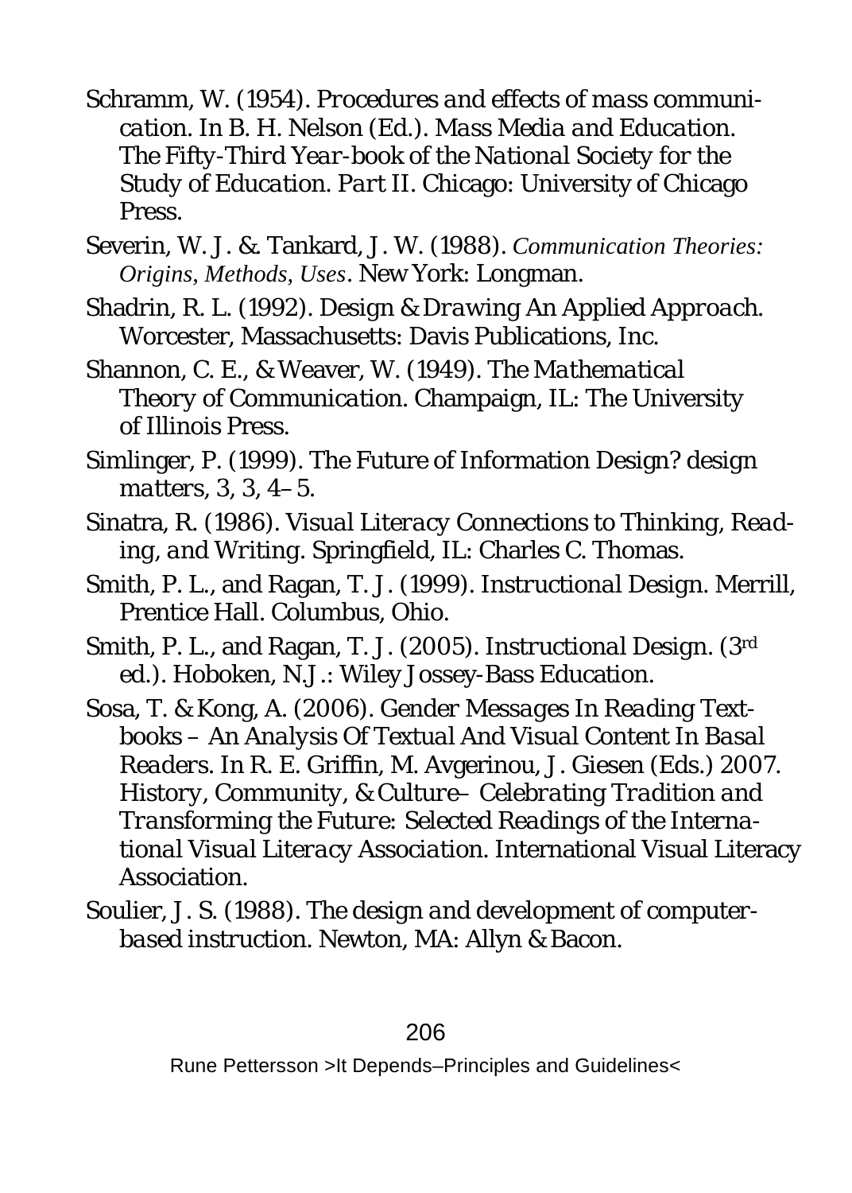Schramm, W. (1954). *Procedures and effects of mass communication*. In B. H. Nelson (Ed.). *Mass Media and Education. The Fifty-Third Year-book of the National Society for the Study of Education. Part II*. Chicago: University of Chicago Press.

Severin, W. J. & Tankard, J. W. (1988). *Communication Theories: Origins, Methods, Uses*. New York: Longman.

Shadrin, R. L. (1992). *Design & Drawing An Applied Approach*. Worcester, Massachusetts: Davis Publications, Inc.

Shannon, C. E., & Weaver, W. (1949). *The Mathematical Theory of Communication*. Champaign, IL: The University of Illinois Press.

Simlinger, P. (1999). The Future of Information Design? *design matters*, 3, 3, 4–5.

Sinatra, R. (1986). *Visual Literacy Connections to Thinking, Reading, and Writing*. Springfield, IL: Charles C. Thomas.

Smith, P. L., and Ragan, T. J. (1999). *Instructional Design*. Merrill, Prentice Hall. Columbus, Ohio.

Smith, P. L., and Ragan, T. J. (2005). *Instructional Design*. (3rd ed.). Hoboken, N.J.: Wiley Jossey-Bass Education.

Sosa, T. & Kong, A. (2006). *Gender Messages In Reading Textbooks – An Analysis Of Textual And Visual Content In Basal Readers*. In R. E. Griffin, M. Avgerinou, J. Giesen (Eds.) 2007. *History, Community, & Culture– Celebrating Tradition and Transforming the Future: Selected Readings of the International Visual Literacy Association*. International Visual Literacy Association.

Soulier, J. S. (1988). *The design and development of computer-based instruction*. Newton, MA: Allyn & Bacon.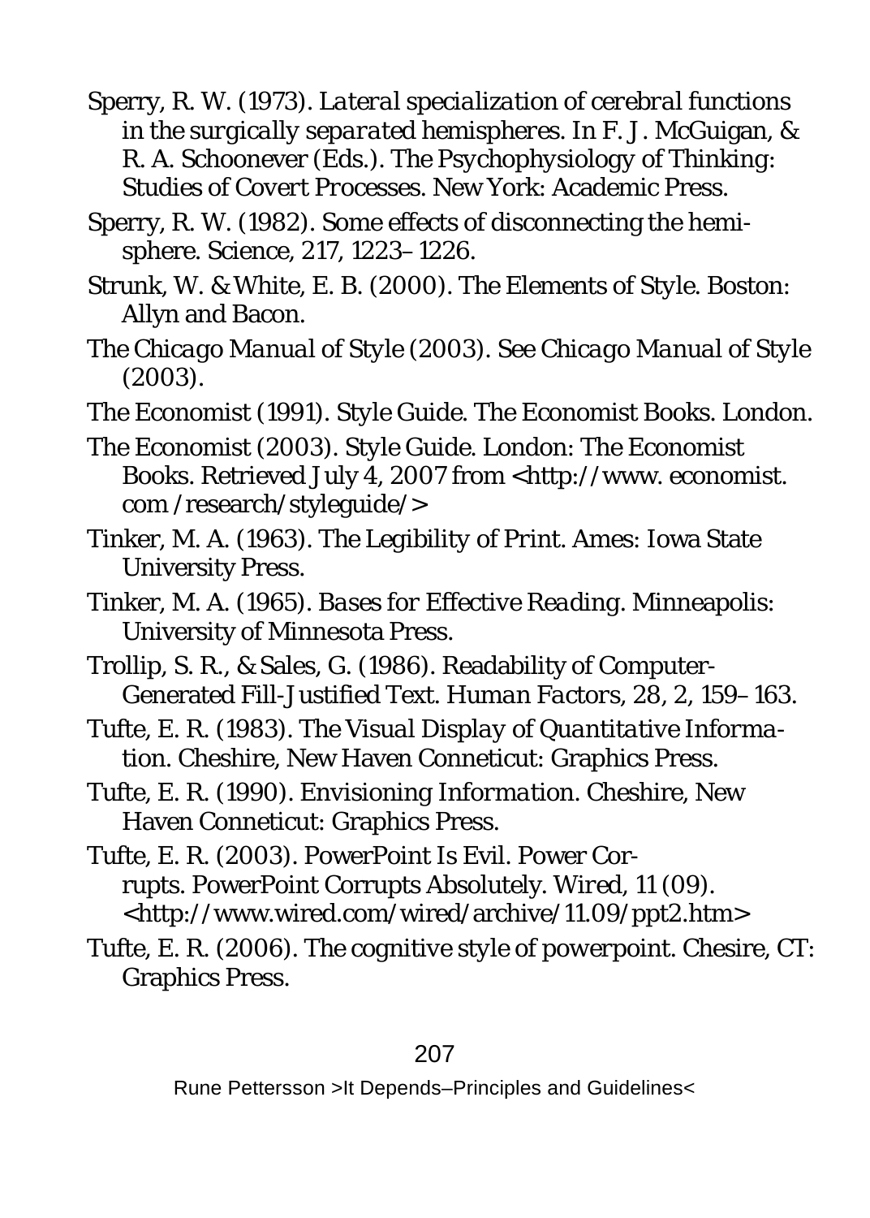Sperry, R. W. (1973). *Lateral specialization of cerebral functions in the surgically separated hemispheres*. In F. J. McGuigan, & R. A. Schoonever (Eds.). *The Psychophysiology of Thinking: Studies of Covert Processes*. New York: Academic Press.

Sperry, R. W. (1982). Some effects of disconnecting the hemisphere. *Science*, 217, 1223–1226.

Strunk, W. & White, E. B. (2000). *The Elements of Style*. Boston: Allyn and Bacon.

*The Chicago Manual of Style* (2003). See *Chicago Manual of Style* (2003).

The Economist (1991). *Style Guide*. The Economist Books. London.

The Economist (2003). *Style Guide*. London: The Economist Books. Retrieved July 4, 2007 from <http://www. economist. com /research/styleguide/>

Tinker, M. A. (1963). *The Legibility of Print*. Ames: Iowa State University Press.

Tinker, M. A. (1965). *Bases for Effective Reading*. Minneapolis: University of Minnesota Press.

Trollip, S. R., & Sales, G. (1986). Readability of Computer-Generated Fill-Justified Text. *Human Factors*, 28, 2, 159–163.

Tufte, E. R. (1983). *The Visual Display of Quantitative Information*. Cheshire, New Haven Conneticut: Graphics Press.

Tufte, E. R. (1990). *Envisioning Information*. Cheshire, New Haven Conneticut: Graphics Press.

Tufte, E. R. (2003). PowerPoint Is Evil. Power Corrupts. PowerPoint Corrupts Absolutely. *Wired*, 11 (09). <http://www.wired.com/wired/archive/11.09/ppt2.htm>

Tufte, E. R. (2006). *The cognitive style of powerpoint*. Chesire, CT: Graphics Press.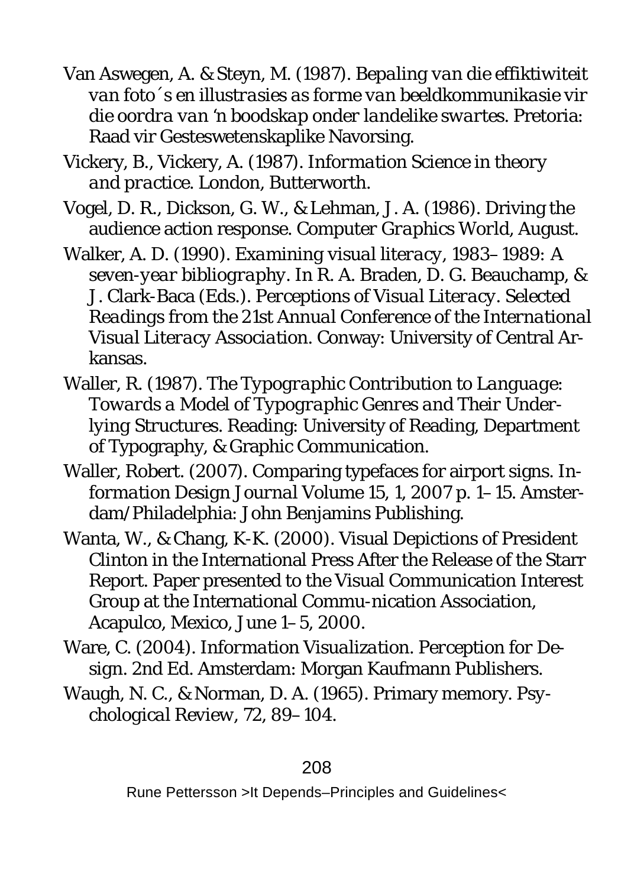Van Aswegen, A. & Steyn, M. (1987). *Bepaling van die effiktiwiteit van foto´s en illustrasies as forme van beeldkommunikasie vir die oordra van 'n boodskap onder landelike swartes*. Pretoria: Raad vir Gesteswetenskaplike Navorsing.

Vickery, B., Vickery, A. (1987). *Information Science in theory and practice*. London, Butterworth.

Vogel, D. R., Dickson, G. W., & Lehman, J. A. (1986). Driving the audience action response. *Computer Graphics World*, August.

Walker, A. D. (1990). *Examining visual literacy, 1983–1989: A seven-year bibliography*. In R. A. Braden, D. G. Beauchamp, & J. Clark-Baca (Eds.). *Perceptions of Visual Literacy. Selected Readings from the 21st Annual Conference of the International Visual Literacy Association*. Conway: University of Central Arkansas.

Waller, R. (1987). *The Typographic Contribution to Language: Towards a Model of Typographic Genres and Their Underlying Structures*. Reading: University of Reading, Department of Typography, & Graphic Communication.

Waller, Robert. (2007). Comparing typefaces for airport signs. *Information Design Journal* Volume 15, 1, 2007 p. 1–15. Amsterdam/Philadelphia: John Benjamins Publishing.

Wanta, W., & Chang, K-K. (2000). Visual Depictions of President Clinton in the International Press After the Release of the Starr Report. Paper presented to the Visual Communication Interest Group at the International Commu-nication Association, Acapulco, Mexico, June 1–5, 2000.

Ware, C. (2004). *Information Visualization. Perception for Design*. 2nd Ed. Amsterdam: Morgan Kaufmann Publishers.

Waugh, N. C., & Norman, D. A. (1965). Primary memory. *Psychological Review*, 72, 89–104.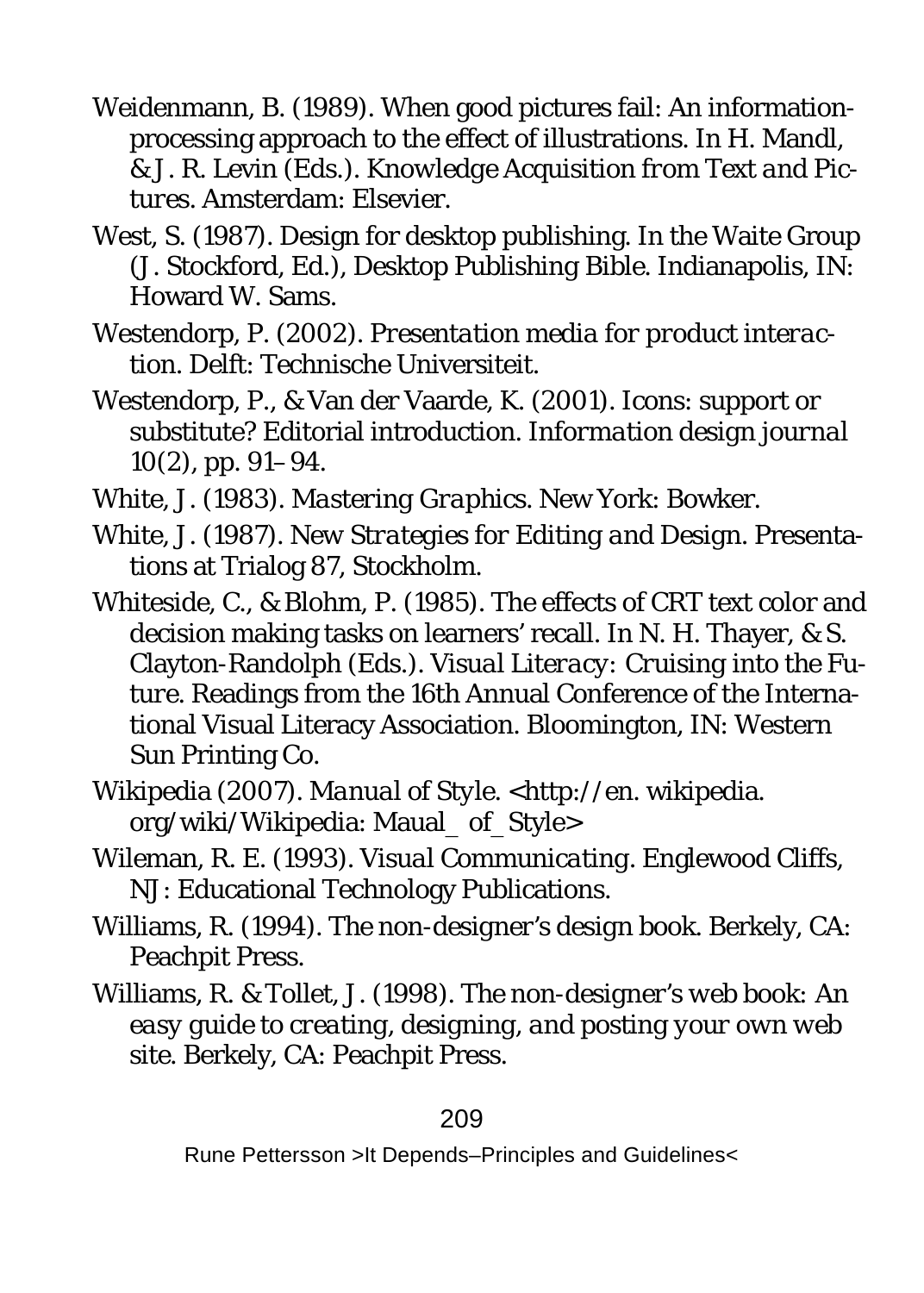Weidenmann, B. (1989). When good pictures fail: An information-processing approach to the effect of illustrations. In H. Mandl, & J. R. Levin (Eds.). *Knowledge Acquisition from Text and Pictures*. Amsterdam: Elsevier.

West, S. (1987). Design for desktop publishing. In the Waite Group (J. Stockford, Ed.), Desktop Publishing Bible. Indianapolis, IN: Howard W. Sams.

Westendorp, P. (2002). *Presentation media for product interaction*. Delft: Technische Universiteit.

Westendorp, P., & Van der Vaarde, K. (2001). Icons: support or substitute? Editorial introduction. *Information design journal* 10(2), pp. 91–94.

White, J. (1983). *Mastering Graphics*. New York: Bowker.

White, J. (1987). *New Strategies for Editing and Design*. Presentations at Trialog 87, Stockholm.

Whiteside, C., & Blohm, P. (1985). The effects of CRT text color and decision making tasks on learners' recall. In N. H. Thayer, & S. Clayton-Randolph (Eds.). *Visual Literacy: Cruising into the Future*. Readings from the 16th Annual Conference of the International Visual Literacy Association. Bloomington, IN: Western Sun Printing Co.

Wikipedia (2007). *Manual of Style*. <http://en. wikipedia. org/wiki/Wikipedia: Maual_ of_Style>

Wileman, R. E. (1993). *Visual Communicating*. Englewood Cliffs, NJ: Educational Technology Publications.

Williams, R. (1994). The non-designer's design book. Berkely, CA: Peachpit Press.

Williams, R. & Tollet, J. (1998). The non-designer's web book: *An easy guide to creating, designing, and posting your own web site*. Berkely, CA: Peachpit Press.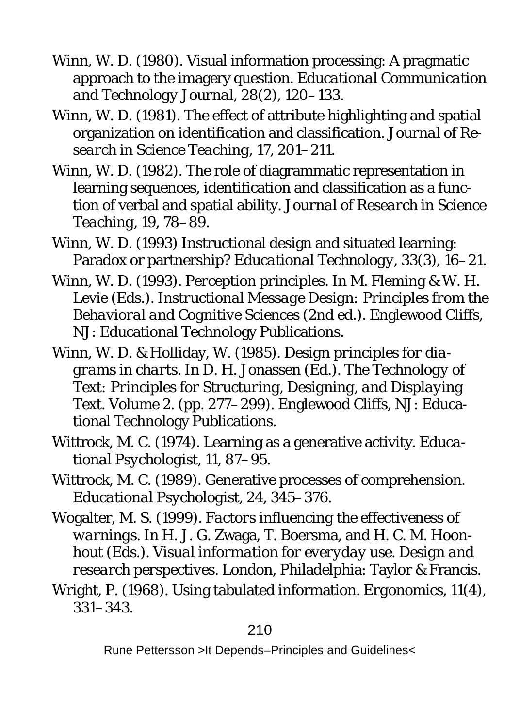Winn, W. D. (1980). Visual information processing: A pragmatic approach to the imagery question. *Educational Communication and Technology Journal*, 28(2), 120–133.

Winn, W. D. (1981). The effect of attribute highlighting and spatial organization on identification and classification. *Journal of Research in Science Teaching*, 17, 201–211.

Winn, W. D. (1982). The role of diagrammatic representation in learning sequences, identification and classification as a function of verbal and spatial ability. *Journal of Research in Science Teaching*, 19, 78–89.

Winn, W. D. (1993) Instructional design and situated learning: Paradox or partnership? *Educational Technology*, 33(3), 16–21.

Winn, W. D. (1993). Perception principles. In M. Fleming & W. H. Levie (Eds.). *Instructional Message Design: Principles from the Behavioral and Cognitive Sciences* (2nd ed.). Englewood Cliffs, NJ: Educational Technology Publications.

Winn, W. D. & Holliday, W. (1985). Design principles for diagrams in charts. In D. H. Jonassen (Ed.). *The Technology of Text: Principles for Structuring, Designing, and Displaying Text. Volume 2.* (pp. 277–299). Englewood Cliffs, NJ: Educational Technology Publications.

Wittrock, M. C. (1974). Learning as a generative activity. *Educational Psychologist*, 11, 87–95.

Wittrock, M. C. (1989). Generative processes of comprehension. *Educational Psychologist*, 24, 345–376.

Wogalter, M. S. (1999). Factors influencing the effectiveness of warnings. In H. J. G. Zwaga, T. Boersma, and H. C. M. Hoonhout (Eds.). *Visual information for everyday use. Design and research perspectives.* London, Philadelphia: Taylor & Francis.

Wright, P. (1968). Using tabulated information. *Ergonomics*, 11(4), 331–343.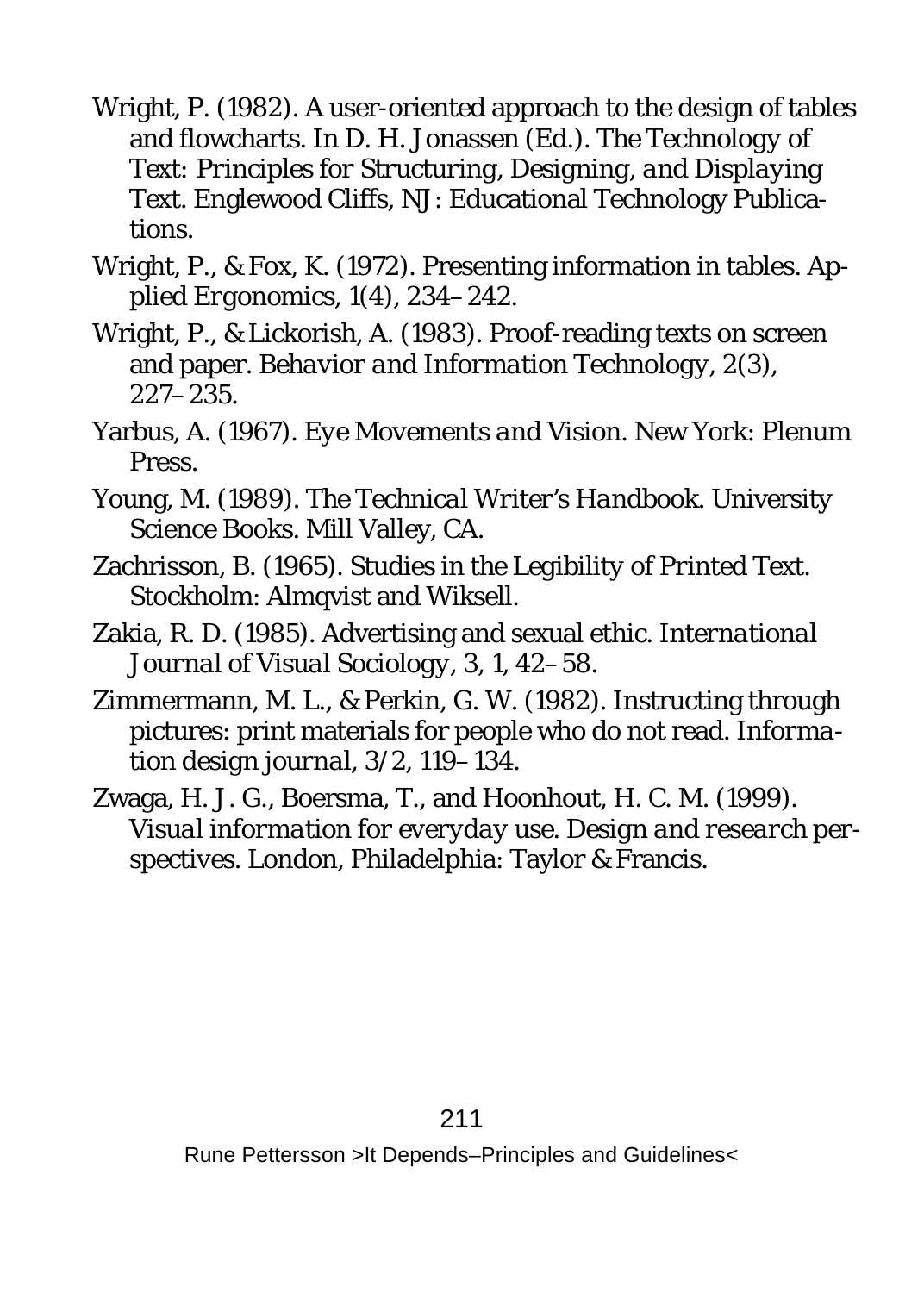Wright, P. (1982). A user-oriented approach to the design of tables and flowcharts. In D. H. Jonassen (Ed.). *The Technology of Text: Principles for Structuring, Designing, and Displaying Text*. Englewood Cliffs, NJ: Educational Technology Publications.

Wright, P., & Fox, K. (1972). Presenting information in tables. *Applied Ergonomics*, *1*(4), 234–242.

Wright, P., & Lickorish, A. (1983). Proof-reading texts on screen and paper. *Behavior and Information Technology*, *2*(3), 227–235.

Yarbus, A. (1967). *Eye Movements and Vision*. New York: Plenum Press.

Young, M. (1989). *The Technical Writer's Handbook*. University Science Books. Mill Valley, CA.

Zachrisson, B. (1965). *Studies in the Legibility of Printed Text*. Stockholm: Almqvist and Wiksell.

Zakia, R. D. (1985). Advertising and sexual ethic. *International Journal of Visual Sociology*, 3, 1, 42–58.

Zimmermann, M. L., & Perkin, G. W. (1982). Instructing through pictures: print materials for people who do not read. *Information design journal*, 3/2, 119–134.

Zwaga, H. J. G., Boersma, T., and Hoonhout, H. C. M. (1999). *Visual information for everyday use. Design and research perspectives*. London, Philadelphia: Taylor & Francis.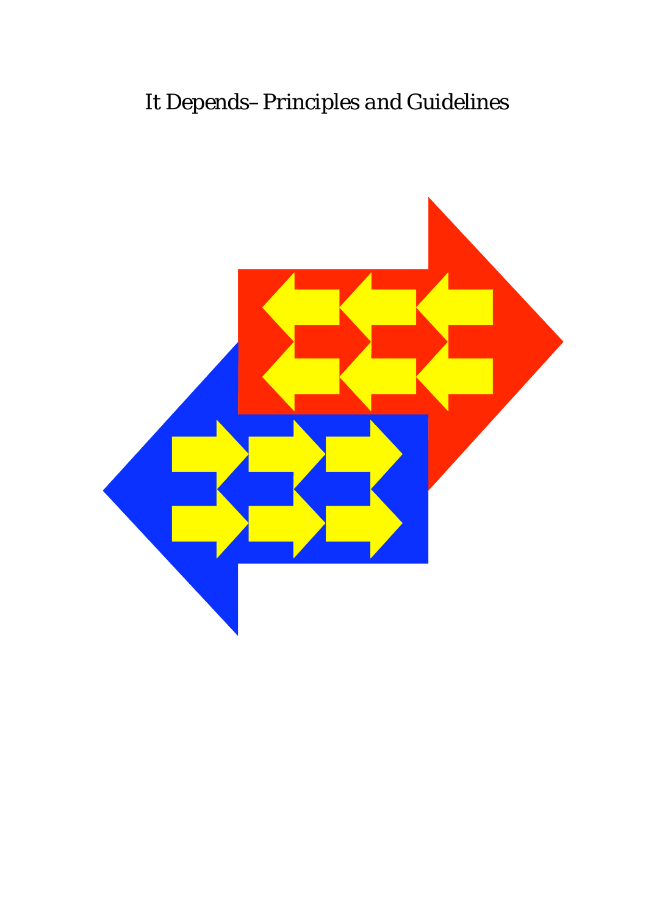It Depends– Principles and Guidelines